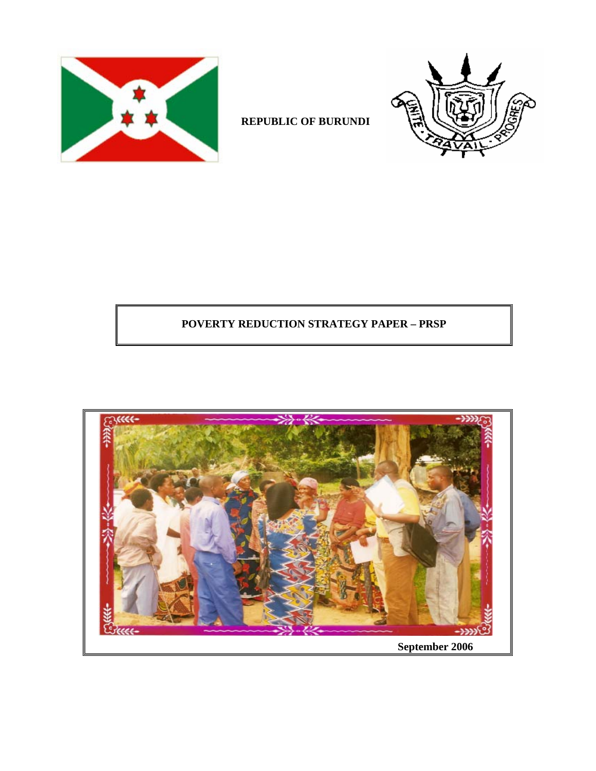**REPUBLIC OF BURUNDI**

# POVERTY REDUCTION STRATEGY PAPER – PRSP

**September 2006**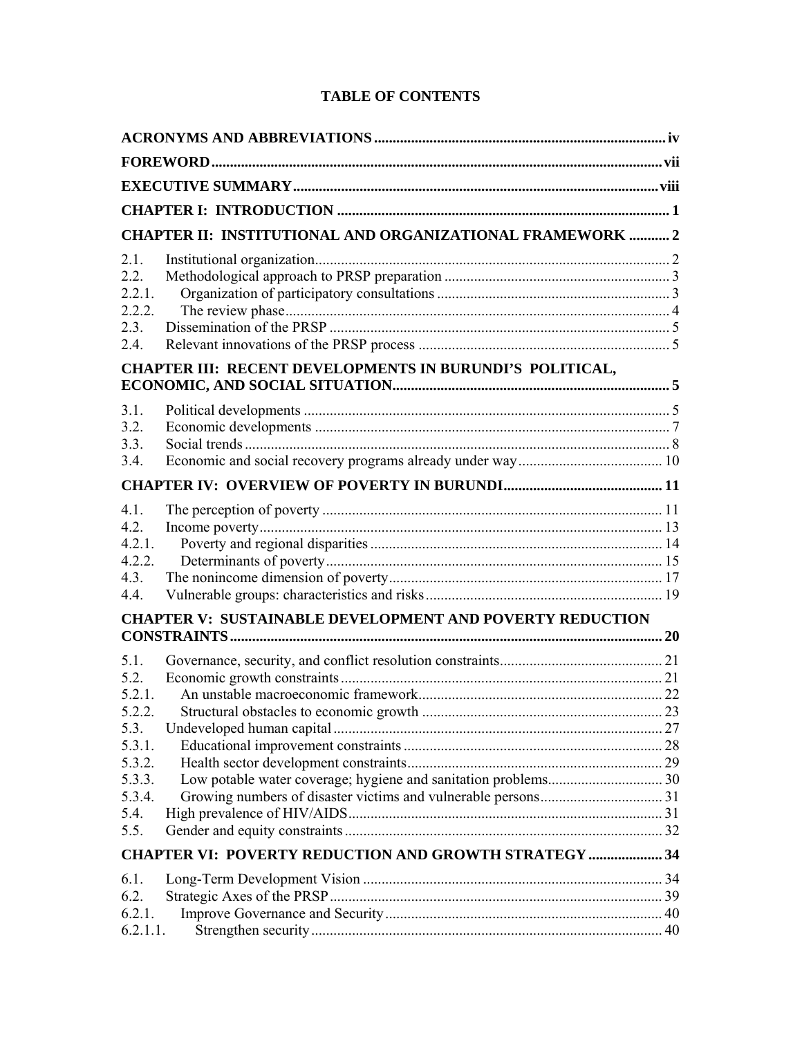# TABLE OF CONTENTS

**ACRONYMS AND ABBREVIATIONS** .......... iv

**FOREWORD** .......... vii

**EXECUTIVE SUMMARY** .......... viii

**CHAPTER I: INTRODUCTION** .......... 1

**CHAPTER II: INSTITUTIONAL AND ORGANIZATIONAL FRAMEWORK** .......... 2

- 2.1. Institutional organization .......... 2
- 2.2. Methodological approach to PRSP preparation .......... 3
- 2.2.1. Organization of participatory consultations .......... 3
- 2.2.2. The review phase .......... 4
- 2.3. Dissemination of the PRSP .......... 5
- 2.4. Relevant innovations of the PRSP process .......... 5

**CHAPTER III: RECENT DEVELOPMENTS IN BURUNDI'S POLITICAL, ECONOMIC, AND SOCIAL SITUATION** .......... 5

- 3.1. Political developments .......... 5
- 3.2. Economic developments .......... 7
- 3.3. Social trends .......... 8
- 3.4. Economic and social recovery programs already under way .......... 10

**CHAPTER IV: OVERVIEW OF POVERTY IN BURUNDI** .......... 11

- 4.1. The perception of poverty .......... 11
- 4.2. Income poverty .......... 13
- 4.2.1. Poverty and regional disparities .......... 14
- 4.2.2. Determinants of poverty .......... 15
- 4.3. The nonincome dimension of poverty .......... 17
- 4.4. Vulnerable groups: characteristics and risks .......... 19

**CHAPTER V: SUSTAINABLE DEVELOPMENT AND POVERTY REDUCTION CONSTRAINTS** .......... 20

- 5.1. Governance, security, and conflict resolution constraints .......... 21
- 5.2. Economic growth constraints .......... 21
- 5.2.1. An unstable macroeconomic framework .......... 22
- 5.2.2. Structural obstacles to economic growth .......... 23
- 5.3. Undeveloped human capital .......... 27
- 5.3.1. Educational improvement constraints .......... 28
- 5.3.2. Health sector development constraints .......... 29
- 5.3.3. Low potable water coverage; hygiene and sanitation problems .......... 30
- 5.3.4. Growing numbers of disaster victims and vulnerable persons .......... 31
- 5.4. High prevalence of HIV/AIDS .......... 31
- 5.5. Gender and equity constraints .......... 32

**CHAPTER VI: POVERTY REDUCTION AND GROWTH STRATEGY** .......... 34

- 6.1. Long-Term Development Vision .......... 34
- 6.2. Strategic Axes of the PRSP .......... 39
- 6.2.1. Improve Governance and Security .......... 40
- 6.2.1.1. Strengthen security .......... 40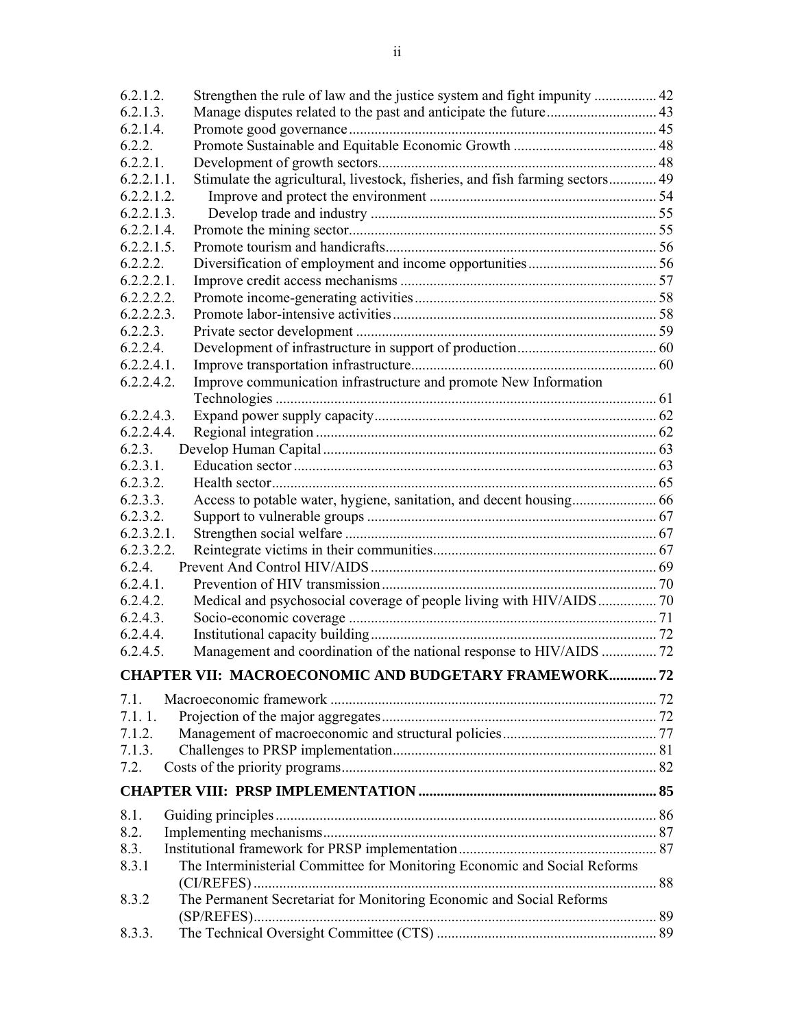| | | |
|---|---|---|
| 6.2.1.2. | Strengthen the rule of law and the justice system and fight impunity | 42 |
| 6.2.1.3. | Manage disputes related to the past and anticipate the future | 43 |
| 6.2.1.4. | Promote good governance | 45 |
| 6.2.2. | Promote Sustainable and Equitable Economic Growth | 48 |
| 6.2.2.1. | Development of growth sectors | 48 |
| 6.2.2.1.1. | Stimulate the agricultural, livestock, fisheries, and fish farming sectors | 49 |
| 6.2.2.1.2. | Improve and protect the environment | 54 |
| 6.2.2.1.3. | Develop trade and industry | 55 |
| 6.2.2.1.4. | Promote the mining sector | 55 |
| 6.2.2.1.5. | Promote tourism and handicrafts | 56 |
| 6.2.2.2. | Diversification of employment and income opportunities | 56 |
| 6.2.2.2.1. | Improve credit access mechanisms | 57 |
| 6.2.2.2.2. | Promote income-generating activities | 58 |
| 6.2.2.2.3. | Promote labor-intensive activities | 58 |
| 6.2.2.3. | Private sector development | 59 |
| 6.2.2.4. | Development of infrastructure in support of production | 60 |
| 6.2.2.4.1. | Improve transportation infrastructure | 60 |
| 6.2.2.4.2. | Improve communication infrastructure and promote New Information Technologies | 61 |
| 6.2.2.4.3. | Expand power supply capacity | 62 |
| 6.2.2.4.4. | Regional integration | 62 |
| 6.2.3. | Develop Human Capital | 63 |
| 6.2.3.1. | Education sector | 63 |
| 6.2.3.2. | Health sector | 65 |
| 6.2.3.3. | Access to potable water, hygiene, sanitation, and decent housing | 66 |
| 6.2.3.2. | Support to vulnerable groups | 67 |
| 6.2.3.2.1. | Strengthen social welfare | 67 |
| 6.2.3.2.2. | Reintegrate victims in their communities | 67 |
| 6.2.4. | Prevent And Control HIV/AIDS | 69 |
| 6.2.4.1. | Prevention of HIV transmission | 70 |
| 6.2.4.2. | Medical and psychosocial coverage of people living with HIV/AIDS | 70 |
| 6.2.4.3. | Socio-economic coverage | 71 |
| 6.2.4.4. | Institutional capacity building | 72 |
| 6.2.4.5. | Management and coordination of the national response to HIV/AIDS | 72 |
| **CHAPTER VII: MACROECONOMIC AND BUDGETARY FRAMEWORK** | | **72** |
| 7.1. | Macroeconomic framework | 72 |
| 7.1. 1. | Projection of the major aggregates | 72 |
| 7.1.2. | Management of macroeconomic and structural policies | 77 |
| 7.1.3. | Challenges to PRSP implementation | 81 |
| 7.2. | Costs of the priority programs | 82 |
| **CHAPTER VIII: PRSP IMPLEMENTATION** | | **85** |
| 8.1. | Guiding principles | 86 |
| 8.2. | Implementing mechanisms | 87 |
| 8.3. | Institutional framework for PRSP implementation | 87 |
| 8.3.1 | The Interministerial Committee for Monitoring Economic and Social Reforms (CI/REFES) | 88 |
| 8.3.2 | The Permanent Secretariat for Monitoring Economic and Social Reforms (SP/REFES) | 89 |
| 8.3.3. | The Technical Oversight Committee (CTS) | 89 |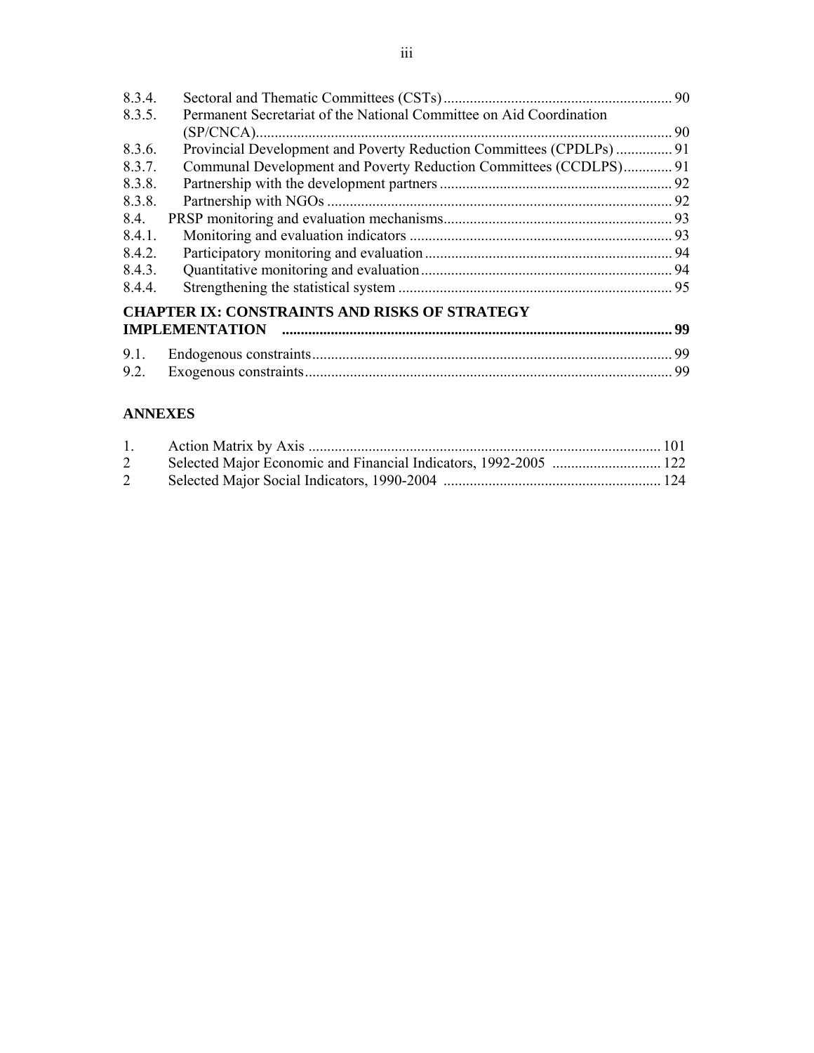8.3.4. Sectoral and Thematic Committees (CSTs) ........................................................... 90
8.3.5. Permanent Secretariat of the National Committee on Aid Coordination (SP/CNCA)............................................................................................................ 90
8.3.6. Provincial Development and Poverty Reduction Committees (CPDLPs) ............... 91
8.3.7. Communal Development and Poverty Reduction Committees (CCDLPS)............. 91
8.3.8. Partnership with the development partners ............................................................. 92
8.3.8. Partnership with NGOs .......................................................................................... 92
8.4. PRSP monitoring and evaluation mechanisms............................................................ 93
8.4.1. Monitoring and evaluation indicators ..................................................................... 93
8.4.2. Participatory monitoring and evaluation ................................................................. 94
8.4.3. Quantitative monitoring and evaluation .................................................................. 94
8.4.4. Strengthening the statistical system ........................................................................ 95

**CHAPTER IX: CONSTRAINTS AND RISKS OF STRATEGY IMPLEMENTATION ........................................................................................................ 99**

9.1. Endogenous constraints............................................................................................... 99
9.2. Exogenous constraints................................................................................................. 99

**ANNEXES**

1. Action Matrix by Axis ............................................................................................. 101
2 Selected Major Economic and Financial Indicators, 1992-2005 ............................ 122
2 Selected Major Social Indicators, 1990-2004 ......................................................... 124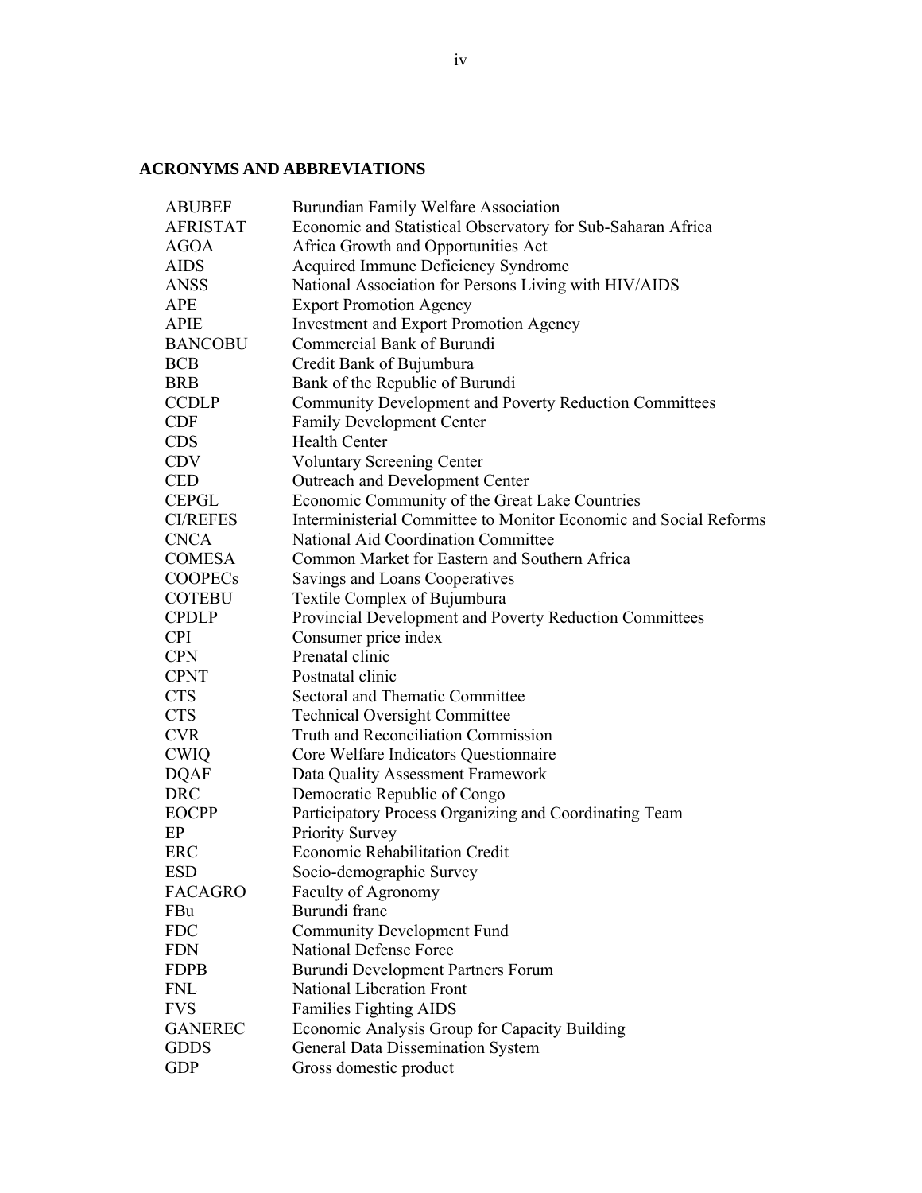## ACRONYMS AND ABBREVIATIONS

| | |
|---|---|
| ABUBEF | Burundian Family Welfare Association |
| AFRISTAT | Economic and Statistical Observatory for Sub-Saharan Africa |
| AGOA | Africa Growth and Opportunities Act |
| AIDS | Acquired Immune Deficiency Syndrome |
| ANSS | National Association for Persons Living with HIV/AIDS |
| APE | Export Promotion Agency |
| APIE | Investment and Export Promotion Agency |
| BANCOBU | Commercial Bank of Burundi |
| BCB | Credit Bank of Bujumbura |
| BRB | Bank of the Republic of Burundi |
| CCDLP | Community Development and Poverty Reduction Committees |
| CDF | Family Development Center |
| CDS | Health Center |
| CDV | Voluntary Screening Center |
| CED | Outreach and Development Center |
| CEPGL | Economic Community of the Great Lake Countries |
| CI/REFES | Interministerial Committee to Monitor Economic and Social Reforms |
| CNCA | National Aid Coordination Committee |
| COMESA | Common Market for Eastern and Southern Africa |
| COOPECs | Savings and Loans Cooperatives |
| COTEBU | Textile Complex of Bujumbura |
| CPDLP | Provincial Development and Poverty Reduction Committees |
| CPI | Consumer price index |
| CPN | Prenatal clinic |
| CPNT | Postnatal clinic |
| CTS | Sectoral and Thematic Committee |
| CTS | Technical Oversight Committee |
| CVR | Truth and Reconciliation Commission |
| CWIQ | Core Welfare Indicators Questionnaire |
| DQAF | Data Quality Assessment Framework |
| DRC | Democratic Republic of Congo |
| EOCPP | Participatory Process Organizing and Coordinating Team |
| EP | Priority Survey |
| ERC | Economic Rehabilitation Credit |
| ESD | Socio-demographic Survey |
| FACAGRO | Faculty of Agronomy |
| FBu | Burundi franc |
| FDC | Community Development Fund |
| FDN | National Defense Force |
| FDPB | Burundi Development Partners Forum |
| FNL | National Liberation Front |
| FVS | Families Fighting AIDS |
| GANEREC | Economic Analysis Group for Capacity Building |
| GDDS | General Data Dissemination System |
| GDP | Gross domestic product |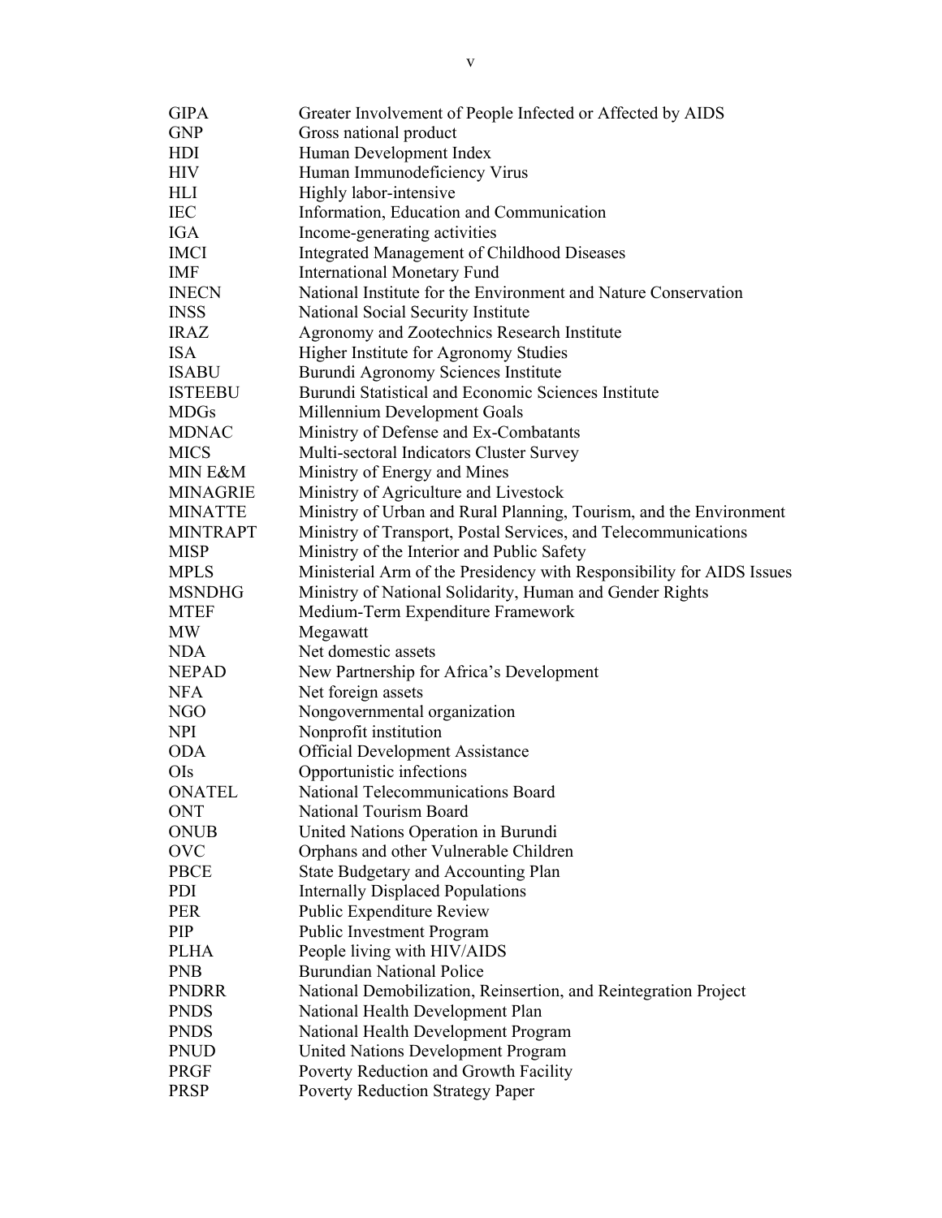| | |
|---|---|
| GIPA | Greater Involvement of People Infected or Affected by AIDS |
| GNP | Gross national product |
| HDI | Human Development Index |
| HIV | Human Immunodeficiency Virus |
| HLI | Highly labor-intensive |
| IEC | Information, Education and Communication |
| IGA | Income-generating activities |
| IMCI | Integrated Management of Childhood Diseases |
| IMF | International Monetary Fund |
| INECN | National Institute for the Environment and Nature Conservation |
| INSS | National Social Security Institute |
| IRAZ | Agronomy and Zootechnics Research Institute |
| ISA | Higher Institute for Agronomy Studies |
| ISABU | Burundi Agronomy Sciences Institute |
| ISTEEBU | Burundi Statistical and Economic Sciences Institute |
| MDGs | Millennium Development Goals |
| MDNAC | Ministry of Defense and Ex-Combatants |
| MICS | Multi-sectoral Indicators Cluster Survey |
| MIN E&M | Ministry of Energy and Mines |
| MINAGRIE | Ministry of Agriculture and Livestock |
| MINATTE | Ministry of Urban and Rural Planning, Tourism, and the Environment |
| MINTRAPT | Ministry of Transport, Postal Services, and Telecommunications |
| MISP | Ministry of the Interior and Public Safety |
| MPLS | Ministerial Arm of the Presidency with Responsibility for AIDS Issues |
| MSNDHG | Ministry of National Solidarity, Human and Gender Rights |
| MTEF | Medium-Term Expenditure Framework |
| MW | Megawatt |
| NDA | Net domestic assets |
| NEPAD | New Partnership for Africa's Development |
| NFA | Net foreign assets |
| NGO | Nongovernmental organization |
| NPI | Nonprofit institution |
| ODA | Official Development Assistance |
| OIs | Opportunistic infections |
| ONATEL | National Telecommunications Board |
| ONT | National Tourism Board |
| ONUB | United Nations Operation in Burundi |
| OVC | Orphans and other Vulnerable Children |
| PBCE | State Budgetary and Accounting Plan |
| PDI | Internally Displaced Populations |
| PER | Public Expenditure Review |
| PIP | Public Investment Program |
| PLHA | People living with HIV/AIDS |
| PNB | Burundian National Police |
| PNDRR | National Demobilization, Reinsertion, and Reintegration Project |
| PNDS | National Health Development Plan |
| PNDS | National Health Development Program |
| PNUD | United Nations Development Program |
| PRGF | Poverty Reduction and Growth Facility |
| PRSP | Poverty Reduction Strategy Paper |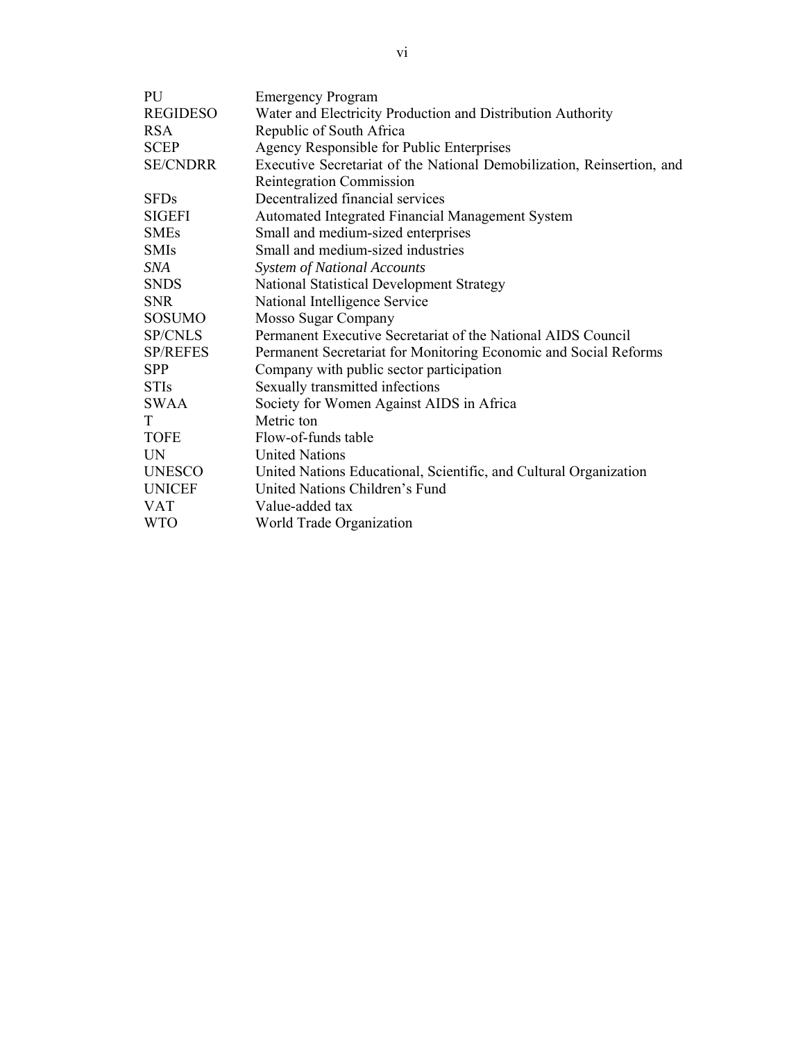| | |
|---|---|
| PU | Emergency Program |
| REGIDESO | Water and Electricity Production and Distribution Authority |
| RSA | Republic of South Africa |
| SCEP | Agency Responsible for Public Enterprises |
| SE/CNDRR | Executive Secretariat of the National Demobilization, Reinsertion, and Reintegration Commission |
| SFDs | Decentralized financial services |
| SIGEFI | Automated Integrated Financial Management System |
| SMEs | Small and medium-sized enterprises |
| SMIs | Small and medium-sized industries |
| *SNA* | *System of National Accounts* |
| SNDS | National Statistical Development Strategy |
| SNR | National Intelligence Service |
| SOSUMO | Mosso Sugar Company |
| SP/CNLS | Permanent Executive Secretariat of the National AIDS Council |
| SP/REFES | Permanent Secretariat for Monitoring Economic and Social Reforms |
| SPP | Company with public sector participation |
| STIs | Sexually transmitted infections |
| SWAA | Society for Women Against AIDS in Africa |
| T | Metric ton |
| TOFE | Flow-of-funds table |
| UN | United Nations |
| UNESCO | United Nations Educational, Scientific, and Cultural Organization |
| UNICEF | United Nations Children's Fund |
| VAT | Value-added tax |
| WTO | World Trade Organization |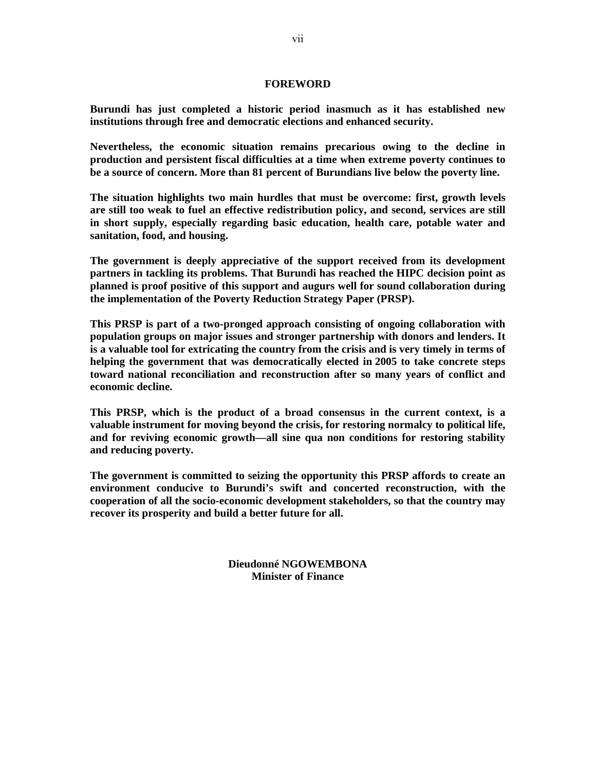# FOREWORD

**Burundi has just completed a historic period inasmuch as it has established new institutions through free and democratic elections and enhanced security.**

**Nevertheless, the economic situation remains precarious owing to the decline in production and persistent fiscal difficulties at a time when extreme poverty continues to be a source of concern. More than 81 percent of Burundians live below the poverty line.**

**The situation highlights two main hurdles that must be overcome: first, growth levels are still too weak to fuel an effective redistribution policy, and second, services are still in short supply, especially regarding basic education, health care, potable water and sanitation, food, and housing.**

**The government is deeply appreciative of the support received from its development partners in tackling its problems. That Burundi has reached the HIPC decision point as planned is proof positive of this support and augurs well for sound collaboration during the implementation of the Poverty Reduction Strategy Paper (PRSP).**

**This PRSP is part of a two-pronged approach consisting of ongoing collaboration with population groups on major issues and stronger partnership with donors and lenders. It is a valuable tool for extricating the country from the crisis and is very timely in terms of helping the government that was democratically elected in 2005 to take concrete steps toward national reconciliation and reconstruction after so many years of conflict and economic decline.**

**This PRSP, which is the product of a broad consensus in the current context, is a valuable instrument for moving beyond the crisis, for restoring normalcy to political life, and for reviving economic growth—all sine qua non conditions for restoring stability and reducing poverty.**

**The government is committed to seizing the opportunity this PRSP affords to create an environment conducive to Burundi's swift and concerted reconstruction, with the cooperation of all the socio-economic development stakeholders, so that the country may recover its prosperity and build a better future for all.**

**Dieudonné NGOWEMBONA**
**Minister of Finance**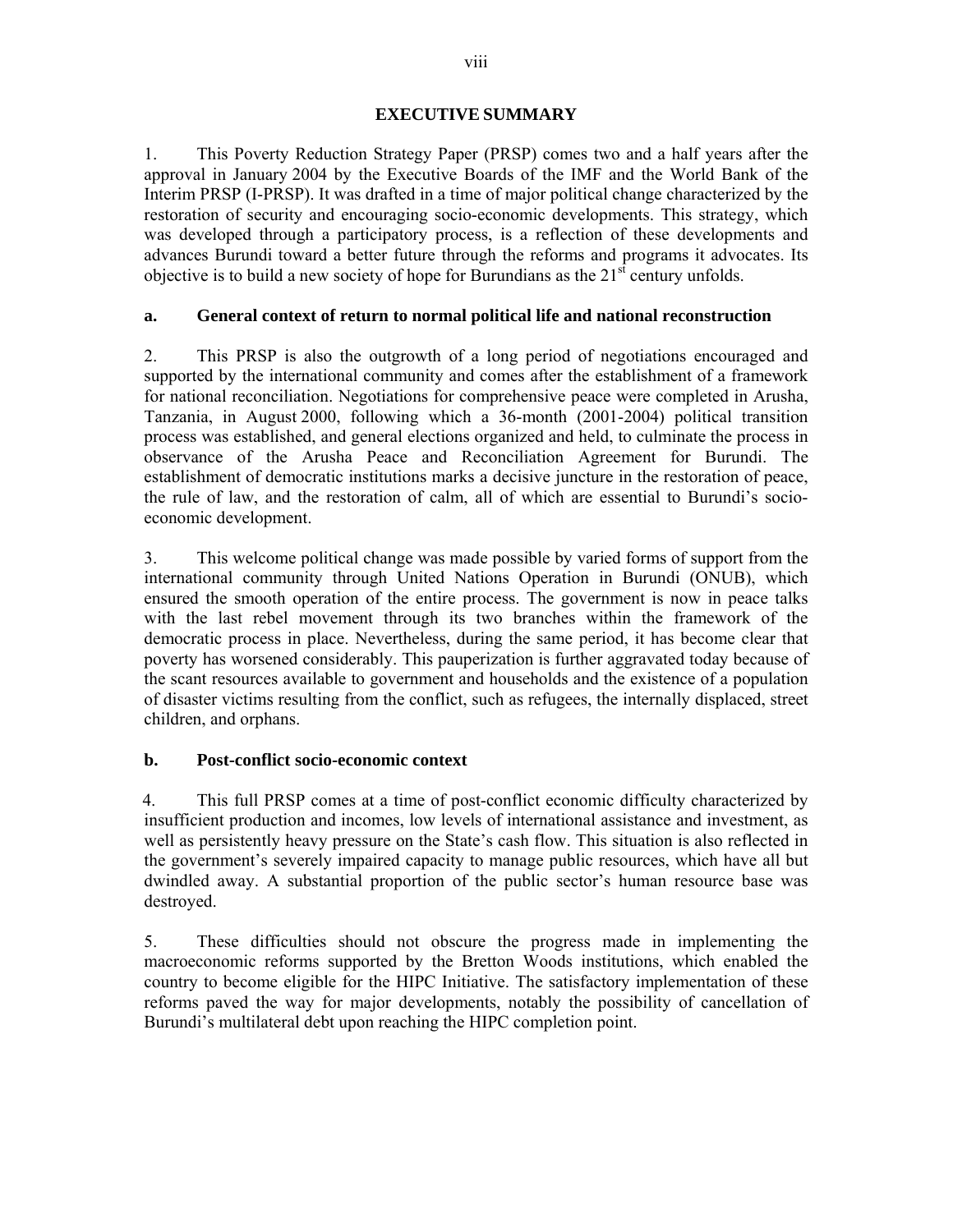# EXECUTIVE SUMMARY

1. This Poverty Reduction Strategy Paper (PRSP) comes two and a half years after the approval in January 2004 by the Executive Boards of the IMF and the World Bank of the Interim PRSP (I-PRSP). It was drafted in a time of major political change characterized by the restoration of security and encouraging socio-economic developments. This strategy, which was developed through a participatory process, is a reflection of these developments and advances Burundi toward a better future through the reforms and programs it advocates. Its objective is to build a new society of hope for Burundians as the 21st century unfolds.

## a. General context of return to normal political life and national reconstruction

2. This PRSP is also the outgrowth of a long period of negotiations encouraged and supported by the international community and comes after the establishment of a framework for national reconciliation. Negotiations for comprehensive peace were completed in Arusha, Tanzania, in August 2000, following which a 36-month (2001-2004) political transition process was established, and general elections organized and held, to culminate the process in observance of the Arusha Peace and Reconciliation Agreement for Burundi. The establishment of democratic institutions marks a decisive juncture in the restoration of peace, the rule of law, and the restoration of calm, all of which are essential to Burundi's socio-economic development.

3. This welcome political change was made possible by varied forms of support from the international community through United Nations Operation in Burundi (ONUB), which ensured the smooth operation of the entire process. The government is now in peace talks with the last rebel movement through its two branches within the framework of the democratic process in place. Nevertheless, during the same period, it has become clear that poverty has worsened considerably. This pauperization is further aggravated today because of the scant resources available to government and households and the existence of a population of disaster victims resulting from the conflict, such as refugees, the internally displaced, street children, and orphans.

## b. Post-conflict socio-economic context

4. This full PRSP comes at a time of post-conflict economic difficulty characterized by insufficient production and incomes, low levels of international assistance and investment, as well as persistently heavy pressure on the State's cash flow. This situation is also reflected in the government's severely impaired capacity to manage public resources, which have all but dwindled away. A substantial proportion of the public sector's human resource base was destroyed.

5. These difficulties should not obscure the progress made in implementing the macroeconomic reforms supported by the Bretton Woods institutions, which enabled the country to become eligible for the HIPC Initiative. The satisfactory implementation of these reforms paved the way for major developments, notably the possibility of cancellation of Burundi's multilateral debt upon reaching the HIPC completion point.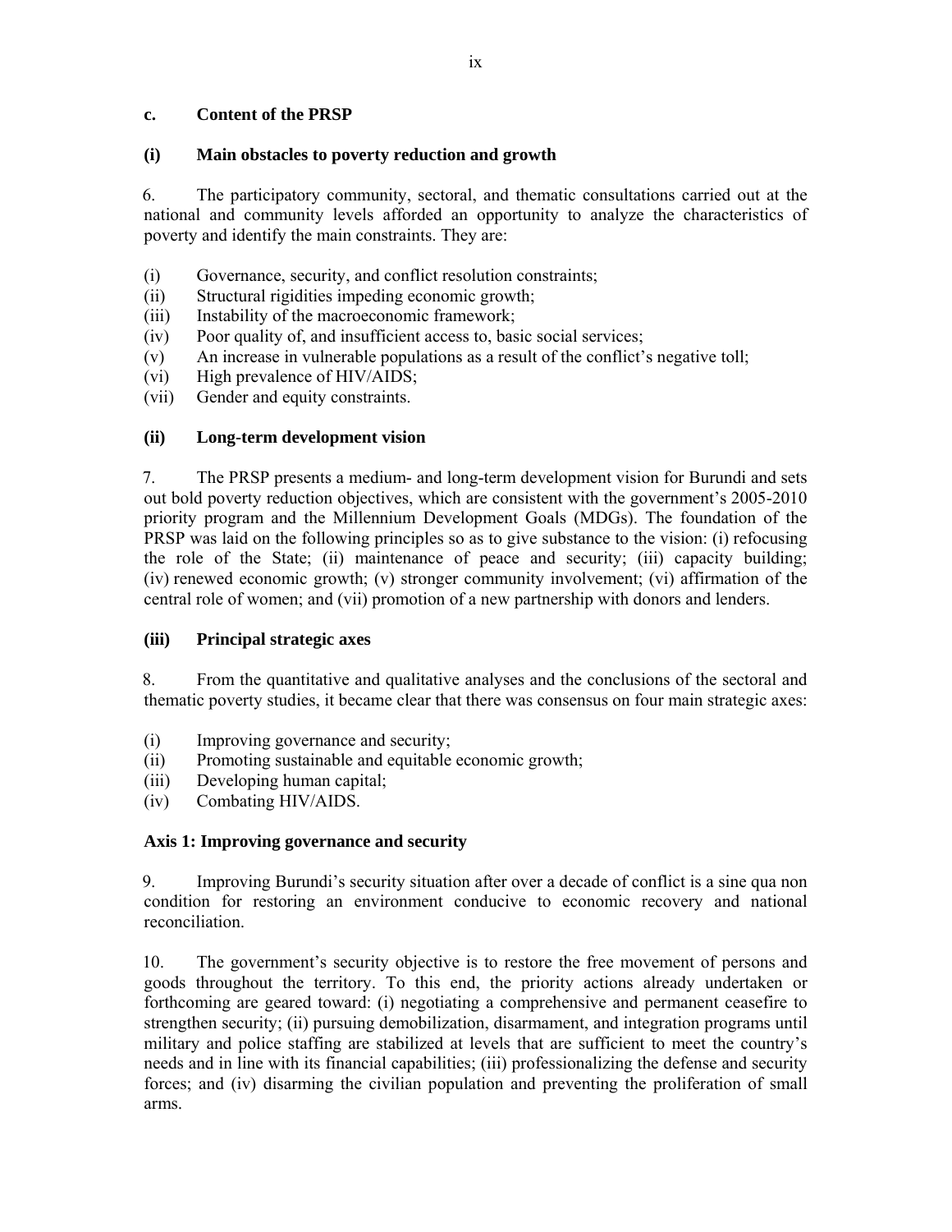### c. Content of the PRSP

#### (i) Main obstacles to poverty reduction and growth

6. The participatory community, sectoral, and thematic consultations carried out at the national and community levels afforded an opportunity to analyze the characteristics of poverty and identify the main constraints. They are:

(i) Governance, security, and conflict resolution constraints;
(ii) Structural rigidities impeding economic growth;
(iii) Instability of the macroeconomic framework;
(iv) Poor quality of, and insufficient access to, basic social services;
(v) An increase in vulnerable populations as a result of the conflict's negative toll;
(vi) High prevalence of HIV/AIDS;
(vii) Gender and equity constraints.

#### (ii) Long-term development vision

7. The PRSP presents a medium- and long-term development vision for Burundi and sets out bold poverty reduction objectives, which are consistent with the government's 2005-2010 priority program and the Millennium Development Goals (MDGs). The foundation of the PRSP was laid on the following principles so as to give substance to the vision: (i) refocusing the role of the State; (ii) maintenance of peace and security; (iii) capacity building; (iv) renewed economic growth; (v) stronger community involvement; (vi) affirmation of the central role of women; and (vii) promotion of a new partnership with donors and lenders.

#### (iii) Principal strategic axes

8. From the quantitative and qualitative analyses and the conclusions of the sectoral and thematic poverty studies, it became clear that there was consensus on four main strategic axes:

(i) Improving governance and security;
(ii) Promoting sustainable and equitable economic growth;
(iii) Developing human capital;
(iv) Combating HIV/AIDS.

#### Axis 1: Improving governance and security

9. Improving Burundi's security situation after over a decade of conflict is a sine qua non condition for restoring an environment conducive to economic recovery and national reconciliation.

10. The government's security objective is to restore the free movement of persons and goods throughout the territory. To this end, the priority actions already undertaken or forthcoming are geared toward: (i) negotiating a comprehensive and permanent ceasefire to strengthen security; (ii) pursuing demobilization, disarmament, and integration programs until military and police staffing are stabilized at levels that are sufficient to meet the country's needs and in line with its financial capabilities; (iii) professionalizing the defense and security forces; and (iv) disarming the civilian population and preventing the proliferation of small arms.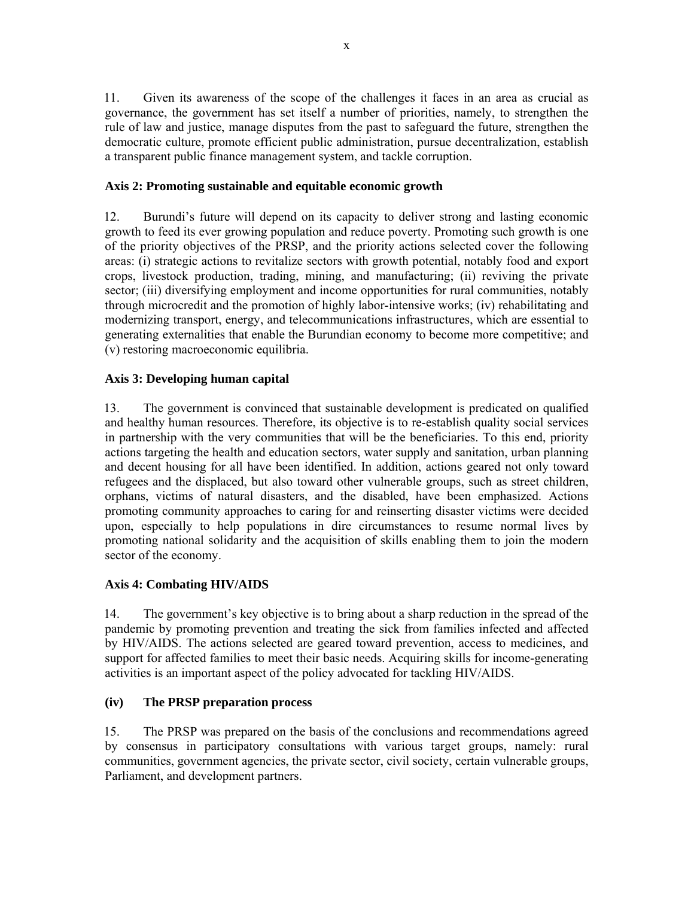11. Given its awareness of the scope of the challenges it faces in an area as crucial as governance, the government has set itself a number of priorities, namely, to strengthen the rule of law and justice, manage disputes from the past to safeguard the future, strengthen the democratic culture, promote efficient public administration, pursue decentralization, establish a transparent public finance management system, and tackle corruption.

### Axis 2: Promoting sustainable and equitable economic growth

12. Burundi's future will depend on its capacity to deliver strong and lasting economic growth to feed its ever growing population and reduce poverty. Promoting such growth is one of the priority objectives of the PRSP, and the priority actions selected cover the following areas: (i) strategic actions to revitalize sectors with growth potential, notably food and export crops, livestock production, trading, mining, and manufacturing; (ii) reviving the private sector; (iii) diversifying employment and income opportunities for rural communities, notably through microcredit and the promotion of highly labor-intensive works; (iv) rehabilitating and modernizing transport, energy, and telecommunications infrastructures, which are essential to generating externalities that enable the Burundian economy to become more competitive; and (v) restoring macroeconomic equilibria.

### Axis 3: Developing human capital

13. The government is convinced that sustainable development is predicated on qualified and healthy human resources. Therefore, its objective is to re-establish quality social services in partnership with the very communities that will be the beneficiaries. To this end, priority actions targeting the health and education sectors, water supply and sanitation, urban planning and decent housing for all have been identified. In addition, actions geared not only toward refugees and the displaced, but also toward other vulnerable groups, such as street children, orphans, victims of natural disasters, and the disabled, have been emphasized. Actions promoting community approaches to caring for and reinserting disaster victims were decided upon, especially to help populations in dire circumstances to resume normal lives by promoting national solidarity and the acquisition of skills enabling them to join the modern sector of the economy.

### Axis 4: Combating HIV/AIDS

14. The government's key objective is to bring about a sharp reduction in the spread of the pandemic by promoting prevention and treating the sick from families infected and affected by HIV/AIDS. The actions selected are geared toward prevention, access to medicines, and support for affected families to meet their basic needs. Acquiring skills for income-generating activities is an important aspect of the policy advocated for tackling HIV/AIDS.

## (iv) The PRSP preparation process

15. The PRSP was prepared on the basis of the conclusions and recommendations agreed by consensus in participatory consultations with various target groups, namely: rural communities, government agencies, the private sector, civil society, certain vulnerable groups, Parliament, and development partners.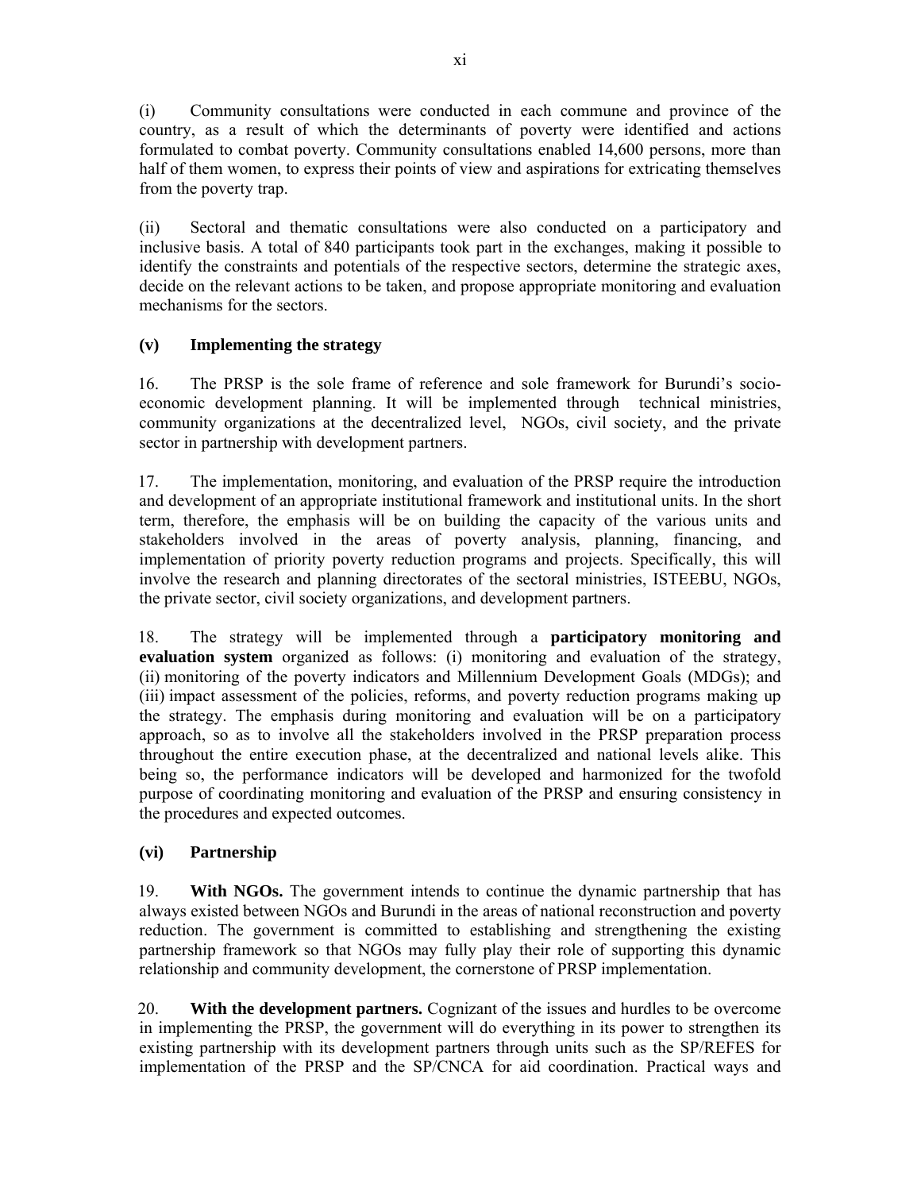(i) Community consultations were conducted in each commune and province of the country, as a result of which the determinants of poverty were identified and actions formulated to combat poverty. Community consultations enabled 14,600 persons, more than half of them women, to express their points of view and aspirations for extricating themselves from the poverty trap.

(ii) Sectoral and thematic consultations were also conducted on a participatory and inclusive basis. A total of 840 participants took part in the exchanges, making it possible to identify the constraints and potentials of the respective sectors, determine the strategic axes, decide on the relevant actions to be taken, and propose appropriate monitoring and evaluation mechanisms for the sectors.

### (v) Implementing the strategy

16. The PRSP is the sole frame of reference and sole framework for Burundi's socio-economic development planning. It will be implemented through technical ministries, community organizations at the decentralized level, NGOs, civil society, and the private sector in partnership with development partners.

17. The implementation, monitoring, and evaluation of the PRSP require the introduction and development of an appropriate institutional framework and institutional units. In the short term, therefore, the emphasis will be on building the capacity of the various units and stakeholders involved in the areas of poverty analysis, planning, financing, and implementation of priority poverty reduction programs and projects. Specifically, this will involve the research and planning directorates of the sectoral ministries, ISTEEBU, NGOs, the private sector, civil society organizations, and development partners.

18. The strategy will be implemented through a **participatory monitoring and evaluation system** organized as follows: (i) monitoring and evaluation of the strategy, (ii) monitoring of the poverty indicators and Millennium Development Goals (MDGs); and (iii) impact assessment of the policies, reforms, and poverty reduction programs making up the strategy. The emphasis during monitoring and evaluation will be on a participatory approach, so as to involve all the stakeholders involved in the PRSP preparation process throughout the entire execution phase, at the decentralized and national levels alike. This being so, the performance indicators will be developed and harmonized for the twofold purpose of coordinating monitoring and evaluation of the PRSP and ensuring consistency in the procedures and expected outcomes.

### (vi) Partnership

19. **With NGOs.** The government intends to continue the dynamic partnership that has always existed between NGOs and Burundi in the areas of national reconstruction and poverty reduction. The government is committed to establishing and strengthening the existing partnership framework so that NGOs may fully play their role of supporting this dynamic relationship and community development, the cornerstone of PRSP implementation.

20. **With the development partners.** Cognizant of the issues and hurdles to be overcome in implementing the PRSP, the government will do everything in its power to strengthen its existing partnership with its development partners through units such as the SP/REFES for implementation of the PRSP and the SP/CNCA for aid coordination. Practical ways and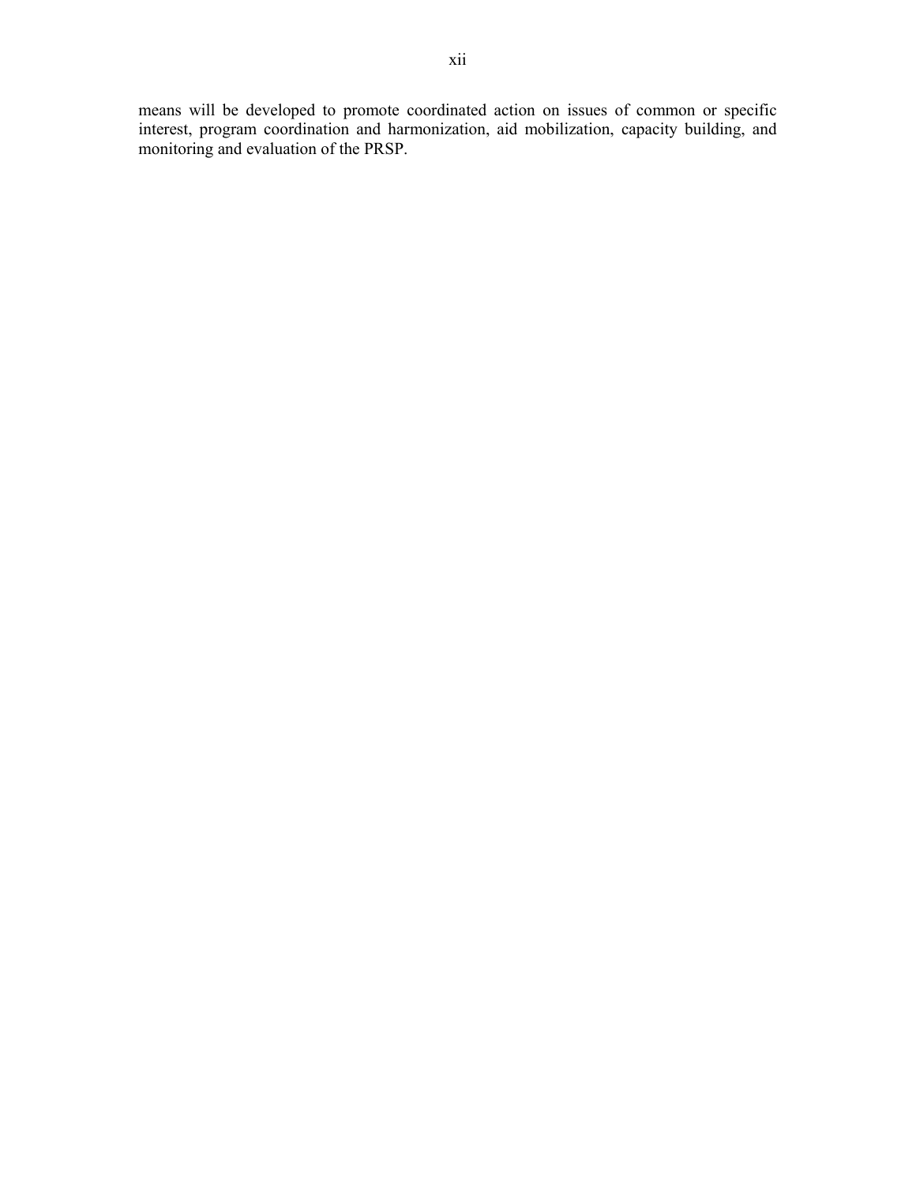means will be developed to promote coordinated action on issues of common or specific interest, program coordination and harmonization, aid mobilization, capacity building, and monitoring and evaluation of the PRSP.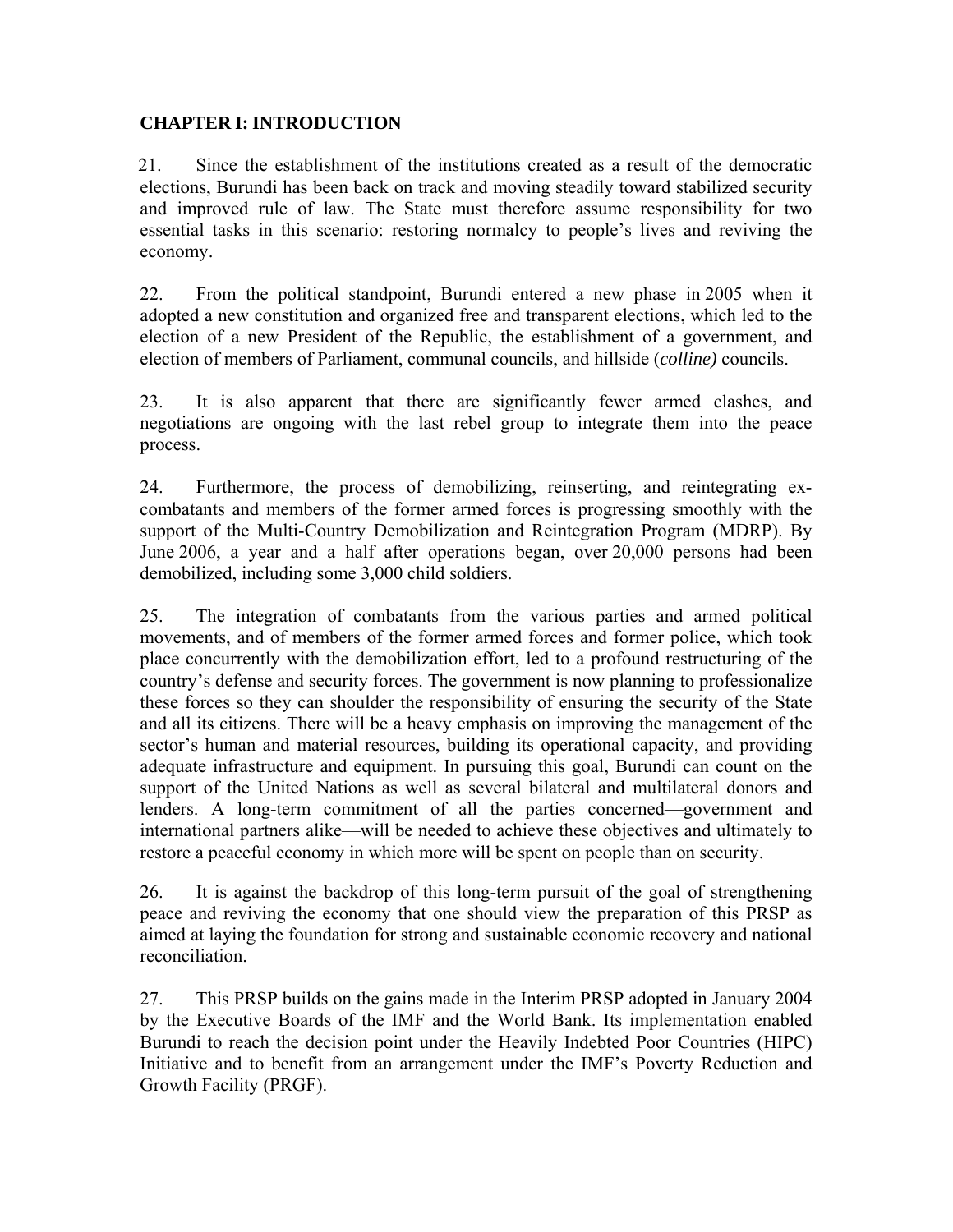## CHAPTER I: INTRODUCTION

21. Since the establishment of the institutions created as a result of the democratic elections, Burundi has been back on track and moving steadily toward stabilized security and improved rule of law. The State must therefore assume responsibility for two essential tasks in this scenario: restoring normalcy to people's lives and reviving the economy.

22. From the political standpoint, Burundi entered a new phase in 2005 when it adopted a new constitution and organized free and transparent elections, which led to the election of a new President of the Republic, the establishment of a government, and election of members of Parliament, communal councils, and hillside (*colline)* councils.

23. It is also apparent that there are significantly fewer armed clashes, and negotiations are ongoing with the last rebel group to integrate them into the peace process.

24. Furthermore, the process of demobilizing, reinserting, and reintegrating ex-combatants and members of the former armed forces is progressing smoothly with the support of the Multi-Country Demobilization and Reintegration Program (MDRP). By June 2006, a year and a half after operations began, over 20,000 persons had been demobilized, including some 3,000 child soldiers.

25. The integration of combatants from the various parties and armed political movements, and of members of the former armed forces and former police, which took place concurrently with the demobilization effort, led to a profound restructuring of the country's defense and security forces. The government is now planning to professionalize these forces so they can shoulder the responsibility of ensuring the security of the State and all its citizens. There will be a heavy emphasis on improving the management of the sector's human and material resources, building its operational capacity, and providing adequate infrastructure and equipment. In pursuing this goal, Burundi can count on the support of the United Nations as well as several bilateral and multilateral donors and lenders. A long-term commitment of all the parties concerned—government and international partners alike—will be needed to achieve these objectives and ultimately to restore a peaceful economy in which more will be spent on people than on security.

26. It is against the backdrop of this long-term pursuit of the goal of strengthening peace and reviving the economy that one should view the preparation of this PRSP as aimed at laying the foundation for strong and sustainable economic recovery and national reconciliation.

27. This PRSP builds on the gains made in the Interim PRSP adopted in January 2004 by the Executive Boards of the IMF and the World Bank. Its implementation enabled Burundi to reach the decision point under the Heavily Indebted Poor Countries (HIPC) Initiative and to benefit from an arrangement under the IMF's Poverty Reduction and Growth Facility (PRGF).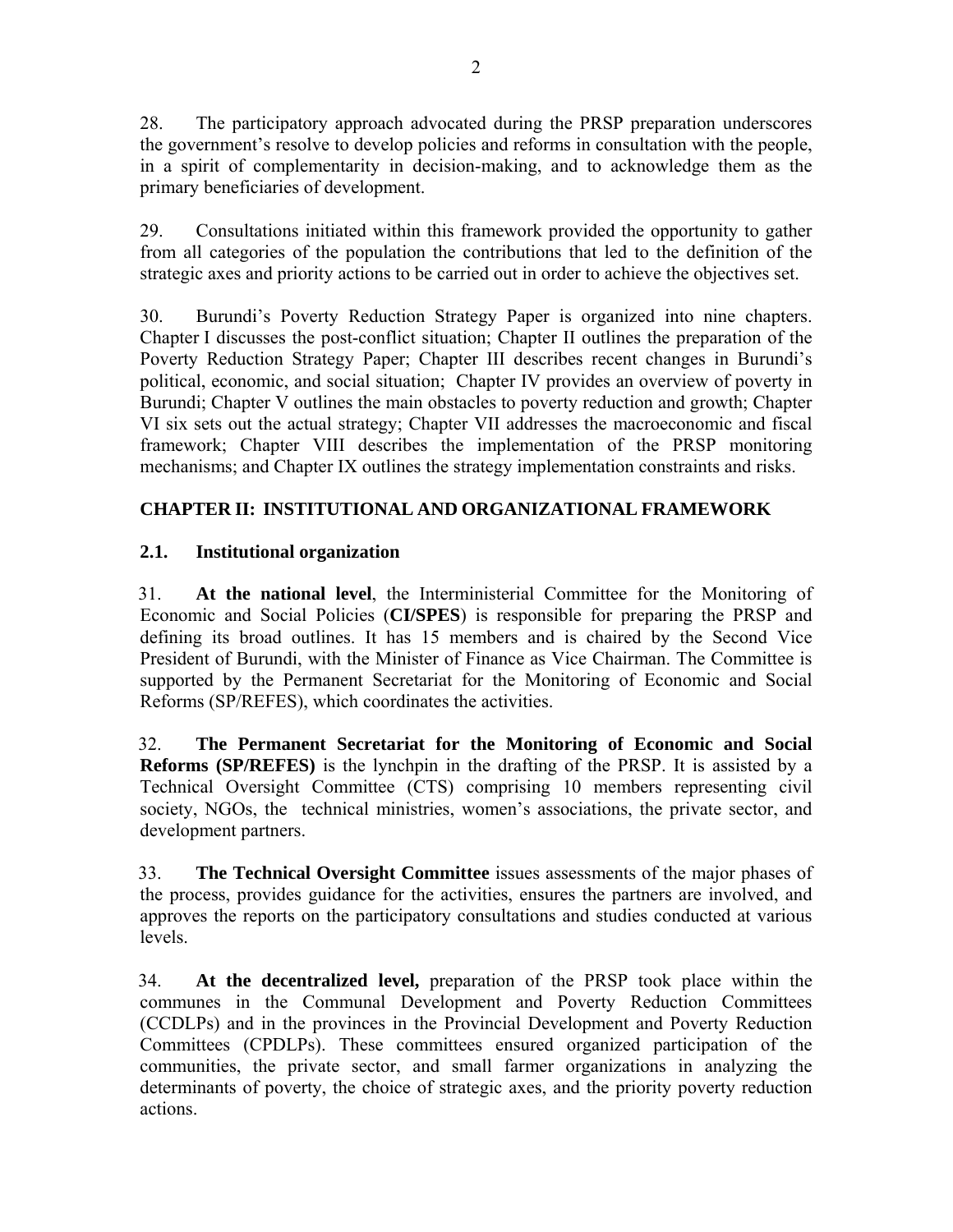28. The participatory approach advocated during the PRSP preparation underscores the government's resolve to develop policies and reforms in consultation with the people, in a spirit of complementarity in decision-making, and to acknowledge them as the primary beneficiaries of development.

29. Consultations initiated within this framework provided the opportunity to gather from all categories of the population the contributions that led to the definition of the strategic axes and priority actions to be carried out in order to achieve the objectives set.

30. Burundi's Poverty Reduction Strategy Paper is organized into nine chapters. Chapter I discusses the post-conflict situation; Chapter II outlines the preparation of the Poverty Reduction Strategy Paper; Chapter III describes recent changes in Burundi's political, economic, and social situation; Chapter IV provides an overview of poverty in Burundi; Chapter V outlines the main obstacles to poverty reduction and growth; Chapter VI six sets out the actual strategy; Chapter VII addresses the macroeconomic and fiscal framework; Chapter VIII describes the implementation of the PRSP monitoring mechanisms; and Chapter IX outlines the strategy implementation constraints and risks.

## CHAPTER II: INSTITUTIONAL AND ORGANIZATIONAL FRAMEWORK

### 2.1. Institutional organization

31. **At the national level**, the Interministerial Committee for the Monitoring of Economic and Social Policies (**CI/SPES**) is responsible for preparing the PRSP and defining its broad outlines. It has 15 members and is chaired by the Second Vice President of Burundi, with the Minister of Finance as Vice Chairman. The Committee is supported by the Permanent Secretariat for the Monitoring of Economic and Social Reforms (SP/REFES), which coordinates the activities.

32. **The Permanent Secretariat for the Monitoring of Economic and Social Reforms (SP/REFES)** is the lynchpin in the drafting of the PRSP. It is assisted by a Technical Oversight Committee (CTS) comprising 10 members representing civil society, NGOs, the technical ministries, women's associations, the private sector, and development partners.

33. **The Technical Oversight Committee** issues assessments of the major phases of the process, provides guidance for the activities, ensures the partners are involved, and approves the reports on the participatory consultations and studies conducted at various levels.

34. **At the decentralized level,** preparation of the PRSP took place within the communes in the Communal Development and Poverty Reduction Committees (CCDLPs) and in the provinces in the Provincial Development and Poverty Reduction Committees (CPDLPs). These committees ensured organized participation of the communities, the private sector, and small farmer organizations in analyzing the determinants of poverty, the choice of strategic axes, and the priority poverty reduction actions.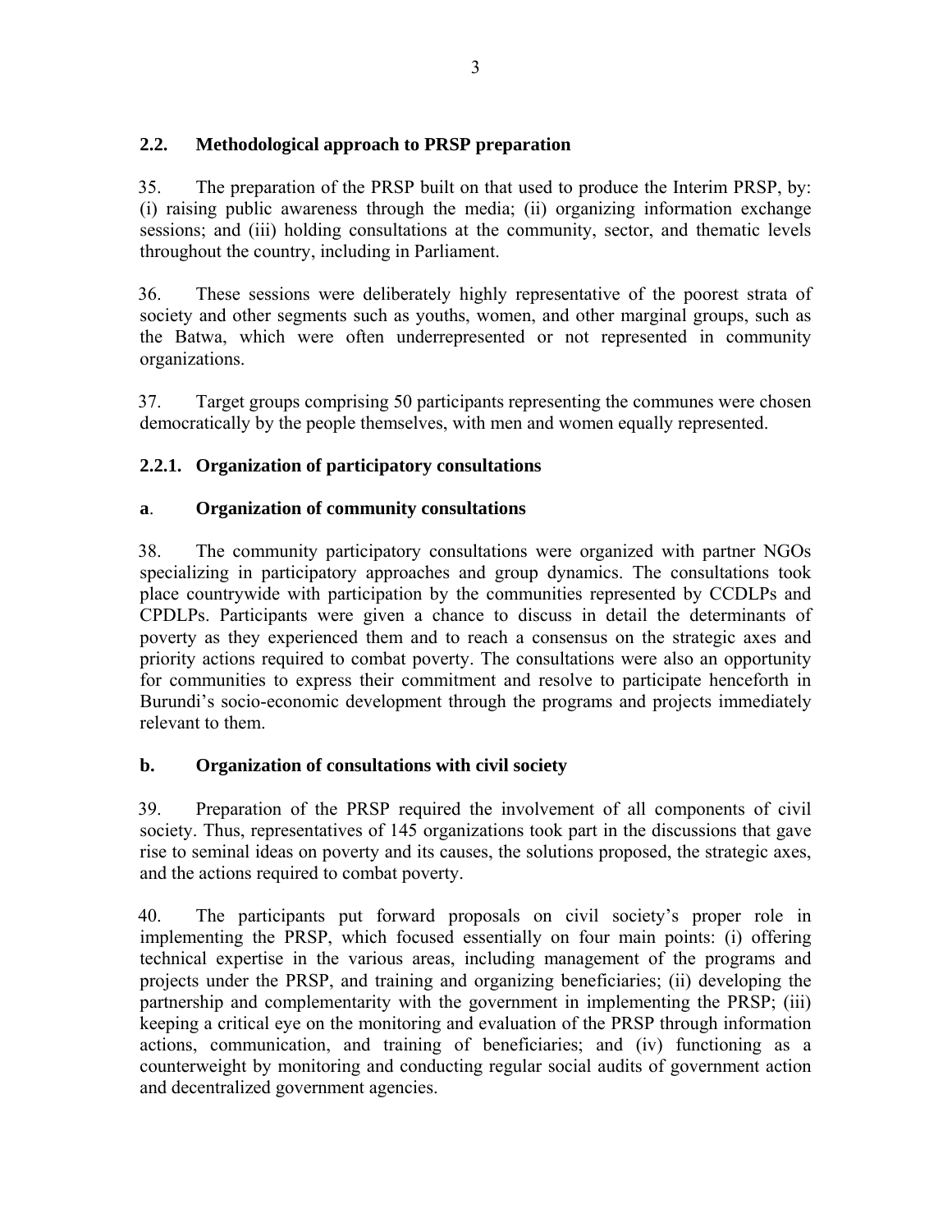## 2.2. Methodological approach to PRSP preparation

35. The preparation of the PRSP built on that used to produce the Interim PRSP, by: (i) raising public awareness through the media; (ii) organizing information exchange sessions; and (iii) holding consultations at the community, sector, and thematic levels throughout the country, including in Parliament.

36. These sessions were deliberately highly representative of the poorest strata of society and other segments such as youths, women, and other marginal groups, such as the Batwa, which were often underrepresented or not represented in community organizations.

37. Target groups comprising 50 participants representing the communes were chosen democratically by the people themselves, with men and women equally represented.

### 2.2.1. Organization of participatory consultations

#### a. Organization of community consultations

38. The community participatory consultations were organized with partner NGOs specializing in participatory approaches and group dynamics. The consultations took place countrywide with participation by the communities represented by CCDLPs and CPDLPs. Participants were given a chance to discuss in detail the determinants of poverty as they experienced them and to reach a consensus on the strategic axes and priority actions required to combat poverty. The consultations were also an opportunity for communities to express their commitment and resolve to participate henceforth in Burundi's socio-economic development through the programs and projects immediately relevant to them.

#### b. Organization of consultations with civil society

39. Preparation of the PRSP required the involvement of all components of civil society. Thus, representatives of 145 organizations took part in the discussions that gave rise to seminal ideas on poverty and its causes, the solutions proposed, the strategic axes, and the actions required to combat poverty.

40. The participants put forward proposals on civil society's proper role in implementing the PRSP, which focused essentially on four main points: (i) offering technical expertise in the various areas, including management of the programs and projects under the PRSP, and training and organizing beneficiaries; (ii) developing the partnership and complementarity with the government in implementing the PRSP; (iii) keeping a critical eye on the monitoring and evaluation of the PRSP through information actions, communication, and training of beneficiaries; and (iv) functioning as a counterweight by monitoring and conducting regular social audits of government action and decentralized government agencies.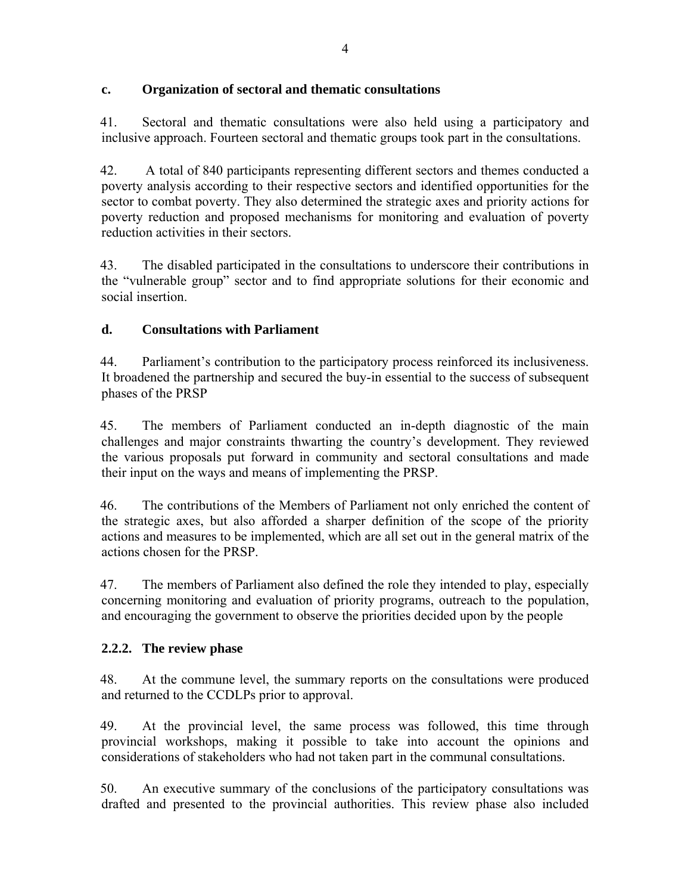### c. Organization of sectoral and thematic consultations

41. Sectoral and thematic consultations were also held using a participatory and inclusive approach. Fourteen sectoral and thematic groups took part in the consultations.

42. A total of 840 participants representing different sectors and themes conducted a poverty analysis according to their respective sectors and identified opportunities for the sector to combat poverty. They also determined the strategic axes and priority actions for poverty reduction and proposed mechanisms for monitoring and evaluation of poverty reduction activities in their sectors.

43. The disabled participated in the consultations to underscore their contributions in the "vulnerable group" sector and to find appropriate solutions for their economic and social insertion.

### d. Consultations with Parliament

44. Parliament's contribution to the participatory process reinforced its inclusiveness. It broadened the partnership and secured the buy-in essential to the success of subsequent phases of the PRSP

45. The members of Parliament conducted an in-depth diagnostic of the main challenges and major constraints thwarting the country's development. They reviewed the various proposals put forward in community and sectoral consultations and made their input on the ways and means of implementing the PRSP.

46. The contributions of the Members of Parliament not only enriched the content of the strategic axes, but also afforded a sharper definition of the scope of the priority actions and measures to be implemented, which are all set out in the general matrix of the actions chosen for the PRSP.

47. The members of Parliament also defined the role they intended to play, especially concerning monitoring and evaluation of priority programs, outreach to the population, and encouraging the government to observe the priorities decided upon by the people

### 2.2.2. The review phase

48. At the commune level, the summary reports on the consultations were produced and returned to the CCDLPs prior to approval.

49. At the provincial level, the same process was followed, this time through provincial workshops, making it possible to take into account the opinions and considerations of stakeholders who had not taken part in the communal consultations.

50. An executive summary of the conclusions of the participatory consultations was drafted and presented to the provincial authorities. This review phase also included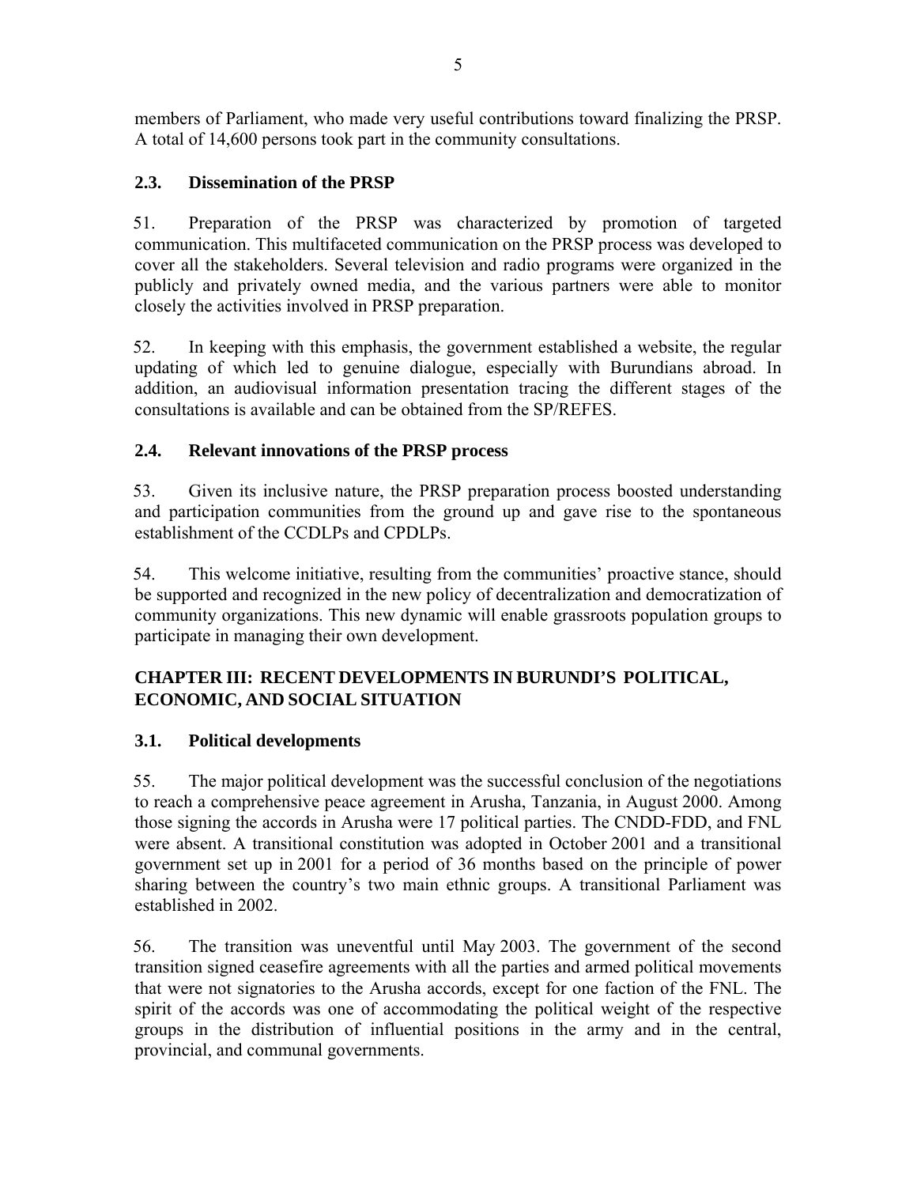members of Parliament, who made very useful contributions toward finalizing the PRSP. A total of 14,600 persons took part in the community consultations.

### 2.3. Dissemination of the PRSP

51. Preparation of the PRSP was characterized by promotion of targeted communication. This multifaceted communication on the PRSP process was developed to cover all the stakeholders. Several television and radio programs were organized in the publicly and privately owned media, and the various partners were able to monitor closely the activities involved in PRSP preparation.

52. In keeping with this emphasis, the government established a website, the regular updating of which led to genuine dialogue, especially with Burundians abroad. In addition, an audiovisual information presentation tracing the different stages of the consultations is available and can be obtained from the SP/REFES.

### 2.4. Relevant innovations of the PRSP process

53. Given its inclusive nature, the PRSP preparation process boosted understanding and participation communities from the ground up and gave rise to the spontaneous establishment of the CCDLPs and CPDLPs.

54. This welcome initiative, resulting from the communities' proactive stance, should be supported and recognized in the new policy of decentralization and democratization of community organizations. This new dynamic will enable grassroots population groups to participate in managing their own development.

## CHAPTER III: RECENT DEVELOPMENTS IN BURUNDI'S POLITICAL, ECONOMIC, AND SOCIAL SITUATION

### 3.1. Political developments

55. The major political development was the successful conclusion of the negotiations to reach a comprehensive peace agreement in Arusha, Tanzania, in August 2000. Among those signing the accords in Arusha were 17 political parties. The CNDD-FDD, and FNL were absent. A transitional constitution was adopted in October 2001 and a transitional government set up in 2001 for a period of 36 months based on the principle of power sharing between the country's two main ethnic groups. A transitional Parliament was established in 2002.

56. The transition was uneventful until May 2003. The government of the second transition signed ceasefire agreements with all the parties and armed political movements that were not signatories to the Arusha accords, except for one faction of the FNL. The spirit of the accords was one of accommodating the political weight of the respective groups in the distribution of influential positions in the army and in the central, provincial, and communal governments.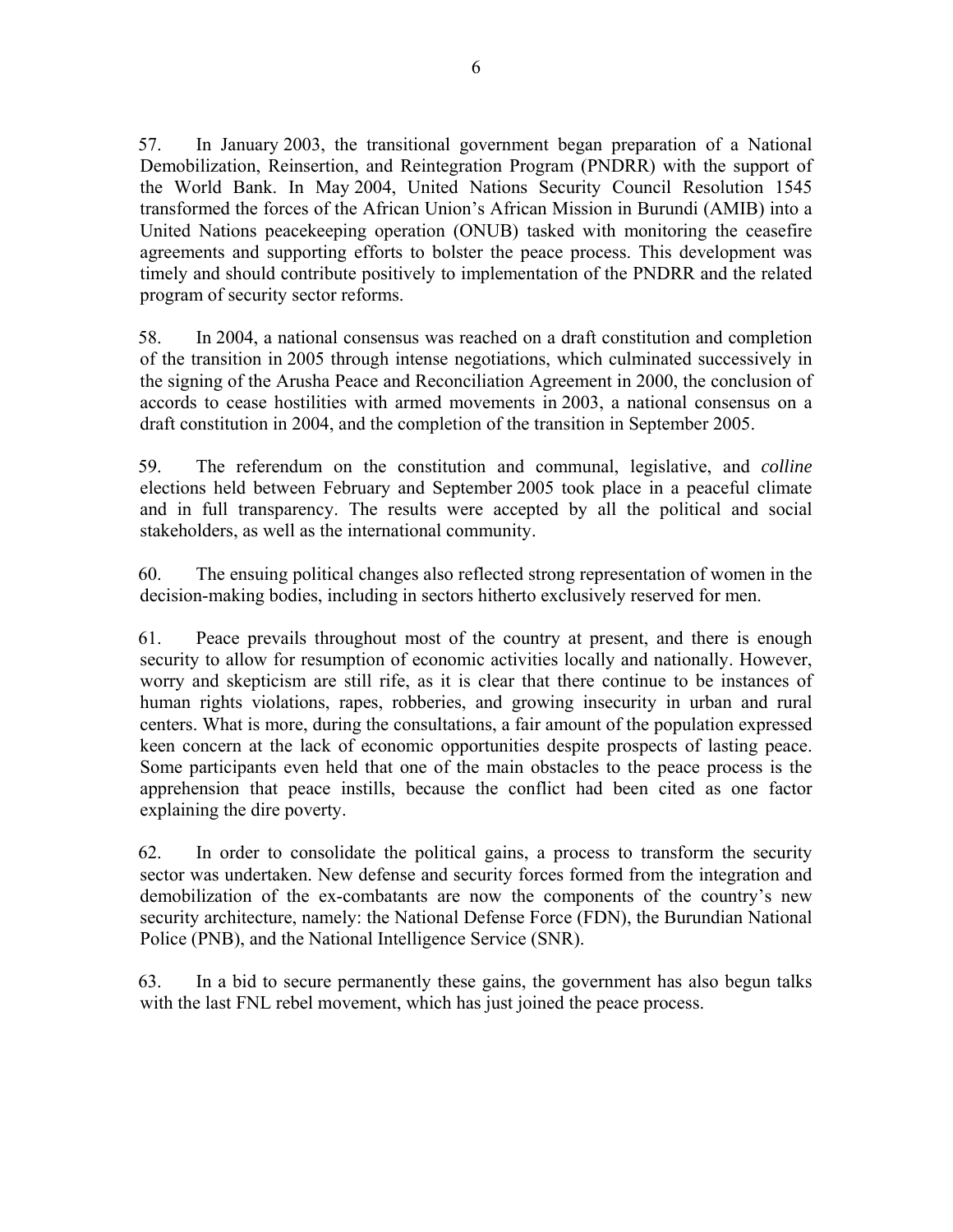57. In January 2003, the transitional government began preparation of a National Demobilization, Reinsertion, and Reintegration Program (PNDRR) with the support of the World Bank. In May 2004, United Nations Security Council Resolution 1545 transformed the forces of the African Union's African Mission in Burundi (AMIB) into a United Nations peacekeeping operation (ONUB) tasked with monitoring the ceasefire agreements and supporting efforts to bolster the peace process. This development was timely and should contribute positively to implementation of the PNDRR and the related program of security sector reforms.

58. In 2004, a national consensus was reached on a draft constitution and completion of the transition in 2005 through intense negotiations, which culminated successively in the signing of the Arusha Peace and Reconciliation Agreement in 2000, the conclusion of accords to cease hostilities with armed movements in 2003, a national consensus on a draft constitution in 2004, and the completion of the transition in September 2005.

59. The referendum on the constitution and communal, legislative, and *colline* elections held between February and September 2005 took place in a peaceful climate and in full transparency. The results were accepted by all the political and social stakeholders, as well as the international community.

60. The ensuing political changes also reflected strong representation of women in the decision-making bodies, including in sectors hitherto exclusively reserved for men.

61. Peace prevails throughout most of the country at present, and there is enough security to allow for resumption of economic activities locally and nationally. However, worry and skepticism are still rife, as it is clear that there continue to be instances of human rights violations, rapes, robberies, and growing insecurity in urban and rural centers. What is more, during the consultations, a fair amount of the population expressed keen concern at the lack of economic opportunities despite prospects of lasting peace. Some participants even held that one of the main obstacles to the peace process is the apprehension that peace instills, because the conflict had been cited as one factor explaining the dire poverty.

62. In order to consolidate the political gains, a process to transform the security sector was undertaken. New defense and security forces formed from the integration and demobilization of the ex-combatants are now the components of the country's new security architecture, namely: the National Defense Force (FDN), the Burundian National Police (PNB), and the National Intelligence Service (SNR).

63. In a bid to secure permanently these gains, the government has also begun talks with the last FNL rebel movement, which has just joined the peace process.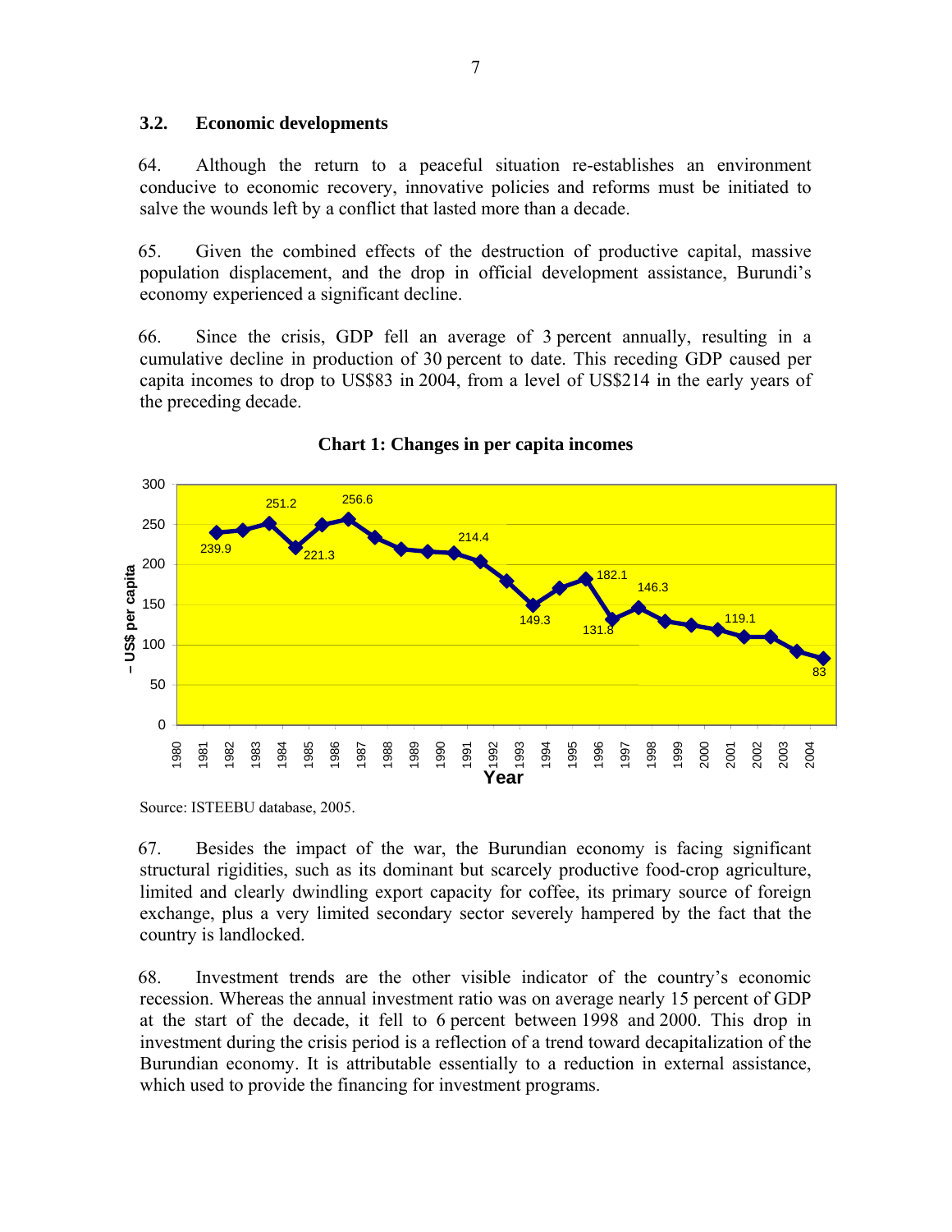### 3.2. Economic developments

64. Although the return to a peaceful situation re-establishes an environment conducive to economic recovery, innovative policies and reforms must be initiated to salve the wounds left by a conflict that lasted more than a decade.

65. Given the combined effects of the destruction of productive capital, massive population displacement, and the drop in official development assistance, Burundi's economy experienced a significant decline.

66. Since the crisis, GDP fell an average of 3 percent annually, resulting in a cumulative decline in production of 30 percent to date. This receding GDP caused per capita incomes to drop to US$83 in 2004, from a level of US$214 in the early years of the preceding decade.

**Chart 1: Changes in per capita incomes**

Source: ISTEEBU database, 2005.

67. Besides the impact of the war, the Burundian economy is facing significant structural rigidities, such as its dominant but scarcely productive food-crop agriculture, limited and clearly dwindling export capacity for coffee, its primary source of foreign exchange, plus a very limited secondary sector severely hampered by the fact that the country is landlocked.

68. Investment trends are the other visible indicator of the country's economic recession. Whereas the annual investment ratio was on average nearly 15 percent of GDP at the start of the decade, it fell to 6 percent between 1998 and 2000. This drop in investment during the crisis period is a reflection of a trend toward decapitalization of the Burundian economy. It is attributable essentially to a reduction in external assistance, which used to provide the financing for investment programs.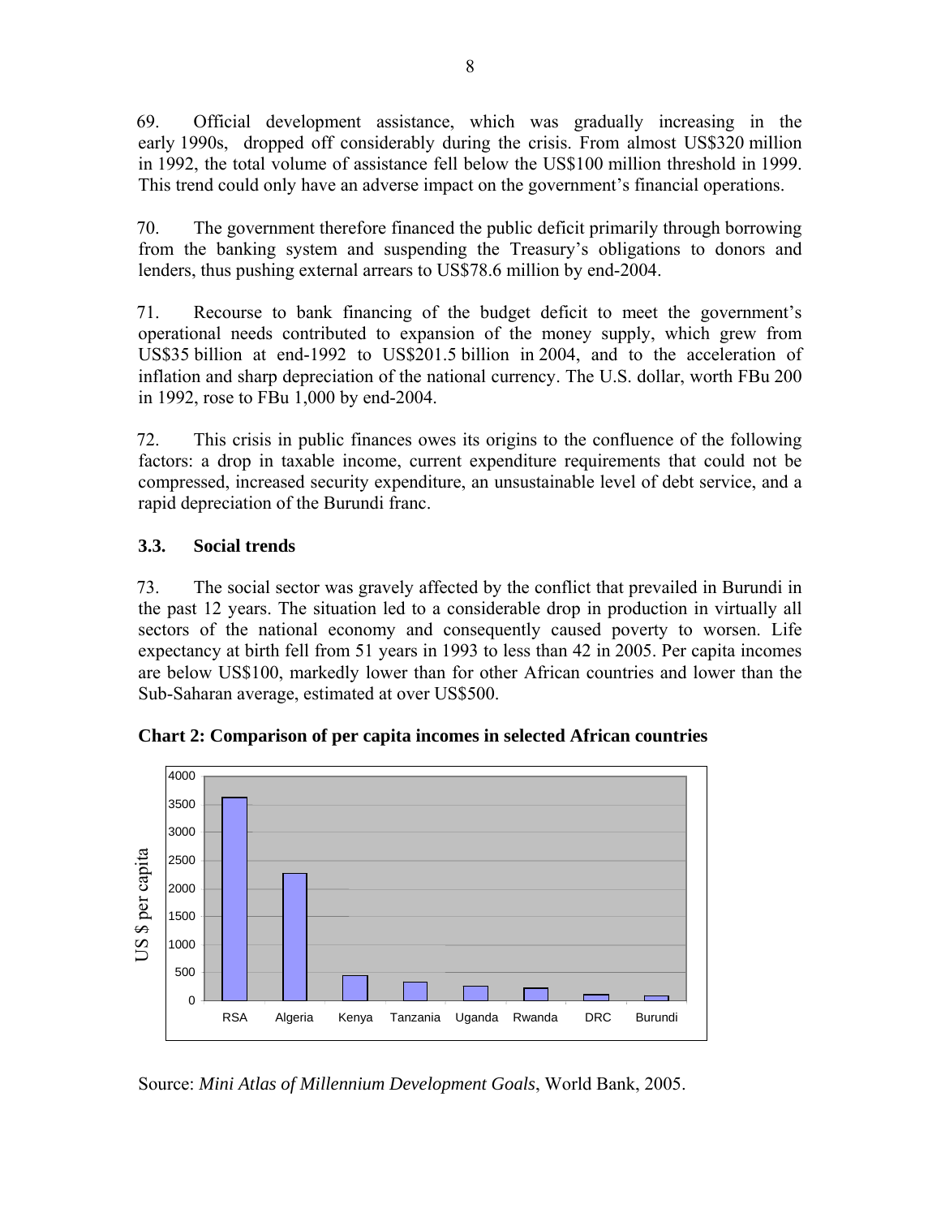69. Official development assistance, which was gradually increasing in the early 1990s, dropped off considerably during the crisis. From almost US$320 million in 1992, the total volume of assistance fell below the US$100 million threshold in 1999. This trend could only have an adverse impact on the government's financial operations.

70. The government therefore financed the public deficit primarily through borrowing from the banking system and suspending the Treasury's obligations to donors and lenders, thus pushing external arrears to US$78.6 million by end-2004.

71. Recourse to bank financing of the budget deficit to meet the government's operational needs contributed to expansion of the money supply, which grew from US$35 billion at end-1992 to US$201.5 billion in 2004, and to the acceleration of inflation and sharp depreciation of the national currency. The U.S. dollar, worth FBu 200 in 1992, rose to FBu 1,000 by end-2004.

72. This crisis in public finances owes its origins to the confluence of the following factors: a drop in taxable income, current expenditure requirements that could not be compressed, increased security expenditure, an unsustainable level of debt service, and a rapid depreciation of the Burundi franc.

### 3.3. Social trends

73. The social sector was gravely affected by the conflict that prevailed in Burundi in the past 12 years. The situation led to a considerable drop in production in virtually all sectors of the national economy and consequently caused poverty to worsen. Life expectancy at birth fell from 51 years in 1993 to less than 42 in 2005. Per capita incomes are below US$100, markedly lower than for other African countries and lower than the Sub-Saharan average, estimated at over US$500.

**Chart 2: Comparison of per capita incomes in selected African countries**

Source: *Mini Atlas of Millennium Development Goals*, World Bank, 2005.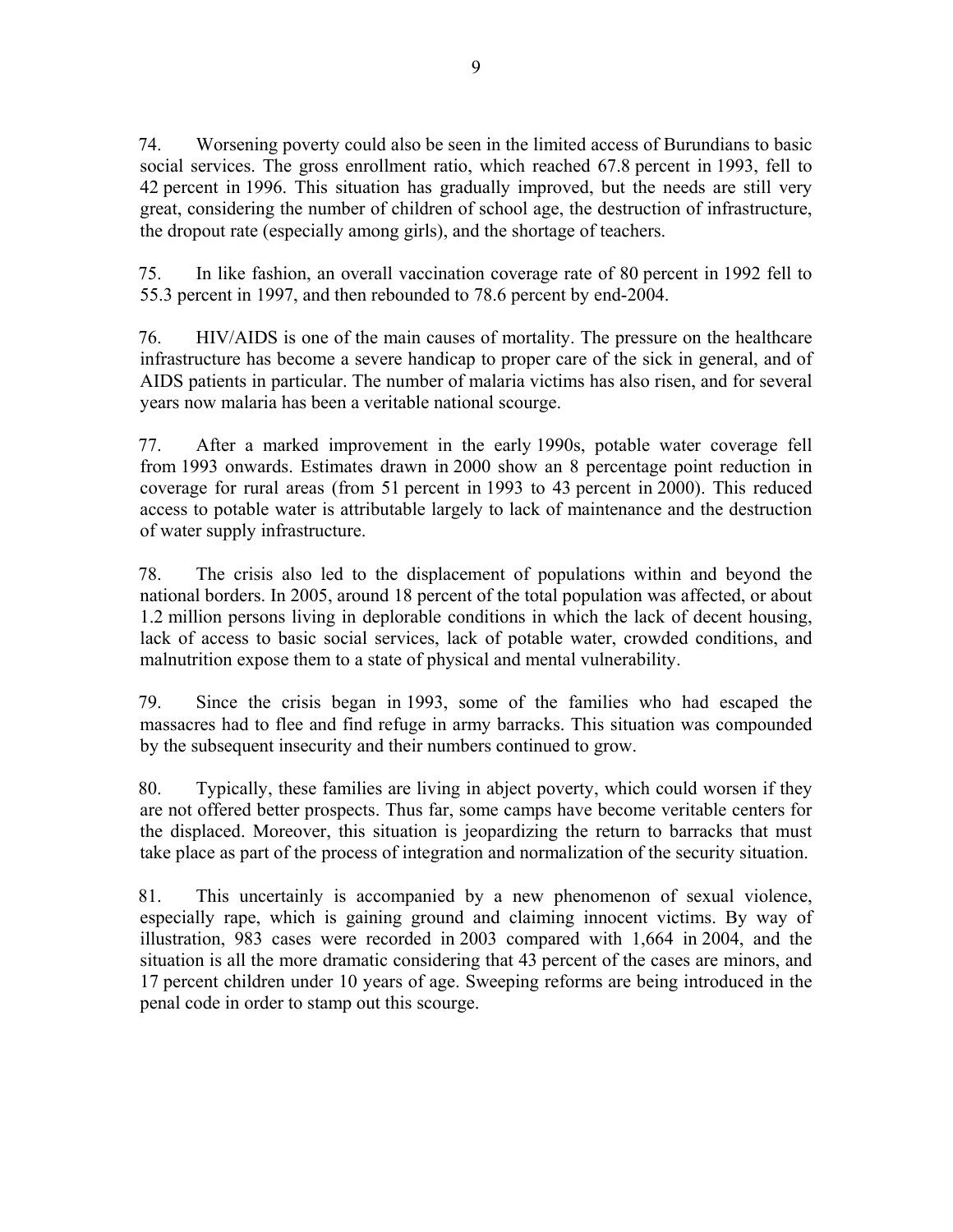74. Worsening poverty could also be seen in the limited access of Burundians to basic social services. The gross enrollment ratio, which reached 67.8 percent in 1993, fell to 42 percent in 1996. This situation has gradually improved, but the needs are still very great, considering the number of children of school age, the destruction of infrastructure, the dropout rate (especially among girls), and the shortage of teachers.

75. In like fashion, an overall vaccination coverage rate of 80 percent in 1992 fell to 55.3 percent in 1997, and then rebounded to 78.6 percent by end-2004.

76. HIV/AIDS is one of the main causes of mortality. The pressure on the healthcare infrastructure has become a severe handicap to proper care of the sick in general, and of AIDS patients in particular. The number of malaria victims has also risen, and for several years now malaria has been a veritable national scourge.

77. After a marked improvement in the early 1990s, potable water coverage fell from 1993 onwards. Estimates drawn in 2000 show an 8 percentage point reduction in coverage for rural areas (from 51 percent in 1993 to 43 percent in 2000). This reduced access to potable water is attributable largely to lack of maintenance and the destruction of water supply infrastructure.

78. The crisis also led to the displacement of populations within and beyond the national borders. In 2005, around 18 percent of the total population was affected, or about 1.2 million persons living in deplorable conditions in which the lack of decent housing, lack of access to basic social services, lack of potable water, crowded conditions, and malnutrition expose them to a state of physical and mental vulnerability.

79. Since the crisis began in 1993, some of the families who had escaped the massacres had to flee and find refuge in army barracks. This situation was compounded by the subsequent insecurity and their numbers continued to grow.

80. Typically, these families are living in abject poverty, which could worsen if they are not offered better prospects. Thus far, some camps have become veritable centers for the displaced. Moreover, this situation is jeopardizing the return to barracks that must take place as part of the process of integration and normalization of the security situation.

81. This uncertainly is accompanied by a new phenomenon of sexual violence, especially rape, which is gaining ground and claiming innocent victims. By way of illustration, 983 cases were recorded in 2003 compared with 1,664 in 2004, and the situation is all the more dramatic considering that 43 percent of the cases are minors, and 17 percent children under 10 years of age. Sweeping reforms are being introduced in the penal code in order to stamp out this scourge.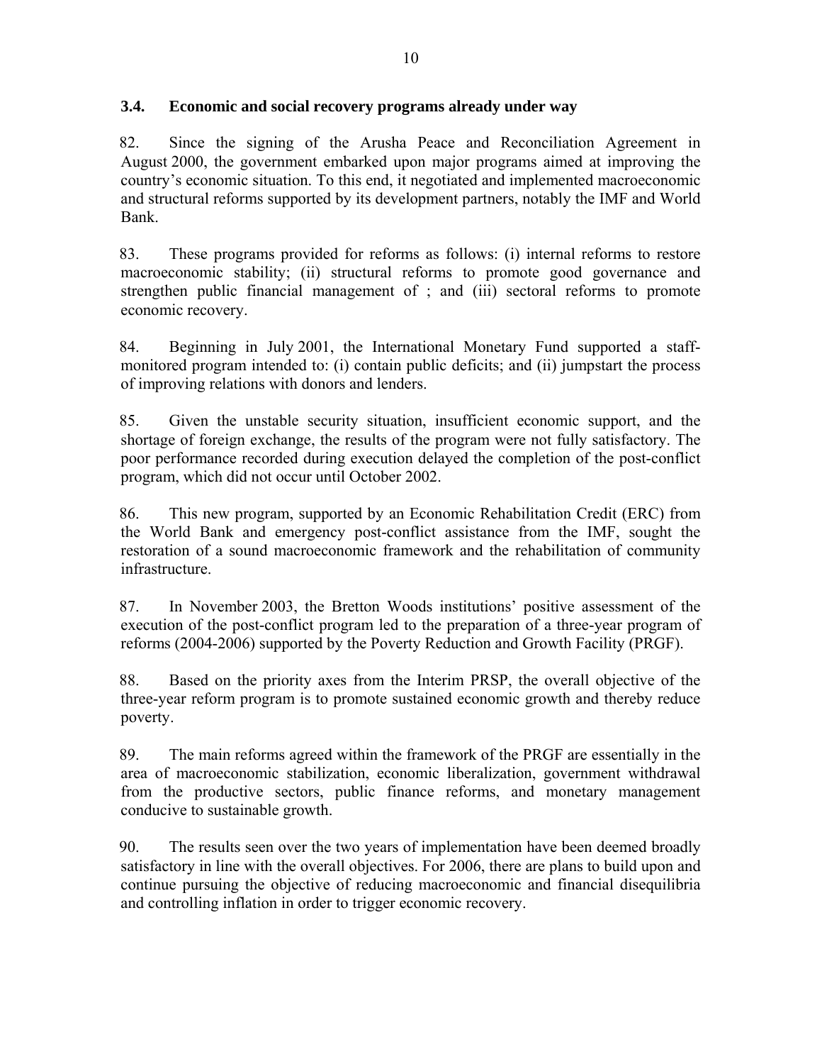### 3.4. Economic and social recovery programs already under way

82. Since the signing of the Arusha Peace and Reconciliation Agreement in August 2000, the government embarked upon major programs aimed at improving the country's economic situation. To this end, it negotiated and implemented macroeconomic and structural reforms supported by its development partners, notably the IMF and World Bank.

83. These programs provided for reforms as follows: (i) internal reforms to restore macroeconomic stability; (ii) structural reforms to promote good governance and strengthen public financial management of ; and (iii) sectoral reforms to promote economic recovery.

84. Beginning in July 2001, the International Monetary Fund supported a staff-monitored program intended to: (i) contain public deficits; and (ii) jumpstart the process of improving relations with donors and lenders.

85. Given the unstable security situation, insufficient economic support, and the shortage of foreign exchange, the results of the program were not fully satisfactory. The poor performance recorded during execution delayed the completion of the post-conflict program, which did not occur until October 2002.

86. This new program, supported by an Economic Rehabilitation Credit (ERC) from the World Bank and emergency post-conflict assistance from the IMF, sought the restoration of a sound macroeconomic framework and the rehabilitation of community infrastructure.

87. In November 2003, the Bretton Woods institutions' positive assessment of the execution of the post-conflict program led to the preparation of a three-year program of reforms (2004-2006) supported by the Poverty Reduction and Growth Facility (PRGF).

88. Based on the priority axes from the Interim PRSP, the overall objective of the three-year reform program is to promote sustained economic growth and thereby reduce poverty.

89. The main reforms agreed within the framework of the PRGF are essentially in the area of macroeconomic stabilization, economic liberalization, government withdrawal from the productive sectors, public finance reforms, and monetary management conducive to sustainable growth.

90. The results seen over the two years of implementation have been deemed broadly satisfactory in line with the overall objectives. For 2006, there are plans to build upon and continue pursuing the objective of reducing macroeconomic and financial disequilibria and controlling inflation in order to trigger economic recovery.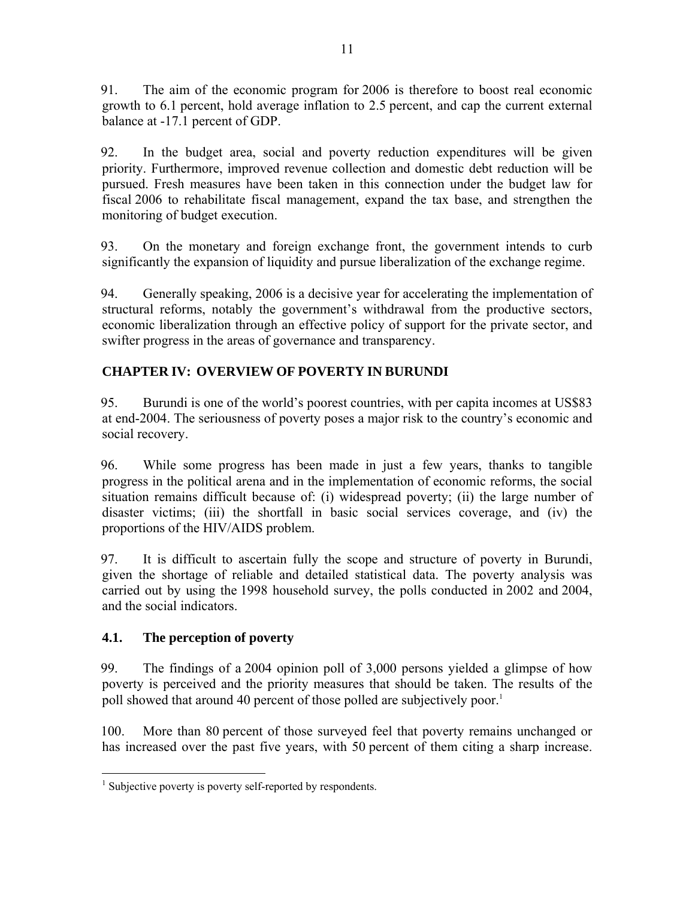91. The aim of the economic program for 2006 is therefore to boost real economic growth to 6.1 percent, hold average inflation to 2.5 percent, and cap the current external balance at -17.1 percent of GDP.

92. In the budget area, social and poverty reduction expenditures will be given priority. Furthermore, improved revenue collection and domestic debt reduction will be pursued. Fresh measures have been taken in this connection under the budget law for fiscal 2006 to rehabilitate fiscal management, expand the tax base, and strengthen the monitoring of budget execution.

93. On the monetary and foreign exchange front, the government intends to curb significantly the expansion of liquidity and pursue liberalization of the exchange regime.

94. Generally speaking, 2006 is a decisive year for accelerating the implementation of structural reforms, notably the government's withdrawal from the productive sectors, economic liberalization through an effective policy of support for the private sector, and swifter progress in the areas of governance and transparency.

## CHAPTER IV: OVERVIEW OF POVERTY IN BURUNDI

95. Burundi is one of the world's poorest countries, with per capita incomes at US$83 at end-2004. The seriousness of poverty poses a major risk to the country's economic and social recovery.

96. While some progress has been made in just a few years, thanks to tangible progress in the political arena and in the implementation of economic reforms, the social situation remains difficult because of: (i) widespread poverty; (ii) the large number of disaster victims; (iii) the shortfall in basic social services coverage, and (iv) the proportions of the HIV/AIDS problem.

97. It is difficult to ascertain fully the scope and structure of poverty in Burundi, given the shortage of reliable and detailed statistical data. The poverty analysis was carried out by using the 1998 household survey, the polls conducted in 2002 and 2004, and the social indicators.

### 4.1. The perception of poverty

99. The findings of a 2004 opinion poll of 3,000 persons yielded a glimpse of how poverty is perceived and the priority measures that should be taken. The results of the poll showed that around 40 percent of those polled are subjectively poor.[1]

100. More than 80 percent of those surveyed feel that poverty remains unchanged or has increased over the past five years, with 50 percent of them citing a sharp increase.

[1] Subjective poverty is poverty self-reported by respondents.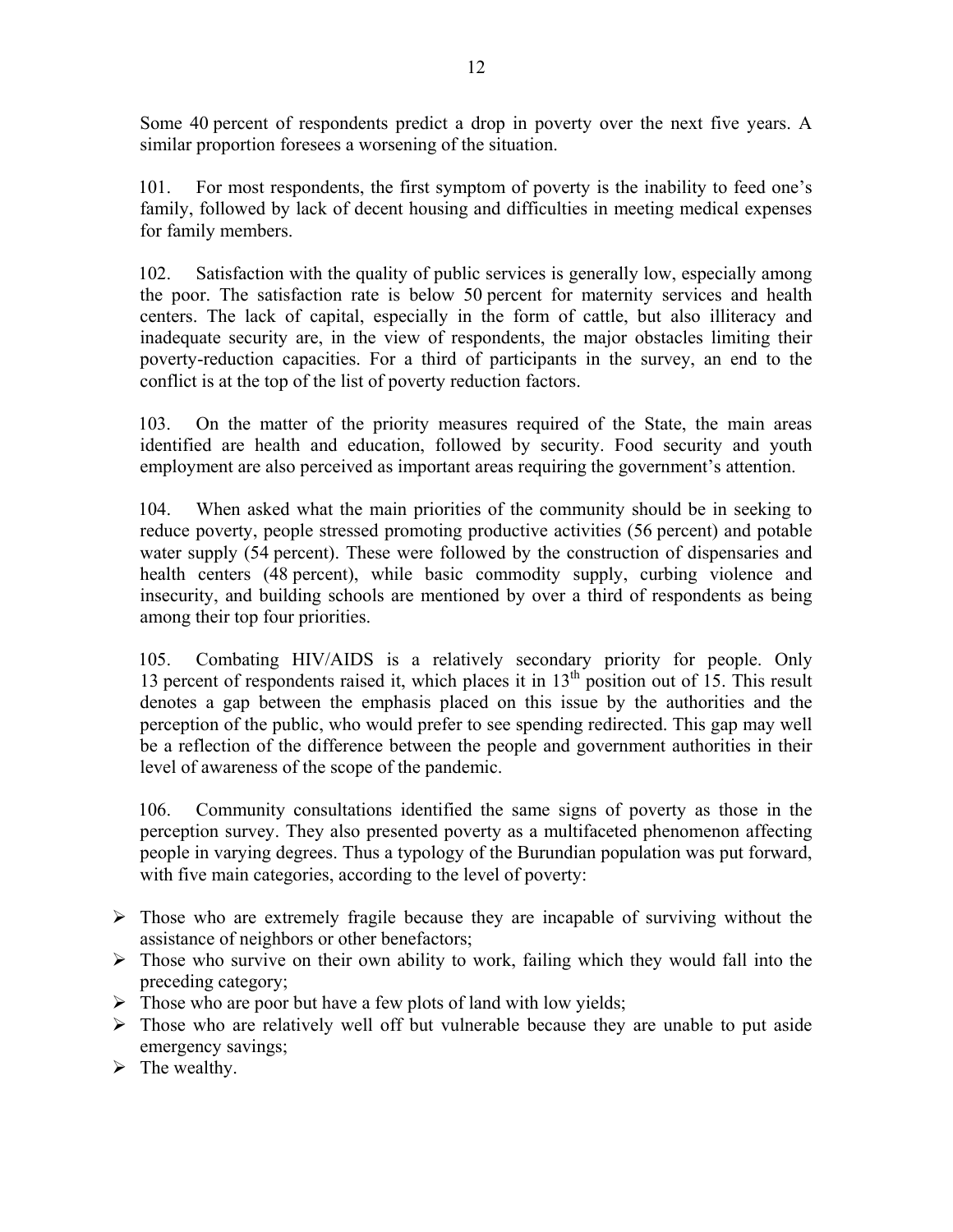Some 40 percent of respondents predict a drop in poverty over the next five years. A similar proportion foresees a worsening of the situation.

101. For most respondents, the first symptom of poverty is the inability to feed one's family, followed by lack of decent housing and difficulties in meeting medical expenses for family members.

102. Satisfaction with the quality of public services is generally low, especially among the poor. The satisfaction rate is below 50 percent for maternity services and health centers. The lack of capital, especially in the form of cattle, but also illiteracy and inadequate security are, in the view of respondents, the major obstacles limiting their poverty-reduction capacities. For a third of participants in the survey, an end to the conflict is at the top of the list of poverty reduction factors.

103. On the matter of the priority measures required of the State, the main areas identified are health and education, followed by security. Food security and youth employment are also perceived as important areas requiring the government's attention.

104. When asked what the main priorities of the community should be in seeking to reduce poverty, people stressed promoting productive activities (56 percent) and potable water supply (54 percent). These were followed by the construction of dispensaries and health centers (48 percent), while basic commodity supply, curbing violence and insecurity, and building schools are mentioned by over a third of respondents as being among their top four priorities.

105. Combating HIV/AIDS is a relatively secondary priority for people. Only 13 percent of respondents raised it, which places it in 13th position out of 15. This result denotes a gap between the emphasis placed on this issue by the authorities and the perception of the public, who would prefer to see spending redirected. This gap may well be a reflection of the difference between the people and government authorities in their level of awareness of the scope of the pandemic.

106. Community consultations identified the same signs of poverty as those in the perception survey. They also presented poverty as a multifaceted phenomenon affecting people in varying degrees. Thus a typology of the Burundian population was put forward, with five main categories, according to the level of poverty:

- Those who are extremely fragile because they are incapable of surviving without the assistance of neighbors or other benefactors;
- Those who survive on their own ability to work, failing which they would fall into the preceding category;
- Those who are poor but have a few plots of land with low yields;
- Those who are relatively well off but vulnerable because they are unable to put aside emergency savings;
- The wealthy.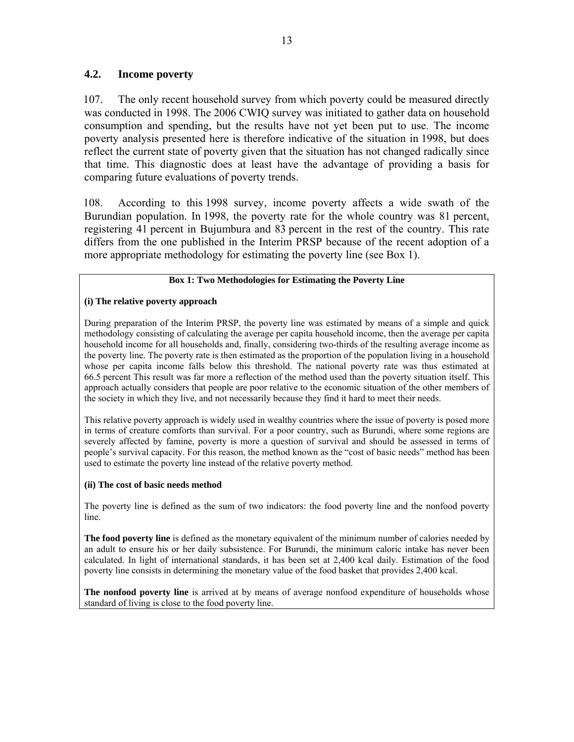## 4.2. Income poverty

107. The only recent household survey from which poverty could be measured directly was conducted in 1998. The 2006 CWIQ survey was initiated to gather data on household consumption and spending, but the results have not yet been put to use. The income poverty analysis presented here is therefore indicative of the situation in 1998, but does reflect the current state of poverty given that the situation has not changed radically since that time. This diagnostic does at least have the advantage of providing a basis for comparing future evaluations of poverty trends.

108. According to this 1998 survey, income poverty affects a wide swath of the Burundian population. In 1998, the poverty rate for the whole country was 81 percent, registering 41 percent in Bujumbura and 83 percent in the rest of the country. This rate differs from the one published in the Interim PRSP because of the recent adoption of a more appropriate methodology for estimating the poverty line (see Box 1).

**Box 1: Two Methodologies for Estimating the Poverty Line**

**(i) The relative poverty approach**

During preparation of the Interim PRSP, the poverty line was estimated by means of a simple and quick methodology consisting of calculating the average per capita household income, then the average per capita household income for all households and, finally, considering two-thirds of the resulting average income as the poverty line. The poverty rate is then estimated as the proportion of the population living in a household whose per capita income falls below this threshold. The national poverty rate was thus estimated at 66.5 percent This result was far more a reflection of the method used than the poverty situation itself. This approach actually considers that people are poor relative to the economic situation of the other members of the society in which they live, and not necessarily because they find it hard to meet their needs.

This relative poverty approach is widely used in wealthy countries where the issue of poverty is posed more in terms of creature comforts than survival. For a poor country, such as Burundi, where some regions are severely affected by famine, poverty is more a question of survival and should be assessed in terms of people's survival capacity. For this reason, the method known as the "cost of basic needs" method has been used to estimate the poverty line instead of the relative poverty method.

**(ii) The cost of basic needs method**

The poverty line is defined as the sum of two indicators: the food poverty line and the nonfood poverty line.

**The food poverty line** is defined as the monetary equivalent of the minimum number of calories needed by an adult to ensure his or her daily subsistence. For Burundi, the minimum caloric intake has never been calculated. In light of international standards, it has been set at 2,400 kcal daily. Estimation of the food poverty line consists in determining the monetary value of the food basket that provides 2,400 kcal.

**The nonfood poverty line** is arrived at by means of average nonfood expenditure of households whose standard of living is close to the food poverty line.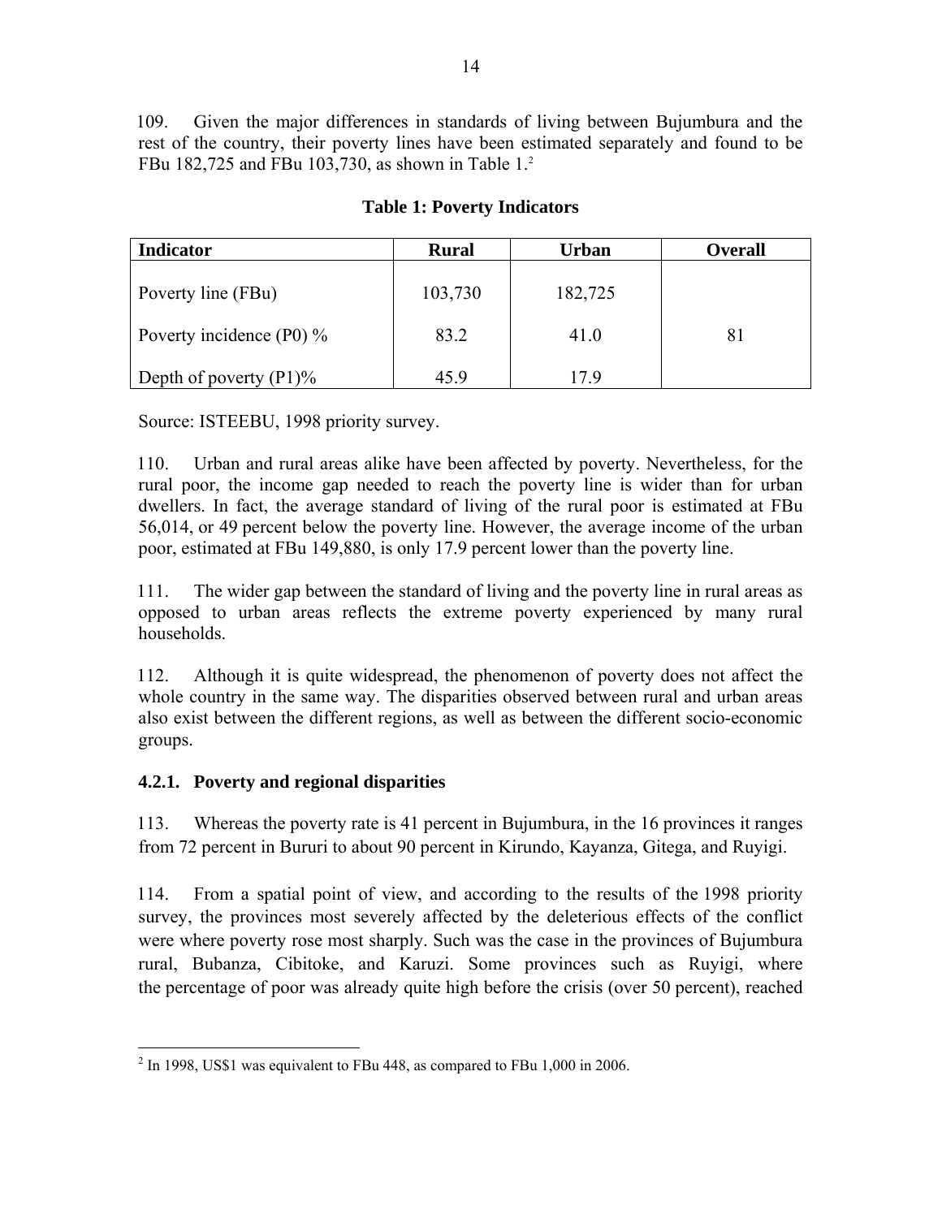109. Given the major differences in standards of living between Bujumbura and the rest of the country, their poverty lines have been estimated separately and found to be FBu 182,725 and FBu 103,730, as shown in Table 1.[2]

**Table 1: Poverty Indicators**

| Indicator | Rural | Urban | Overall |
|---|---|---|---|
| Poverty line (FBu) | 103,730 | 182,725 | |
| Poverty incidence (P0) % | 83.2 | 41.0 | 81 |
| Depth of poverty (P1)% | 45.9 | 17.9 | |

Source: ISTEEBU, 1998 priority survey.

110. Urban and rural areas alike have been affected by poverty. Nevertheless, for the rural poor, the income gap needed to reach the poverty line is wider than for urban dwellers. In fact, the average standard of living of the rural poor is estimated at FBu 56,014, or 49 percent below the poverty line. However, the average income of the urban poor, estimated at FBu 149,880, is only 17.9 percent lower than the poverty line.

111. The wider gap between the standard of living and the poverty line in rural areas as opposed to urban areas reflects the extreme poverty experienced by many rural households.

112. Although it is quite widespread, the phenomenon of poverty does not affect the whole country in the same way. The disparities observed between rural and urban areas also exist between the different regions, as well as between the different socio-economic groups.

### 4.2.1. Poverty and regional disparities

113. Whereas the poverty rate is 41 percent in Bujumbura, in the 16 provinces it ranges from 72 percent in Bururi to about 90 percent in Kirundo, Kayanza, Gitega, and Ruyigi.

114. From a spatial point of view, and according to the results of the 1998 priority survey, the provinces most severely affected by the deleterious effects of the conflict were where poverty rose most sharply. Such was the case in the provinces of Bujumbura rural, Bubanza, Cibitoke, and Karuzi. Some provinces such as Ruyigi, where the percentage of poor was already quite high before the crisis (over 50 percent), reached

[2] In 1998, US$1 was equivalent to FBu 448, as compared to FBu 1,000 in 2006.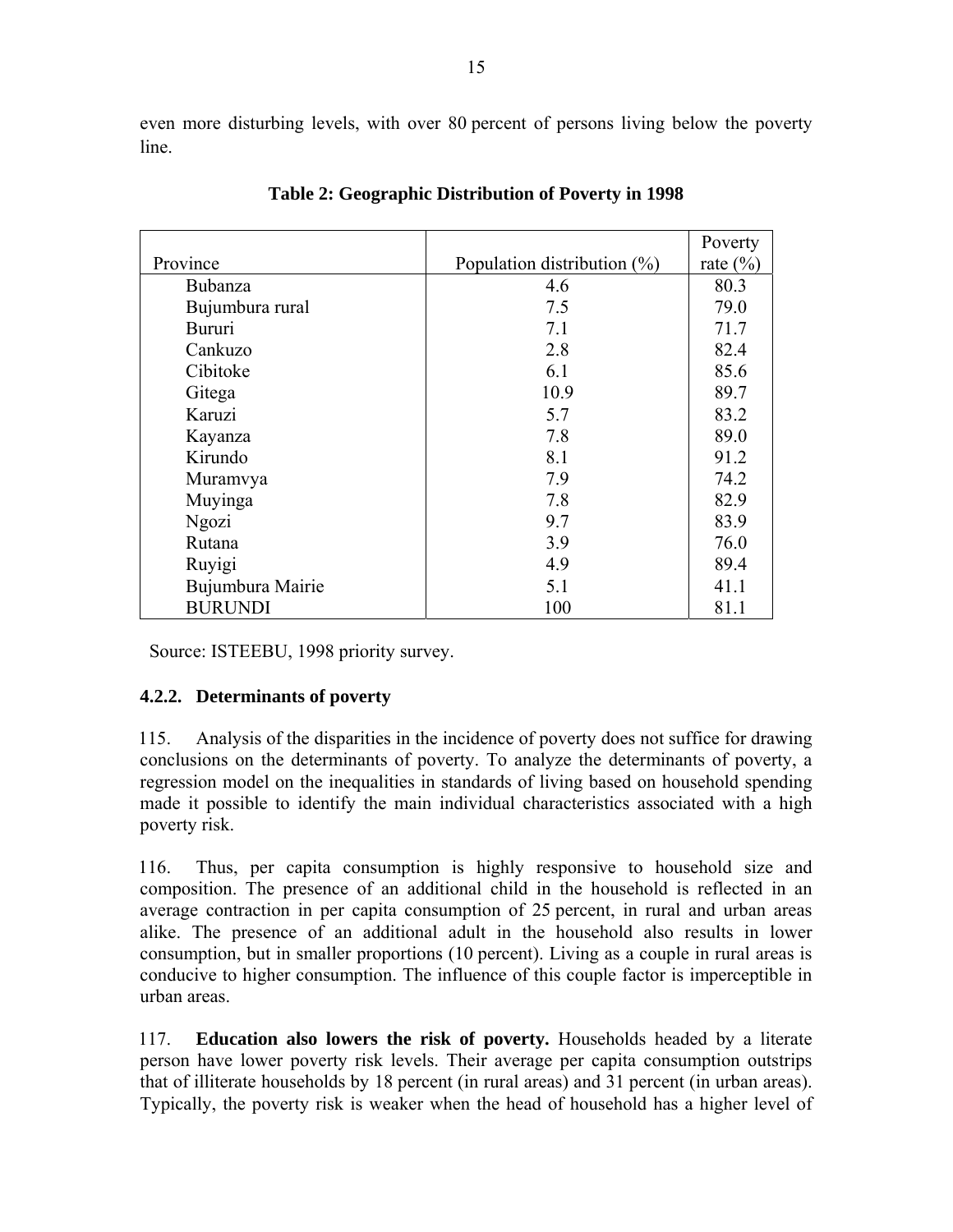even more disturbing levels, with over 80 percent of persons living below the poverty line.

**Table 2: Geographic Distribution of Poverty in 1998**

| Province | Population distribution (%) | Poverty rate (%) |
|---|---|---|
| Bubanza | 4.6 | 80.3 |
| Bujumbura rural | 7.5 | 79.0 |
| Bururi | 7.1 | 71.7 |
| Cankuzo | 2.8 | 82.4 |
| Cibitoke | 6.1 | 85.6 |
| Gitega | 10.9 | 89.7 |
| Karuzi | 5.7 | 83.2 |
| Kayanza | 7.8 | 89.0 |
| Kirundo | 8.1 | 91.2 |
| Muramvya | 7.9 | 74.2 |
| Muyinga | 7.8 | 82.9 |
| Ngozi | 9.7 | 83.9 |
| Rutana | 3.9 | 76.0 |
| Ruyigi | 4.9 | 89.4 |
| Bujumbura Mairie | 5.1 | 41.1 |
| BURUNDI | 100 | 81.1 |

Source: ISTEEBU, 1998 priority survey.

### 4.2.2. Determinants of poverty

115. Analysis of the disparities in the incidence of poverty does not suffice for drawing conclusions on the determinants of poverty. To analyze the determinants of poverty, a regression model on the inequalities in standards of living based on household spending made it possible to identify the main individual characteristics associated with a high poverty risk.

116. Thus, per capita consumption is highly responsive to household size and composition. The presence of an additional child in the household is reflected in an average contraction in per capita consumption of 25 percent, in rural and urban areas alike. The presence of an additional adult in the household also results in lower consumption, but in smaller proportions (10 percent). Living as a couple in rural areas is conducive to higher consumption. The influence of this couple factor is imperceptible in urban areas.

117. **Education also lowers the risk of poverty.** Households headed by a literate person have lower poverty risk levels. Their average per capita consumption outstrips that of illiterate households by 18 percent (in rural areas) and 31 percent (in urban areas). Typically, the poverty risk is weaker when the head of household has a higher level of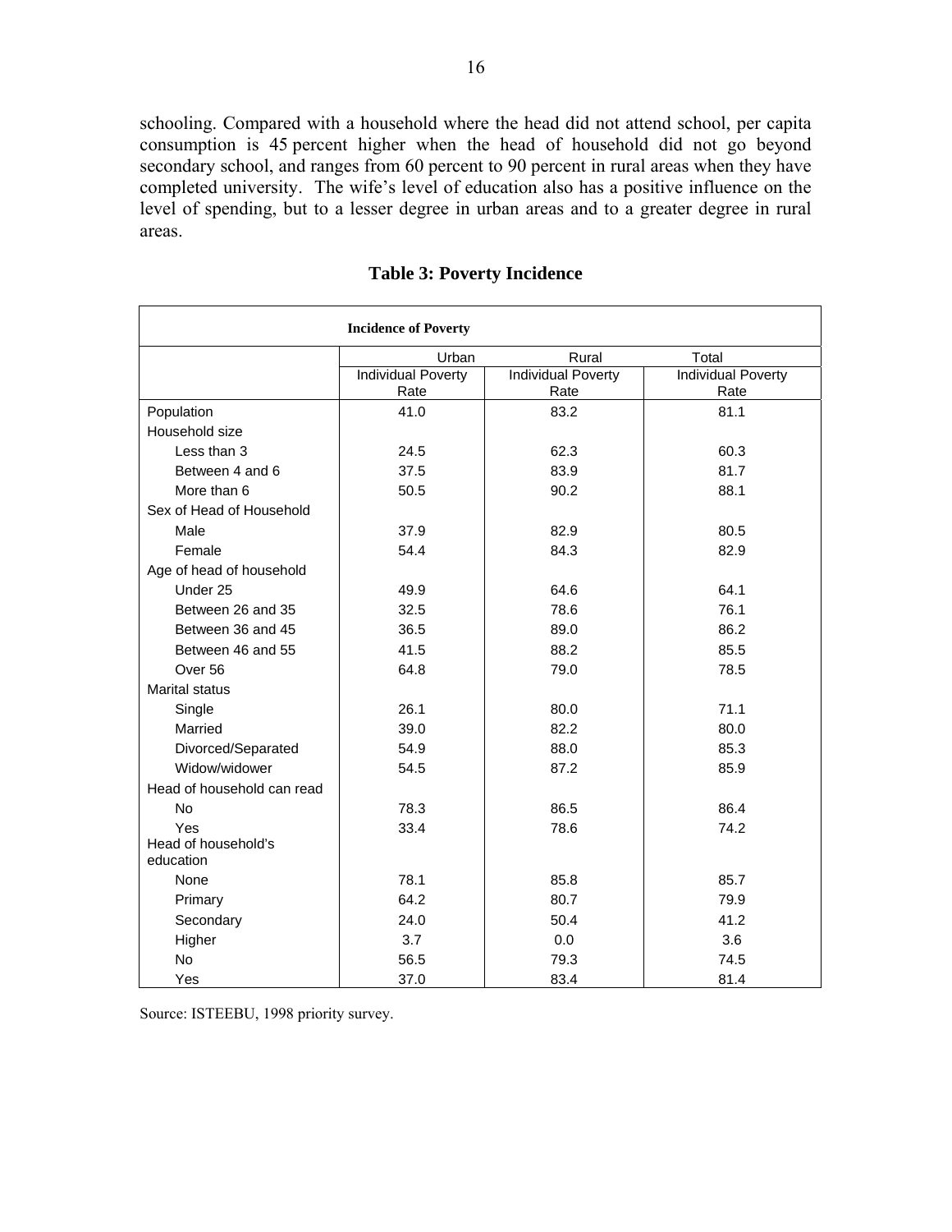schooling. Compared with a household where the head did not attend school, per capita consumption is 45 percent higher when the head of household did not go beyond secondary school, and ranges from 60 percent to 90 percent in rural areas when they have completed university. The wife's level of education also has a positive influence on the level of spending, but to a lesser degree in urban areas and to a greater degree in rural areas.

**Table 3: Poverty Incidence**

| Incidence of Poverty | | | |
|---|---|---|---|
| | Urban | Rural | Total |
| | Individual Poverty Rate | Individual Poverty Rate | Individual Poverty Rate |
| Population | 41.0 | 83.2 | 81.1 |
| Household size | | | |
| Less than 3 | 24.5 | 62.3 | 60.3 |
| Between 4 and 6 | 37.5 | 83.9 | 81.7 |
| More than 6 | 50.5 | 90.2 | 88.1 |
| Sex of Head of Household | | | |
| Male | 37.9 | 82.9 | 80.5 |
| Female | 54.4 | 84.3 | 82.9 |
| Age of head of household | | | |
| Under 25 | 49.9 | 64.6 | 64.1 |
| Between 26 and 35 | 32.5 | 78.6 | 76.1 |
| Between 36 and 45 | 36.5 | 89.0 | 86.2 |
| Between 46 and 55 | 41.5 | 88.2 | 85.5 |
| Over 56 | 64.8 | 79.0 | 78.5 |
| Marital status | | | |
| Single | 26.1 | 80.0 | 71.1 |
| Married | 39.0 | 82.2 | 80.0 |
| Divorced/Separated | 54.9 | 88.0 | 85.3 |
| Widow/widower | 54.5 | 87.2 | 85.9 |
| Head of household can read | | | |
| No | 78.3 | 86.5 | 86.4 |
| Yes | 33.4 | 78.6 | 74.2 |
| Head of household's education | | | |
| None | 78.1 | 85.8 | 85.7 |
| Primary | 64.2 | 80.7 | 79.9 |
| Secondary | 24.0 | 50.4 | 41.2 |
| Higher | 3.7 | 0.0 | 3.6 |
| No | 56.5 | 79.3 | 74.5 |
| Yes | 37.0 | 83.4 | 81.4 |

Source: ISTEEBU, 1998 priority survey.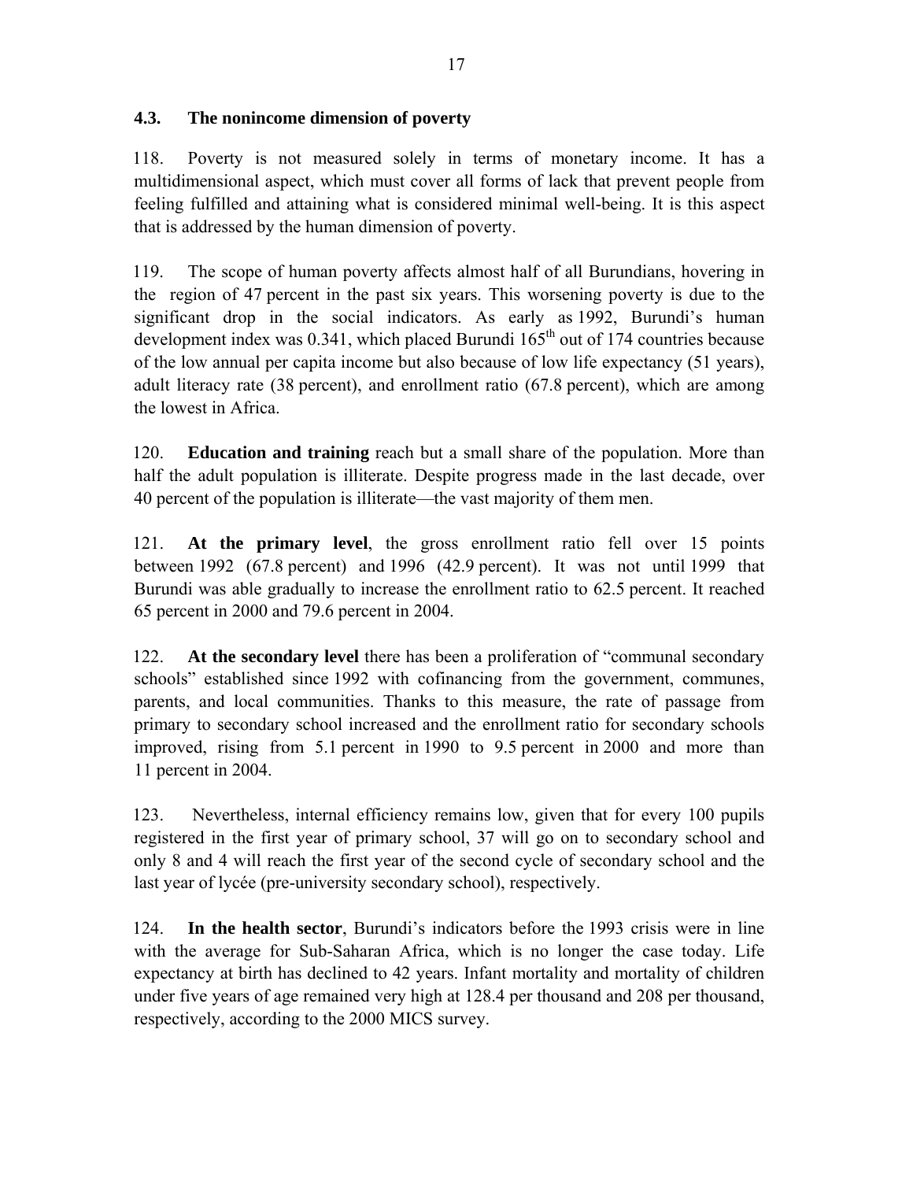### 4.3. The nonincome dimension of poverty

118. Poverty is not measured solely in terms of monetary income. It has a multidimensional aspect, which must cover all forms of lack that prevent people from feeling fulfilled and attaining what is considered minimal well-being. It is this aspect that is addressed by the human dimension of poverty.

119. The scope of human poverty affects almost half of all Burundians, hovering in the region of 47 percent in the past six years. This worsening poverty is due to the significant drop in the social indicators. As early as 1992, Burundi's human development index was 0.341, which placed Burundi 165th out of 174 countries because of the low annual per capita income but also because of low life expectancy (51 years), adult literacy rate (38 percent), and enrollment ratio (67.8 percent), which are among the lowest in Africa.

120. **Education and training** reach but a small share of the population. More than half the adult population is illiterate. Despite progress made in the last decade, over 40 percent of the population is illiterate—the vast majority of them men.

121. **At the primary level**, the gross enrollment ratio fell over 15 points between 1992 (67.8 percent) and 1996 (42.9 percent). It was not until 1999 that Burundi was able gradually to increase the enrollment ratio to 62.5 percent. It reached 65 percent in 2000 and 79.6 percent in 2004.

122. **At the secondary level** there has been a proliferation of "communal secondary schools" established since 1992 with cofinancing from the government, communes, parents, and local communities. Thanks to this measure, the rate of passage from primary to secondary school increased and the enrollment ratio for secondary schools improved, rising from 5.1 percent in 1990 to 9.5 percent in 2000 and more than 11 percent in 2004.

123. Nevertheless, internal efficiency remains low, given that for every 100 pupils registered in the first year of primary school, 37 will go on to secondary school and only 8 and 4 will reach the first year of the second cycle of secondary school and the last year of lycée (pre-university secondary school), respectively.

124. **In the health sector**, Burundi's indicators before the 1993 crisis were in line with the average for Sub-Saharan Africa, which is no longer the case today. Life expectancy at birth has declined to 42 years. Infant mortality and mortality of children under five years of age remained very high at 128.4 per thousand and 208 per thousand, respectively, according to the 2000 MICS survey.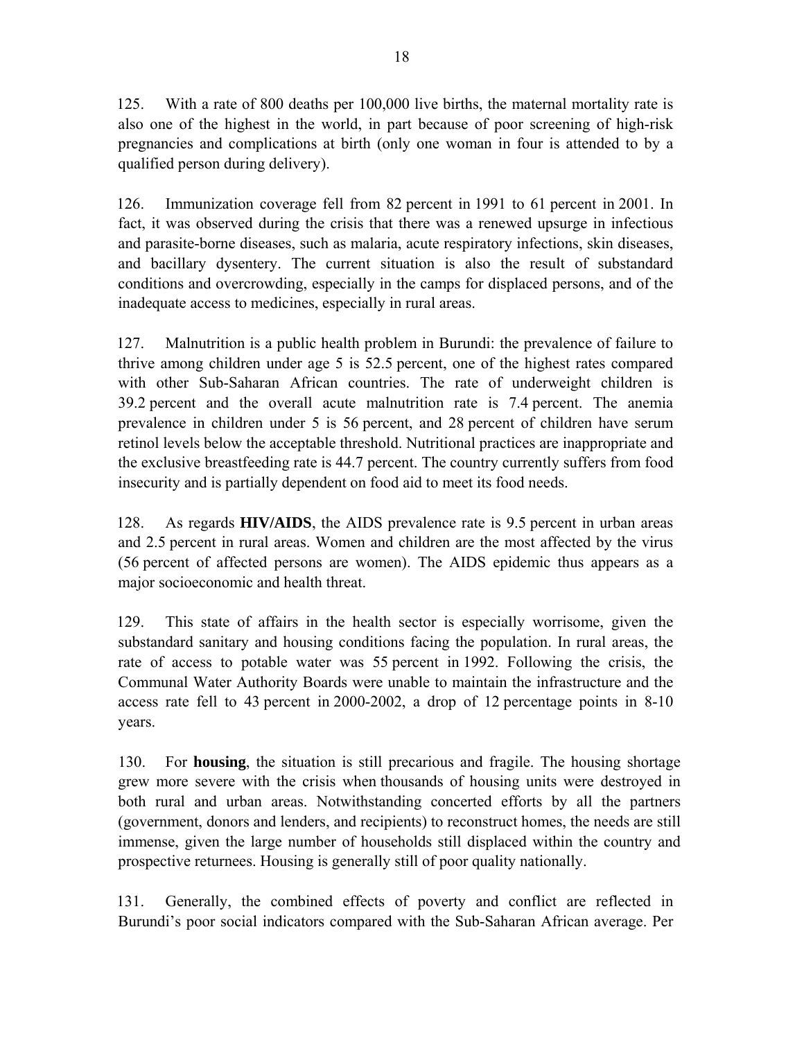125. With a rate of 800 deaths per 100,000 live births, the maternal mortality rate is also one of the highest in the world, in part because of poor screening of high-risk pregnancies and complications at birth (only one woman in four is attended to by a qualified person during delivery).

126. Immunization coverage fell from 82 percent in 1991 to 61 percent in 2001. In fact, it was observed during the crisis that there was a renewed upsurge in infectious and parasite-borne diseases, such as malaria, acute respiratory infections, skin diseases, and bacillary dysentery. The current situation is also the result of substandard conditions and overcrowding, especially in the camps for displaced persons, and of the inadequate access to medicines, especially in rural areas.

127. Malnutrition is a public health problem in Burundi: the prevalence of failure to thrive among children under age 5 is 52.5 percent, one of the highest rates compared with other Sub-Saharan African countries. The rate of underweight children is 39.2 percent and the overall acute malnutrition rate is 7.4 percent. The anemia prevalence in children under 5 is 56 percent, and 28 percent of children have serum retinol levels below the acceptable threshold. Nutritional practices are inappropriate and the exclusive breastfeeding rate is 44.7 percent. The country currently suffers from food insecurity and is partially dependent on food aid to meet its food needs.

128. As regards **HIV/AIDS**, the AIDS prevalence rate is 9.5 percent in urban areas and 2.5 percent in rural areas. Women and children are the most affected by the virus (56 percent of affected persons are women). The AIDS epidemic thus appears as a major socioeconomic and health threat.

129. This state of affairs in the health sector is especially worrisome, given the substandard sanitary and housing conditions facing the population. In rural areas, the rate of access to potable water was 55 percent in 1992. Following the crisis, the Communal Water Authority Boards were unable to maintain the infrastructure and the access rate fell to 43 percent in 2000-2002, a drop of 12 percentage points in 8-10 years.

130. For **housing**, the situation is still precarious and fragile. The housing shortage grew more severe with the crisis when thousands of housing units were destroyed in both rural and urban areas. Notwithstanding concerted efforts by all the partners (government, donors and lenders, and recipients) to reconstruct homes, the needs are still immense, given the large number of households still displaced within the country and prospective returnees. Housing is generally still of poor quality nationally.

131. Generally, the combined effects of poverty and conflict are reflected in Burundi's poor social indicators compared with the Sub-Saharan African average. Per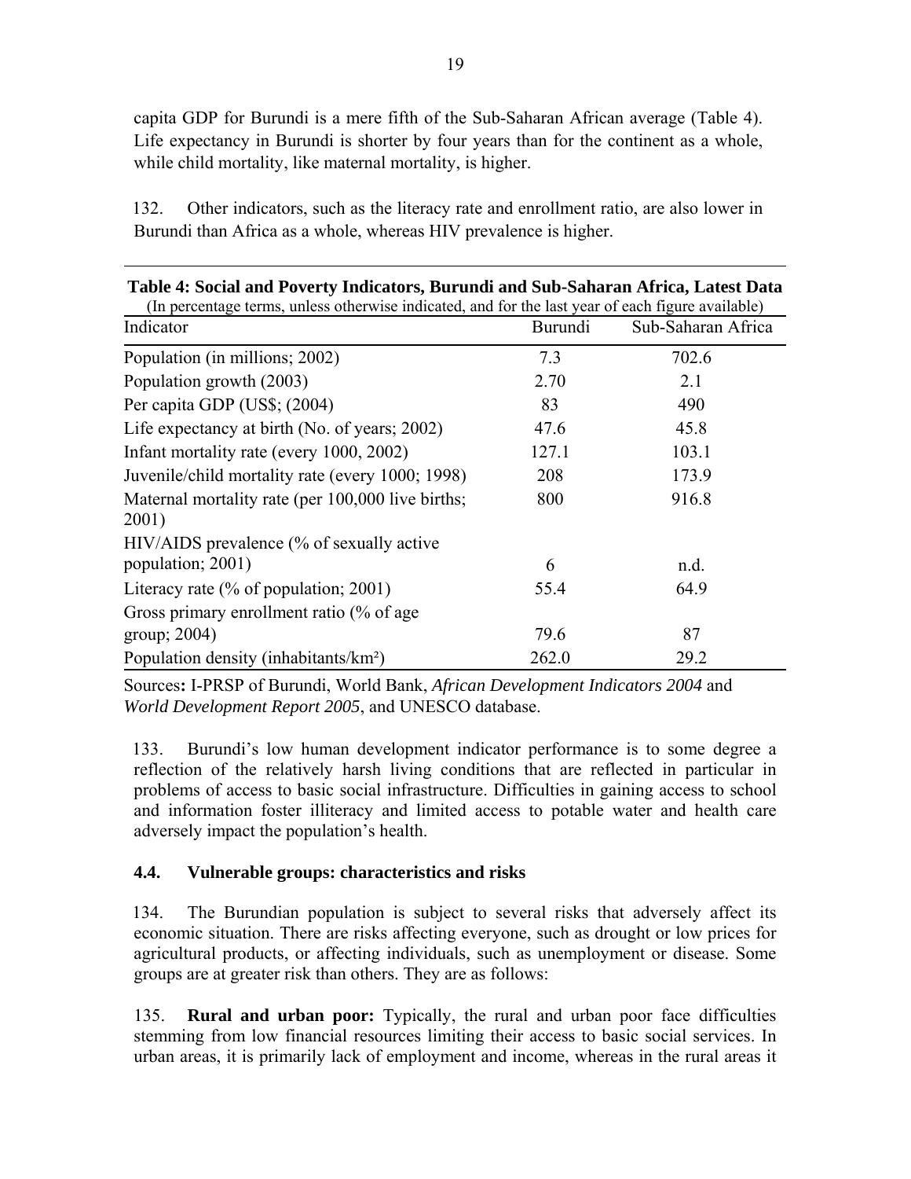capita GDP for Burundi is a mere fifth of the Sub-Saharan African average (Table 4). Life expectancy in Burundi is shorter by four years than for the continent as a whole, while child mortality, like maternal mortality, is higher.

132. Other indicators, such as the literacy rate and enrollment ratio, are also lower in Burundi than Africa as a whole, whereas HIV prevalence is higher.

**Table 4: Social and Poverty Indicators, Burundi and Sub-Saharan Africa, Latest Data**

(In percentage terms, unless otherwise indicated, and for the last year of each figure available)

| Indicator | Burundi | Sub-Saharan Africa |
|---|---|---|
| Population (in millions; 2002) | 7.3 | 702.6 |
| Population growth (2003) | 2.70 | 2.1 |
| Per capita GDP (US$; (2004) | 83 | 490 |
| Life expectancy at birth (No. of years; 2002) | 47.6 | 45.8 |
| Infant mortality rate (every 1000, 2002) | 127.1 | 103.1 |
| Juvenile/child mortality rate (every 1000; 1998) | 208 | 173.9 |
| Maternal mortality rate (per 100,000 live births; 2001) | 800 | 916.8 |
| HIV/AIDS prevalence (% of sexually active population; 2001) | 6 | n.d. |
| Literacy rate (% of population; 2001) | 55.4 | 64.9 |
| Gross primary enrollment ratio (% of age group; 2004) | 79.6 | 87 |
| Population density (inhabitants/km²) | 262.0 | 29.2 |

Sources**:** I-PRSP of Burundi, World Bank, *African Development Indicators 2004* and *World Development Report 2005*, and UNESCO database.

133. Burundi's low human development indicator performance is to some degree a reflection of the relatively harsh living conditions that are reflected in particular in problems of access to basic social infrastructure. Difficulties in gaining access to school and information foster illiteracy and limited access to potable water and health care adversely impact the population's health.

### 4.4. Vulnerable groups: characteristics and risks

134. The Burundian population is subject to several risks that adversely affect its economic situation. There are risks affecting everyone, such as drought or low prices for agricultural products, or affecting individuals, such as unemployment or disease. Some groups are at greater risk than others. They are as follows:

135. **Rural and urban poor:** Typically, the rural and urban poor face difficulties stemming from low financial resources limiting their access to basic social services. In urban areas, it is primarily lack of employment and income, whereas in the rural areas it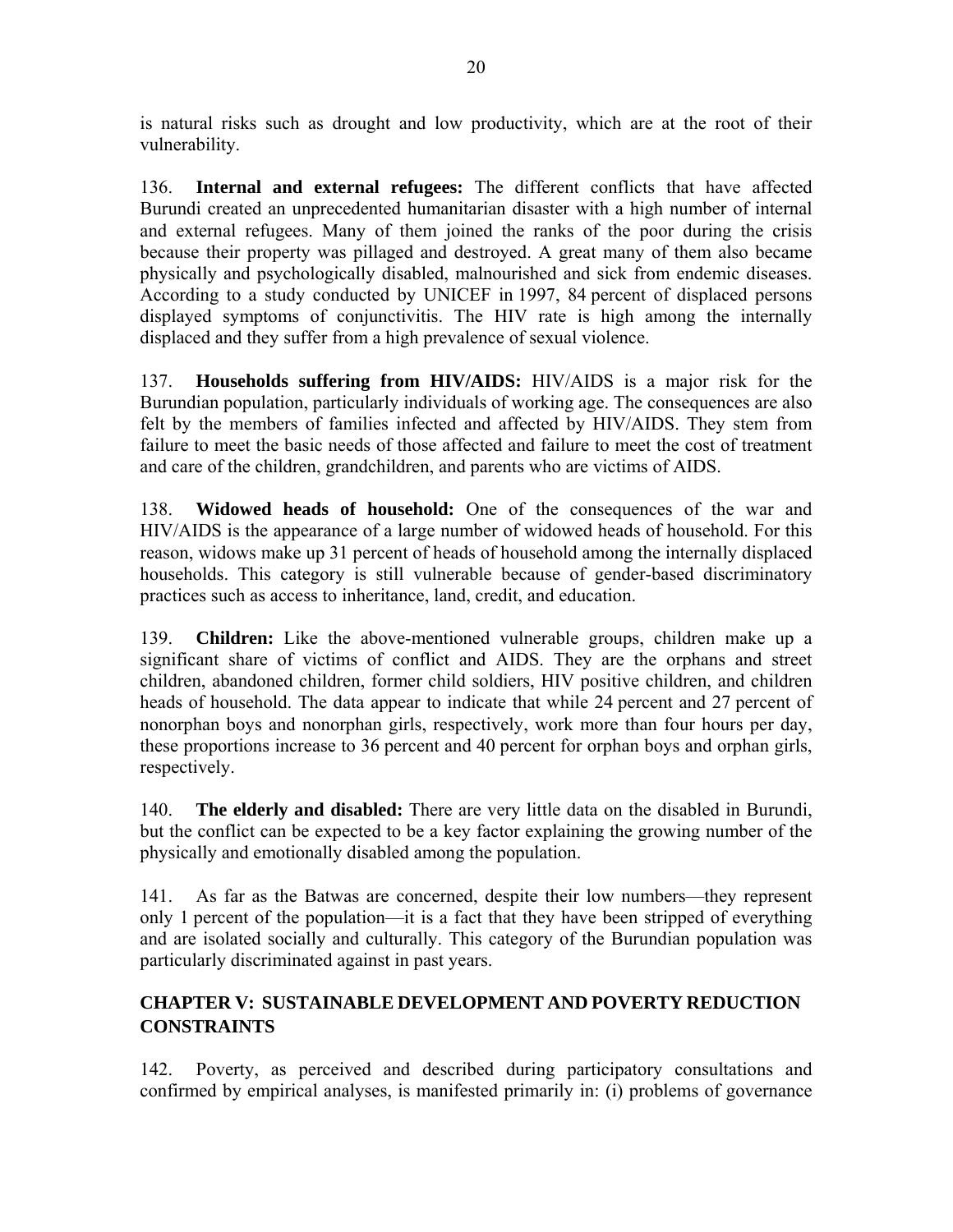is natural risks such as drought and low productivity, which are at the root of their vulnerability.

136. **Internal and external refugees:** The different conflicts that have affected Burundi created an unprecedented humanitarian disaster with a high number of internal and external refugees. Many of them joined the ranks of the poor during the crisis because their property was pillaged and destroyed. A great many of them also became physically and psychologically disabled, malnourished and sick from endemic diseases. According to a study conducted by UNICEF in 1997, 84 percent of displaced persons displayed symptoms of conjunctivitis. The HIV rate is high among the internally displaced and they suffer from a high prevalence of sexual violence.

137. **Households suffering from HIV/AIDS:** HIV/AIDS is a major risk for the Burundian population, particularly individuals of working age. The consequences are also felt by the members of families infected and affected by HIV/AIDS. They stem from failure to meet the basic needs of those affected and failure to meet the cost of treatment and care of the children, grandchildren, and parents who are victims of AIDS.

138. **Widowed heads of household:** One of the consequences of the war and HIV/AIDS is the appearance of a large number of widowed heads of household. For this reason, widows make up 31 percent of heads of household among the internally displaced households. This category is still vulnerable because of gender-based discriminatory practices such as access to inheritance, land, credit, and education.

139. **Children:** Like the above-mentioned vulnerable groups, children make up a significant share of victims of conflict and AIDS. They are the orphans and street children, abandoned children, former child soldiers, HIV positive children, and children heads of household. The data appear to indicate that while 24 percent and 27 percent of nonorphan boys and nonorphan girls, respectively, work more than four hours per day, these proportions increase to 36 percent and 40 percent for orphan boys and orphan girls, respectively.

140. **The elderly and disabled:** There are very little data on the disabled in Burundi, but the conflict can be expected to be a key factor explaining the growing number of the physically and emotionally disabled among the population.

141. As far as the Batwas are concerned, despite their low numbers—they represent only 1 percent of the population—it is a fact that they have been stripped of everything and are isolated socially and culturally. This category of the Burundian population was particularly discriminated against in past years.

## CHAPTER V: SUSTAINABLE DEVELOPMENT AND POVERTY REDUCTION CONSTRAINTS

142. Poverty, as perceived and described during participatory consultations and confirmed by empirical analyses, is manifested primarily in: (i) problems of governance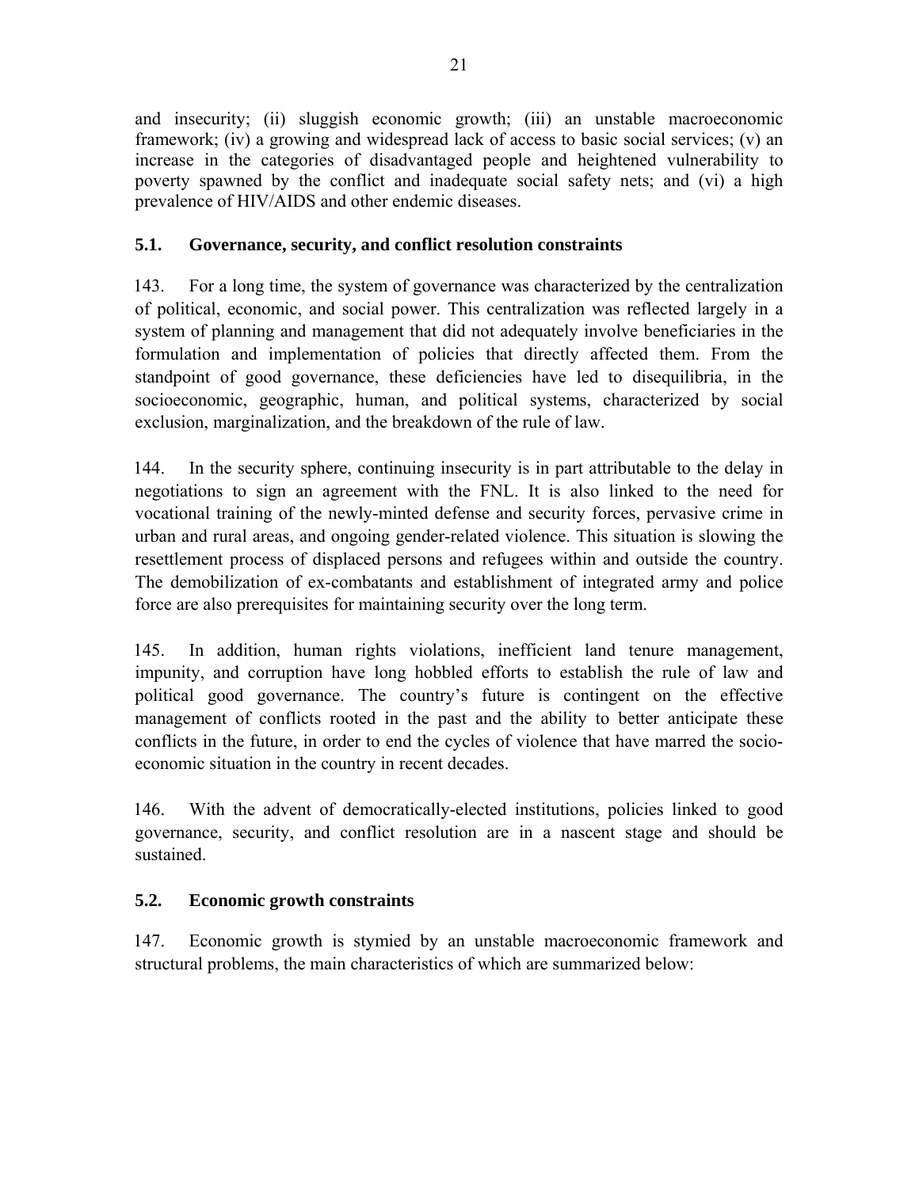and insecurity; (ii) sluggish economic growth; (iii) an unstable macroeconomic framework; (iv) a growing and widespread lack of access to basic social services; (v) an increase in the categories of disadvantaged people and heightened vulnerability to poverty spawned by the conflict and inadequate social safety nets; and (vi) a high prevalence of HIV/AIDS and other endemic diseases.

### 5.1. Governance, security, and conflict resolution constraints

143. For a long time, the system of governance was characterized by the centralization of political, economic, and social power. This centralization was reflected largely in a system of planning and management that did not adequately involve beneficiaries in the formulation and implementation of policies that directly affected them. From the standpoint of good governance, these deficiencies have led to disequilibria, in the socioeconomic, geographic, human, and political systems, characterized by social exclusion, marginalization, and the breakdown of the rule of law.

144. In the security sphere, continuing insecurity is in part attributable to the delay in negotiations to sign an agreement with the FNL. It is also linked to the need for vocational training of the newly-minted defense and security forces, pervasive crime in urban and rural areas, and ongoing gender-related violence. This situation is slowing the resettlement process of displaced persons and refugees within and outside the country. The demobilization of ex-combatants and establishment of integrated army and police force are also prerequisites for maintaining security over the long term.

145. In addition, human rights violations, inefficient land tenure management, impunity, and corruption have long hobbled efforts to establish the rule of law and political good governance. The country's future is contingent on the effective management of conflicts rooted in the past and the ability to better anticipate these conflicts in the future, in order to end the cycles of violence that have marred the socio-economic situation in the country in recent decades.

146. With the advent of democratically-elected institutions, policies linked to good governance, security, and conflict resolution are in a nascent stage and should be sustained.

### 5.2. Economic growth constraints

147. Economic growth is stymied by an unstable macroeconomic framework and structural problems, the main characteristics of which are summarized below: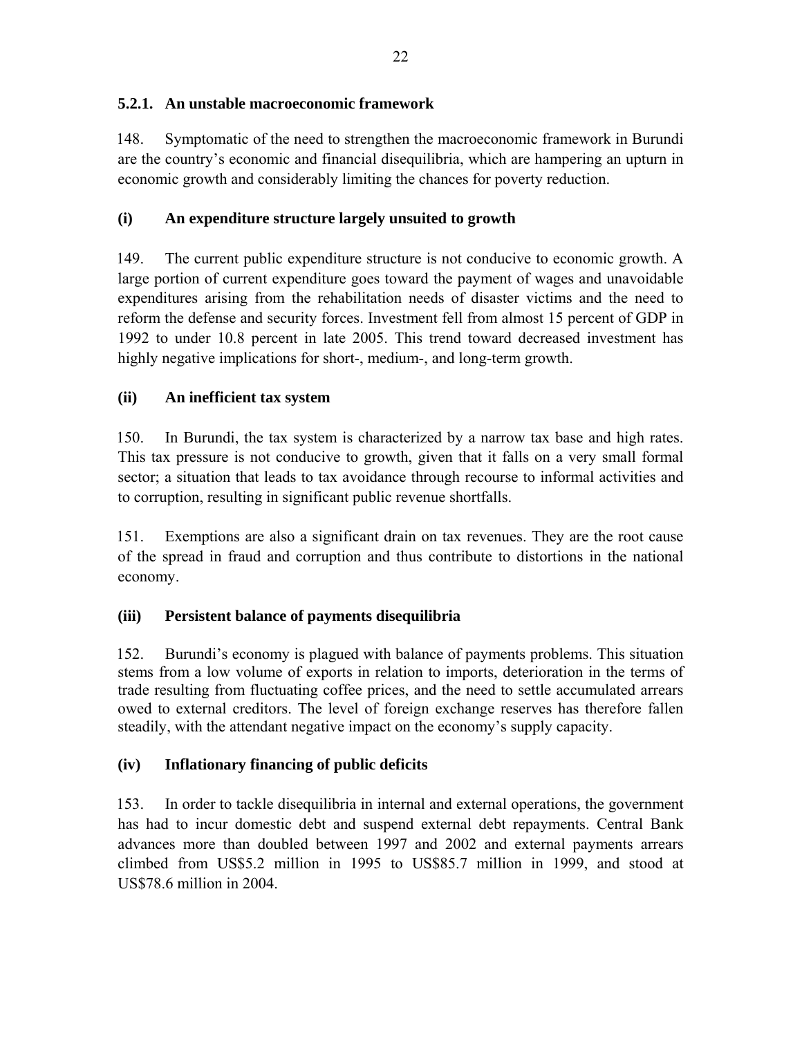### 5.2.1. An unstable macroeconomic framework

148. Symptomatic of the need to strengthen the macroeconomic framework in Burundi are the country's economic and financial disequilibria, which are hampering an upturn in economic growth and considerably limiting the chances for poverty reduction.

#### (i) An expenditure structure largely unsuited to growth

149. The current public expenditure structure is not conducive to economic growth. A large portion of current expenditure goes toward the payment of wages and unavoidable expenditures arising from the rehabilitation needs of disaster victims and the need to reform the defense and security forces. Investment fell from almost 15 percent of GDP in 1992 to under 10.8 percent in late 2005. This trend toward decreased investment has highly negative implications for short-, medium-, and long-term growth.

#### (ii) An inefficient tax system

150. In Burundi, the tax system is characterized by a narrow tax base and high rates. This tax pressure is not conducive to growth, given that it falls on a very small formal sector; a situation that leads to tax avoidance through recourse to informal activities and to corruption, resulting in significant public revenue shortfalls.

151. Exemptions are also a significant drain on tax revenues. They are the root cause of the spread in fraud and corruption and thus contribute to distortions in the national economy.

#### (iii) Persistent balance of payments disequilibria

152. Burundi's economy is plagued with balance of payments problems. This situation stems from a low volume of exports in relation to imports, deterioration in the terms of trade resulting from fluctuating coffee prices, and the need to settle accumulated arrears owed to external creditors. The level of foreign exchange reserves has therefore fallen steadily, with the attendant negative impact on the economy's supply capacity.

#### (iv) Inflationary financing of public deficits

153. In order to tackle disequilibria in internal and external operations, the government has had to incur domestic debt and suspend external debt repayments. Central Bank advances more than doubled between 1997 and 2002 and external payments arrears climbed from US$5.2 million in 1995 to US$85.7 million in 1999, and stood at US$78.6 million in 2004.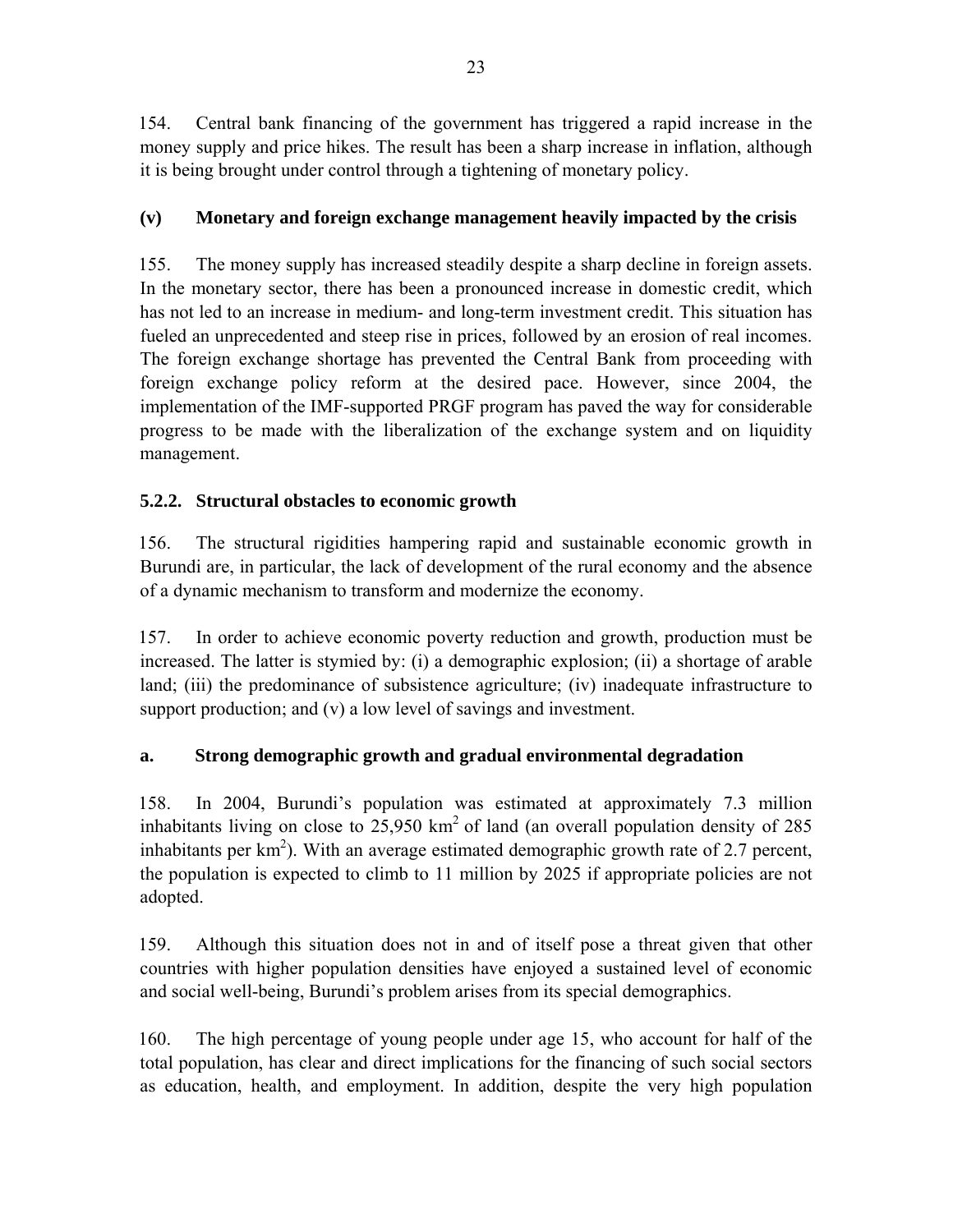154. Central bank financing of the government has triggered a rapid increase in the money supply and price hikes. The result has been a sharp increase in inflation, although it is being brought under control through a tightening of monetary policy.

### (v) Monetary and foreign exchange management heavily impacted by the crisis

155. The money supply has increased steadily despite a sharp decline in foreign assets. In the monetary sector, there has been a pronounced increase in domestic credit, which has not led to an increase in medium- and long-term investment credit. This situation has fueled an unprecedented and steep rise in prices, followed by an erosion of real incomes. The foreign exchange shortage has prevented the Central Bank from proceeding with foreign exchange policy reform at the desired pace. However, since 2004, the implementation of the IMF-supported PRGF program has paved the way for considerable progress to be made with the liberalization of the exchange system and on liquidity management.

### 5.2.2. Structural obstacles to economic growth

156. The structural rigidities hampering rapid and sustainable economic growth in Burundi are, in particular, the lack of development of the rural economy and the absence of a dynamic mechanism to transform and modernize the economy.

157. In order to achieve economic poverty reduction and growth, production must be increased. The latter is stymied by: (i) a demographic explosion; (ii) a shortage of arable land; (iii) the predominance of subsistence agriculture; (iv) inadequate infrastructure to support production; and (v) a low level of savings and investment.

### a. Strong demographic growth and gradual environmental degradation

158. In 2004, Burundi's population was estimated at approximately 7.3 million inhabitants living on close to 25,950 km$^2$ of land (an overall population density of 285 inhabitants per km$^2$). With an average estimated demographic growth rate of 2.7 percent, the population is expected to climb to 11 million by 2025 if appropriate policies are not adopted.

159. Although this situation does not in and of itself pose a threat given that other countries with higher population densities have enjoyed a sustained level of economic and social well-being, Burundi's problem arises from its special demographics.

160. The high percentage of young people under age 15, who account for half of the total population, has clear and direct implications for the financing of such social sectors as education, health, and employment. In addition, despite the very high population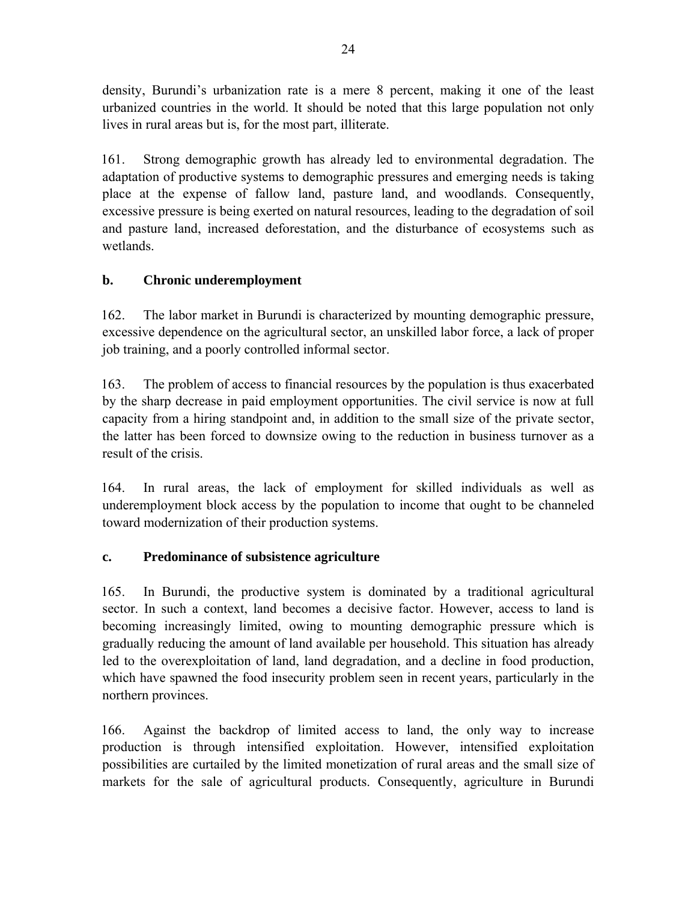density, Burundi's urbanization rate is a mere 8 percent, making it one of the least urbanized countries in the world. It should be noted that this large population not only lives in rural areas but is, for the most part, illiterate.

161. Strong demographic growth has already led to environmental degradation. The adaptation of productive systems to demographic pressures and emerging needs is taking place at the expense of fallow land, pasture land, and woodlands. Consequently, excessive pressure is being exerted on natural resources, leading to the degradation of soil and pasture land, increased deforestation, and the disturbance of ecosystems such as wetlands.

**b. Chronic underemployment**

162. The labor market in Burundi is characterized by mounting demographic pressure, excessive dependence on the agricultural sector, an unskilled labor force, a lack of proper job training, and a poorly controlled informal sector.

163. The problem of access to financial resources by the population is thus exacerbated by the sharp decrease in paid employment opportunities. The civil service is now at full capacity from a hiring standpoint and, in addition to the small size of the private sector, the latter has been forced to downsize owing to the reduction in business turnover as a result of the crisis.

164. In rural areas, the lack of employment for skilled individuals as well as underemployment block access by the population to income that ought to be channeled toward modernization of their production systems.

**c. Predominance of subsistence agriculture**

165. In Burundi, the productive system is dominated by a traditional agricultural sector. In such a context, land becomes a decisive factor. However, access to land is becoming increasingly limited, owing to mounting demographic pressure which is gradually reducing the amount of land available per household. This situation has already led to the overexploitation of land, land degradation, and a decline in food production, which have spawned the food insecurity problem seen in recent years, particularly in the northern provinces.

166. Against the backdrop of limited access to land, the only way to increase production is through intensified exploitation. However, intensified exploitation possibilities are curtailed by the limited monetization of rural areas and the small size of markets for the sale of agricultural products. Consequently, agriculture in Burundi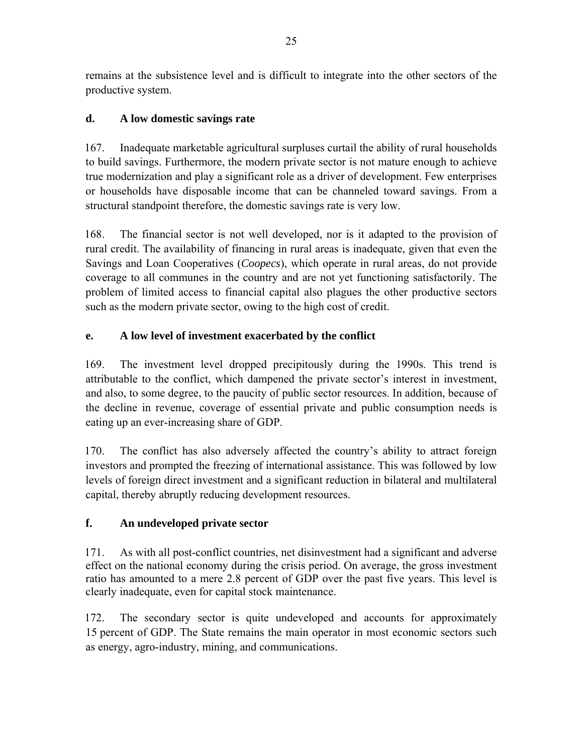remains at the subsistence level and is difficult to integrate into the other sectors of the productive system.

### d. A low domestic savings rate

167. Inadequate marketable agricultural surpluses curtail the ability of rural households to build savings. Furthermore, the modern private sector is not mature enough to achieve true modernization and play a significant role as a driver of development. Few enterprises or households have disposable income that can be channeled toward savings. From a structural standpoint therefore, the domestic savings rate is very low.

168. The financial sector is not well developed, nor is it adapted to the provision of rural credit. The availability of financing in rural areas is inadequate, given that even the Savings and Loan Cooperatives (*Coopecs*), which operate in rural areas, do not provide coverage to all communes in the country and are not yet functioning satisfactorily. The problem of limited access to financial capital also plagues the other productive sectors such as the modern private sector, owing to the high cost of credit.

### e. A low level of investment exacerbated by the conflict

169. The investment level dropped precipitously during the 1990s. This trend is attributable to the conflict, which dampened the private sector's interest in investment, and also, to some degree, to the paucity of public sector resources. In addition, because of the decline in revenue, coverage of essential private and public consumption needs is eating up an ever-increasing share of GDP.

170. The conflict has also adversely affected the country's ability to attract foreign investors and prompted the freezing of international assistance. This was followed by low levels of foreign direct investment and a significant reduction in bilateral and multilateral capital, thereby abruptly reducing development resources.

### f. An undeveloped private sector

171. As with all post-conflict countries, net disinvestment had a significant and adverse effect on the national economy during the crisis period. On average, the gross investment ratio has amounted to a mere 2.8 percent of GDP over the past five years. This level is clearly inadequate, even for capital stock maintenance.

172. The secondary sector is quite undeveloped and accounts for approximately 15 percent of GDP. The State remains the main operator in most economic sectors such as energy, agro-industry, mining, and communications.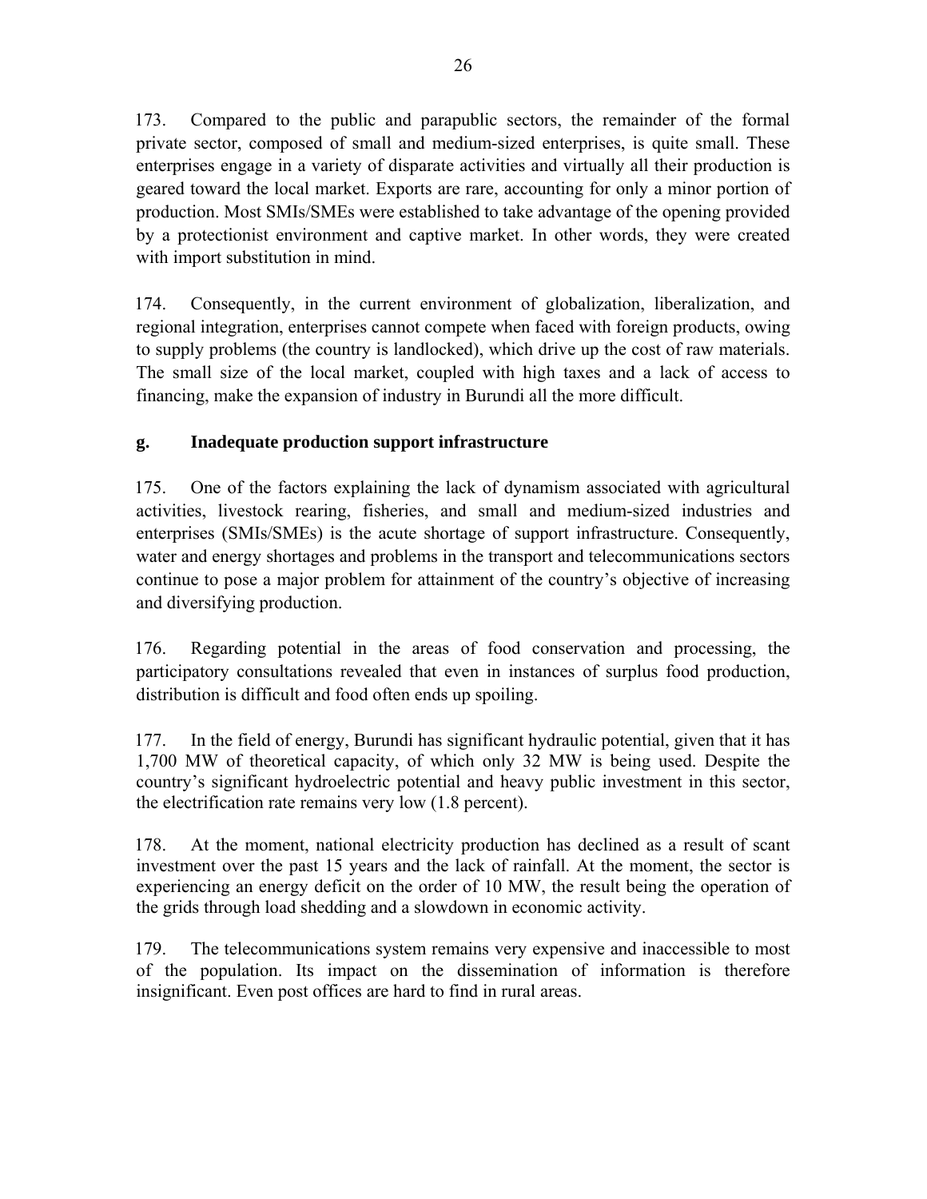173. Compared to the public and parapublic sectors, the remainder of the formal private sector, composed of small and medium-sized enterprises, is quite small. These enterprises engage in a variety of disparate activities and virtually all their production is geared toward the local market. Exports are rare, accounting for only a minor portion of production. Most SMIs/SMEs were established to take advantage of the opening provided by a protectionist environment and captive market. In other words, they were created with import substitution in mind.

174. Consequently, in the current environment of globalization, liberalization, and regional integration, enterprises cannot compete when faced with foreign products, owing to supply problems (the country is landlocked), which drive up the cost of raw materials. The small size of the local market, coupled with high taxes and a lack of access to financing, make the expansion of industry in Burundi all the more difficult.

### g. Inadequate production support infrastructure

175. One of the factors explaining the lack of dynamism associated with agricultural activities, livestock rearing, fisheries, and small and medium-sized industries and enterprises (SMIs/SMEs) is the acute shortage of support infrastructure. Consequently, water and energy shortages and problems in the transport and telecommunications sectors continue to pose a major problem for attainment of the country's objective of increasing and diversifying production.

176. Regarding potential in the areas of food conservation and processing, the participatory consultations revealed that even in instances of surplus food production, distribution is difficult and food often ends up spoiling.

177. In the field of energy, Burundi has significant hydraulic potential, given that it has 1,700 MW of theoretical capacity, of which only 32 MW is being used. Despite the country's significant hydroelectric potential and heavy public investment in this sector, the electrification rate remains very low (1.8 percent).

178. At the moment, national electricity production has declined as a result of scant investment over the past 15 years and the lack of rainfall. At the moment, the sector is experiencing an energy deficit on the order of 10 MW, the result being the operation of the grids through load shedding and a slowdown in economic activity.

179. The telecommunications system remains very expensive and inaccessible to most of the population. Its impact on the dissemination of information is therefore insignificant. Even post offices are hard to find in rural areas.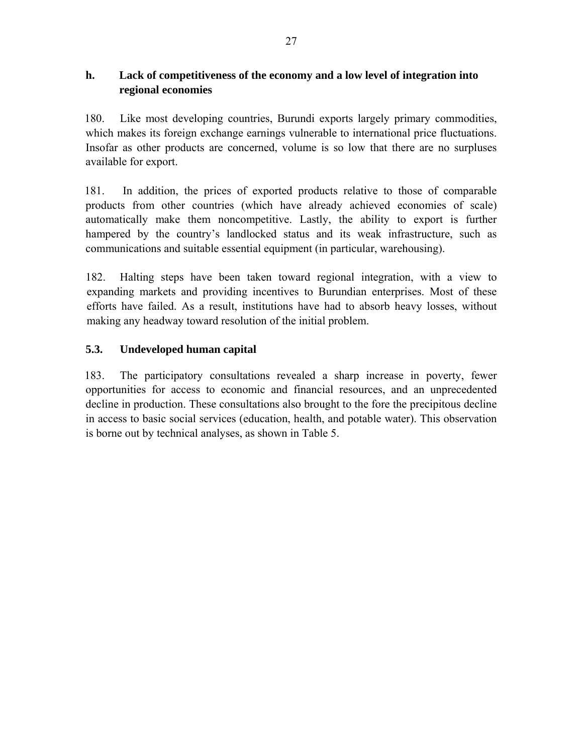### h. Lack of competitiveness of the economy and a low level of integration into regional economies

180. Like most developing countries, Burundi exports largely primary commodities, which makes its foreign exchange earnings vulnerable to international price fluctuations. Insofar as other products are concerned, volume is so low that there are no surpluses available for export.

181. In addition, the prices of exported products relative to those of comparable products from other countries (which have already achieved economies of scale) automatically make them noncompetitive. Lastly, the ability to export is further hampered by the country's landlocked status and its weak infrastructure, such as communications and suitable essential equipment (in particular, warehousing).

182. Halting steps have been taken toward regional integration, with a view to expanding markets and providing incentives to Burundian enterprises. Most of these efforts have failed. As a result, institutions have had to absorb heavy losses, without making any headway toward resolution of the initial problem.

## 5.3. Undeveloped human capital

183. The participatory consultations revealed a sharp increase in poverty, fewer opportunities for access to economic and financial resources, and an unprecedented decline in production. These consultations also brought to the fore the precipitous decline in access to basic social services (education, health, and potable water). This observation is borne out by technical analyses, as shown in Table 5.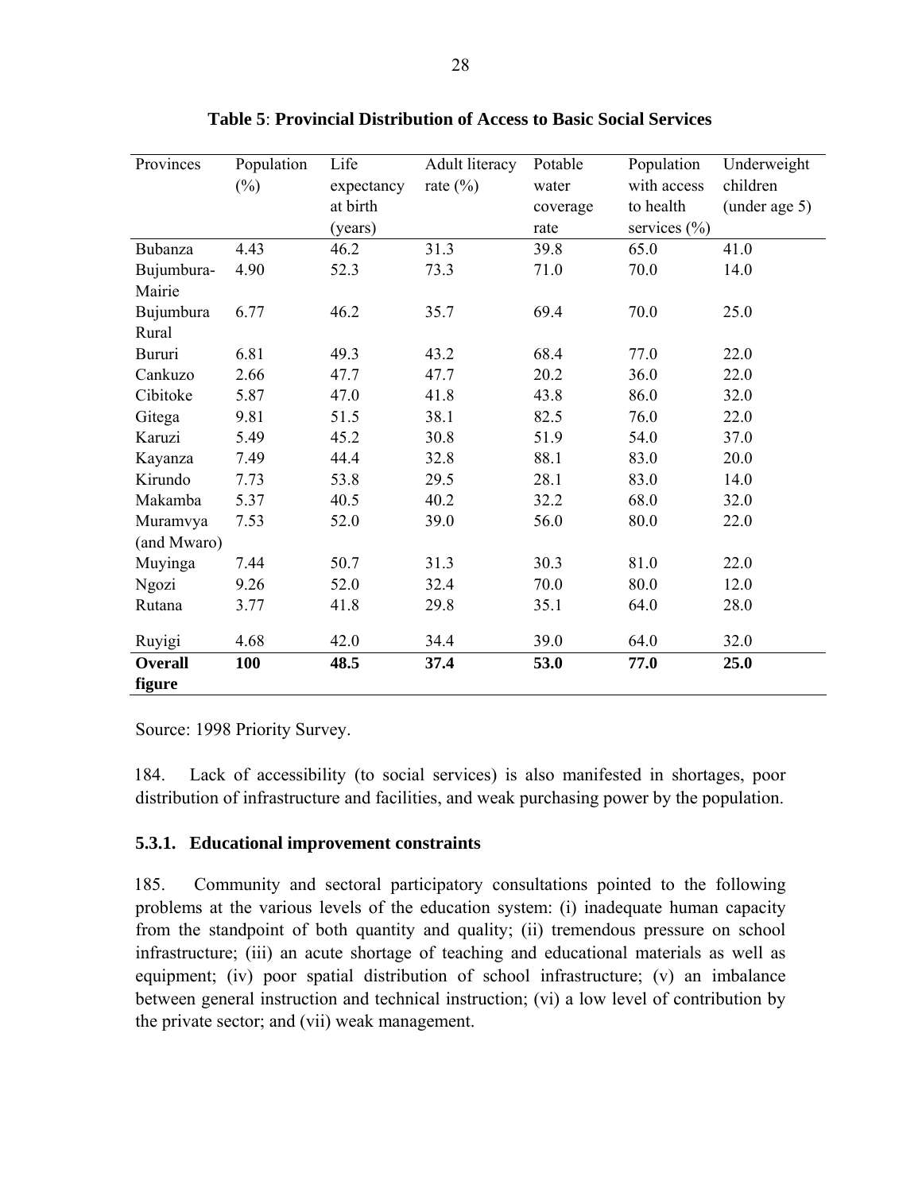**Table 5**: **Provincial Distribution of Access to Basic Social Services**

| Provinces | Population (%) | Life expectancy at birth (years) | Adult literacy rate (%) | Potable water coverage rate | Population with access to health services (%) | Underweight children (under age 5) |
|---|---|---|---|---|---|---|
| Bubanza | 4.43 | 46.2 | 31.3 | 39.8 | 65.0 | 41.0 |
| Bujumbura-Mairie | 4.90 | 52.3 | 73.3 | 71.0 | 70.0 | 14.0 |
| Bujumbura Rural | 6.77 | 46.2 | 35.7 | 69.4 | 70.0 | 25.0 |
| Bururi | 6.81 | 49.3 | 43.2 | 68.4 | 77.0 | 22.0 |
| Cankuzo | 2.66 | 47.7 | 47.7 | 20.2 | 36.0 | 22.0 |
| Cibitoke | 5.87 | 47.0 | 41.8 | 43.8 | 86.0 | 32.0 |
| Gitega | 9.81 | 51.5 | 38.1 | 82.5 | 76.0 | 22.0 |
| Karuzi | 5.49 | 45.2 | 30.8 | 51.9 | 54.0 | 37.0 |
| Kayanza | 7.49 | 44.4 | 32.8 | 88.1 | 83.0 | 20.0 |
| Kirundo | 7.73 | 53.8 | 29.5 | 28.1 | 83.0 | 14.0 |
| Makamba | 5.37 | 40.5 | 40.2 | 32.2 | 68.0 | 32.0 |
| Muramvya (and Mwaro) | 7.53 | 52.0 | 39.0 | 56.0 | 80.0 | 22.0 |
| Muyinga | 7.44 | 50.7 | 31.3 | 30.3 | 81.0 | 22.0 |
| Ngozi | 9.26 | 52.0 | 32.4 | 70.0 | 80.0 | 12.0 |
| Rutana | 3.77 | 41.8 | 29.8 | 35.1 | 64.0 | 28.0 |
| Ruyigi | 4.68 | 42.0 | 34.4 | 39.0 | 64.0 | 32.0 |
| **Overall figure** | **100** | **48.5** | **37.4** | **53.0** | **77.0** | **25.0** |

Source: 1998 Priority Survey.

184. Lack of accessibility (to social services) is also manifested in shortages, poor distribution of infrastructure and facilities, and weak purchasing power by the population.

### 5.3.1. Educational improvement constraints

185. Community and sectoral participatory consultations pointed to the following problems at the various levels of the education system: (i) inadequate human capacity from the standpoint of both quantity and quality; (ii) tremendous pressure on school infrastructure; (iii) an acute shortage of teaching and educational materials as well as equipment; (iv) poor spatial distribution of school infrastructure; (v) an imbalance between general instruction and technical instruction; (vi) a low level of contribution by the private sector; and (vii) weak management.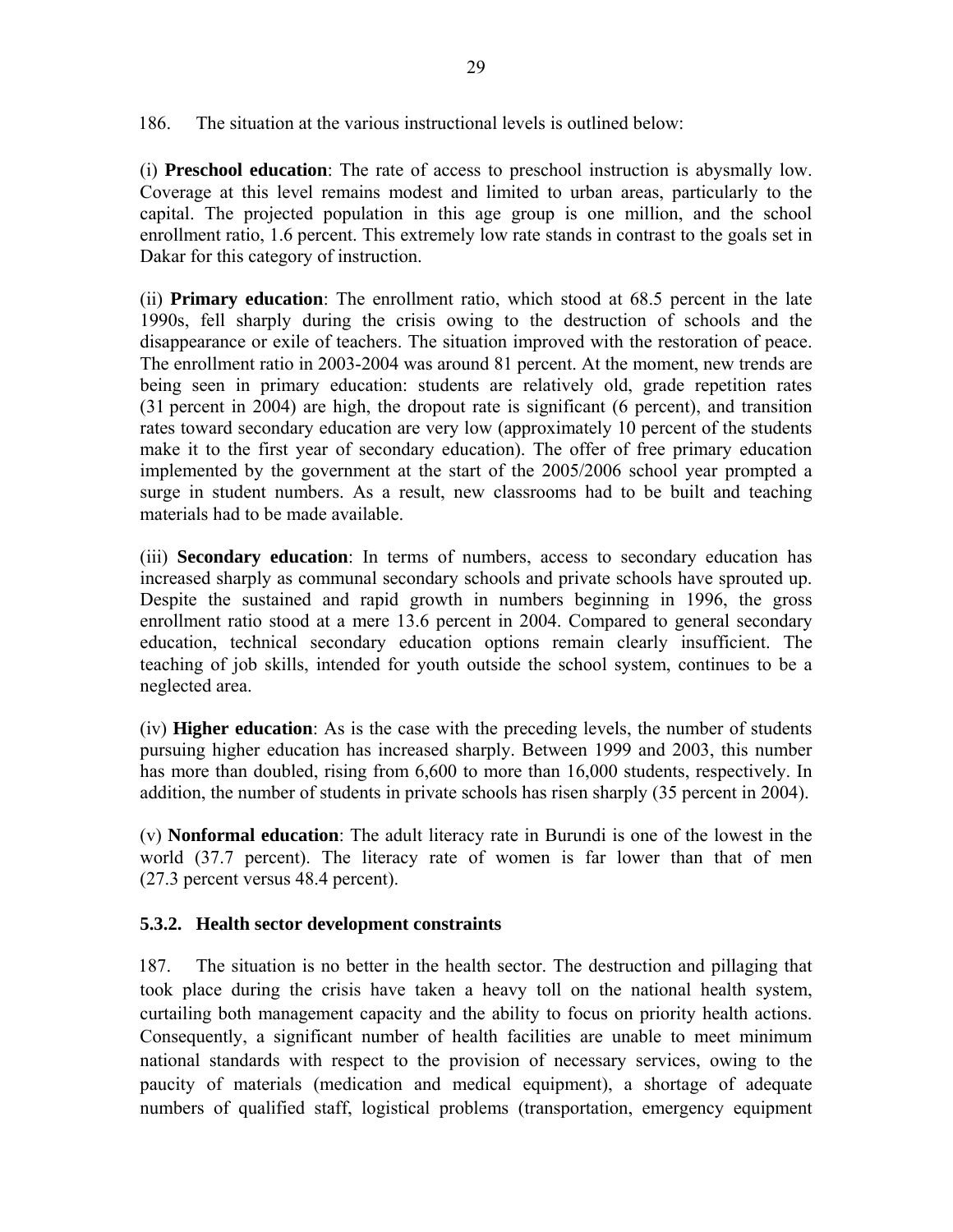186. The situation at the various instructional levels is outlined below:

(i) **Preschool education**: The rate of access to preschool instruction is abysmally low. Coverage at this level remains modest and limited to urban areas, particularly to the capital. The projected population in this age group is one million, and the school enrollment ratio, 1.6 percent. This extremely low rate stands in contrast to the goals set in Dakar for this category of instruction.

(ii) **Primary education**: The enrollment ratio, which stood at 68.5 percent in the late 1990s, fell sharply during the crisis owing to the destruction of schools and the disappearance or exile of teachers. The situation improved with the restoration of peace. The enrollment ratio in 2003-2004 was around 81 percent. At the moment, new trends are being seen in primary education: students are relatively old, grade repetition rates (31 percent in 2004) are high, the dropout rate is significant (6 percent), and transition rates toward secondary education are very low (approximately 10 percent of the students make it to the first year of secondary education). The offer of free primary education implemented by the government at the start of the 2005/2006 school year prompted a surge in student numbers. As a result, new classrooms had to be built and teaching materials had to be made available.

(iii) **Secondary education**: In terms of numbers, access to secondary education has increased sharply as communal secondary schools and private schools have sprouted up. Despite the sustained and rapid growth in numbers beginning in 1996, the gross enrollment ratio stood at a mere 13.6 percent in 2004. Compared to general secondary education, technical secondary education options remain clearly insufficient. The teaching of job skills, intended for youth outside the school system, continues to be a neglected area.

(iv) **Higher education**: As is the case with the preceding levels, the number of students pursuing higher education has increased sharply. Between 1999 and 2003, this number has more than doubled, rising from 6,600 to more than 16,000 students, respectively. In addition, the number of students in private schools has risen sharply (35 percent in 2004).

(v) **Nonformal education**: The adult literacy rate in Burundi is one of the lowest in the world (37.7 percent). The literacy rate of women is far lower than that of men (27.3 percent versus 48.4 percent).

### 5.3.2. Health sector development constraints

187. The situation is no better in the health sector. The destruction and pillaging that took place during the crisis have taken a heavy toll on the national health system, curtailing both management capacity and the ability to focus on priority health actions. Consequently, a significant number of health facilities are unable to meet minimum national standards with respect to the provision of necessary services, owing to the paucity of materials (medication and medical equipment), a shortage of adequate numbers of qualified staff, logistical problems (transportation, emergency equipment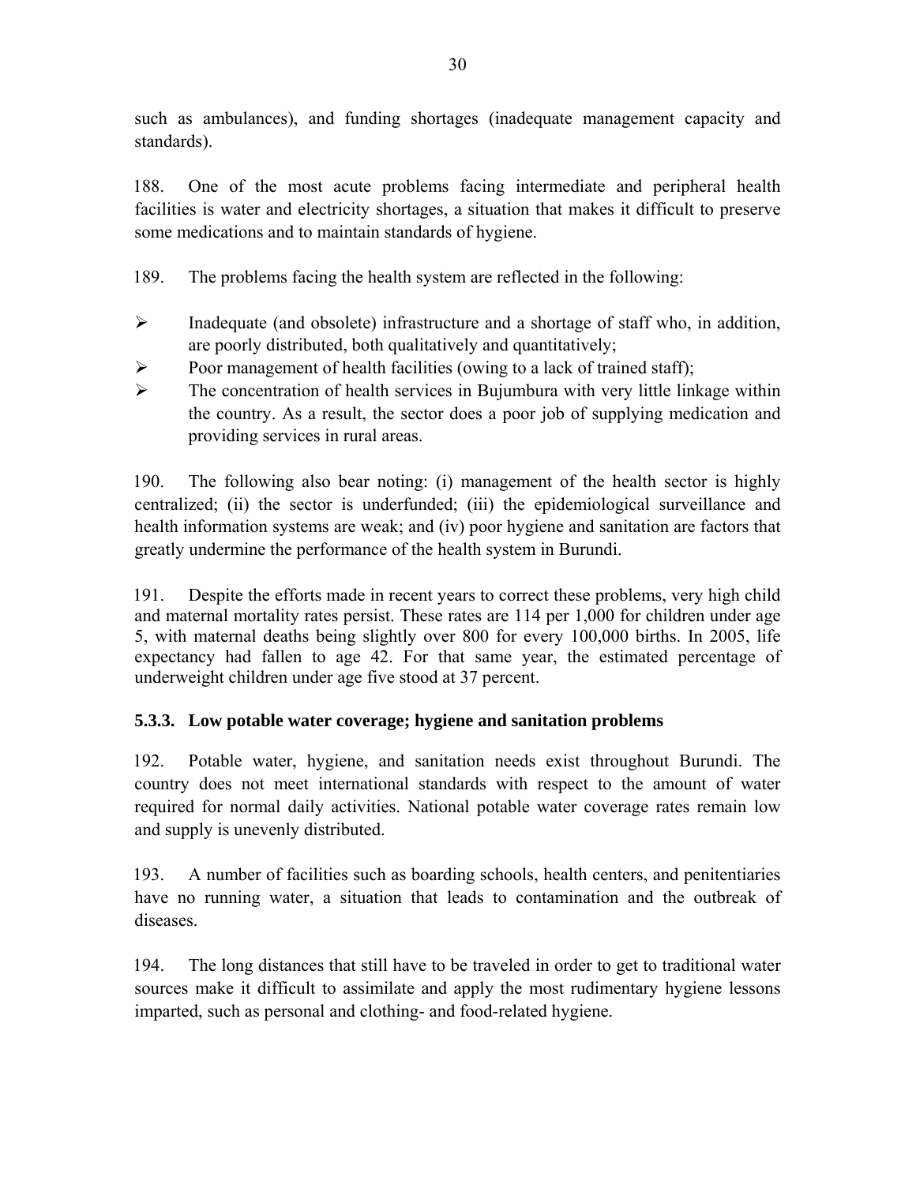such as ambulances), and funding shortages (inadequate management capacity and standards).

188. One of the most acute problems facing intermediate and peripheral health facilities is water and electricity shortages, a situation that makes it difficult to preserve some medications and to maintain standards of hygiene.

189. The problems facing the health system are reflected in the following:

- Inadequate (and obsolete) infrastructure and a shortage of staff who, in addition, are poorly distributed, both qualitatively and quantitatively;
- Poor management of health facilities (owing to a lack of trained staff);
- The concentration of health services in Bujumbura with very little linkage within the country. As a result, the sector does a poor job of supplying medication and providing services in rural areas.

190. The following also bear noting: (i) management of the health sector is highly centralized; (ii) the sector is underfunded; (iii) the epidemiological surveillance and health information systems are weak; and (iv) poor hygiene and sanitation are factors that greatly undermine the performance of the health system in Burundi.

191. Despite the efforts made in recent years to correct these problems, very high child and maternal mortality rates persist. These rates are 114 per 1,000 for children under age 5, with maternal deaths being slightly over 800 for every 100,000 births. In 2005, life expectancy had fallen to age 42. For that same year, the estimated percentage of underweight children under age five stood at 37 percent.

### 5.3.3. Low potable water coverage; hygiene and sanitation problems

192. Potable water, hygiene, and sanitation needs exist throughout Burundi. The country does not meet international standards with respect to the amount of water required for normal daily activities. National potable water coverage rates remain low and supply is unevenly distributed.

193. A number of facilities such as boarding schools, health centers, and penitentiaries have no running water, a situation that leads to contamination and the outbreak of diseases.

194. The long distances that still have to be traveled in order to get to traditional water sources make it difficult to assimilate and apply the most rudimentary hygiene lessons imparted, such as personal and clothing- and food-related hygiene.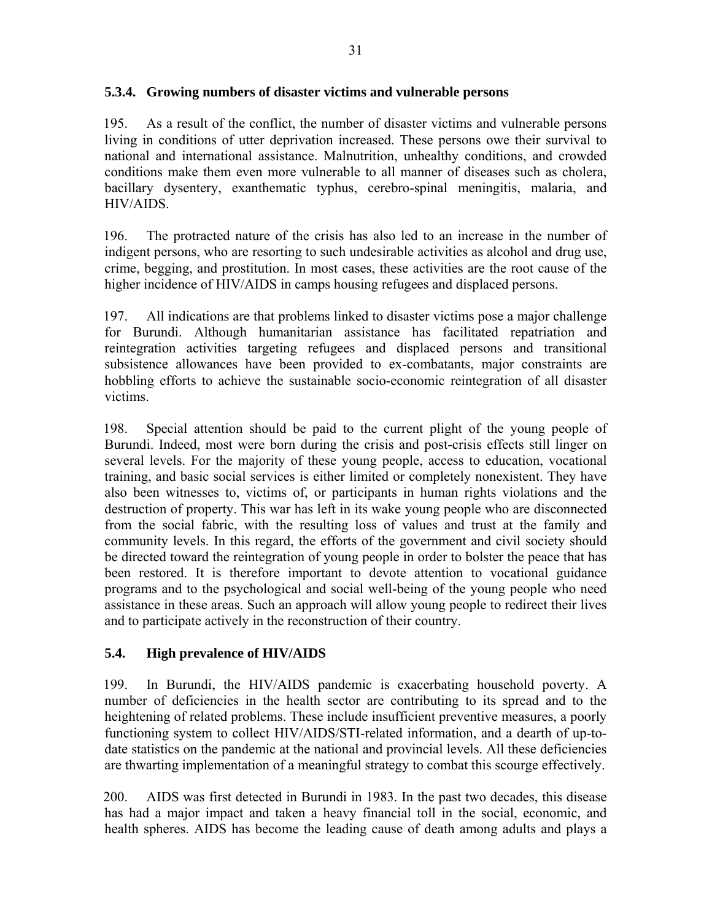### 5.3.4. Growing numbers of disaster victims and vulnerable persons

195. As a result of the conflict, the number of disaster victims and vulnerable persons living in conditions of utter deprivation increased. These persons owe their survival to national and international assistance. Malnutrition, unhealthy conditions, and crowded conditions make them even more vulnerable to all manner of diseases such as cholera, bacillary dysentery, exanthematic typhus, cerebro-spinal meningitis, malaria, and HIV/AIDS.

196. The protracted nature of the crisis has also led to an increase in the number of indigent persons, who are resorting to such undesirable activities as alcohol and drug use, crime, begging, and prostitution. In most cases, these activities are the root cause of the higher incidence of HIV/AIDS in camps housing refugees and displaced persons.

197. All indications are that problems linked to disaster victims pose a major challenge for Burundi. Although humanitarian assistance has facilitated repatriation and reintegration activities targeting refugees and displaced persons and transitional subsistence allowances have been provided to ex-combatants, major constraints are hobbling efforts to achieve the sustainable socio-economic reintegration of all disaster victims.

198. Special attention should be paid to the current plight of the young people of Burundi. Indeed, most were born during the crisis and post-crisis effects still linger on several levels. For the majority of these young people, access to education, vocational training, and basic social services is either limited or completely nonexistent. They have also been witnesses to, victims of, or participants in human rights violations and the destruction of property. This war has left in its wake young people who are disconnected from the social fabric, with the resulting loss of values and trust at the family and community levels. In this regard, the efforts of the government and civil society should be directed toward the reintegration of young people in order to bolster the peace that has been restored. It is therefore important to devote attention to vocational guidance programs and to the psychological and social well-being of the young people who need assistance in these areas. Such an approach will allow young people to redirect their lives and to participate actively in the reconstruction of their country.

## 5.4. High prevalence of HIV/AIDS

199. In Burundi, the HIV/AIDS pandemic is exacerbating household poverty. A number of deficiencies in the health sector are contributing to its spread and to the heightening of related problems. These include insufficient preventive measures, a poorly functioning system to collect HIV/AIDS/STI-related information, and a dearth of up-to-date statistics on the pandemic at the national and provincial levels. All these deficiencies are thwarting implementation of a meaningful strategy to combat this scourge effectively.

200. AIDS was first detected in Burundi in 1983. In the past two decades, this disease has had a major impact and taken a heavy financial toll in the social, economic, and health spheres. AIDS has become the leading cause of death among adults and plays a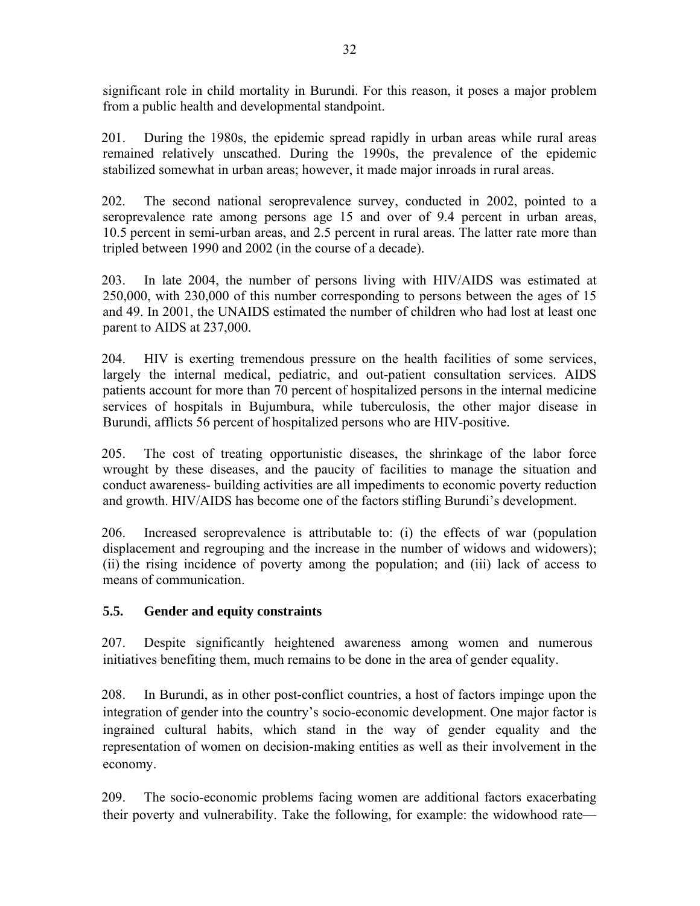significant role in child mortality in Burundi. For this reason, it poses a major problem from a public health and developmental standpoint.

201. During the 1980s, the epidemic spread rapidly in urban areas while rural areas remained relatively unscathed. During the 1990s, the prevalence of the epidemic stabilized somewhat in urban areas; however, it made major inroads in rural areas.

202. The second national seroprevalence survey, conducted in 2002, pointed to a seroprevalence rate among persons age 15 and over of 9.4 percent in urban areas, 10.5 percent in semi-urban areas, and 2.5 percent in rural areas. The latter rate more than tripled between 1990 and 2002 (in the course of a decade).

203. In late 2004, the number of persons living with HIV/AIDS was estimated at 250,000, with 230,000 of this number corresponding to persons between the ages of 15 and 49. In 2001, the UNAIDS estimated the number of children who had lost at least one parent to AIDS at 237,000.

204. HIV is exerting tremendous pressure on the health facilities of some services, largely the internal medical, pediatric, and out-patient consultation services. AIDS patients account for more than 70 percent of hospitalized persons in the internal medicine services of hospitals in Bujumbura, while tuberculosis, the other major disease in Burundi, afflicts 56 percent of hospitalized persons who are HIV-positive.

205. The cost of treating opportunistic diseases, the shrinkage of the labor force wrought by these diseases, and the paucity of facilities to manage the situation and conduct awareness- building activities are all impediments to economic poverty reduction and growth. HIV/AIDS has become one of the factors stifling Burundi's development.

206. Increased seroprevalence is attributable to: (i) the effects of war (population displacement and regrouping and the increase in the number of widows and widowers); (ii) the rising incidence of poverty among the population; and (iii) lack of access to means of communication.

### 5.5. Gender and equity constraints

207. Despite significantly heightened awareness among women and numerous initiatives benefiting them, much remains to be done in the area of gender equality.

208. In Burundi, as in other post-conflict countries, a host of factors impinge upon the integration of gender into the country's socio-economic development. One major factor is ingrained cultural habits, which stand in the way of gender equality and the representation of women on decision-making entities as well as their involvement in the economy.

209. The socio-economic problems facing women are additional factors exacerbating their poverty and vulnerability. Take the following, for example: the widowhood rate—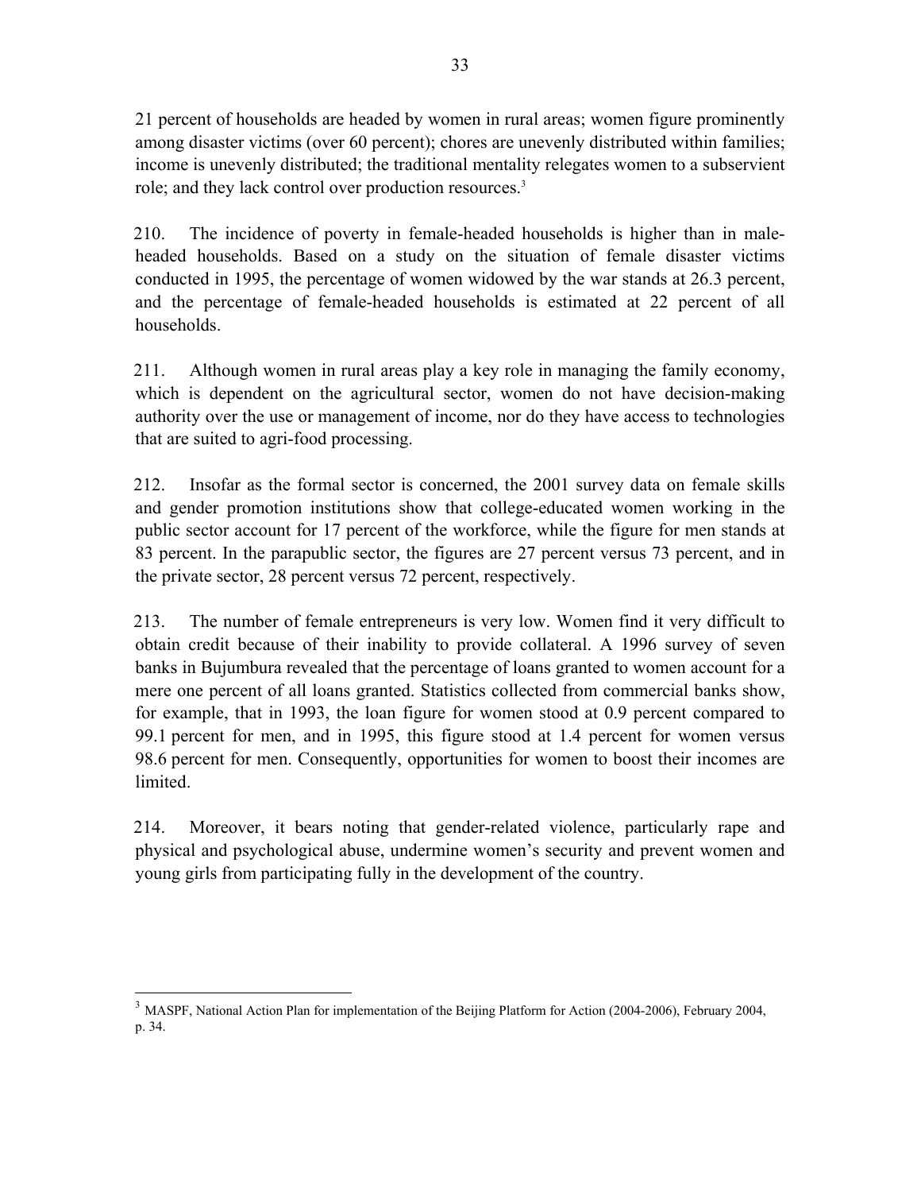21 percent of households are headed by women in rural areas; women figure prominently among disaster victims (over 60 percent); chores are unevenly distributed within families; income is unevenly distributed; the traditional mentality relegates women to a subservient role; and they lack control over production resources.[3]

210. The incidence of poverty in female-headed households is higher than in male-headed households. Based on a study on the situation of female disaster victims conducted in 1995, the percentage of women widowed by the war stands at 26.3 percent, and the percentage of female-headed households is estimated at 22 percent of all households.

211. Although women in rural areas play a key role in managing the family economy, which is dependent on the agricultural sector, women do not have decision-making authority over the use or management of income, nor do they have access to technologies that are suited to agri-food processing.

212. Insofar as the formal sector is concerned, the 2001 survey data on female skills and gender promotion institutions show that college-educated women working in the public sector account for 17 percent of the workforce, while the figure for men stands at 83 percent. In the parapublic sector, the figures are 27 percent versus 73 percent, and in the private sector, 28 percent versus 72 percent, respectively.

213. The number of female entrepreneurs is very low. Women find it very difficult to obtain credit because of their inability to provide collateral. A 1996 survey of seven banks in Bujumbura revealed that the percentage of loans granted to women account for a mere one percent of all loans granted. Statistics collected from commercial banks show, for example, that in 1993, the loan figure for women stood at 0.9 percent compared to 99.1 percent for men, and in 1995, this figure stood at 1.4 percent for women versus 98.6 percent for men. Consequently, opportunities for women to boost their incomes are limited.

214. Moreover, it bears noting that gender-related violence, particularly rape and physical and psychological abuse, undermine women's security and prevent women and young girls from participating fully in the development of the country.

---

[3] MASPF, National Action Plan for implementation of the Beijing Platform for Action (2004-2006), February 2004, p. 34.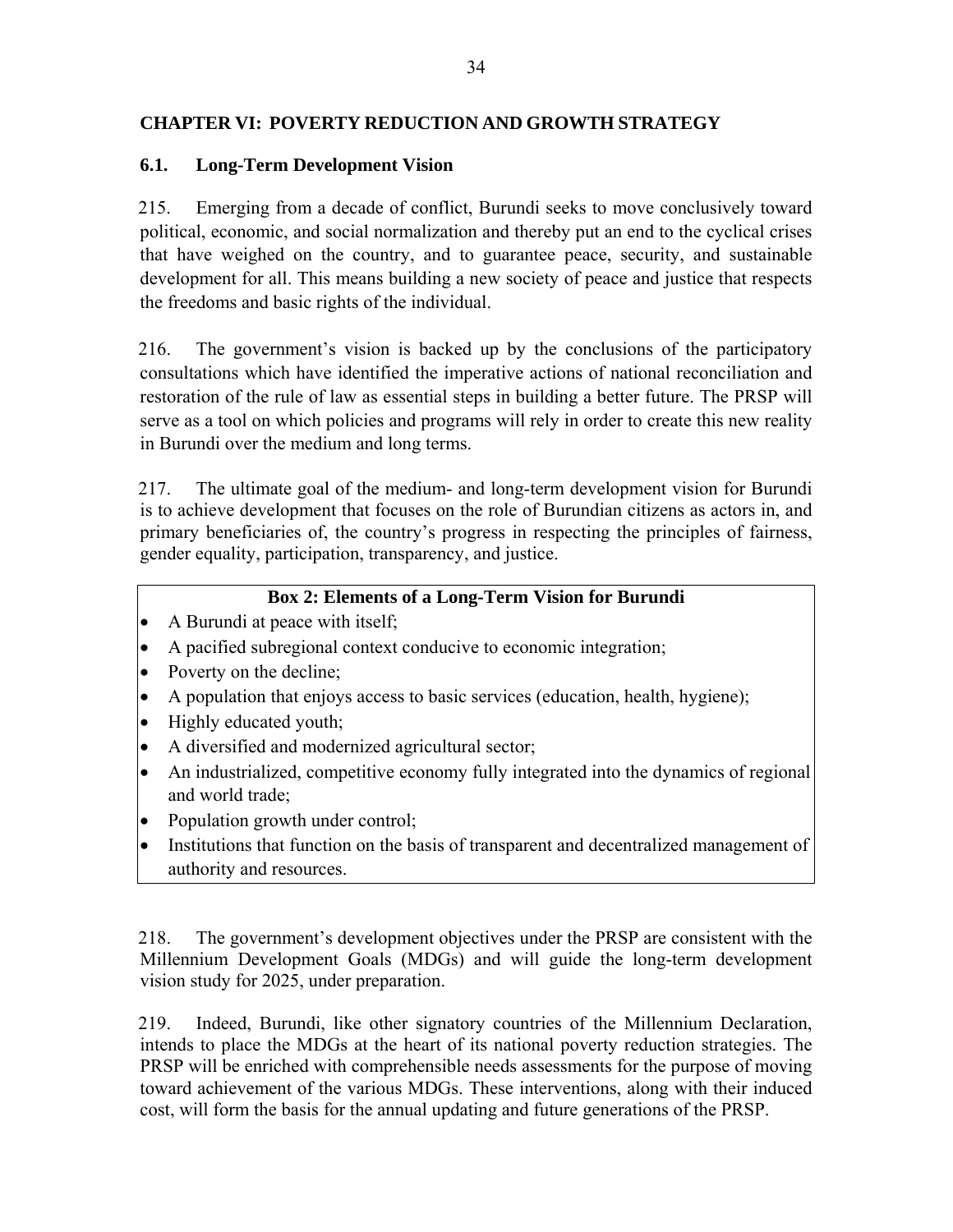# CHAPTER VI: POVERTY REDUCTION AND GROWTH STRATEGY

## 6.1. Long-Term Development Vision

215. Emerging from a decade of conflict, Burundi seeks to move conclusively toward political, economic, and social normalization and thereby put an end to the cyclical crises that have weighed on the country, and to guarantee peace, security, and sustainable development for all. This means building a new society of peace and justice that respects the freedoms and basic rights of the individual.

216. The government's vision is backed up by the conclusions of the participatory consultations which have identified the imperative actions of national reconciliation and restoration of the rule of law as essential steps in building a better future. The PRSP will serve as a tool on which policies and programs will rely in order to create this new reality in Burundi over the medium and long terms.

217. The ultimate goal of the medium- and long-term development vision for Burundi is to achieve development that focuses on the role of Burundian citizens as actors in, and primary beneficiaries of, the country's progress in respecting the principles of fairness, gender equality, participation, transparency, and justice.

**Box 2: Elements of a Long-Term Vision for Burundi**

- A Burundi at peace with itself;
- A pacified subregional context conducive to economic integration;
- Poverty on the decline;
- A population that enjoys access to basic services (education, health, hygiene);
- Highly educated youth;
- A diversified and modernized agricultural sector;
- An industrialized, competitive economy fully integrated into the dynamics of regional and world trade;
- Population growth under control;
- Institutions that function on the basis of transparent and decentralized management of authority and resources.

218. The government's development objectives under the PRSP are consistent with the Millennium Development Goals (MDGs) and will guide the long-term development vision study for 2025, under preparation.

219. Indeed, Burundi, like other signatory countries of the Millennium Declaration, intends to place the MDGs at the heart of its national poverty reduction strategies. The PRSP will be enriched with comprehensible needs assessments for the purpose of moving toward achievement of the various MDGs. These interventions, along with their induced cost, will form the basis for the annual updating and future generations of the PRSP.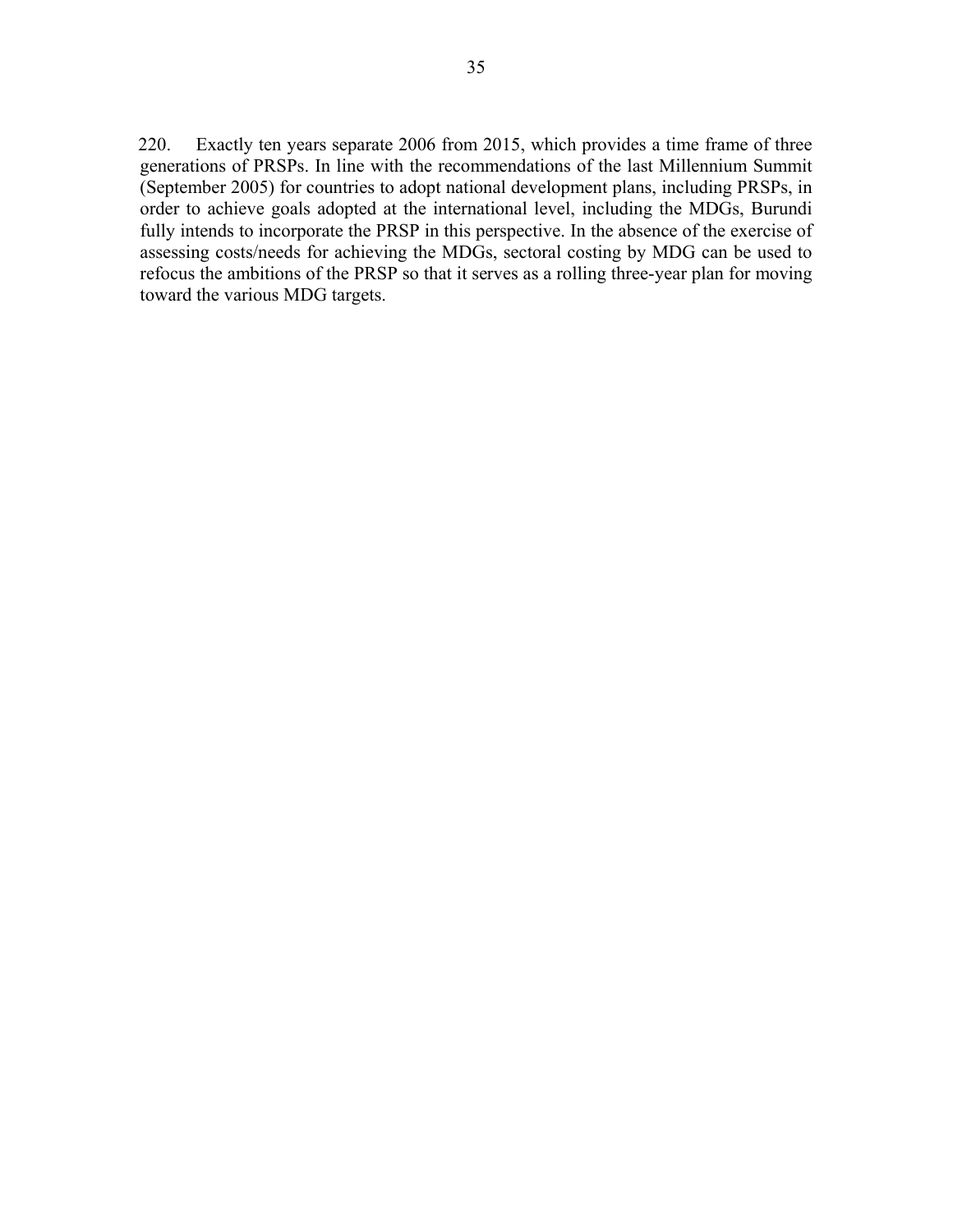220. Exactly ten years separate 2006 from 2015, which provides a time frame of three generations of PRSPs. In line with the recommendations of the last Millennium Summit (September 2005) for countries to adopt national development plans, including PRSPs, in order to achieve goals adopted at the international level, including the MDGs, Burundi fully intends to incorporate the PRSP in this perspective. In the absence of the exercise of assessing costs/needs for achieving the MDGs, sectoral costing by MDG can be used to refocus the ambitions of the PRSP so that it serves as a rolling three-year plan for moving toward the various MDG targets.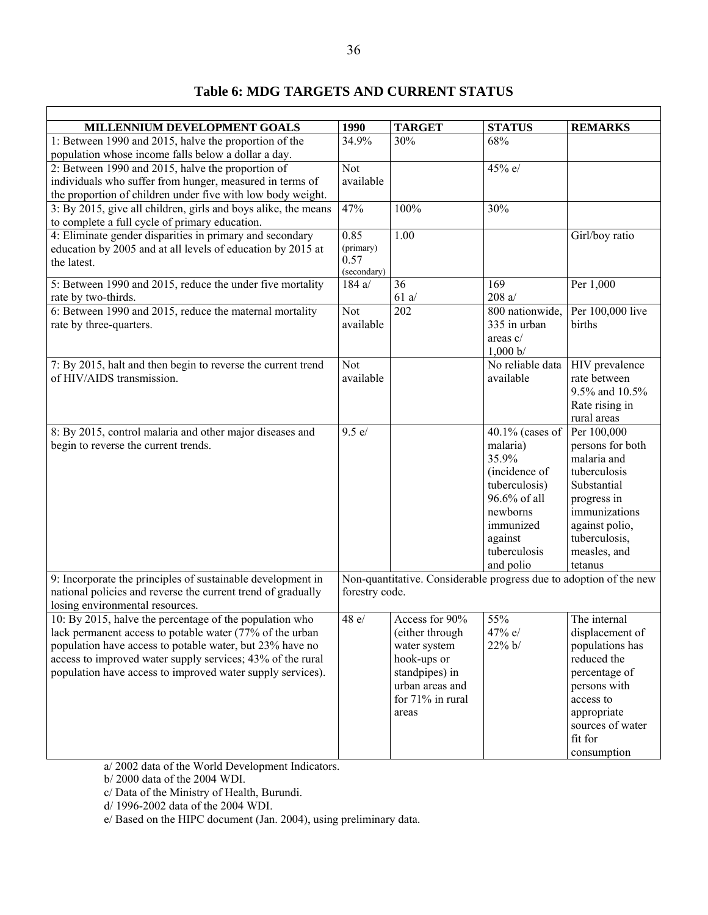## Table 6: MDG TARGETS AND CURRENT STATUS

| MILLENNIUM DEVELOPMENT GOALS | 1990 | TARGET | STATUS | REMARKS |
|---|---|---|---|---|
| 1: Between 1990 and 2015, halve the proportion of the population whose income falls below a dollar a day. | 34.9% | 30% | 68% | |
| 2: Between 1990 and 2015, halve the proportion of individuals who suffer from hunger, measured in terms of the proportion of children under five with low body weight. | Not available | | 45% e/ | |
| 3: By 2015, give all children, girls and boys alike, the means to complete a full cycle of primary education. | 47% | 100% | 30% | |
| 4: Eliminate gender disparities in primary and secondary education by 2005 and at all levels of education by 2015 at the latest. | 0.85 (primary) 0.57 (secondary) | 1.00 | | Girl/boy ratio |
| 5: Between 1990 and 2015, reduce the under five mortality rate by two-thirds. | 184 a/ | 36 61 a/ | 169 208 a/ | Per 1,000 |
| 6: Between 1990 and 2015, reduce the maternal mortality rate by three-quarters. | Not available | 202 | 800 nationwide, 335 in urban areas c/ 1,000 b/ | Per 100,000 live births |
| 7: By 2015, halt and then begin to reverse the current trend of HIV/AIDS transmission. | Not available | | No reliable data available | HIV prevalence rate between 9.5% and 10.5% Rate rising in rural areas |
| 8: By 2015, control malaria and other major diseases and begin to reverse the current trends. | 9.5 e/ | | 40.1% (cases of malaria) 35.9% (incidence of tuberculosis) 96.6% of all newborns immunized against tuberculosis and polio | Per 100,000 persons for both malaria and tuberculosis Substantial progress in immunizations against polio, tuberculosis, measles, and tetanus |
| 9: Incorporate the principles of sustainable development in national policies and reverse the current trend of gradually losing environmental resources. | Non-quantitative. Considerable progress due to adoption of the new forestry code. | | | |
| 10: By 2015, halve the percentage of the population who lack permanent access to potable water (77% of the urban population have access to potable water, but 23% have no access to improved water supply services; 43% of the rural population have access to improved water supply services). | 48 e/ | Access for 90% (either through water system hook-ups or standpipes) in urban areas and for 71% in rural areas | 55% 47% e/ 22% b/ | The internal displacement of populations has reduced the percentage of persons with access to appropriate sources of water fit for consumption |

a/ 2002 data of the World Development Indicators.

b/ 2000 data of the 2004 WDI.

c/ Data of the Ministry of Health, Burundi.

d/ 1996-2002 data of the 2004 WDI.

e/ Based on the HIPC document (Jan. 2004), using preliminary data.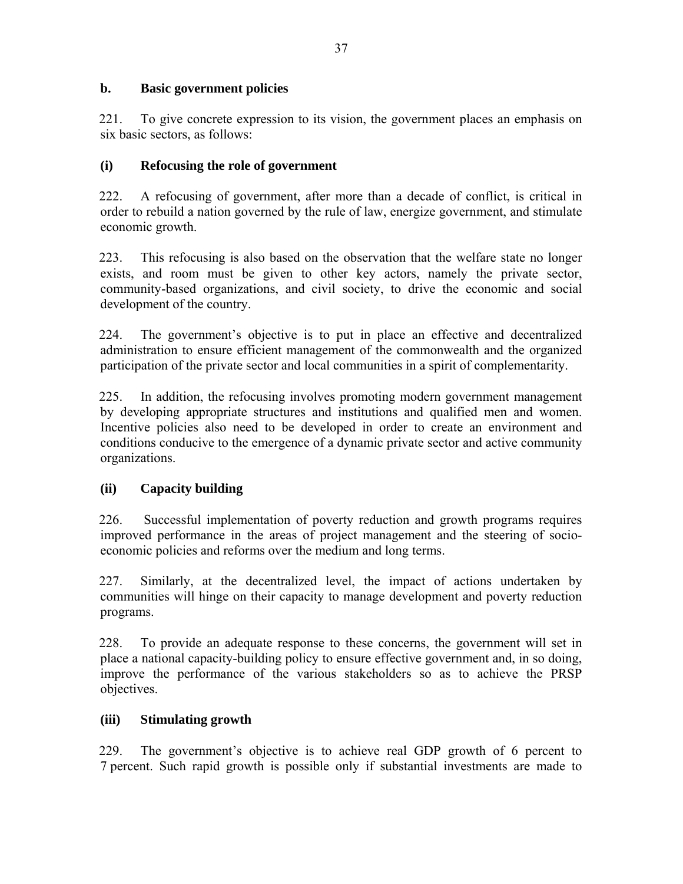### b. Basic government policies

221. To give concrete expression to its vision, the government places an emphasis on six basic sectors, as follows:

#### (i) Refocusing the role of government

222. A refocusing of government, after more than a decade of conflict, is critical in order to rebuild a nation governed by the rule of law, energize government, and stimulate economic growth.

223. This refocusing is also based on the observation that the welfare state no longer exists, and room must be given to other key actors, namely the private sector, community-based organizations, and civil society, to drive the economic and social development of the country.

224. The government's objective is to put in place an effective and decentralized administration to ensure efficient management of the commonwealth and the organized participation of the private sector and local communities in a spirit of complementarity.

225. In addition, the refocusing involves promoting modern government management by developing appropriate structures and institutions and qualified men and women. Incentive policies also need to be developed in order to create an environment and conditions conducive to the emergence of a dynamic private sector and active community organizations.

#### (ii) Capacity building

226. Successful implementation of poverty reduction and growth programs requires improved performance in the areas of project management and the steering of socio-economic policies and reforms over the medium and long terms.

227. Similarly, at the decentralized level, the impact of actions undertaken by communities will hinge on their capacity to manage development and poverty reduction programs.

228. To provide an adequate response to these concerns, the government will set in place a national capacity-building policy to ensure effective government and, in so doing, improve the performance of the various stakeholders so as to achieve the PRSP objectives.

#### (iii) Stimulating growth

229. The government's objective is to achieve real GDP growth of 6 percent to 7 percent. Such rapid growth is possible only if substantial investments are made to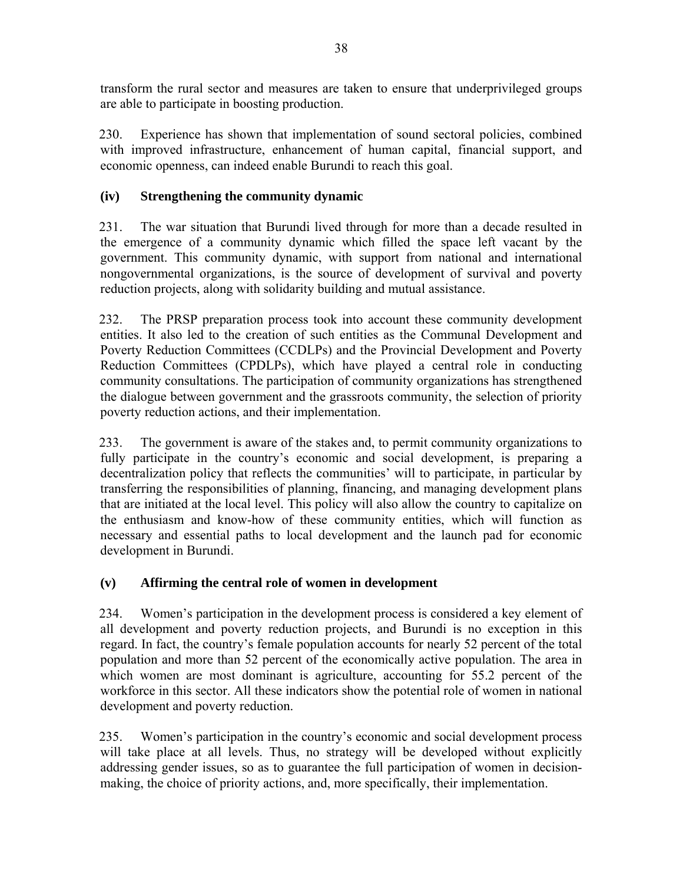transform the rural sector and measures are taken to ensure that underprivileged groups are able to participate in boosting production.

230. Experience has shown that implementation of sound sectoral policies, combined with improved infrastructure, enhancement of human capital, financial support, and economic openness, can indeed enable Burundi to reach this goal.

### (iv) Strengthening the community dynamic

231. The war situation that Burundi lived through for more than a decade resulted in the emergence of a community dynamic which filled the space left vacant by the government. This community dynamic, with support from national and international nongovernmental organizations, is the source of development of survival and poverty reduction projects, along with solidarity building and mutual assistance.

232. The PRSP preparation process took into account these community development entities. It also led to the creation of such entities as the Communal Development and Poverty Reduction Committees (CCDLPs) and the Provincial Development and Poverty Reduction Committees (CPDLPs), which have played a central role in conducting community consultations. The participation of community organizations has strengthened the dialogue between government and the grassroots community, the selection of priority poverty reduction actions, and their implementation.

233. The government is aware of the stakes and, to permit community organizations to fully participate in the country's economic and social development, is preparing a decentralization policy that reflects the communities' will to participate, in particular by transferring the responsibilities of planning, financing, and managing development plans that are initiated at the local level. This policy will also allow the country to capitalize on the enthusiasm and know-how of these community entities, which will function as necessary and essential paths to local development and the launch pad for economic development in Burundi.

### (v) Affirming the central role of women in development

234. Women's participation in the development process is considered a key element of all development and poverty reduction projects, and Burundi is no exception in this regard. In fact, the country's female population accounts for nearly 52 percent of the total population and more than 52 percent of the economically active population. The area in which women are most dominant is agriculture, accounting for 55.2 percent of the workforce in this sector. All these indicators show the potential role of women in national development and poverty reduction.

235. Women's participation in the country's economic and social development process will take place at all levels. Thus, no strategy will be developed without explicitly addressing gender issues, so as to guarantee the full participation of women in decision-making, the choice of priority actions, and, more specifically, their implementation.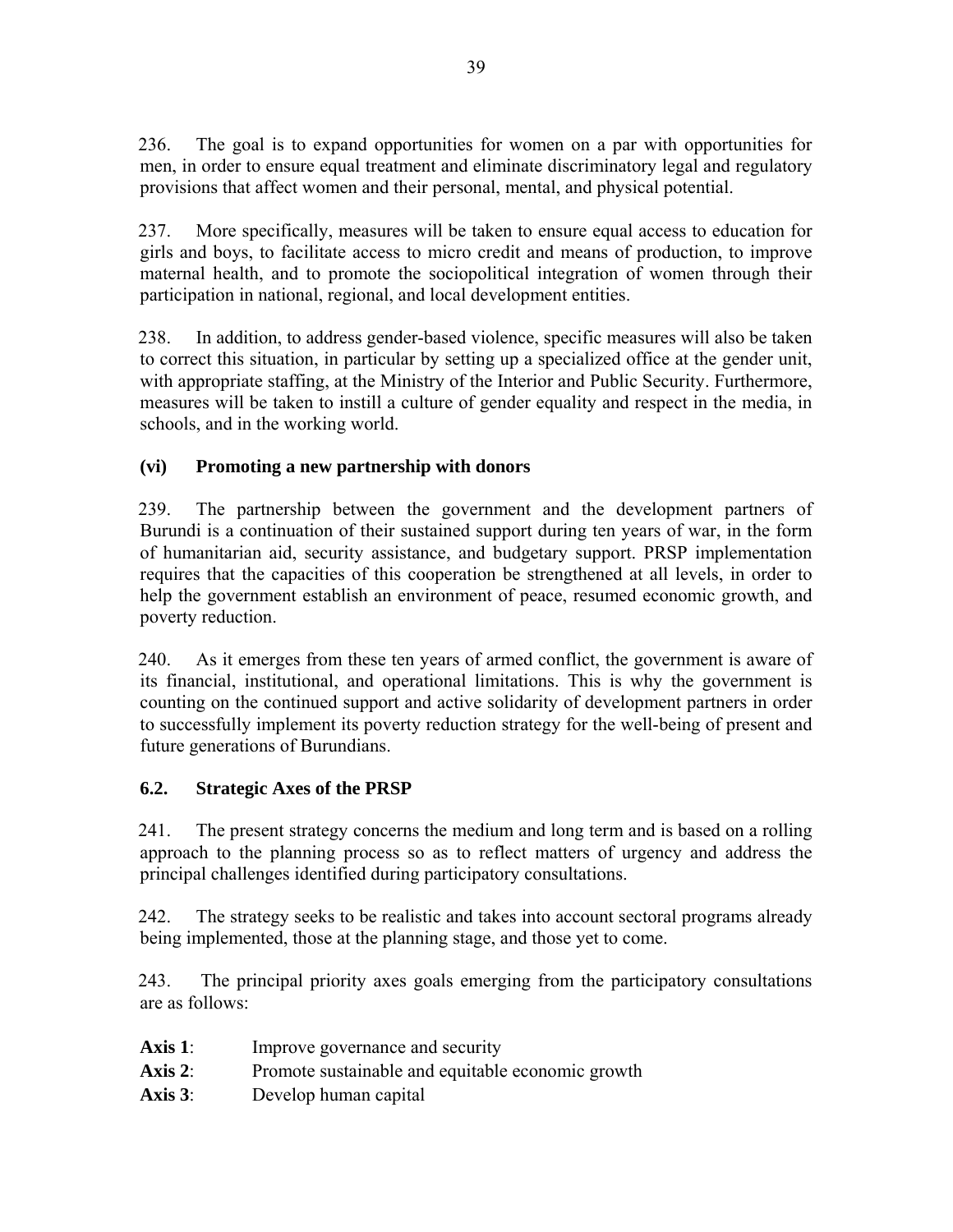236. The goal is to expand opportunities for women on a par with opportunities for men, in order to ensure equal treatment and eliminate discriminatory legal and regulatory provisions that affect women and their personal, mental, and physical potential.

237. More specifically, measures will be taken to ensure equal access to education for girls and boys, to facilitate access to micro credit and means of production, to improve maternal health, and to promote the sociopolitical integration of women through their participation in national, regional, and local development entities.

238. In addition, to address gender-based violence, specific measures will also be taken to correct this situation, in particular by setting up a specialized office at the gender unit, with appropriate staffing, at the Ministry of the Interior and Public Security. Furthermore, measures will be taken to instill a culture of gender equality and respect in the media, in schools, and in the working world.

### (vi) Promoting a new partnership with donors

239. The partnership between the government and the development partners of Burundi is a continuation of their sustained support during ten years of war, in the form of humanitarian aid, security assistance, and budgetary support. PRSP implementation requires that the capacities of this cooperation be strengthened at all levels, in order to help the government establish an environment of peace, resumed economic growth, and poverty reduction.

240. As it emerges from these ten years of armed conflict, the government is aware of its financial, institutional, and operational limitations. This is why the government is counting on the continued support and active solidarity of development partners in order to successfully implement its poverty reduction strategy for the well-being of present and future generations of Burundians.

## 6.2. Strategic Axes of the PRSP

241. The present strategy concerns the medium and long term and is based on a rolling approach to the planning process so as to reflect matters of urgency and address the principal challenges identified during participatory consultations.

242. The strategy seeks to be realistic and takes into account sectoral programs already being implemented, those at the planning stage, and those yet to come.

243. The principal priority axes goals emerging from the participatory consultations are as follows:

**Axis 1**: Improve governance and security
**Axis 2**: Promote sustainable and equitable economic growth
**Axis 3**: Develop human capital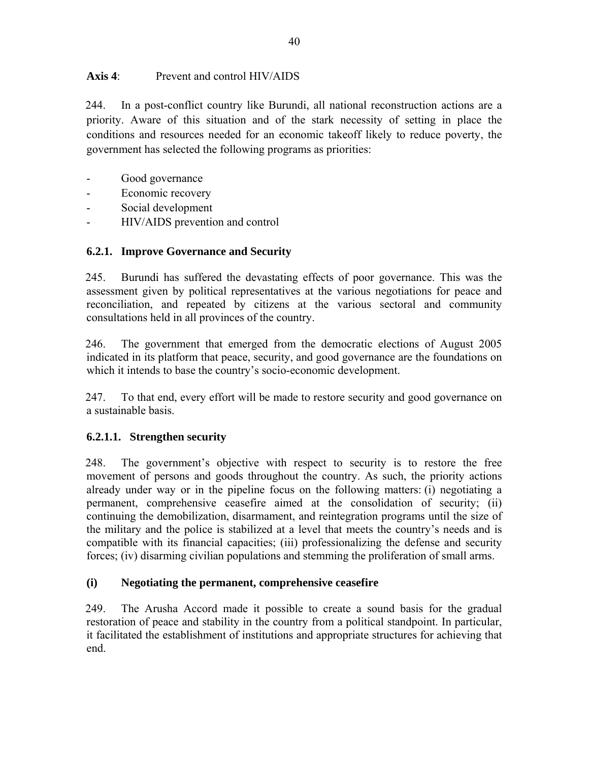**Axis 4**: Prevent and control HIV/AIDS

244. In a post-conflict country like Burundi, all national reconstruction actions are a priority. Aware of this situation and of the stark necessity of setting in place the conditions and resources needed for an economic takeoff likely to reduce poverty, the government has selected the following programs as priorities:

- Good governance
- Economic recovery
- Social development
- HIV/AIDS prevention and control

### 6.2.1. Improve Governance and Security

245. Burundi has suffered the devastating effects of poor governance. This was the assessment given by political representatives at the various negotiations for peace and reconciliation, and repeated by citizens at the various sectoral and community consultations held in all provinces of the country.

246. The government that emerged from the democratic elections of August 2005 indicated in its platform that peace, security, and good governance are the foundations on which it intends to base the country's socio-economic development.

247. To that end, every effort will be made to restore security and good governance on a sustainable basis.

#### 6.2.1.1. Strengthen security

248. The government's objective with respect to security is to restore the free movement of persons and goods throughout the country. As such, the priority actions already under way or in the pipeline focus on the following matters: (i) negotiating a permanent, comprehensive ceasefire aimed at the consolidation of security; (ii) continuing the demobilization, disarmament, and reintegration programs until the size of the military and the police is stabilized at a level that meets the country's needs and is compatible with its financial capacities; (iii) professionalizing the defense and security forces; (iv) disarming civilian populations and stemming the proliferation of small arms.

**(i) Negotiating the permanent, comprehensive ceasefire**

249. The Arusha Accord made it possible to create a sound basis for the gradual restoration of peace and stability in the country from a political standpoint. In particular, it facilitated the establishment of institutions and appropriate structures for achieving that end.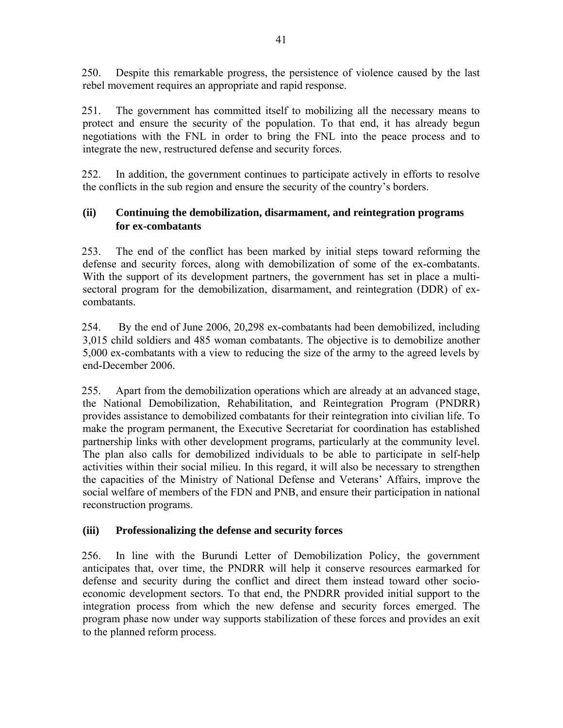250. Despite this remarkable progress, the persistence of violence caused by the last rebel movement requires an appropriate and rapid response.

251. The government has committed itself to mobilizing all the necessary means to protect and ensure the security of the population. To that end, it has already begun negotiations with the FNL in order to bring the FNL into the peace process and to integrate the new, restructured defense and security forces.

252. In addition, the government continues to participate actively in efforts to resolve the conflicts in the sub region and ensure the security of the country's borders.

### (ii) Continuing the demobilization, disarmament, and reintegration programs for ex-combatants

253. The end of the conflict has been marked by initial steps toward reforming the defense and security forces, along with demobilization of some of the ex-combatants. With the support of its development partners, the government has set in place a multi-sectoral program for the demobilization, disarmament, and reintegration (DDR) of ex-combatants.

254. By the end of June 2006, 20,298 ex-combatants had been demobilized, including 3,015 child soldiers and 485 woman combatants. The objective is to demobilize another 5,000 ex-combatants with a view to reducing the size of the army to the agreed levels by end-December 2006.

255. Apart from the demobilization operations which are already at an advanced stage, the National Demobilization, Rehabilitation, and Reintegration Program (PNDRR) provides assistance to demobilized combatants for their reintegration into civilian life. To make the program permanent, the Executive Secretariat for coordination has established partnership links with other development programs, particularly at the community level. The plan also calls for demobilized individuals to be able to participate in self-help activities within their social milieu. In this regard, it will also be necessary to strengthen the capacities of the Ministry of National Defense and Veterans' Affairs, improve the social welfare of members of the FDN and PNB, and ensure their participation in national reconstruction programs.

### (iii) Professionalizing the defense and security forces

256. In line with the Burundi Letter of Demobilization Policy, the government anticipates that, over time, the PNDRR will help it conserve resources earmarked for defense and security during the conflict and direct them instead toward other socio-economic development sectors. To that end, the PNDRR provided initial support to the integration process from which the new defense and security forces emerged. The program phase now under way supports stabilization of these forces and provides an exit to the planned reform process.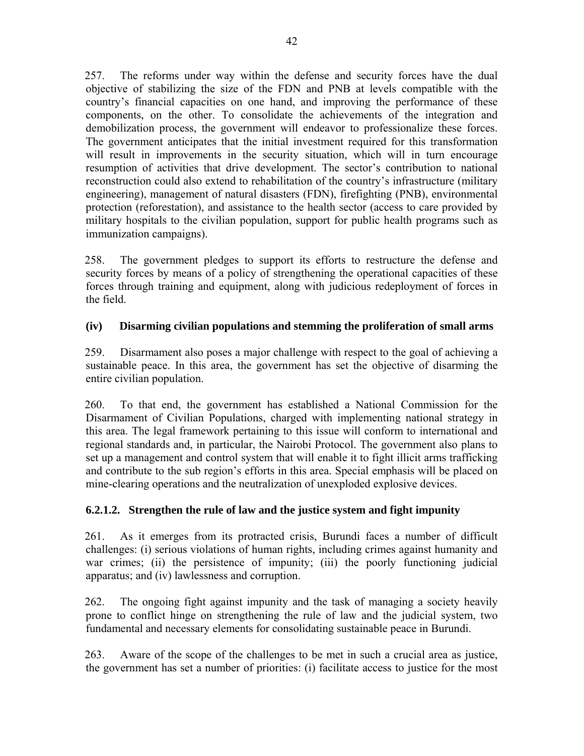257. The reforms under way within the defense and security forces have the dual objective of stabilizing the size of the FDN and PNB at levels compatible with the country's financial capacities on one hand, and improving the performance of these components, on the other. To consolidate the achievements of the integration and demobilization process, the government will endeavor to professionalize these forces. The government anticipates that the initial investment required for this transformation will result in improvements in the security situation, which will in turn encourage resumption of activities that drive development. The sector's contribution to national reconstruction could also extend to rehabilitation of the country's infrastructure (military engineering), management of natural disasters (FDN), firefighting (PNB), environmental protection (reforestation), and assistance to the health sector (access to care provided by military hospitals to the civilian population, support for public health programs such as immunization campaigns).

258. The government pledges to support its efforts to restructure the defense and security forces by means of a policy of strengthening the operational capacities of these forces through training and equipment, along with judicious redeployment of forces in the field.

**(iv) Disarming civilian populations and stemming the proliferation of small arms**

259. Disarmament also poses a major challenge with respect to the goal of achieving a sustainable peace. In this area, the government has set the objective of disarming the entire civilian population.

260. To that end, the government has established a National Commission for the Disarmament of Civilian Populations, charged with implementing national strategy in this area. The legal framework pertaining to this issue will conform to international and regional standards and, in particular, the Nairobi Protocol. The government also plans to set up a management and control system that will enable it to fight illicit arms trafficking and contribute to the sub region's efforts in this area. Special emphasis will be placed on mine-clearing operations and the neutralization of unexploded explosive devices.

#### 6.2.1.2. Strengthen the rule of law and the justice system and fight impunity

261. As it emerges from its protracted crisis, Burundi faces a number of difficult challenges: (i) serious violations of human rights, including crimes against humanity and war crimes; (ii) the persistence of impunity; (iii) the poorly functioning judicial apparatus; and (iv) lawlessness and corruption.

262. The ongoing fight against impunity and the task of managing a society heavily prone to conflict hinge on strengthening the rule of law and the judicial system, two fundamental and necessary elements for consolidating sustainable peace in Burundi.

263. Aware of the scope of the challenges to be met in such a crucial area as justice, the government has set a number of priorities: (i) facilitate access to justice for the most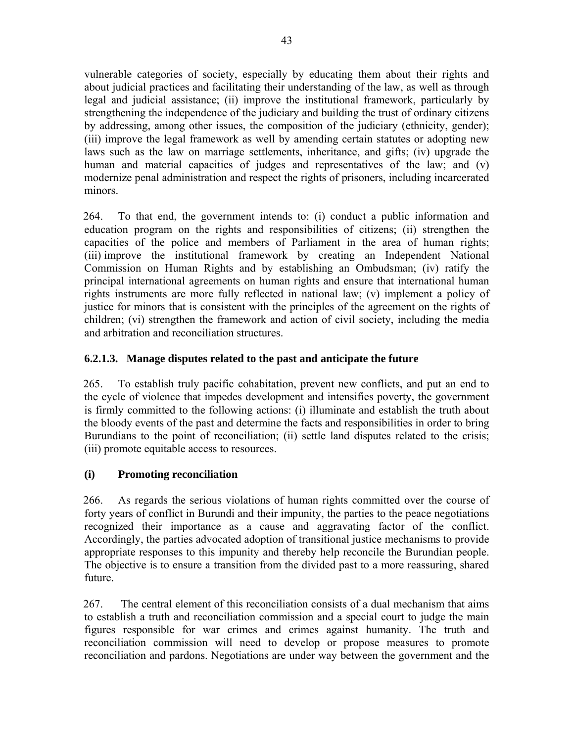vulnerable categories of society, especially by educating them about their rights and about judicial practices and facilitating their understanding of the law, as well as through legal and judicial assistance; (ii) improve the institutional framework, particularly by strengthening the independence of the judiciary and building the trust of ordinary citizens by addressing, among other issues, the composition of the judiciary (ethnicity, gender); (iii) improve the legal framework as well by amending certain statutes or adopting new laws such as the law on marriage settlements, inheritance, and gifts; (iv) upgrade the human and material capacities of judges and representatives of the law; and (v) modernize penal administration and respect the rights of prisoners, including incarcerated minors.

264. To that end, the government intends to: (i) conduct a public information and education program on the rights and responsibilities of citizens; (ii) strengthen the capacities of the police and members of Parliament in the area of human rights; (iii) improve the institutional framework by creating an Independent National Commission on Human Rights and by establishing an Ombudsman; (iv) ratify the principal international agreements on human rights and ensure that international human rights instruments are more fully reflected in national law; (v) implement a policy of justice for minors that is consistent with the principles of the agreement on the rights of children; (vi) strengthen the framework and action of civil society, including the media and arbitration and reconciliation structures.

### 6.2.1.3. Manage disputes related to the past and anticipate the future

265. To establish truly pacific cohabitation, prevent new conflicts, and put an end to the cycle of violence that impedes development and intensifies poverty, the government is firmly committed to the following actions: (i) illuminate and establish the truth about the bloody events of the past and determine the facts and responsibilities in order to bring Burundians to the point of reconciliation; (ii) settle land disputes related to the crisis; (iii) promote equitable access to resources.

#### (i) Promoting reconciliation

266. As regards the serious violations of human rights committed over the course of forty years of conflict in Burundi and their impunity, the parties to the peace negotiations recognized their importance as a cause and aggravating factor of the conflict. Accordingly, the parties advocated adoption of transitional justice mechanisms to provide appropriate responses to this impunity and thereby help reconcile the Burundian people. The objective is to ensure a transition from the divided past to a more reassuring, shared future.

267. The central element of this reconciliation consists of a dual mechanism that aims to establish a truth and reconciliation commission and a special court to judge the main figures responsible for war crimes and crimes against humanity. The truth and reconciliation commission will need to develop or propose measures to promote reconciliation and pardons. Negotiations are under way between the government and the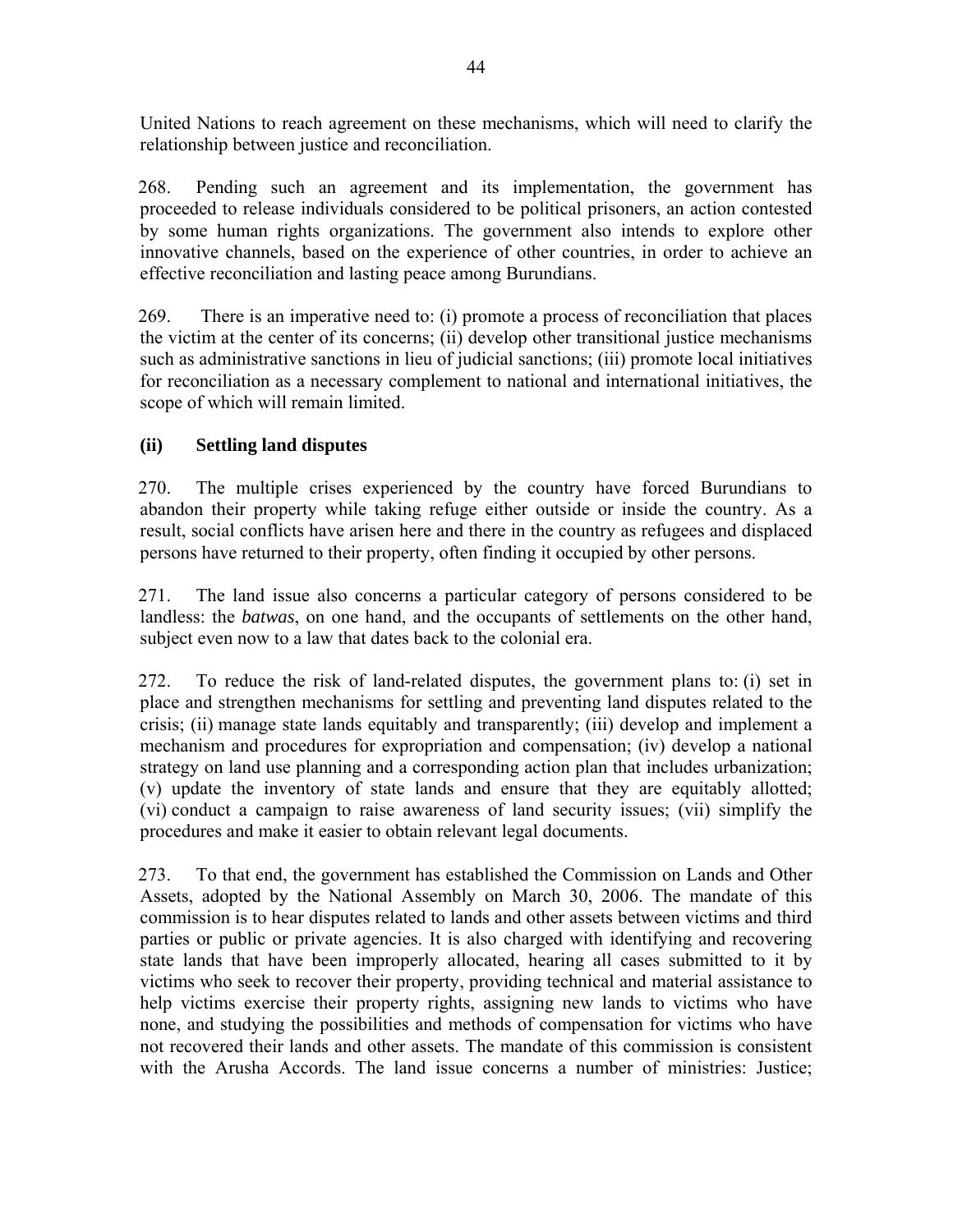United Nations to reach agreement on these mechanisms, which will need to clarify the relationship between justice and reconciliation.

268. Pending such an agreement and its implementation, the government has proceeded to release individuals considered to be political prisoners, an action contested by some human rights organizations. The government also intends to explore other innovative channels, based on the experience of other countries, in order to achieve an effective reconciliation and lasting peace among Burundians.

269. There is an imperative need to: (i) promote a process of reconciliation that places the victim at the center of its concerns; (ii) develop other transitional justice mechanisms such as administrative sanctions in lieu of judicial sanctions; (iii) promote local initiatives for reconciliation as a necessary complement to national and international initiatives, the scope of which will remain limited.

### (ii) Settling land disputes

270. The multiple crises experienced by the country have forced Burundians to abandon their property while taking refuge either outside or inside the country. As a result, social conflicts have arisen here and there in the country as refugees and displaced persons have returned to their property, often finding it occupied by other persons.

271. The land issue also concerns a particular category of persons considered to be landless: the *batwas*, on one hand, and the occupants of settlements on the other hand, subject even now to a law that dates back to the colonial era.

272. To reduce the risk of land-related disputes, the government plans to: (i) set in place and strengthen mechanisms for settling and preventing land disputes related to the crisis; (ii) manage state lands equitably and transparently; (iii) develop and implement a mechanism and procedures for expropriation and compensation; (iv) develop a national strategy on land use planning and a corresponding action plan that includes urbanization; (v) update the inventory of state lands and ensure that they are equitably allotted; (vi) conduct a campaign to raise awareness of land security issues; (vii) simplify the procedures and make it easier to obtain relevant legal documents.

273. To that end, the government has established the Commission on Lands and Other Assets, adopted by the National Assembly on March 30, 2006. The mandate of this commission is to hear disputes related to lands and other assets between victims and third parties or public or private agencies. It is also charged with identifying and recovering state lands that have been improperly allocated, hearing all cases submitted to it by victims who seek to recover their property, providing technical and material assistance to help victims exercise their property rights, assigning new lands to victims who have none, and studying the possibilities and methods of compensation for victims who have not recovered their lands and other assets. The mandate of this commission is consistent with the Arusha Accords. The land issue concerns a number of ministries: Justice;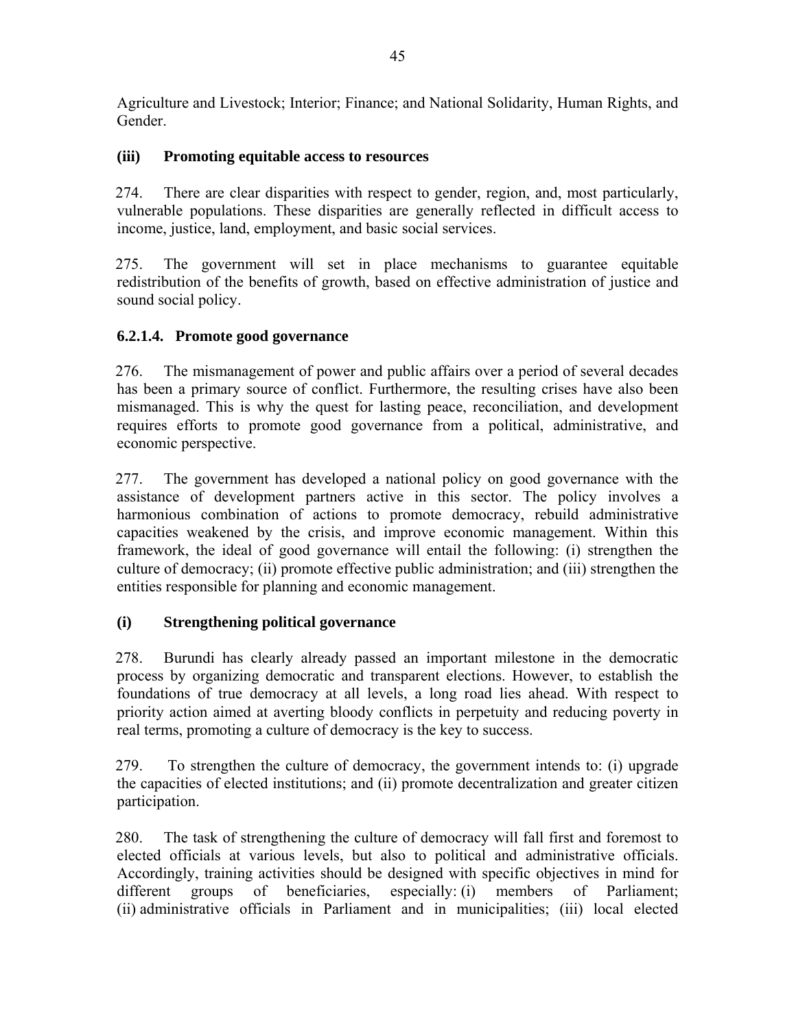Agriculture and Livestock; Interior; Finance; and National Solidarity, Human Rights, and Gender.

### (iii) Promoting equitable access to resources

274. There are clear disparities with respect to gender, region, and, most particularly, vulnerable populations. These disparities are generally reflected in difficult access to income, justice, land, employment, and basic social services.

275. The government will set in place mechanisms to guarantee equitable redistribution of the benefits of growth, based on effective administration of justice and sound social policy.

## 6.2.1.4. Promote good governance

276. The mismanagement of power and public affairs over a period of several decades has been a primary source of conflict. Furthermore, the resulting crises have also been mismanaged. This is why the quest for lasting peace, reconciliation, and development requires efforts to promote good governance from a political, administrative, and economic perspective.

277. The government has developed a national policy on good governance with the assistance of development partners active in this sector. The policy involves a harmonious combination of actions to promote democracy, rebuild administrative capacities weakened by the crisis, and improve economic management. Within this framework, the ideal of good governance will entail the following: (i) strengthen the culture of democracy; (ii) promote effective public administration; and (iii) strengthen the entities responsible for planning and economic management.

### (i) Strengthening political governance

278. Burundi has clearly already passed an important milestone in the democratic process by organizing democratic and transparent elections. However, to establish the foundations of true democracy at all levels, a long road lies ahead. With respect to priority action aimed at averting bloody conflicts in perpetuity and reducing poverty in real terms, promoting a culture of democracy is the key to success.

279. To strengthen the culture of democracy, the government intends to: (i) upgrade the capacities of elected institutions; and (ii) promote decentralization and greater citizen participation.

280. The task of strengthening the culture of democracy will fall first and foremost to elected officials at various levels, but also to political and administrative officials. Accordingly, training activities should be designed with specific objectives in mind for different groups of beneficiaries, especially: (i) members of Parliament; (ii) administrative officials in Parliament and in municipalities; (iii) local elected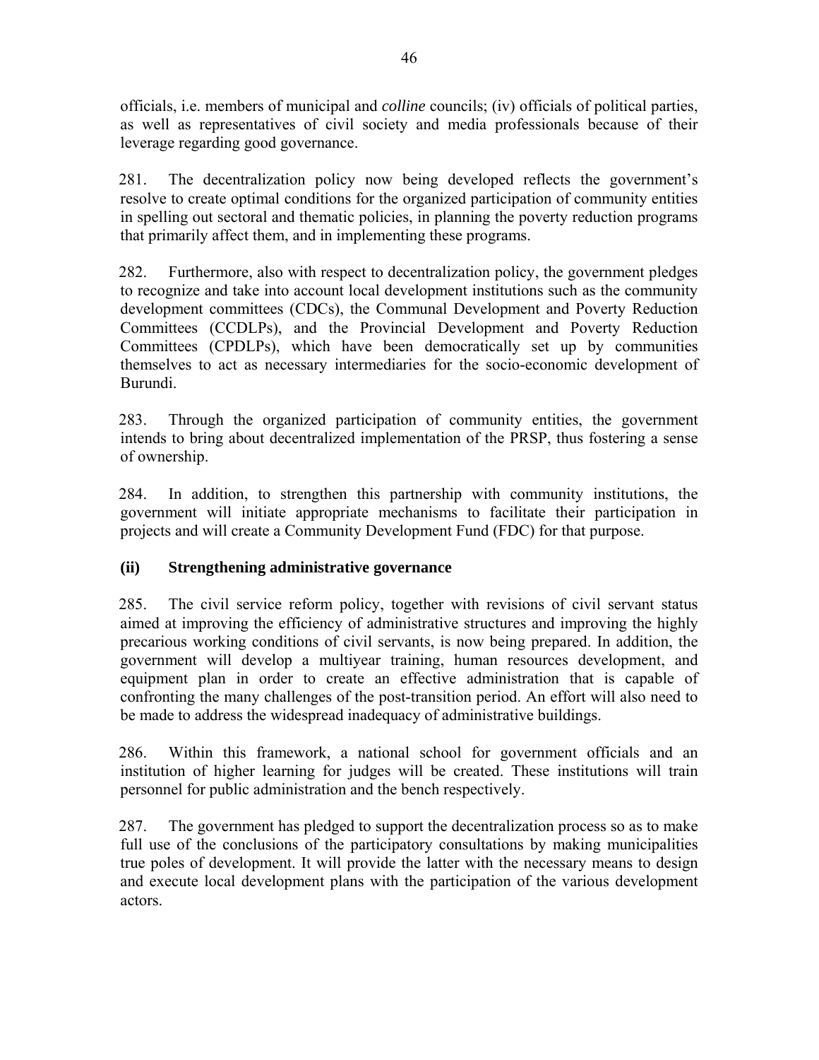officials, i.e. members of municipal and *colline* councils; (iv) officials of political parties, as well as representatives of civil society and media professionals because of their leverage regarding good governance.

281. The decentralization policy now being developed reflects the government's resolve to create optimal conditions for the organized participation of community entities in spelling out sectoral and thematic policies, in planning the poverty reduction programs that primarily affect them, and in implementing these programs.

282. Furthermore, also with respect to decentralization policy, the government pledges to recognize and take into account local development institutions such as the community development committees (CDCs), the Communal Development and Poverty Reduction Committees (CCDLPs), and the Provincial Development and Poverty Reduction Committees (CPDLPs), which have been democratically set up by communities themselves to act as necessary intermediaries for the socio-economic development of Burundi.

283. Through the organized participation of community entities, the government intends to bring about decentralized implementation of the PRSP, thus fostering a sense of ownership.

284. In addition, to strengthen this partnership with community institutions, the government will initiate appropriate mechanisms to facilitate their participation in projects and will create a Community Development Fund (FDC) for that purpose.

**(ii) Strengthening administrative governance**

285. The civil service reform policy, together with revisions of civil servant status aimed at improving the efficiency of administrative structures and improving the highly precarious working conditions of civil servants, is now being prepared. In addition, the government will develop a multiyear training, human resources development, and equipment plan in order to create an effective administration that is capable of confronting the many challenges of the post-transition period. An effort will also need to be made to address the widespread inadequacy of administrative buildings.

286. Within this framework, a national school for government officials and an institution of higher learning for judges will be created. These institutions will train personnel for public administration and the bench respectively.

287. The government has pledged to support the decentralization process so as to make full use of the conclusions of the participatory consultations by making municipalities true poles of development. It will provide the latter with the necessary means to design and execute local development plans with the participation of the various development actors.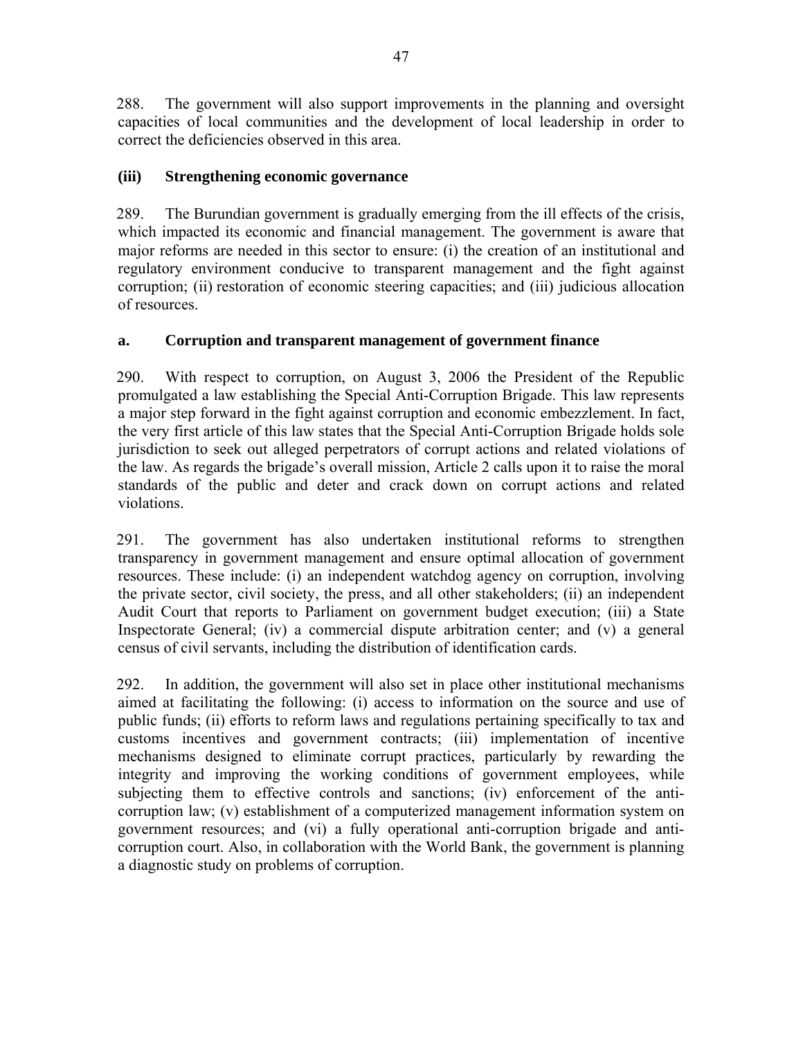288. The government will also support improvements in the planning and oversight capacities of local communities and the development of local leadership in order to correct the deficiencies observed in this area.

### (iii) Strengthening economic governance

289. The Burundian government is gradually emerging from the ill effects of the crisis, which impacted its economic and financial management. The government is aware that major reforms are needed in this sector to ensure: (i) the creation of an institutional and regulatory environment conducive to transparent management and the fight against corruption; (ii) restoration of economic steering capacities; and (iii) judicious allocation of resources.

#### a. Corruption and transparent management of government finance

290. With respect to corruption, on August 3, 2006 the President of the Republic promulgated a law establishing the Special Anti-Corruption Brigade. This law represents a major step forward in the fight against corruption and economic embezzlement. In fact, the very first article of this law states that the Special Anti-Corruption Brigade holds sole jurisdiction to seek out alleged perpetrators of corrupt actions and related violations of the law. As regards the brigade's overall mission, Article 2 calls upon it to raise the moral standards of the public and deter and crack down on corrupt actions and related violations.

291. The government has also undertaken institutional reforms to strengthen transparency in government management and ensure optimal allocation of government resources. These include: (i) an independent watchdog agency on corruption, involving the private sector, civil society, the press, and all other stakeholders; (ii) an independent Audit Court that reports to Parliament on government budget execution; (iii) a State Inspectorate General; (iv) a commercial dispute arbitration center; and (v) a general census of civil servants, including the distribution of identification cards.

292. In addition, the government will also set in place other institutional mechanisms aimed at facilitating the following: (i) access to information on the source and use of public funds; (ii) efforts to reform laws and regulations pertaining specifically to tax and customs incentives and government contracts; (iii) implementation of incentive mechanisms designed to eliminate corrupt practices, particularly by rewarding the integrity and improving the working conditions of government employees, while subjecting them to effective controls and sanctions; (iv) enforcement of the anti-corruption law; (v) establishment of a computerized management information system on government resources; and (vi) a fully operational anti-corruption brigade and anti-corruption court. Also, in collaboration with the World Bank, the government is planning a diagnostic study on problems of corruption.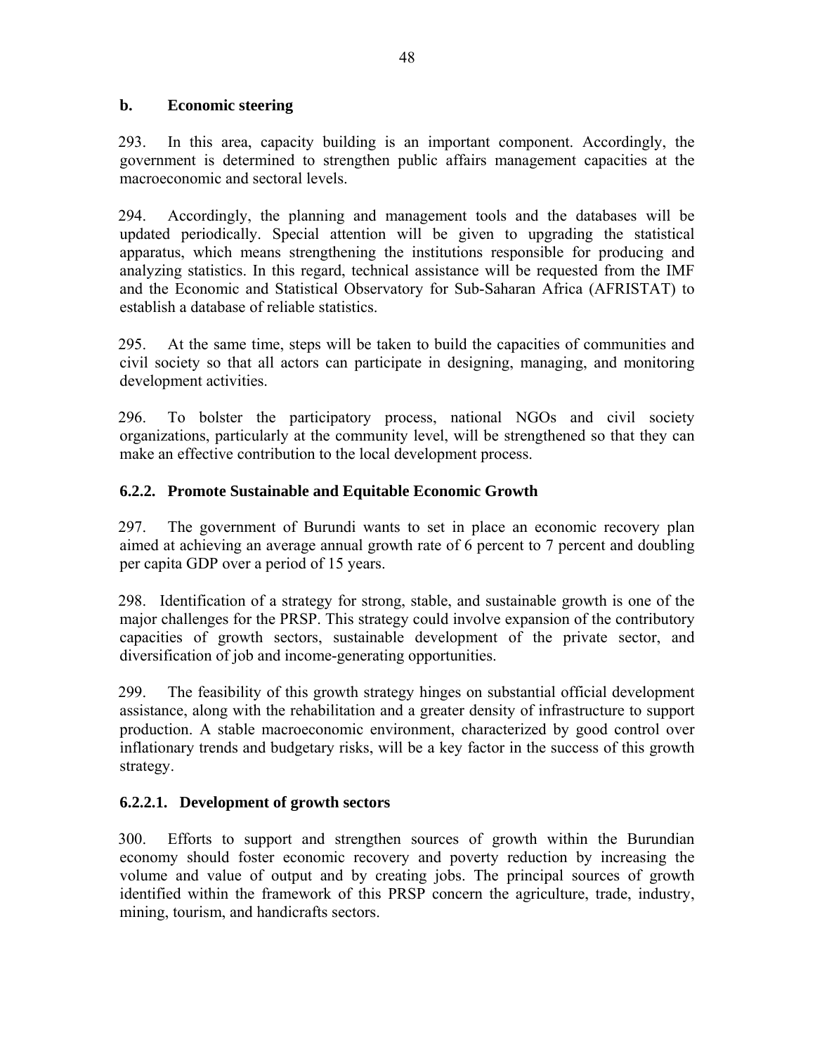### b. Economic steering

293. In this area, capacity building is an important component. Accordingly, the government is determined to strengthen public affairs management capacities at the macroeconomic and sectoral levels.

294. Accordingly, the planning and management tools and the databases will be updated periodically. Special attention will be given to upgrading the statistical apparatus, which means strengthening the institutions responsible for producing and analyzing statistics. In this regard, technical assistance will be requested from the IMF and the Economic and Statistical Observatory for Sub-Saharan Africa (AFRISTAT) to establish a database of reliable statistics.

295. At the same time, steps will be taken to build the capacities of communities and civil society so that all actors can participate in designing, managing, and monitoring development activities.

296. To bolster the participatory process, national NGOs and civil society organizations, particularly at the community level, will be strengthened so that they can make an effective contribution to the local development process.

### 6.2.2. Promote Sustainable and Equitable Economic Growth

297. The government of Burundi wants to set in place an economic recovery plan aimed at achieving an average annual growth rate of 6 percent to 7 percent and doubling per capita GDP over a period of 15 years.

298. Identification of a strategy for strong, stable, and sustainable growth is one of the major challenges for the PRSP. This strategy could involve expansion of the contributory capacities of growth sectors, sustainable development of the private sector, and diversification of job and income-generating opportunities.

299. The feasibility of this growth strategy hinges on substantial official development assistance, along with the rehabilitation and a greater density of infrastructure to support production. A stable macroeconomic environment, characterized by good control over inflationary trends and budgetary risks, will be a key factor in the success of this growth strategy.

#### 6.2.2.1. Development of growth sectors

300. Efforts to support and strengthen sources of growth within the Burundian economy should foster economic recovery and poverty reduction by increasing the volume and value of output and by creating jobs. The principal sources of growth identified within the framework of this PRSP concern the agriculture, trade, industry, mining, tourism, and handicrafts sectors.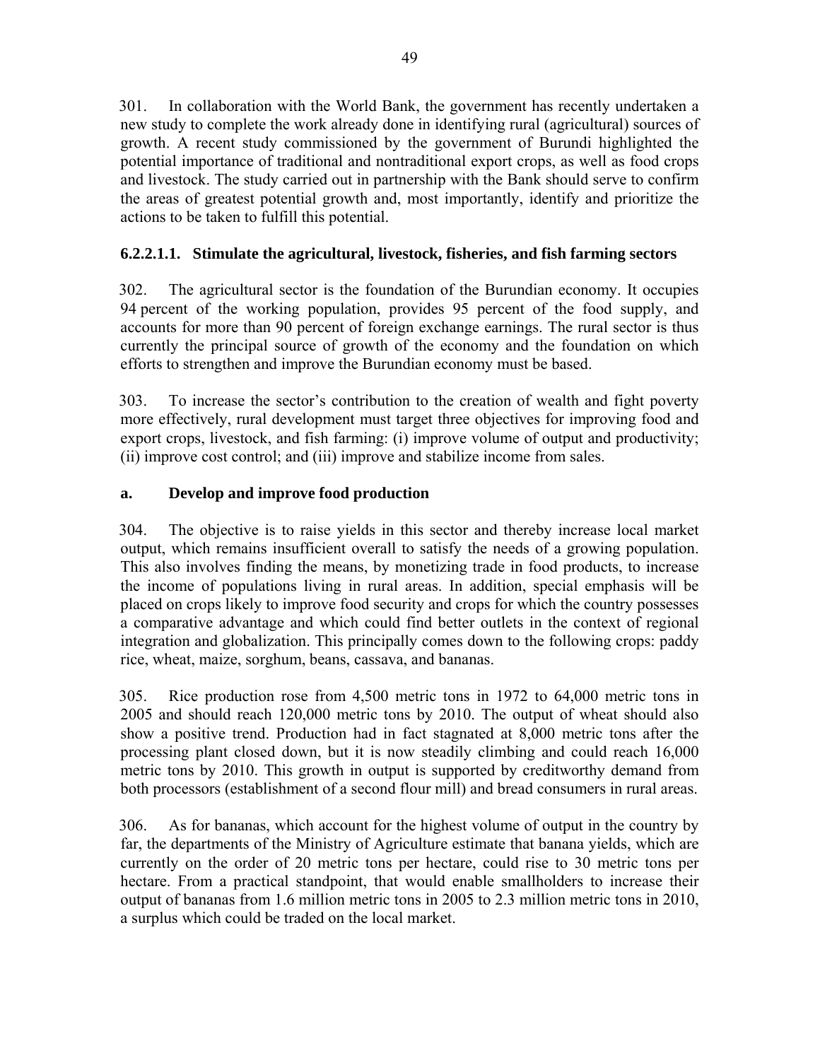301. In collaboration with the World Bank, the government has recently undertaken a new study to complete the work already done in identifying rural (agricultural) sources of growth. A recent study commissioned by the government of Burundi highlighted the potential importance of traditional and nontraditional export crops, as well as food crops and livestock. The study carried out in partnership with the Bank should serve to confirm the areas of greatest potential growth and, most importantly, identify and prioritize the actions to be taken to fulfill this potential.

### 6.2.2.1.1. Stimulate the agricultural, livestock, fisheries, and fish farming sectors

302. The agricultural sector is the foundation of the Burundian economy. It occupies 94 percent of the working population, provides 95 percent of the food supply, and accounts for more than 90 percent of foreign exchange earnings. The rural sector is thus currently the principal source of growth of the economy and the foundation on which efforts to strengthen and improve the Burundian economy must be based.

303. To increase the sector's contribution to the creation of wealth and fight poverty more effectively, rural development must target three objectives for improving food and export crops, livestock, and fish farming: (i) improve volume of output and productivity; (ii) improve cost control; and (iii) improve and stabilize income from sales.

### a. Develop and improve food production

304. The objective is to raise yields in this sector and thereby increase local market output, which remains insufficient overall to satisfy the needs of a growing population. This also involves finding the means, by monetizing trade in food products, to increase the income of populations living in rural areas. In addition, special emphasis will be placed on crops likely to improve food security and crops for which the country possesses a comparative advantage and which could find better outlets in the context of regional integration and globalization. This principally comes down to the following crops: paddy rice, wheat, maize, sorghum, beans, cassava, and bananas.

305. Rice production rose from 4,500 metric tons in 1972 to 64,000 metric tons in 2005 and should reach 120,000 metric tons by 2010. The output of wheat should also show a positive trend. Production had in fact stagnated at 8,000 metric tons after the processing plant closed down, but it is now steadily climbing and could reach 16,000 metric tons by 2010. This growth in output is supported by creditworthy demand from both processors (establishment of a second flour mill) and bread consumers in rural areas.

306. As for bananas, which account for the highest volume of output in the country by far, the departments of the Ministry of Agriculture estimate that banana yields, which are currently on the order of 20 metric tons per hectare, could rise to 30 metric tons per hectare. From a practical standpoint, that would enable smallholders to increase their output of bananas from 1.6 million metric tons in 2005 to 2.3 million metric tons in 2010, a surplus which could be traded on the local market.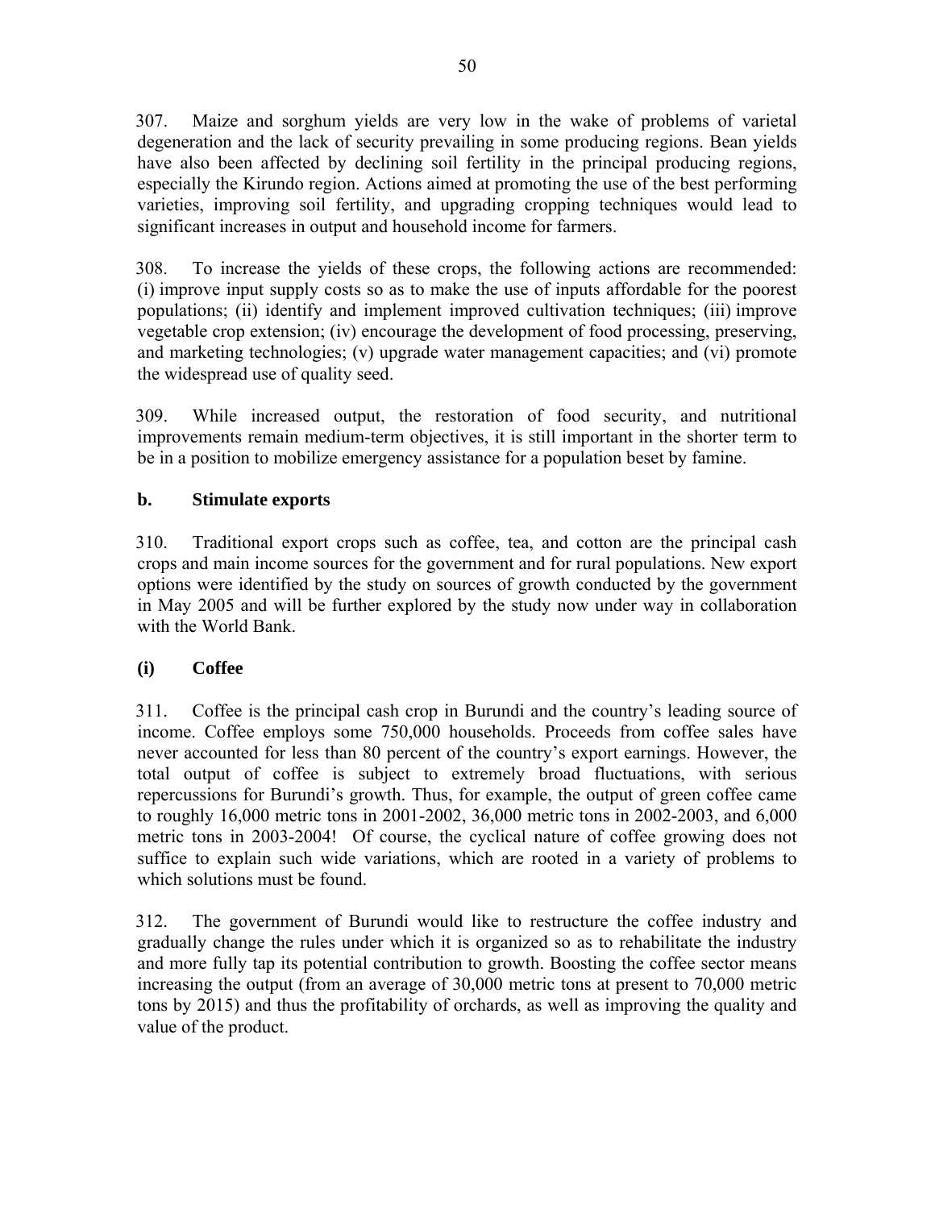307. Maize and sorghum yields are very low in the wake of problems of varietal degeneration and the lack of security prevailing in some producing regions. Bean yields have also been affected by declining soil fertility in the principal producing regions, especially the Kirundo region. Actions aimed at promoting the use of the best performing varieties, improving soil fertility, and upgrading cropping techniques would lead to significant increases in output and household income for farmers.

308. To increase the yields of these crops, the following actions are recommended: (i) improve input supply costs so as to make the use of inputs affordable for the poorest populations; (ii) identify and implement improved cultivation techniques; (iii) improve vegetable crop extension; (iv) encourage the development of food processing, preserving, and marketing technologies; (v) upgrade water management capacities; and (vi) promote the widespread use of quality seed.

309. While increased output, the restoration of food security, and nutritional improvements remain medium-term objectives, it is still important in the shorter term to be in a position to mobilize emergency assistance for a population beset by famine.

### b. Stimulate exports

310. Traditional export crops such as coffee, tea, and cotton are the principal cash crops and main income sources for the government and for rural populations. New export options were identified by the study on sources of growth conducted by the government in May 2005 and will be further explored by the study now under way in collaboration with the World Bank.

#### (i) Coffee

311. Coffee is the principal cash crop in Burundi and the country's leading source of income. Coffee employs some 750,000 households. Proceeds from coffee sales have never accounted for less than 80 percent of the country's export earnings. However, the total output of coffee is subject to extremely broad fluctuations, with serious repercussions for Burundi's growth. Thus, for example, the output of green coffee came to roughly 16,000 metric tons in 2001-2002, 36,000 metric tons in 2002-2003, and 6,000 metric tons in 2003-2004! Of course, the cyclical nature of coffee growing does not suffice to explain such wide variations, which are rooted in a variety of problems to which solutions must be found.

312. The government of Burundi would like to restructure the coffee industry and gradually change the rules under which it is organized so as to rehabilitate the industry and more fully tap its potential contribution to growth. Boosting the coffee sector means increasing the output (from an average of 30,000 metric tons at present to 70,000 metric tons by 2015) and thus the profitability of orchards, as well as improving the quality and value of the product.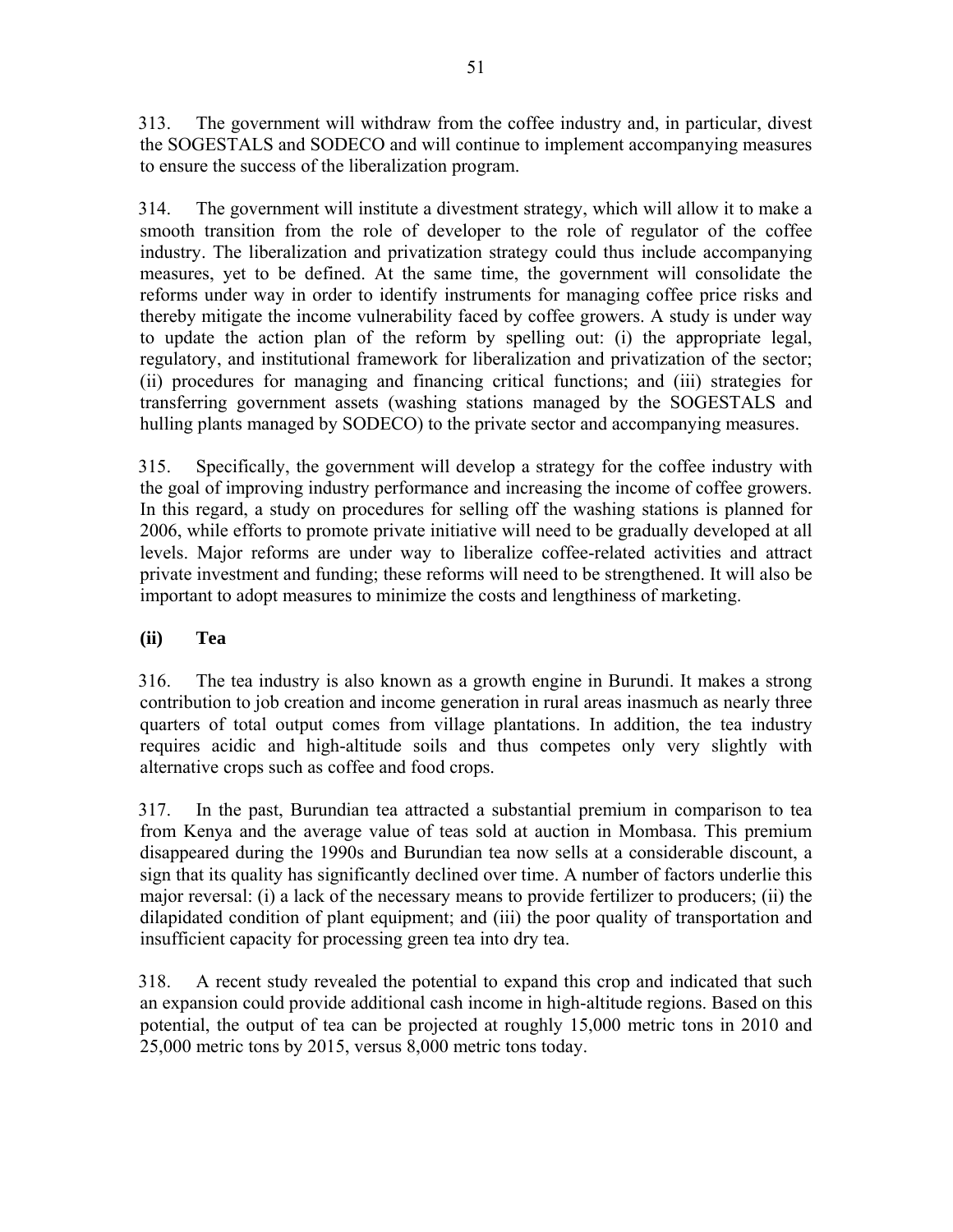313. The government will withdraw from the coffee industry and, in particular, divest the SOGESTALS and SODECO and will continue to implement accompanying measures to ensure the success of the liberalization program.

314. The government will institute a divestment strategy, which will allow it to make a smooth transition from the role of developer to the role of regulator of the coffee industry. The liberalization and privatization strategy could thus include accompanying measures, yet to be defined. At the same time, the government will consolidate the reforms under way in order to identify instruments for managing coffee price risks and thereby mitigate the income vulnerability faced by coffee growers. A study is under way to update the action plan of the reform by spelling out: (i) the appropriate legal, regulatory, and institutional framework for liberalization and privatization of the sector; (ii) procedures for managing and financing critical functions; and (iii) strategies for transferring government assets (washing stations managed by the SOGESTALS and hulling plants managed by SODECO) to the private sector and accompanying measures.

315. Specifically, the government will develop a strategy for the coffee industry with the goal of improving industry performance and increasing the income of coffee growers. In this regard, a study on procedures for selling off the washing stations is planned for 2006, while efforts to promote private initiative will need to be gradually developed at all levels. Major reforms are under way to liberalize coffee-related activities and attract private investment and funding; these reforms will need to be strengthened. It will also be important to adopt measures to minimize the costs and lengthiness of marketing.

**(ii) Tea**

316. The tea industry is also known as a growth engine in Burundi. It makes a strong contribution to job creation and income generation in rural areas inasmuch as nearly three quarters of total output comes from village plantations. In addition, the tea industry requires acidic and high-altitude soils and thus competes only very slightly with alternative crops such as coffee and food crops.

317. In the past, Burundian tea attracted a substantial premium in comparison to tea from Kenya and the average value of teas sold at auction in Mombasa. This premium disappeared during the 1990s and Burundian tea now sells at a considerable discount, a sign that its quality has significantly declined over time. A number of factors underlie this major reversal: (i) a lack of the necessary means to provide fertilizer to producers; (ii) the dilapidated condition of plant equipment; and (iii) the poor quality of transportation and insufficient capacity for processing green tea into dry tea.

318. A recent study revealed the potential to expand this crop and indicated that such an expansion could provide additional cash income in high-altitude regions. Based on this potential, the output of tea can be projected at roughly 15,000 metric tons in 2010 and 25,000 metric tons by 2015, versus 8,000 metric tons today.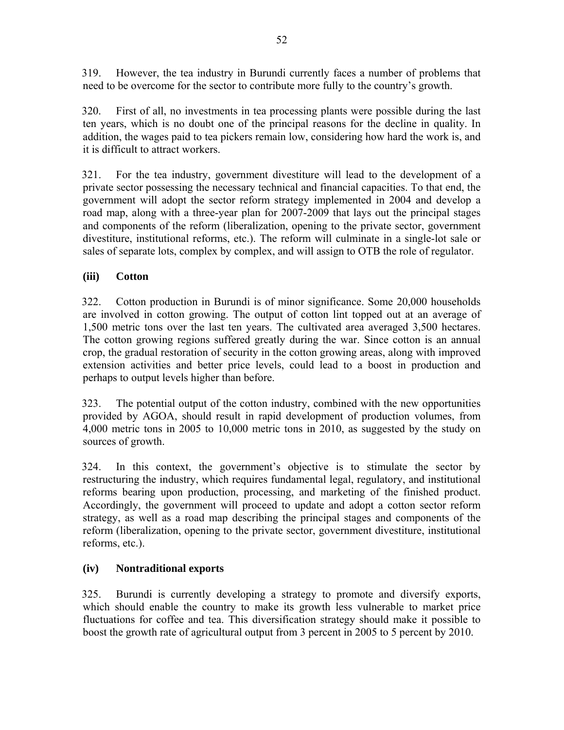319. However, the tea industry in Burundi currently faces a number of problems that need to be overcome for the sector to contribute more fully to the country's growth.

320. First of all, no investments in tea processing plants were possible during the last ten years, which is no doubt one of the principal reasons for the decline in quality. In addition, the wages paid to tea pickers remain low, considering how hard the work is, and it is difficult to attract workers.

321. For the tea industry, government divestiture will lead to the development of a private sector possessing the necessary technical and financial capacities. To that end, the government will adopt the sector reform strategy implemented in 2004 and develop a road map, along with a three-year plan for 2007-2009 that lays out the principal stages and components of the reform (liberalization, opening to the private sector, government divestiture, institutional reforms, etc.). The reform will culminate in a single-lot sale or sales of separate lots, complex by complex, and will assign to OTB the role of regulator.

### (iii) Cotton

322. Cotton production in Burundi is of minor significance. Some 20,000 households are involved in cotton growing. The output of cotton lint topped out at an average of 1,500 metric tons over the last ten years. The cultivated area averaged 3,500 hectares. The cotton growing regions suffered greatly during the war. Since cotton is an annual crop, the gradual restoration of security in the cotton growing areas, along with improved extension activities and better price levels, could lead to a boost in production and perhaps to output levels higher than before.

323. The potential output of the cotton industry, combined with the new opportunities provided by AGOA, should result in rapid development of production volumes, from 4,000 metric tons in 2005 to 10,000 metric tons in 2010, as suggested by the study on sources of growth.

324. In this context, the government's objective is to stimulate the sector by restructuring the industry, which requires fundamental legal, regulatory, and institutional reforms bearing upon production, processing, and marketing of the finished product. Accordingly, the government will proceed to update and adopt a cotton sector reform strategy, as well as a road map describing the principal stages and components of the reform (liberalization, opening to the private sector, government divestiture, institutional reforms, etc.).

### (iv) Nontraditional exports

325. Burundi is currently developing a strategy to promote and diversify exports, which should enable the country to make its growth less vulnerable to market price fluctuations for coffee and tea. This diversification strategy should make it possible to boost the growth rate of agricultural output from 3 percent in 2005 to 5 percent by 2010.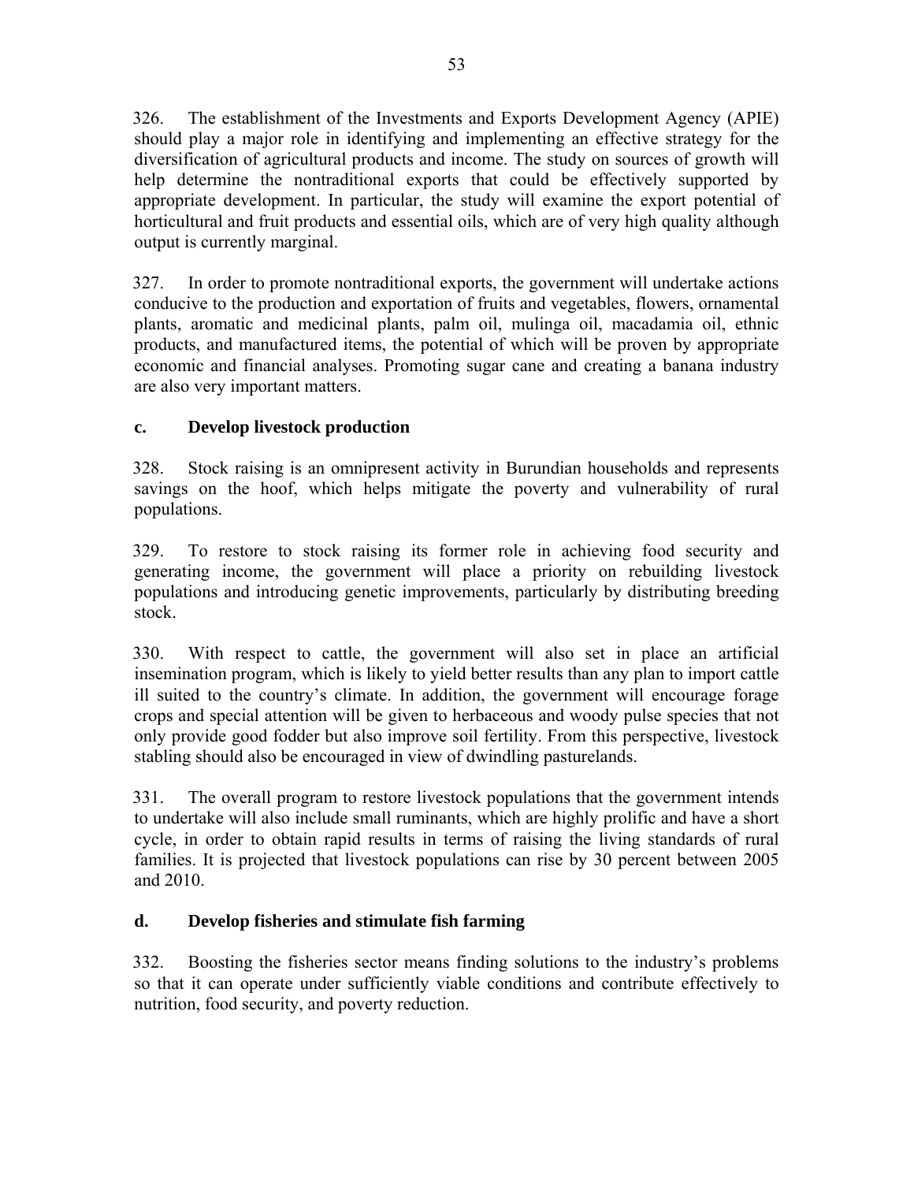326. The establishment of the Investments and Exports Development Agency (APIE) should play a major role in identifying and implementing an effective strategy for the diversification of agricultural products and income. The study on sources of growth will help determine the nontraditional exports that could be effectively supported by appropriate development. In particular, the study will examine the export potential of horticultural and fruit products and essential oils, which are of very high quality although output is currently marginal.

327. In order to promote nontraditional exports, the government will undertake actions conducive to the production and exportation of fruits and vegetables, flowers, ornamental plants, aromatic and medicinal plants, palm oil, mulinga oil, macadamia oil, ethnic products, and manufactured items, the potential of which will be proven by appropriate economic and financial analyses. Promoting sugar cane and creating a banana industry are also very important matters.

### c. Develop livestock production

328. Stock raising is an omnipresent activity in Burundian households and represents savings on the hoof, which helps mitigate the poverty and vulnerability of rural populations.

329. To restore to stock raising its former role in achieving food security and generating income, the government will place a priority on rebuilding livestock populations and introducing genetic improvements, particularly by distributing breeding stock.

330. With respect to cattle, the government will also set in place an artificial insemination program, which is likely to yield better results than any plan to import cattle ill suited to the country's climate. In addition, the government will encourage forage crops and special attention will be given to herbaceous and woody pulse species that not only provide good fodder but also improve soil fertility. From this perspective, livestock stabling should also be encouraged in view of dwindling pasturelands.

331. The overall program to restore livestock populations that the government intends to undertake will also include small ruminants, which are highly prolific and have a short cycle, in order to obtain rapid results in terms of raising the living standards of rural families. It is projected that livestock populations can rise by 30 percent between 2005 and 2010.

### d. Develop fisheries and stimulate fish farming

332. Boosting the fisheries sector means finding solutions to the industry's problems so that it can operate under sufficiently viable conditions and contribute effectively to nutrition, food security, and poverty reduction.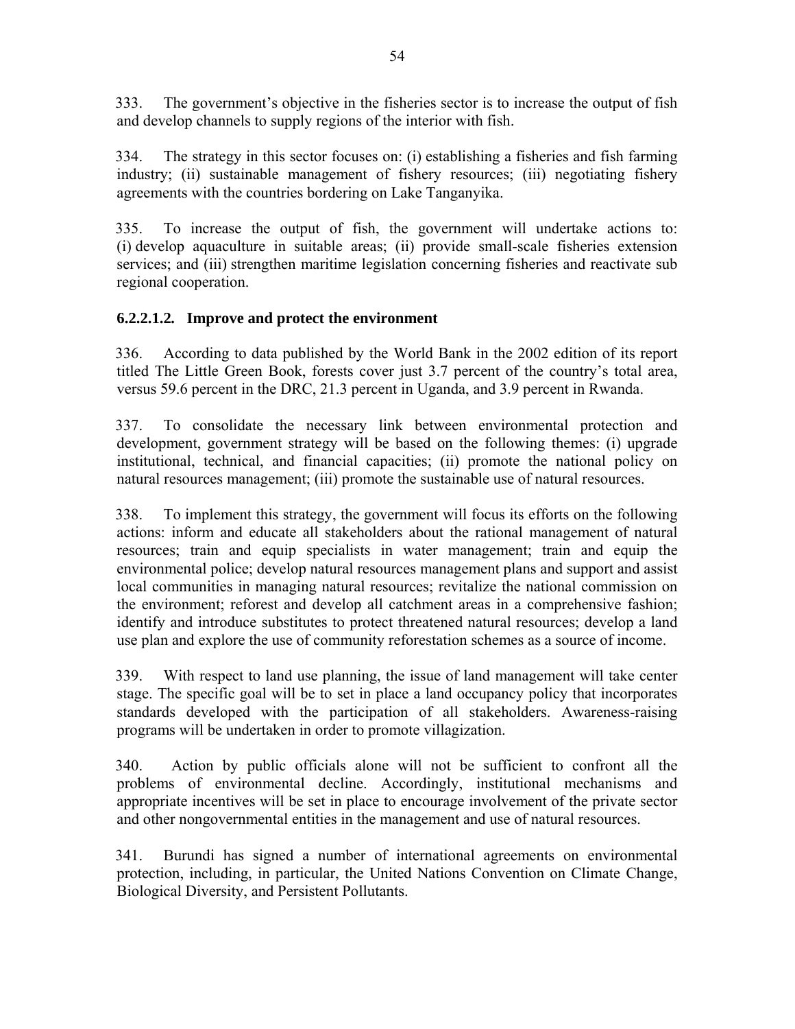333. The government's objective in the fisheries sector is to increase the output of fish and develop channels to supply regions of the interior with fish.

334. The strategy in this sector focuses on: (i) establishing a fisheries and fish farming industry; (ii) sustainable management of fishery resources; (iii) negotiating fishery agreements with the countries bordering on Lake Tanganyika.

335. To increase the output of fish, the government will undertake actions to: (i) develop aquaculture in suitable areas; (ii) provide small-scale fisheries extension services; and (iii) strengthen maritime legislation concerning fisheries and reactivate sub regional cooperation.

#### 6.2.2.1.2. Improve and protect the environment

336. According to data published by the World Bank in the 2002 edition of its report titled The Little Green Book, forests cover just 3.7 percent of the country's total area, versus 59.6 percent in the DRC, 21.3 percent in Uganda, and 3.9 percent in Rwanda.

337. To consolidate the necessary link between environmental protection and development, government strategy will be based on the following themes: (i) upgrade institutional, technical, and financial capacities; (ii) promote the national policy on natural resources management; (iii) promote the sustainable use of natural resources.

338. To implement this strategy, the government will focus its efforts on the following actions: inform and educate all stakeholders about the rational management of natural resources; train and equip specialists in water management; train and equip the environmental police; develop natural resources management plans and support and assist local communities in managing natural resources; revitalize the national commission on the environment; reforest and develop all catchment areas in a comprehensive fashion; identify and introduce substitutes to protect threatened natural resources; develop a land use plan and explore the use of community reforestation schemes as a source of income.

339. With respect to land use planning, the issue of land management will take center stage. The specific goal will be to set in place a land occupancy policy that incorporates standards developed with the participation of all stakeholders. Awareness-raising programs will be undertaken in order to promote villagization.

340. Action by public officials alone will not be sufficient to confront all the problems of environmental decline. Accordingly, institutional mechanisms and appropriate incentives will be set in place to encourage involvement of the private sector and other nongovernmental entities in the management and use of natural resources.

341. Burundi has signed a number of international agreements on environmental protection, including, in particular, the United Nations Convention on Climate Change, Biological Diversity, and Persistent Pollutants.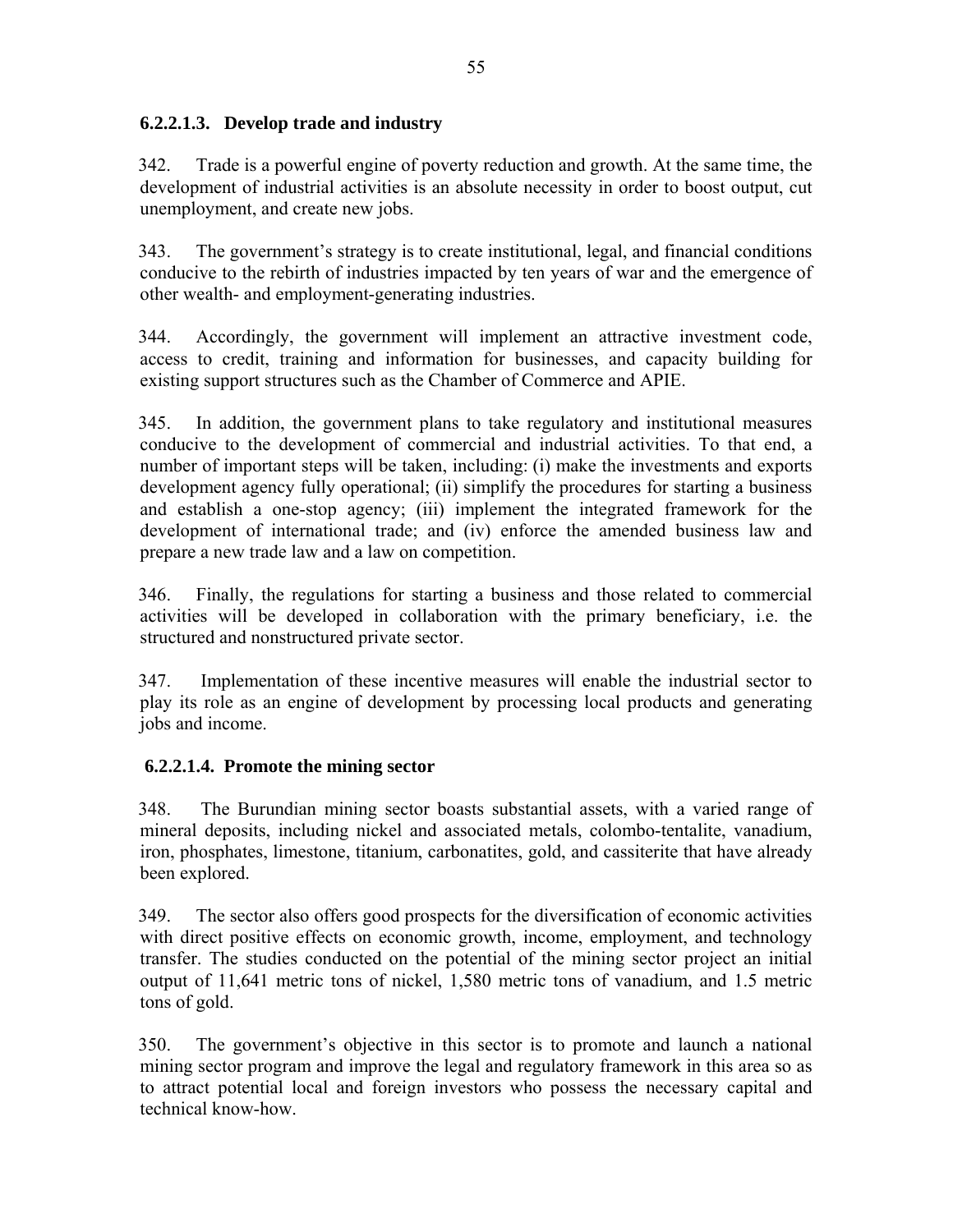#### 6.2.2.1.3. Develop trade and industry

342. Trade is a powerful engine of poverty reduction and growth. At the same time, the development of industrial activities is an absolute necessity in order to boost output, cut unemployment, and create new jobs.

343. The government's strategy is to create institutional, legal, and financial conditions conducive to the rebirth of industries impacted by ten years of war and the emergence of other wealth- and employment-generating industries.

344. Accordingly, the government will implement an attractive investment code, access to credit, training and information for businesses, and capacity building for existing support structures such as the Chamber of Commerce and APIE.

345. In addition, the government plans to take regulatory and institutional measures conducive to the development of commercial and industrial activities. To that end, a number of important steps will be taken, including: (i) make the investments and exports development agency fully operational; (ii) simplify the procedures for starting a business and establish a one-stop agency; (iii) implement the integrated framework for the development of international trade; and (iv) enforce the amended business law and prepare a new trade law and a law on competition.

346. Finally, the regulations for starting a business and those related to commercial activities will be developed in collaboration with the primary beneficiary, i.e. the structured and nonstructured private sector.

347. Implementation of these incentive measures will enable the industrial sector to play its role as an engine of development by processing local products and generating jobs and income.

#### 6.2.2.1.4. Promote the mining sector

348. The Burundian mining sector boasts substantial assets, with a varied range of mineral deposits, including nickel and associated metals, colombo-tentalite, vanadium, iron, phosphates, limestone, titanium, carbonatites, gold, and cassiterite that have already been explored.

349. The sector also offers good prospects for the diversification of economic activities with direct positive effects on economic growth, income, employment, and technology transfer. The studies conducted on the potential of the mining sector project an initial output of 11,641 metric tons of nickel, 1,580 metric tons of vanadium, and 1.5 metric tons of gold.

350. The government's objective in this sector is to promote and launch a national mining sector program and improve the legal and regulatory framework in this area so as to attract potential local and foreign investors who possess the necessary capital and technical know-how.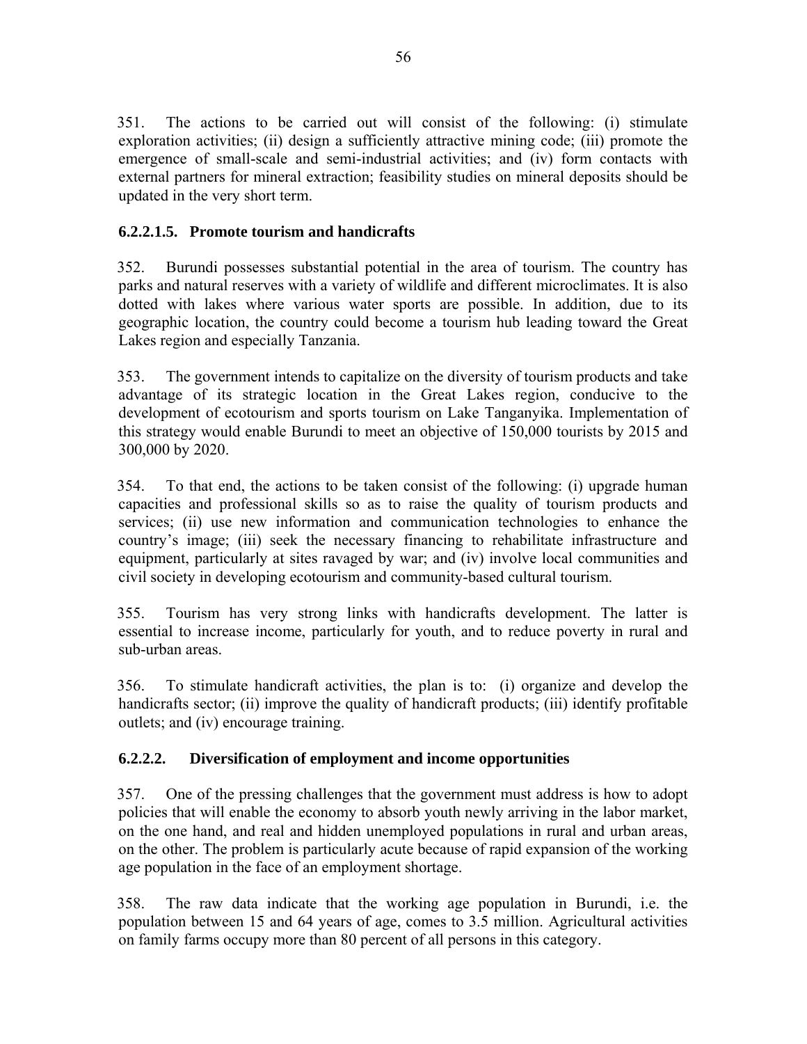351. The actions to be carried out will consist of the following: (i) stimulate exploration activities; (ii) design a sufficiently attractive mining code; (iii) promote the emergence of small-scale and semi-industrial activities; and (iv) form contacts with external partners for mineral extraction; feasibility studies on mineral deposits should be updated in the very short term.

#### 6.2.2.1.5. Promote tourism and handicrafts

352. Burundi possesses substantial potential in the area of tourism. The country has parks and natural reserves with a variety of wildlife and different microclimates. It is also dotted with lakes where various water sports are possible. In addition, due to its geographic location, the country could become a tourism hub leading toward the Great Lakes region and especially Tanzania.

353. The government intends to capitalize on the diversity of tourism products and take advantage of its strategic location in the Great Lakes region, conducive to the development of ecotourism and sports tourism on Lake Tanganyika. Implementation of this strategy would enable Burundi to meet an objective of 150,000 tourists by 2015 and 300,000 by 2020.

354. To that end, the actions to be taken consist of the following: (i) upgrade human capacities and professional skills so as to raise the quality of tourism products and services; (ii) use new information and communication technologies to enhance the country's image; (iii) seek the necessary financing to rehabilitate infrastructure and equipment, particularly at sites ravaged by war; and (iv) involve local communities and civil society in developing ecotourism and community-based cultural tourism.

355. Tourism has very strong links with handicrafts development. The latter is essential to increase income, particularly for youth, and to reduce poverty in rural and sub-urban areas.

356. To stimulate handicraft activities, the plan is to: (i) organize and develop the handicrafts sector; (ii) improve the quality of handicraft products; (iii) identify profitable outlets; and (iv) encourage training.

#### 6.2.2.2. Diversification of employment and income opportunities

357. One of the pressing challenges that the government must address is how to adopt policies that will enable the economy to absorb youth newly arriving in the labor market, on the one hand, and real and hidden unemployed populations in rural and urban areas, on the other. The problem is particularly acute because of rapid expansion of the working age population in the face of an employment shortage.

358. The raw data indicate that the working age population in Burundi, i.e. the population between 15 and 64 years of age, comes to 3.5 million. Agricultural activities on family farms occupy more than 80 percent of all persons in this category.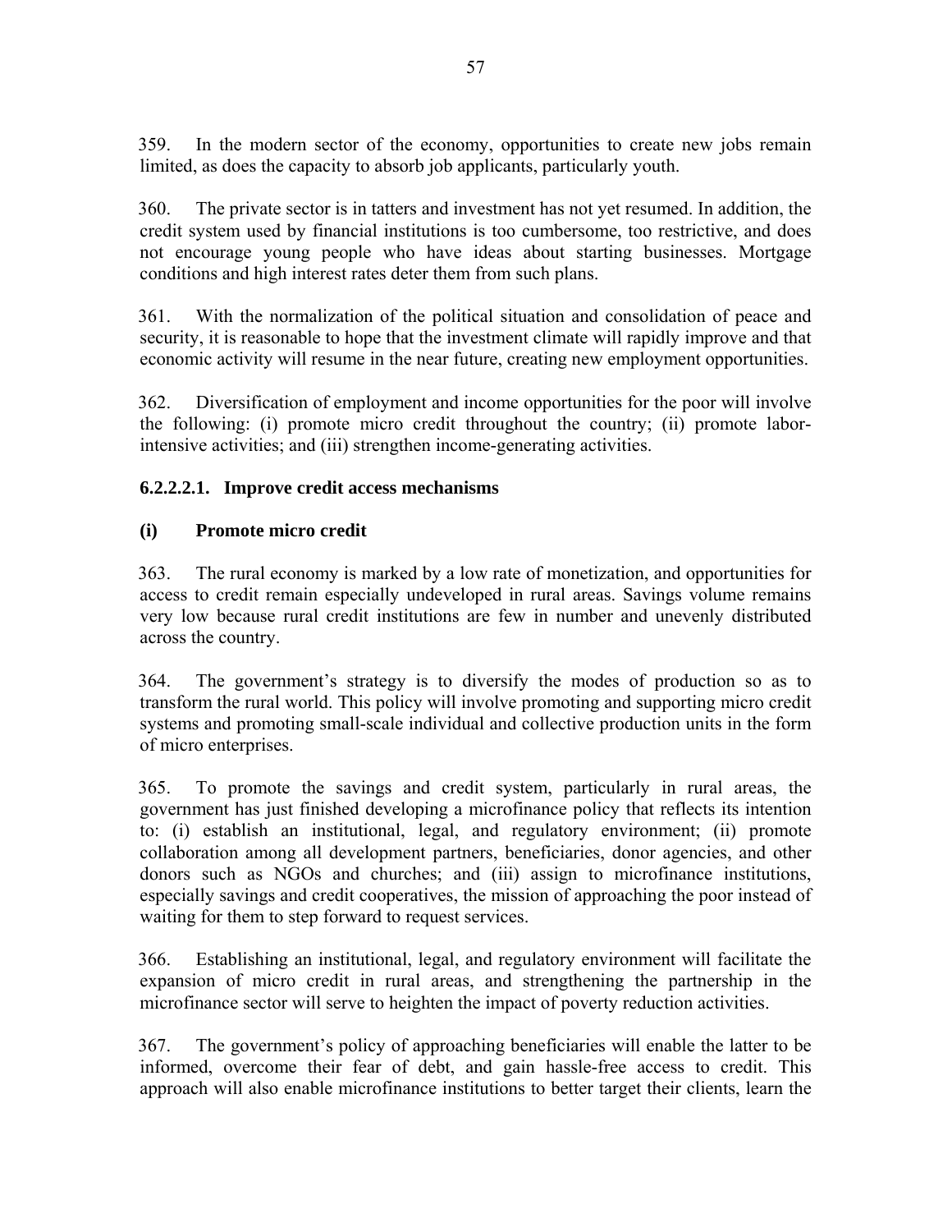359. In the modern sector of the economy, opportunities to create new jobs remain limited, as does the capacity to absorb job applicants, particularly youth.

360. The private sector is in tatters and investment has not yet resumed. In addition, the credit system used by financial institutions is too cumbersome, too restrictive, and does not encourage young people who have ideas about starting businesses. Mortgage conditions and high interest rates deter them from such plans.

361. With the normalization of the political situation and consolidation of peace and security, it is reasonable to hope that the investment climate will rapidly improve and that economic activity will resume in the near future, creating new employment opportunities.

362. Diversification of employment and income opportunities for the poor will involve the following: (i) promote micro credit throughout the country; (ii) promote labor-intensive activities; and (iii) strengthen income-generating activities.

#### 6.2.2.2.1. Improve credit access mechanisms

#### (i) Promote micro credit

363. The rural economy is marked by a low rate of monetization, and opportunities for access to credit remain especially undeveloped in rural areas. Savings volume remains very low because rural credit institutions are few in number and unevenly distributed across the country.

364. The government's strategy is to diversify the modes of production so as to transform the rural world. This policy will involve promoting and supporting micro credit systems and promoting small-scale individual and collective production units in the form of micro enterprises.

365. To promote the savings and credit system, particularly in rural areas, the government has just finished developing a microfinance policy that reflects its intention to: (i) establish an institutional, legal, and regulatory environment; (ii) promote collaboration among all development partners, beneficiaries, donor agencies, and other donors such as NGOs and churches; and (iii) assign to microfinance institutions, especially savings and credit cooperatives, the mission of approaching the poor instead of waiting for them to step forward to request services.

366. Establishing an institutional, legal, and regulatory environment will facilitate the expansion of micro credit in rural areas, and strengthening the partnership in the microfinance sector will serve to heighten the impact of poverty reduction activities.

367. The government's policy of approaching beneficiaries will enable the latter to be informed, overcome their fear of debt, and gain hassle-free access to credit. This approach will also enable microfinance institutions to better target their clients, learn the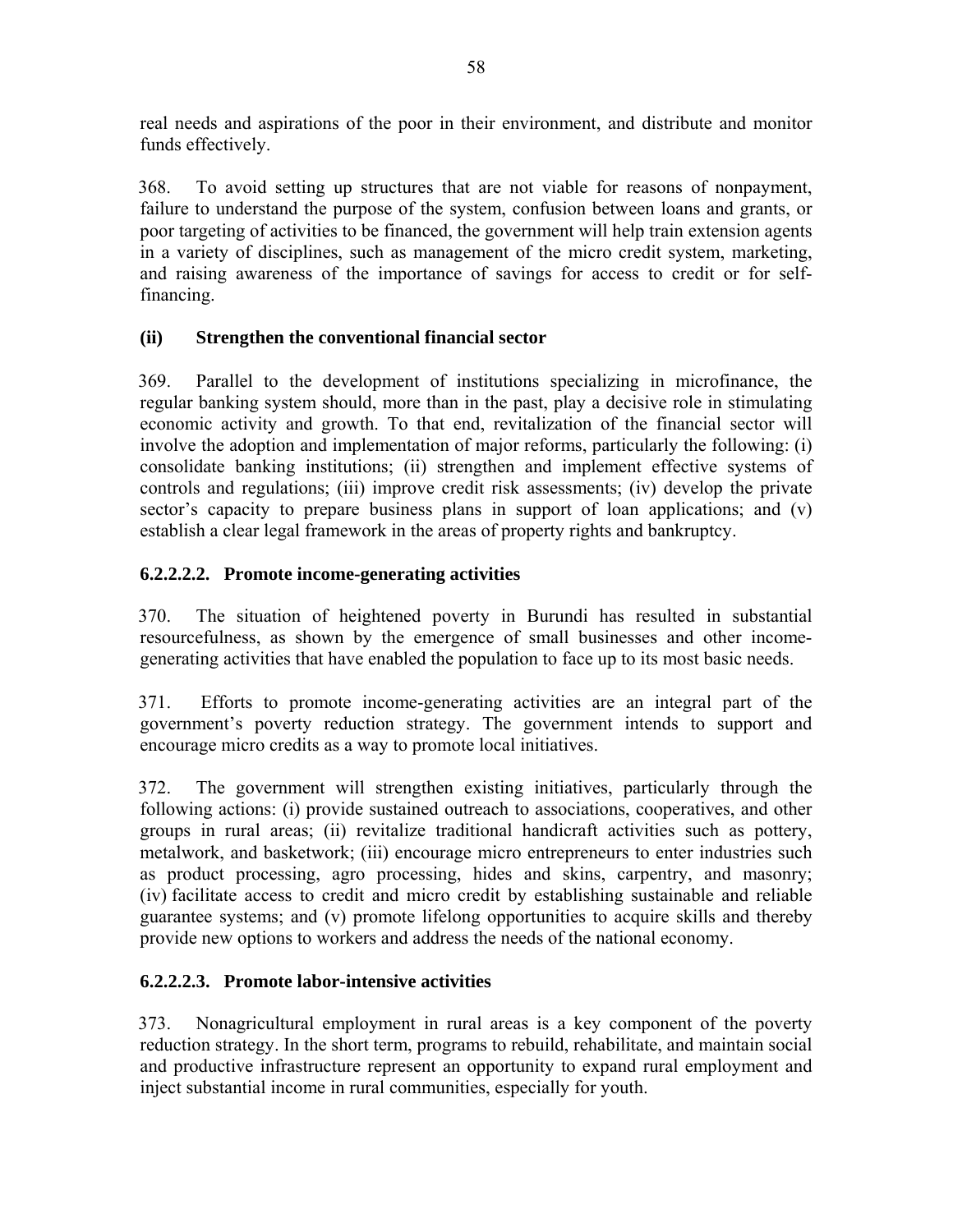real needs and aspirations of the poor in their environment, and distribute and monitor funds effectively.

368. To avoid setting up structures that are not viable for reasons of nonpayment, failure to understand the purpose of the system, confusion between loans and grants, or poor targeting of activities to be financed, the government will help train extension agents in a variety of disciplines, such as management of the micro credit system, marketing, and raising awareness of the importance of savings for access to credit or for self-financing.

**(ii) Strengthen the conventional financial sector**

369. Parallel to the development of institutions specializing in microfinance, the regular banking system should, more than in the past, play a decisive role in stimulating economic activity and growth. To that end, revitalization of the financial sector will involve the adoption and implementation of major reforms, particularly the following: (i) consolidate banking institutions; (ii) strengthen and implement effective systems of controls and regulations; (iii) improve credit risk assessments; (iv) develop the private sector's capacity to prepare business plans in support of loan applications; and (v) establish a clear legal framework in the areas of property rights and bankruptcy.

#### 6.2.2.2.2. Promote income-generating activities

370. The situation of heightened poverty in Burundi has resulted in substantial resourcefulness, as shown by the emergence of small businesses and other income-generating activities that have enabled the population to face up to its most basic needs.

371. Efforts to promote income-generating activities are an integral part of the government's poverty reduction strategy. The government intends to support and encourage micro credits as a way to promote local initiatives.

372. The government will strengthen existing initiatives, particularly through the following actions: (i) provide sustained outreach to associations, cooperatives, and other groups in rural areas; (ii) revitalize traditional handicraft activities such as pottery, metalwork, and basketwork; (iii) encourage micro entrepreneurs to enter industries such as product processing, agro processing, hides and skins, carpentry, and masonry; (iv) facilitate access to credit and micro credit by establishing sustainable and reliable guarantee systems; and (v) promote lifelong opportunities to acquire skills and thereby provide new options to workers and address the needs of the national economy.

#### 6.2.2.2.3. Promote labor-intensive activities

373. Nonagricultural employment in rural areas is a key component of the poverty reduction strategy. In the short term, programs to rebuild, rehabilitate, and maintain social and productive infrastructure represent an opportunity to expand rural employment and inject substantial income in rural communities, especially for youth.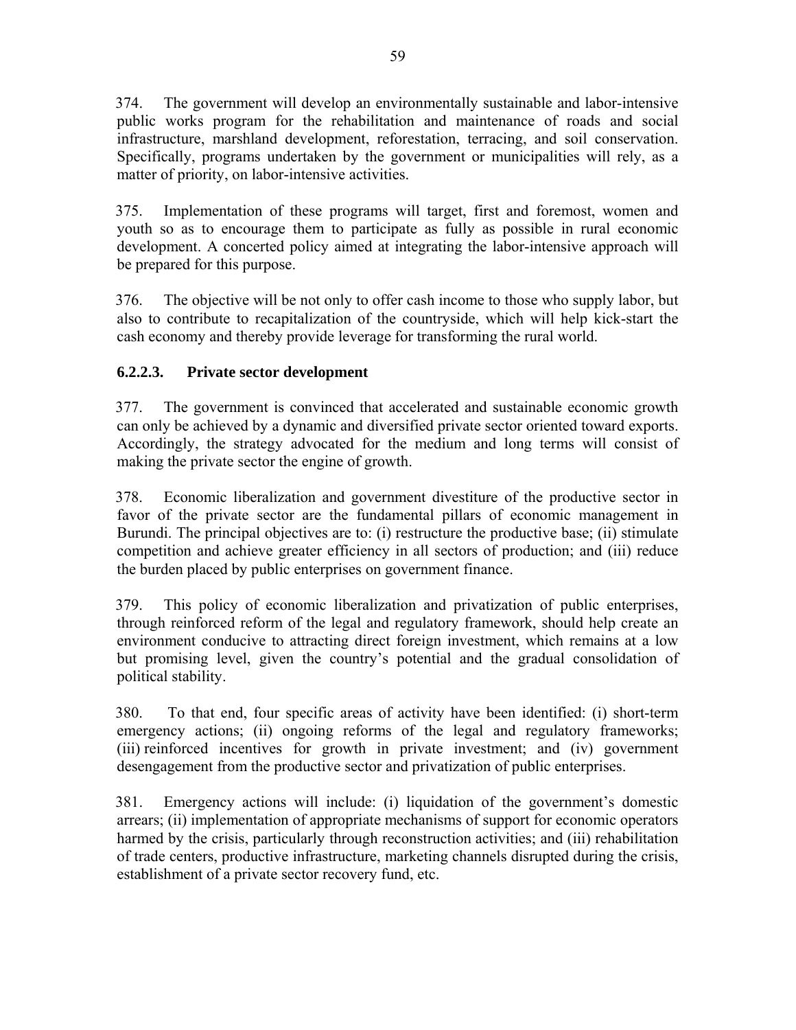374. The government will develop an environmentally sustainable and labor-intensive public works program for the rehabilitation and maintenance of roads and social infrastructure, marshland development, reforestation, terracing, and soil conservation. Specifically, programs undertaken by the government or municipalities will rely, as a matter of priority, on labor-intensive activities.

375. Implementation of these programs will target, first and foremost, women and youth so as to encourage them to participate as fully as possible in rural economic development. A concerted policy aimed at integrating the labor-intensive approach will be prepared for this purpose.

376. The objective will be not only to offer cash income to those who supply labor, but also to contribute to recapitalization of the countryside, which will help kick-start the cash economy and thereby provide leverage for transforming the rural world.

#### 6.2.2.3. Private sector development

377. The government is convinced that accelerated and sustainable economic growth can only be achieved by a dynamic and diversified private sector oriented toward exports. Accordingly, the strategy advocated for the medium and long terms will consist of making the private sector the engine of growth.

378. Economic liberalization and government divestiture of the productive sector in favor of the private sector are the fundamental pillars of economic management in Burundi. The principal objectives are to: (i) restructure the productive base; (ii) stimulate competition and achieve greater efficiency in all sectors of production; and (iii) reduce the burden placed by public enterprises on government finance.

379. This policy of economic liberalization and privatization of public enterprises, through reinforced reform of the legal and regulatory framework, should help create an environment conducive to attracting direct foreign investment, which remains at a low but promising level, given the country's potential and the gradual consolidation of political stability.

380. To that end, four specific areas of activity have been identified: (i) short-term emergency actions; (ii) ongoing reforms of the legal and regulatory frameworks; (iii) reinforced incentives for growth in private investment; and (iv) government desengagement from the productive sector and privatization of public enterprises.

381. Emergency actions will include: (i) liquidation of the government's domestic arrears; (ii) implementation of appropriate mechanisms of support for economic operators harmed by the crisis, particularly through reconstruction activities; and (iii) rehabilitation of trade centers, productive infrastructure, marketing channels disrupted during the crisis, establishment of a private sector recovery fund, etc.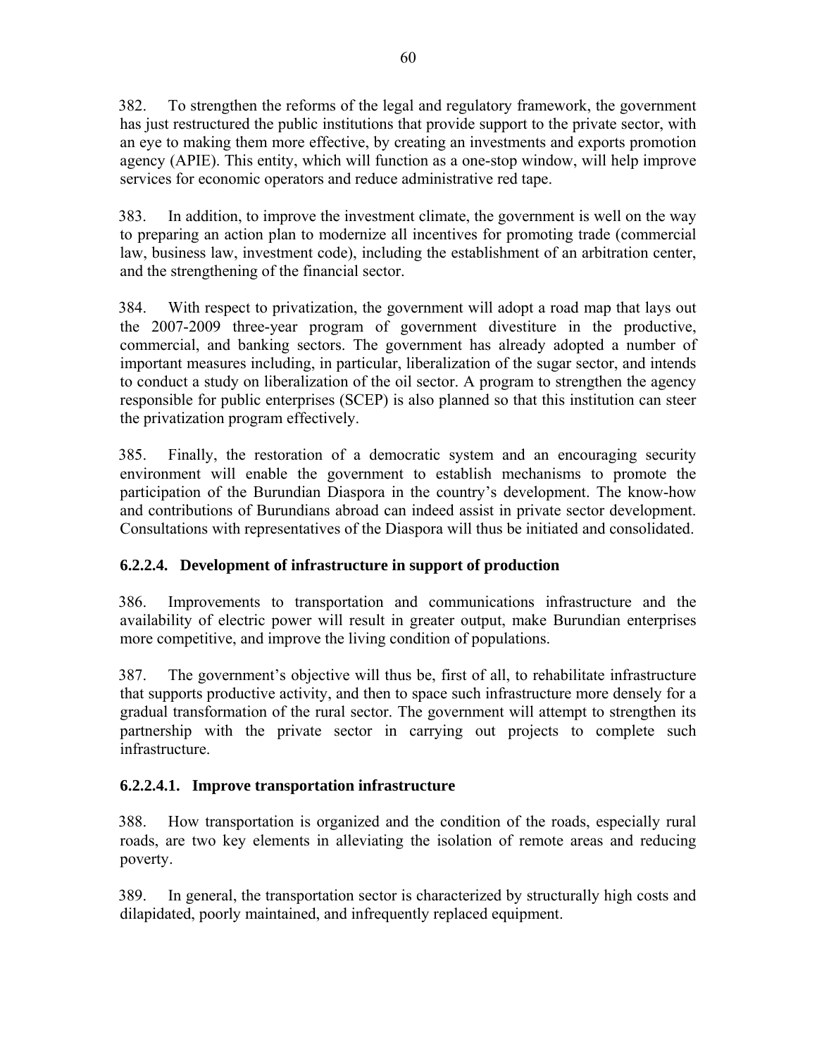382. To strengthen the reforms of the legal and regulatory framework, the government has just restructured the public institutions that provide support to the private sector, with an eye to making them more effective, by creating an investments and exports promotion agency (APIE). This entity, which will function as a one-stop window, will help improve services for economic operators and reduce administrative red tape.

383. In addition, to improve the investment climate, the government is well on the way to preparing an action plan to modernize all incentives for promoting trade (commercial law, business law, investment code), including the establishment of an arbitration center, and the strengthening of the financial sector.

384. With respect to privatization, the government will adopt a road map that lays out the 2007-2009 three-year program of government divestiture in the productive, commercial, and banking sectors. The government has already adopted a number of important measures including, in particular, liberalization of the sugar sector, and intends to conduct a study on liberalization of the oil sector. A program to strengthen the agency responsible for public enterprises (SCEP) is also planned so that this institution can steer the privatization program effectively.

385. Finally, the restoration of a democratic system and an encouraging security environment will enable the government to establish mechanisms to promote the participation of the Burundian Diaspora in the country's development. The know-how and contributions of Burundians abroad can indeed assist in private sector development. Consultations with representatives of the Diaspora will thus be initiated and consolidated.

#### 6.2.2.4. Development of infrastructure in support of production

386. Improvements to transportation and communications infrastructure and the availability of electric power will result in greater output, make Burundian enterprises more competitive, and improve the living condition of populations.

387. The government's objective will thus be, first of all, to rehabilitate infrastructure that supports productive activity, and then to space such infrastructure more densely for a gradual transformation of the rural sector. The government will attempt to strengthen its partnership with the private sector in carrying out projects to complete such infrastructure.

##### 6.2.2.4.1. Improve transportation infrastructure

388. How transportation is organized and the condition of the roads, especially rural roads, are two key elements in alleviating the isolation of remote areas and reducing poverty.

389. In general, the transportation sector is characterized by structurally high costs and dilapidated, poorly maintained, and infrequently replaced equipment.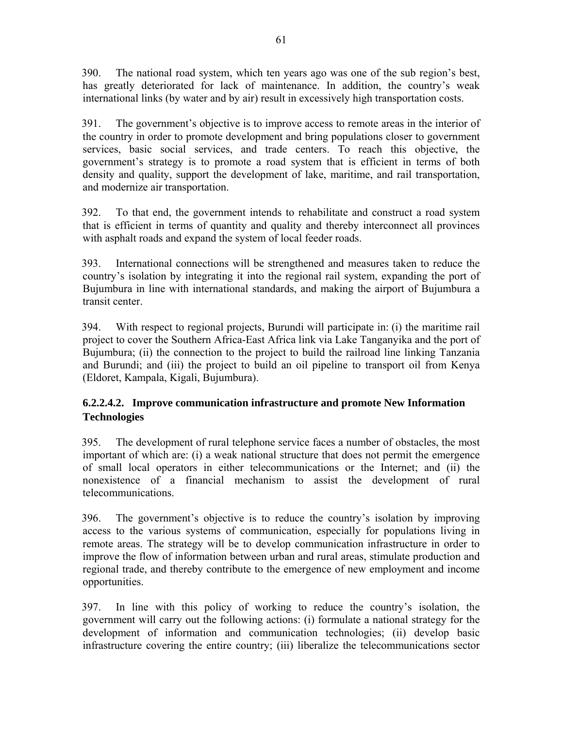390. The national road system, which ten years ago was one of the sub region's best, has greatly deteriorated for lack of maintenance. In addition, the country's weak international links (by water and by air) result in excessively high transportation costs.

391. The government's objective is to improve access to remote areas in the interior of the country in order to promote development and bring populations closer to government services, basic social services, and trade centers. To reach this objective, the government's strategy is to promote a road system that is efficient in terms of both density and quality, support the development of lake, maritime, and rail transportation, and modernize air transportation.

392. To that end, the government intends to rehabilitate and construct a road system that is efficient in terms of quantity and quality and thereby interconnect all provinces with asphalt roads and expand the system of local feeder roads.

393. International connections will be strengthened and measures taken to reduce the country's isolation by integrating it into the regional rail system, expanding the port of Bujumbura in line with international standards, and making the airport of Bujumbura a transit center.

394. With respect to regional projects, Burundi will participate in: (i) the maritime rail project to cover the Southern Africa-East Africa link via Lake Tanganyika and the port of Bujumbura; (ii) the connection to the project to build the railroad line linking Tanzania and Burundi; and (iii) the project to build an oil pipeline to transport oil from Kenya (Eldoret, Kampala, Kigali, Bujumbura).

#### 6.2.2.4.2. Improve communication infrastructure and promote New Information Technologies

395. The development of rural telephone service faces a number of obstacles, the most important of which are: (i) a weak national structure that does not permit the emergence of small local operators in either telecommunications or the Internet; and (ii) the nonexistence of a financial mechanism to assist the development of rural telecommunications.

396. The government's objective is to reduce the country's isolation by improving access to the various systems of communication, especially for populations living in remote areas. The strategy will be to develop communication infrastructure in order to improve the flow of information between urban and rural areas, stimulate production and regional trade, and thereby contribute to the emergence of new employment and income opportunities.

397. In line with this policy of working to reduce the country's isolation, the government will carry out the following actions: (i) formulate a national strategy for the development of information and communication technologies; (ii) develop basic infrastructure covering the entire country; (iii) liberalize the telecommunications sector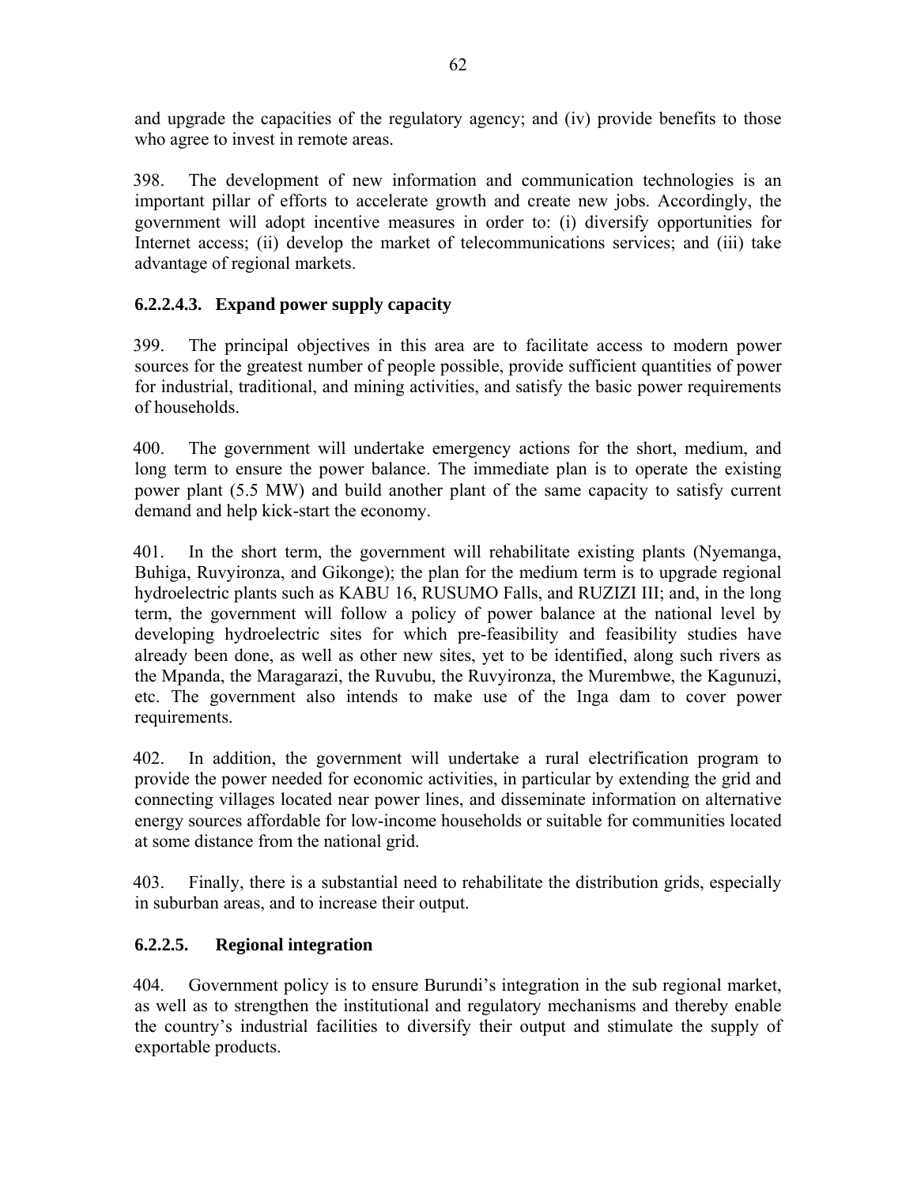and upgrade the capacities of the regulatory agency; and (iv) provide benefits to those who agree to invest in remote areas.

398. The development of new information and communication technologies is an important pillar of efforts to accelerate growth and create new jobs. Accordingly, the government will adopt incentive measures in order to: (i) diversify opportunities for Internet access; (ii) develop the market of telecommunications services; and (iii) take advantage of regional markets.

#### 6.2.2.4.3. Expand power supply capacity

399. The principal objectives in this area are to facilitate access to modern power sources for the greatest number of people possible, provide sufficient quantities of power for industrial, traditional, and mining activities, and satisfy the basic power requirements of households.

400. The government will undertake emergency actions for the short, medium, and long term to ensure the power balance. The immediate plan is to operate the existing power plant (5.5 MW) and build another plant of the same capacity to satisfy current demand and help kick-start the economy.

401. In the short term, the government will rehabilitate existing plants (Nyemanga, Buhiga, Ruvyironza, and Gikonge); the plan for the medium term is to upgrade regional hydroelectric plants such as KABU 16, RUSUMO Falls, and RUZIZI III; and, in the long term, the government will follow a policy of power balance at the national level by developing hydroelectric sites for which pre-feasibility and feasibility studies have already been done, as well as other new sites, yet to be identified, along such rivers as the Mpanda, the Maragarazi, the Ruvubu, the Ruvyironza, the Murembwe, the Kagunuzi, etc. The government also intends to make use of the Inga dam to cover power requirements.

402. In addition, the government will undertake a rural electrification program to provide the power needed for economic activities, in particular by extending the grid and connecting villages located near power lines, and disseminate information on alternative energy sources affordable for low-income households or suitable for communities located at some distance from the national grid.

403. Finally, there is a substantial need to rehabilitate the distribution grids, especially in suburban areas, and to increase their output.

### 6.2.2.5. Regional integration

404. Government policy is to ensure Burundi's integration in the sub regional market, as well as to strengthen the institutional and regulatory mechanisms and thereby enable the country's industrial facilities to diversify their output and stimulate the supply of exportable products.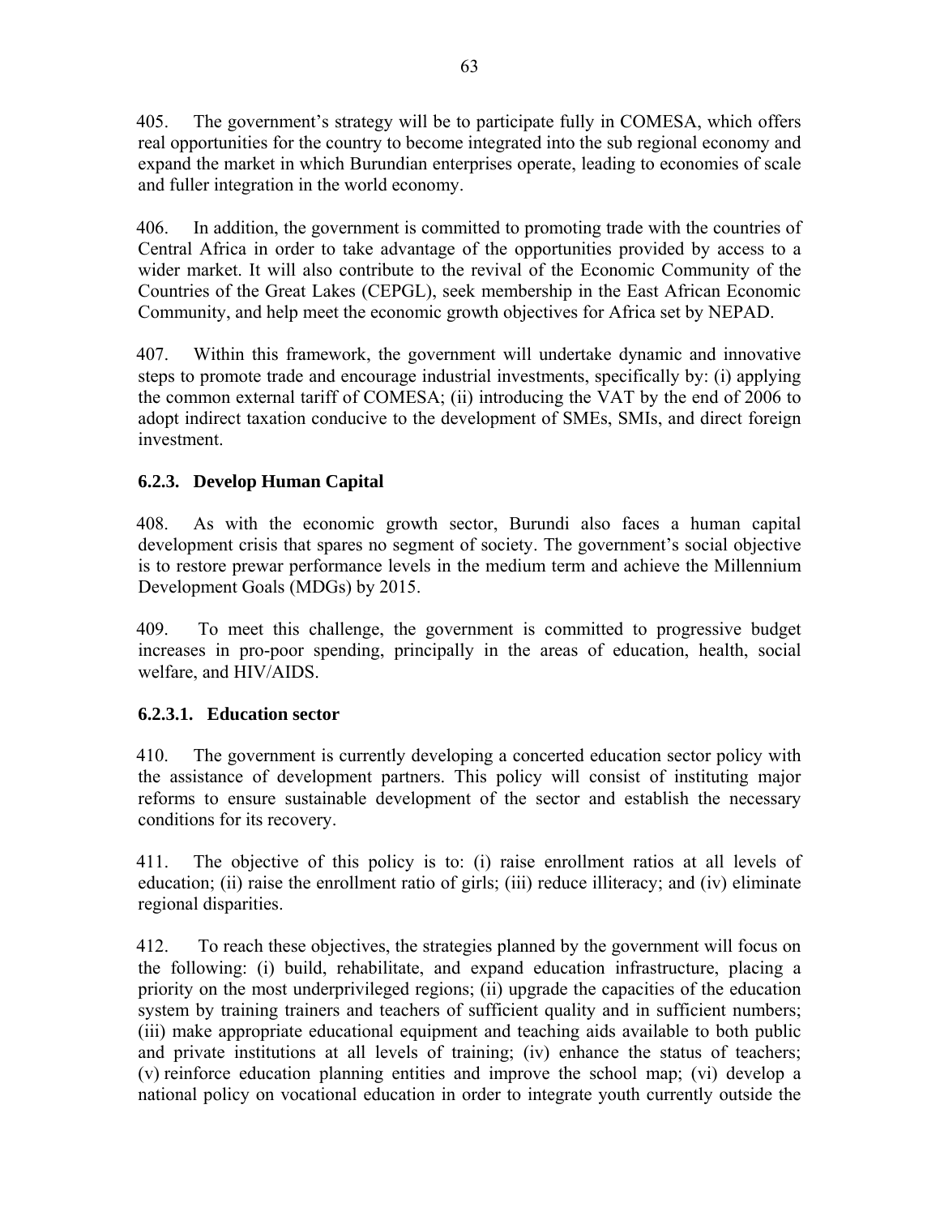405. The government's strategy will be to participate fully in COMESA, which offers real opportunities for the country to become integrated into the sub regional economy and expand the market in which Burundian enterprises operate, leading to economies of scale and fuller integration in the world economy.

406. In addition, the government is committed to promoting trade with the countries of Central Africa in order to take advantage of the opportunities provided by access to a wider market. It will also contribute to the revival of the Economic Community of the Countries of the Great Lakes (CEPGL), seek membership in the East African Economic Community, and help meet the economic growth objectives for Africa set by NEPAD.

407. Within this framework, the government will undertake dynamic and innovative steps to promote trade and encourage industrial investments, specifically by: (i) applying the common external tariff of COMESA; (ii) introducing the VAT by the end of 2006 to adopt indirect taxation conducive to the development of SMEs, SMIs, and direct foreign investment.

### 6.2.3. Develop Human Capital

408. As with the economic growth sector, Burundi also faces a human capital development crisis that spares no segment of society. The government's social objective is to restore prewar performance levels in the medium term and achieve the Millennium Development Goals (MDGs) by 2015.

409. To meet this challenge, the government is committed to progressive budget increases in pro-poor spending, principally in the areas of education, health, social welfare, and HIV/AIDS.

#### 6.2.3.1. Education sector

410. The government is currently developing a concerted education sector policy with the assistance of development partners. This policy will consist of instituting major reforms to ensure sustainable development of the sector and establish the necessary conditions for its recovery.

411. The objective of this policy is to: (i) raise enrollment ratios at all levels of education; (ii) raise the enrollment ratio of girls; (iii) reduce illiteracy; and (iv) eliminate regional disparities.

412. To reach these objectives, the strategies planned by the government will focus on the following: (i) build, rehabilitate, and expand education infrastructure, placing a priority on the most underprivileged regions; (ii) upgrade the capacities of the education system by training trainers and teachers of sufficient quality and in sufficient numbers; (iii) make appropriate educational equipment and teaching aids available to both public and private institutions at all levels of training; (iv) enhance the status of teachers; (v) reinforce education planning entities and improve the school map; (vi) develop a national policy on vocational education in order to integrate youth currently outside the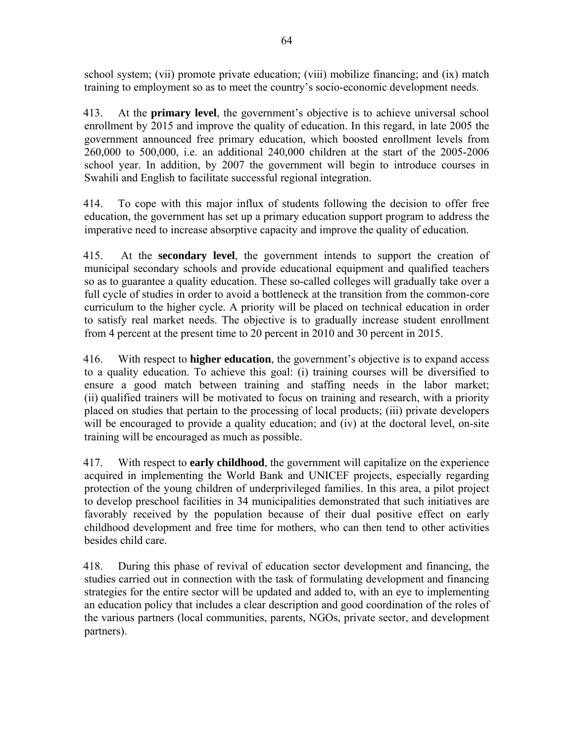school system; (vii) promote private education; (viii) mobilize financing; and (ix) match training to employment so as to meet the country's socio-economic development needs.

413. At the **primary level**, the government's objective is to achieve universal school enrollment by 2015 and improve the quality of education. In this regard, in late 2005 the government announced free primary education, which boosted enrollment levels from 260,000 to 500,000, i.e. an additional 240,000 children at the start of the 2005-2006 school year. In addition, by 2007 the government will begin to introduce courses in Swahili and English to facilitate successful regional integration.

414. To cope with this major influx of students following the decision to offer free education, the government has set up a primary education support program to address the imperative need to increase absorptive capacity and improve the quality of education.

415. At the **secondary level**, the government intends to support the creation of municipal secondary schools and provide educational equipment and qualified teachers so as to guarantee a quality education. These so-called colleges will gradually take over a full cycle of studies in order to avoid a bottleneck at the transition from the common-core curriculum to the higher cycle. A priority will be placed on technical education in order to satisfy real market needs. The objective is to gradually increase student enrollment from 4 percent at the present time to 20 percent in 2010 and 30 percent in 2015.

416. With respect to **higher education**, the government's objective is to expand access to a quality education. To achieve this goal: (i) training courses will be diversified to ensure a good match between training and staffing needs in the labor market; (ii) qualified trainers will be motivated to focus on training and research, with a priority placed on studies that pertain to the processing of local products; (iii) private developers will be encouraged to provide a quality education; and (iv) at the doctoral level, on-site training will be encouraged as much as possible.

417. With respect to **early childhood**, the government will capitalize on the experience acquired in implementing the World Bank and UNICEF projects, especially regarding protection of the young children of underprivileged families. In this area, a pilot project to develop preschool facilities in 34 municipalities demonstrated that such initiatives are favorably received by the population because of their dual positive effect on early childhood development and free time for mothers, who can then tend to other activities besides child care.

418. During this phase of revival of education sector development and financing, the studies carried out in connection with the task of formulating development and financing strategies for the entire sector will be updated and added to, with an eye to implementing an education policy that includes a clear description and good coordination of the roles of the various partners (local communities, parents, NGOs, private sector, and development partners).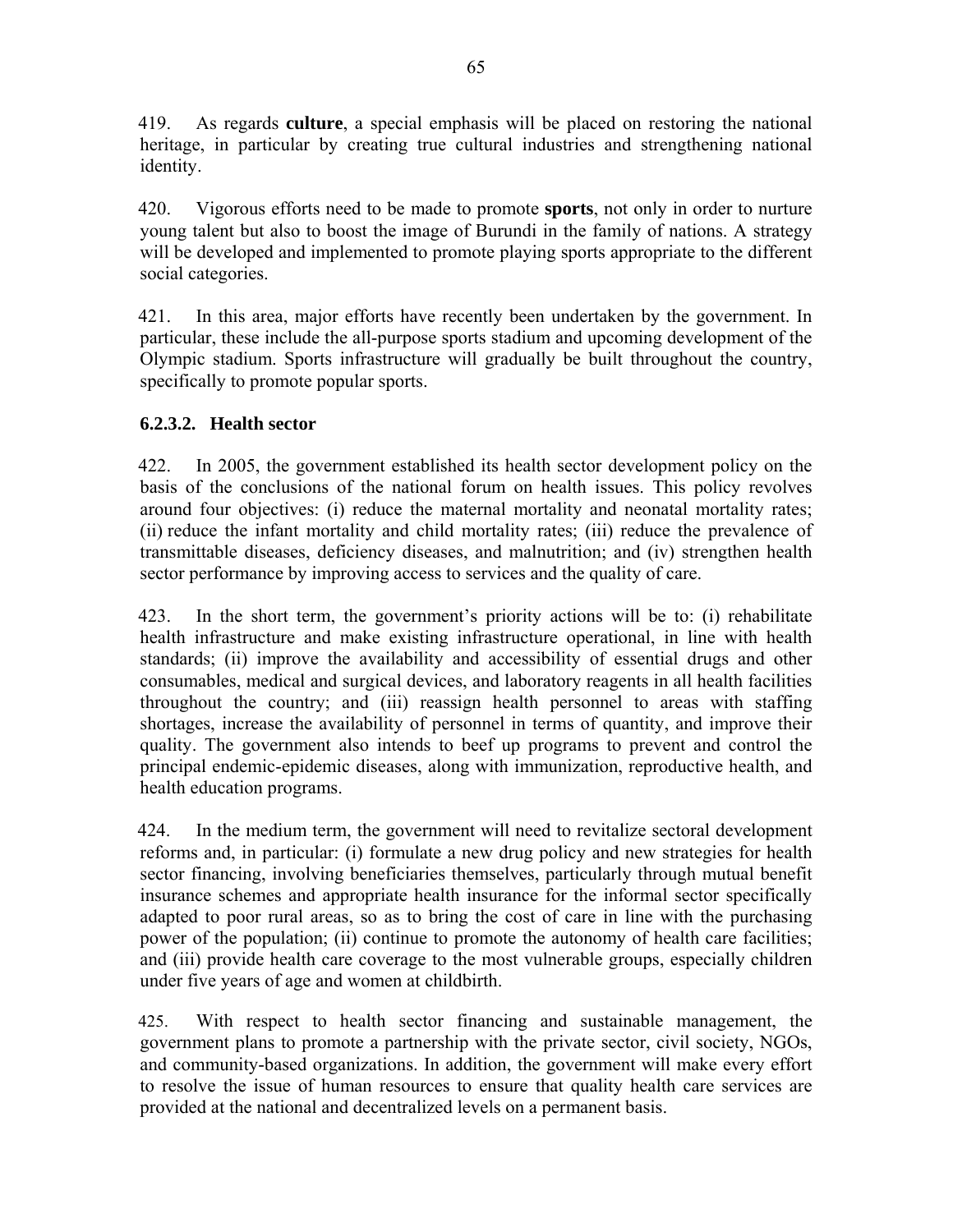419. As regards **culture**, a special emphasis will be placed on restoring the national heritage, in particular by creating true cultural industries and strengthening national identity.

420. Vigorous efforts need to be made to promote **sports**, not only in order to nurture young talent but also to boost the image of Burundi in the family of nations. A strategy will be developed and implemented to promote playing sports appropriate to the different social categories.

421. In this area, major efforts have recently been undertaken by the government. In particular, these include the all-purpose sports stadium and upcoming development of the Olympic stadium. Sports infrastructure will gradually be built throughout the country, specifically to promote popular sports.

#### 6.2.3.2. Health sector

422. In 2005, the government established its health sector development policy on the basis of the conclusions of the national forum on health issues. This policy revolves around four objectives: (i) reduce the maternal mortality and neonatal mortality rates; (ii) reduce the infant mortality and child mortality rates; (iii) reduce the prevalence of transmittable diseases, deficiency diseases, and malnutrition; and (iv) strengthen health sector performance by improving access to services and the quality of care.

423. In the short term, the government's priority actions will be to: (i) rehabilitate health infrastructure and make existing infrastructure operational, in line with health standards; (ii) improve the availability and accessibility of essential drugs and other consumables, medical and surgical devices, and laboratory reagents in all health facilities throughout the country; and (iii) reassign health personnel to areas with staffing shortages, increase the availability of personnel in terms of quantity, and improve their quality. The government also intends to beef up programs to prevent and control the principal endemic-epidemic diseases, along with immunization, reproductive health, and health education programs.

424. In the medium term, the government will need to revitalize sectoral development reforms and, in particular: (i) formulate a new drug policy and new strategies for health sector financing, involving beneficiaries themselves, particularly through mutual benefit insurance schemes and appropriate health insurance for the informal sector specifically adapted to poor rural areas, so as to bring the cost of care in line with the purchasing power of the population; (ii) continue to promote the autonomy of health care facilities; and (iii) provide health care coverage to the most vulnerable groups, especially children under five years of age and women at childbirth.

425. With respect to health sector financing and sustainable management, the government plans to promote a partnership with the private sector, civil society, NGOs, and community-based organizations. In addition, the government will make every effort to resolve the issue of human resources to ensure that quality health care services are provided at the national and decentralized levels on a permanent basis.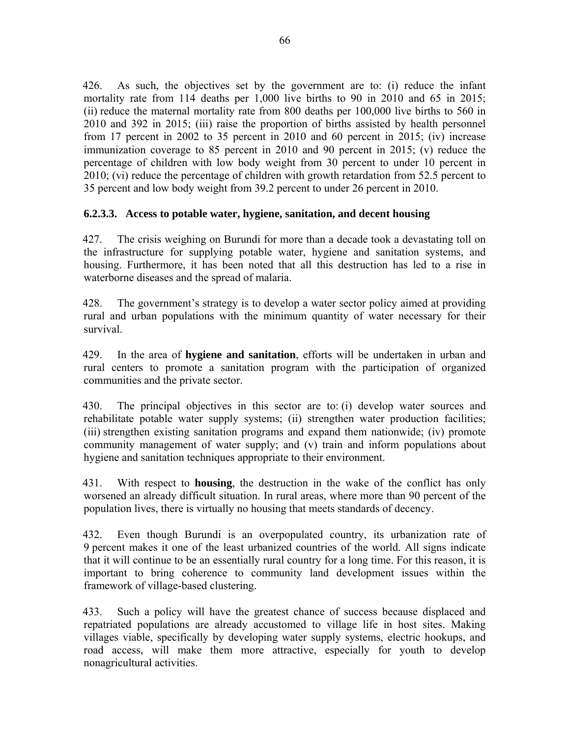426. As such, the objectives set by the government are to: (i) reduce the infant mortality rate from 114 deaths per 1,000 live births to 90 in 2010 and 65 in 2015; (ii) reduce the maternal mortality rate from 800 deaths per 100,000 live births to 560 in 2010 and 392 in 2015; (iii) raise the proportion of births assisted by health personnel from 17 percent in 2002 to 35 percent in 2010 and 60 percent in 2015; (iv) increase immunization coverage to 85 percent in 2010 and 90 percent in 2015; (v) reduce the percentage of children with low body weight from 30 percent to under 10 percent in 2010; (vi) reduce the percentage of children with growth retardation from 52.5 percent to 35 percent and low body weight from 39.2 percent to under 26 percent in 2010.

#### 6.2.3.3. Access to potable water, hygiene, sanitation, and decent housing

427. The crisis weighing on Burundi for more than a decade took a devastating toll on the infrastructure for supplying potable water, hygiene and sanitation systems, and housing. Furthermore, it has been noted that all this destruction has led to a rise in waterborne diseases and the spread of malaria.

428. The government's strategy is to develop a water sector policy aimed at providing rural and urban populations with the minimum quantity of water necessary for their survival.

429. In the area of **hygiene and sanitation**, efforts will be undertaken in urban and rural centers to promote a sanitation program with the participation of organized communities and the private sector.

430. The principal objectives in this sector are to: (i) develop water sources and rehabilitate potable water supply systems; (ii) strengthen water production facilities; (iii) strengthen existing sanitation programs and expand them nationwide; (iv) promote community management of water supply; and (v) train and inform populations about hygiene and sanitation techniques appropriate to their environment.

431. With respect to **housing**, the destruction in the wake of the conflict has only worsened an already difficult situation. In rural areas, where more than 90 percent of the population lives, there is virtually no housing that meets standards of decency.

432. Even though Burundi is an overpopulated country, its urbanization rate of 9 percent makes it one of the least urbanized countries of the world. All signs indicate that it will continue to be an essentially rural country for a long time. For this reason, it is important to bring coherence to community land development issues within the framework of village-based clustering.

433. Such a policy will have the greatest chance of success because displaced and repatriated populations are already accustomed to village life in host sites. Making villages viable, specifically by developing water supply systems, electric hookups, and road access, will make them more attractive, especially for youth to develop nonagricultural activities.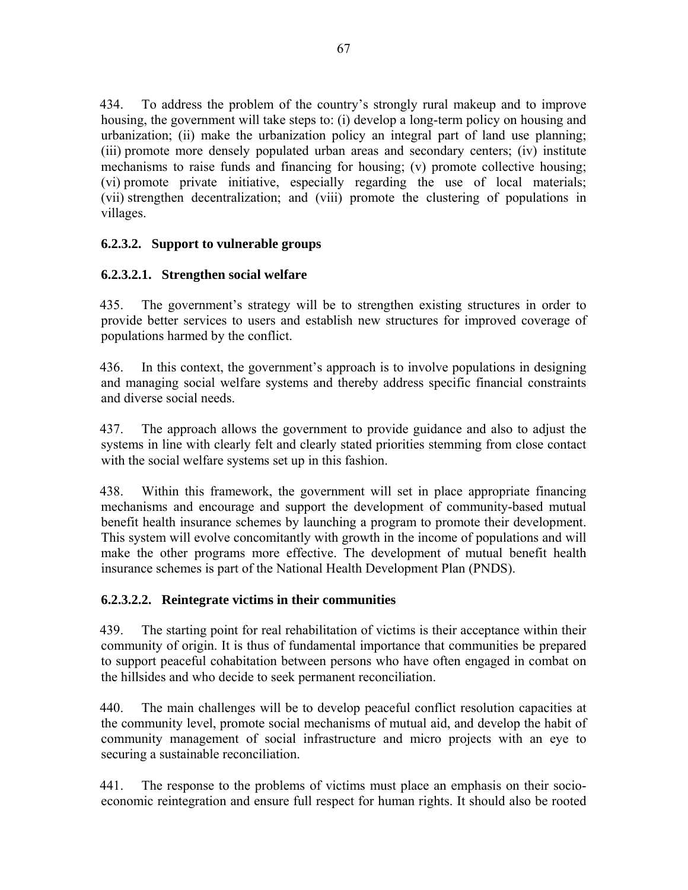434. To address the problem of the country's strongly rural makeup and to improve housing, the government will take steps to: (i) develop a long-term policy on housing and urbanization; (ii) make the urbanization policy an integral part of land use planning; (iii) promote more densely populated urban areas and secondary centers; (iv) institute mechanisms to raise funds and financing for housing; (v) promote collective housing; (vi) promote private initiative, especially regarding the use of local materials; (vii) strengthen decentralization; and (viii) promote the clustering of populations in villages.

#### 6.2.3.2. Support to vulnerable groups

##### 6.2.3.2.1. Strengthen social welfare

435. The government's strategy will be to strengthen existing structures in order to provide better services to users and establish new structures for improved coverage of populations harmed by the conflict.

436. In this context, the government's approach is to involve populations in designing and managing social welfare systems and thereby address specific financial constraints and diverse social needs.

437. The approach allows the government to provide guidance and also to adjust the systems in line with clearly felt and clearly stated priorities stemming from close contact with the social welfare systems set up in this fashion.

438. Within this framework, the government will set in place appropriate financing mechanisms and encourage and support the development of community-based mutual benefit health insurance schemes by launching a program to promote their development. This system will evolve concomitantly with growth in the income of populations and will make the other programs more effective. The development of mutual benefit health insurance schemes is part of the National Health Development Plan (PNDS).

##### 6.2.3.2.2. Reintegrate victims in their communities

439. The starting point for real rehabilitation of victims is their acceptance within their community of origin. It is thus of fundamental importance that communities be prepared to support peaceful cohabitation between persons who have often engaged in combat on the hillsides and who decide to seek permanent reconciliation.

440. The main challenges will be to develop peaceful conflict resolution capacities at the community level, promote social mechanisms of mutual aid, and develop the habit of community management of social infrastructure and micro projects with an eye to securing a sustainable reconciliation.

441. The response to the problems of victims must place an emphasis on their socio-economic reintegration and ensure full respect for human rights. It should also be rooted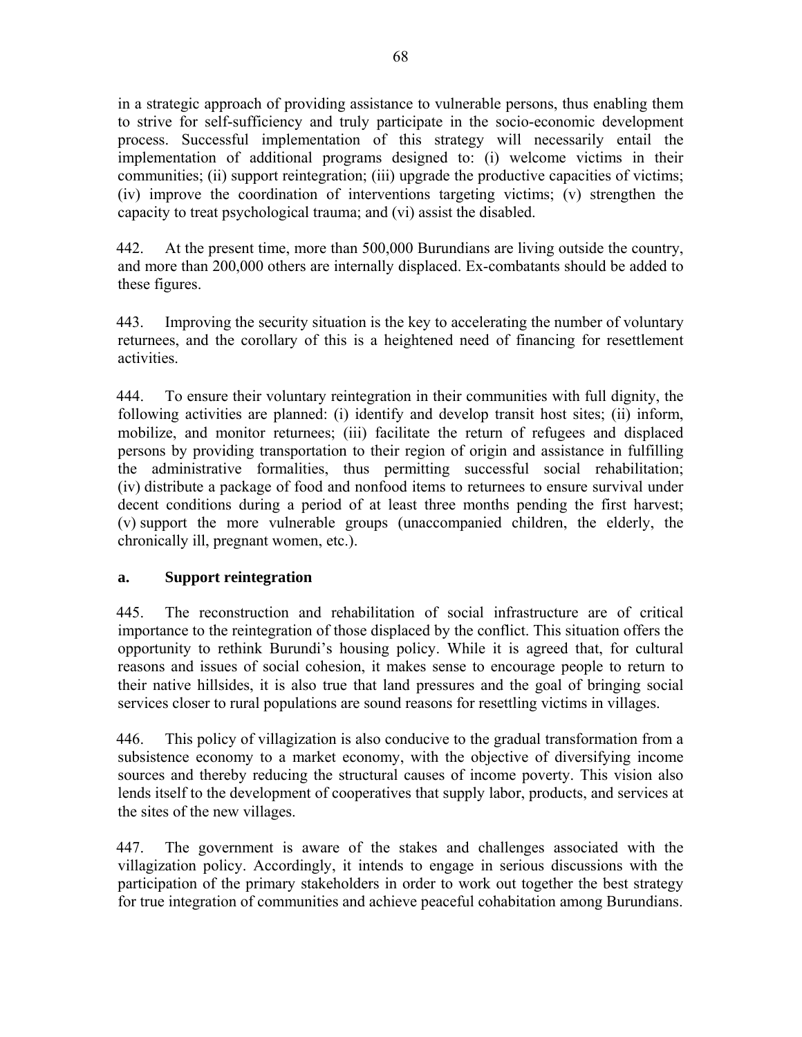in a strategic approach of providing assistance to vulnerable persons, thus enabling them to strive for self-sufficiency and truly participate in the socio-economic development process. Successful implementation of this strategy will necessarily entail the implementation of additional programs designed to: (i) welcome victims in their communities; (ii) support reintegration; (iii) upgrade the productive capacities of victims; (iv) improve the coordination of interventions targeting victims; (v) strengthen the capacity to treat psychological trauma; and (vi) assist the disabled.

442. At the present time, more than 500,000 Burundians are living outside the country, and more than 200,000 others are internally displaced. Ex-combatants should be added to these figures.

443. Improving the security situation is the key to accelerating the number of voluntary returnees, and the corollary of this is a heightened need of financing for resettlement activities.

444. To ensure their voluntary reintegration in their communities with full dignity, the following activities are planned: (i) identify and develop transit host sites; (ii) inform, mobilize, and monitor returnees; (iii) facilitate the return of refugees and displaced persons by providing transportation to their region of origin and assistance in fulfilling the administrative formalities, thus permitting successful social rehabilitation; (iv) distribute a package of food and nonfood items to returnees to ensure survival under decent conditions during a period of at least three months pending the first harvest; (v) support the more vulnerable groups (unaccompanied children, the elderly, the chronically ill, pregnant women, etc.).

**a. Support reintegration**

445. The reconstruction and rehabilitation of social infrastructure are of critical importance to the reintegration of those displaced by the conflict. This situation offers the opportunity to rethink Burundi's housing policy. While it is agreed that, for cultural reasons and issues of social cohesion, it makes sense to encourage people to return to their native hillsides, it is also true that land pressures and the goal of bringing social services closer to rural populations are sound reasons for resettling victims in villages.

446. This policy of villagization is also conducive to the gradual transformation from a subsistence economy to a market economy, with the objective of diversifying income sources and thereby reducing the structural causes of income poverty. This vision also lends itself to the development of cooperatives that supply labor, products, and services at the sites of the new villages.

447. The government is aware of the stakes and challenges associated with the villagization policy. Accordingly, it intends to engage in serious discussions with the participation of the primary stakeholders in order to work out together the best strategy for true integration of communities and achieve peaceful cohabitation among Burundians.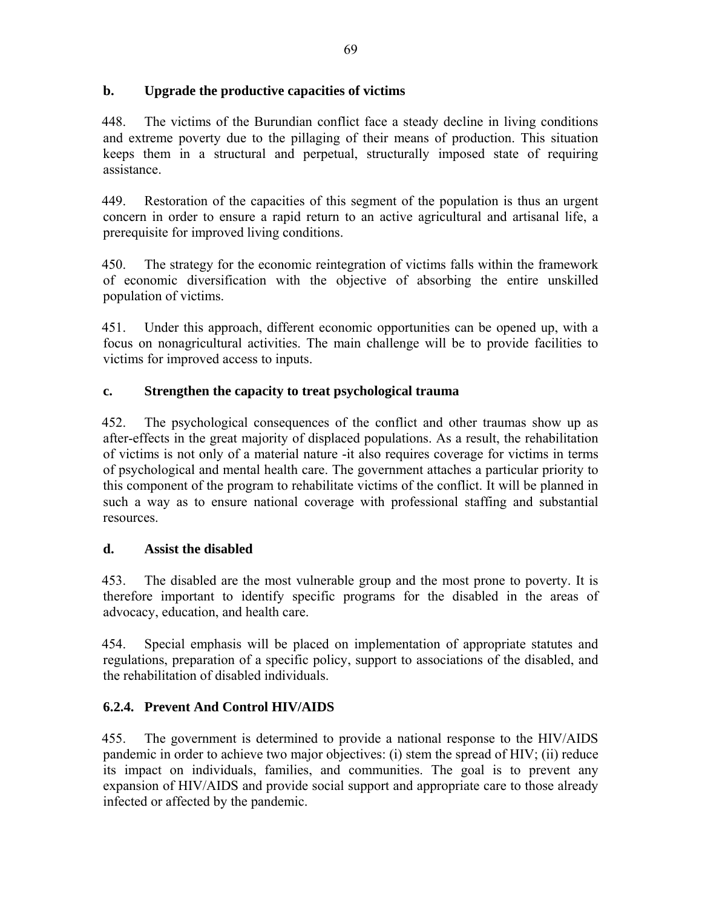**b. Upgrade the productive capacities of victims**

448. The victims of the Burundian conflict face a steady decline in living conditions and extreme poverty due to the pillaging of their means of production. This situation keeps them in a structural and perpetual, structurally imposed state of requiring assistance.

449. Restoration of the capacities of this segment of the population is thus an urgent concern in order to ensure a rapid return to an active agricultural and artisanal life, a prerequisite for improved living conditions.

450. The strategy for the economic reintegration of victims falls within the framework of economic diversification with the objective of absorbing the entire unskilled population of victims.

451. Under this approach, different economic opportunities can be opened up, with a focus on nonagricultural activities. The main challenge will be to provide facilities to victims for improved access to inputs.

**c. Strengthen the capacity to treat psychological trauma**

452. The psychological consequences of the conflict and other traumas show up as after-effects in the great majority of displaced populations. As a result, the rehabilitation of victims is not only of a material nature -it also requires coverage for victims in terms of psychological and mental health care. The government attaches a particular priority to this component of the program to rehabilitate victims of the conflict. It will be planned in such a way as to ensure national coverage with professional staffing and substantial resources.

**d. Assist the disabled**

453. The disabled are the most vulnerable group and the most prone to poverty. It is therefore important to identify specific programs for the disabled in the areas of advocacy, education, and health care.

454. Special emphasis will be placed on implementation of appropriate statutes and regulations, preparation of a specific policy, support to associations of the disabled, and the rehabilitation of disabled individuals.

### 6.2.4. Prevent And Control HIV/AIDS

455. The government is determined to provide a national response to the HIV/AIDS pandemic in order to achieve two major objectives: (i) stem the spread of HIV; (ii) reduce its impact on individuals, families, and communities. The goal is to prevent any expansion of HIV/AIDS and provide social support and appropriate care to those already infected or affected by the pandemic.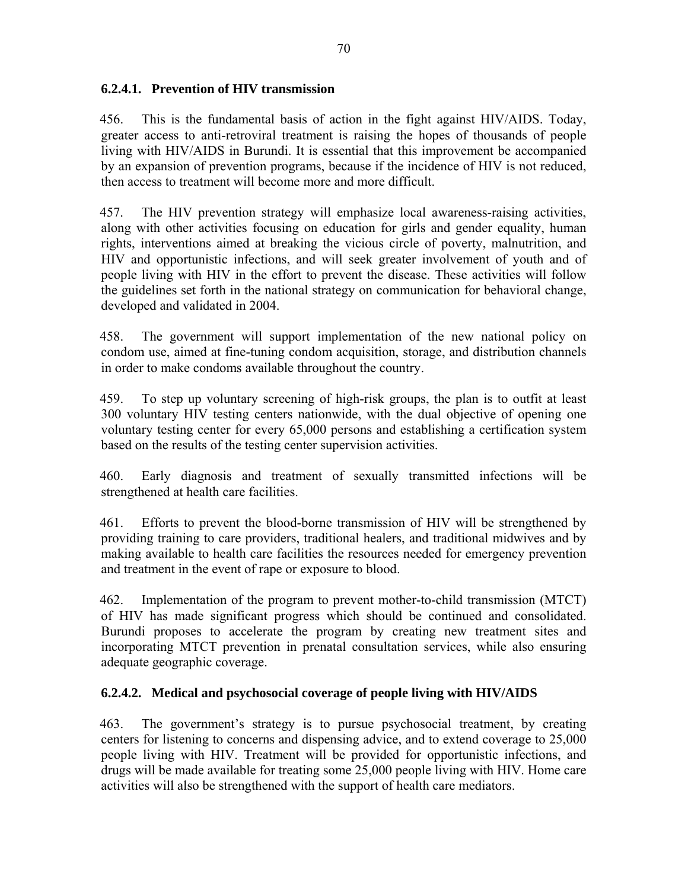#### 6.2.4.1. Prevention of HIV transmission

456. This is the fundamental basis of action in the fight against HIV/AIDS. Today, greater access to anti-retroviral treatment is raising the hopes of thousands of people living with HIV/AIDS in Burundi. It is essential that this improvement be accompanied by an expansion of prevention programs, because if the incidence of HIV is not reduced, then access to treatment will become more and more difficult.

457. The HIV prevention strategy will emphasize local awareness-raising activities, along with other activities focusing on education for girls and gender equality, human rights, interventions aimed at breaking the vicious circle of poverty, malnutrition, and HIV and opportunistic infections, and will seek greater involvement of youth and of people living with HIV in the effort to prevent the disease. These activities will follow the guidelines set forth in the national strategy on communication for behavioral change, developed and validated in 2004.

458. The government will support implementation of the new national policy on condom use, aimed at fine-tuning condom acquisition, storage, and distribution channels in order to make condoms available throughout the country.

459. To step up voluntary screening of high-risk groups, the plan is to outfit at least 300 voluntary HIV testing centers nationwide, with the dual objective of opening one voluntary testing center for every 65,000 persons and establishing a certification system based on the results of the testing center supervision activities.

460. Early diagnosis and treatment of sexually transmitted infections will be strengthened at health care facilities.

461. Efforts to prevent the blood-borne transmission of HIV will be strengthened by providing training to care providers, traditional healers, and traditional midwives and by making available to health care facilities the resources needed for emergency prevention and treatment in the event of rape or exposure to blood.

462. Implementation of the program to prevent mother-to-child transmission (MTCT) of HIV has made significant progress which should be continued and consolidated. Burundi proposes to accelerate the program by creating new treatment sites and incorporating MTCT prevention in prenatal consultation services, while also ensuring adequate geographic coverage.

#### 6.2.4.2. Medical and psychosocial coverage of people living with HIV/AIDS

463. The government's strategy is to pursue psychosocial treatment, by creating centers for listening to concerns and dispensing advice, and to extend coverage to 25,000 people living with HIV. Treatment will be provided for opportunistic infections, and drugs will be made available for treating some 25,000 people living with HIV. Home care activities will also be strengthened with the support of health care mediators.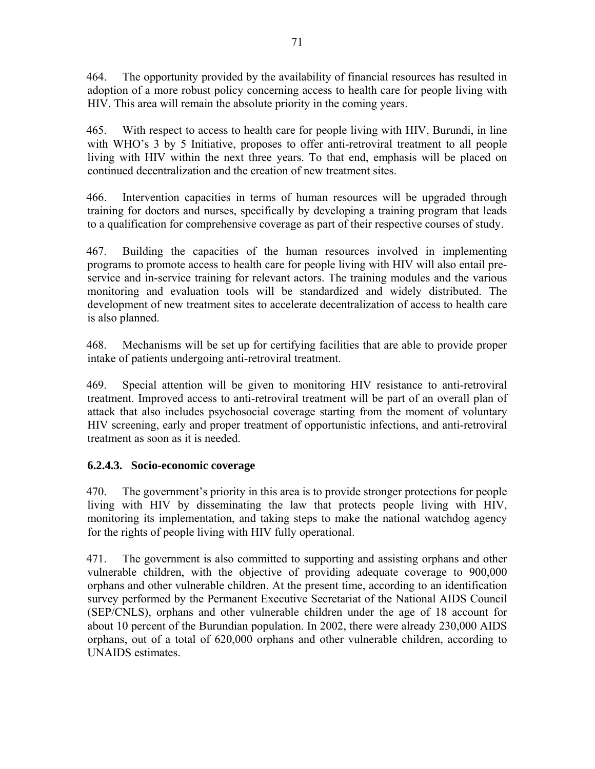464. The opportunity provided by the availability of financial resources has resulted in adoption of a more robust policy concerning access to health care for people living with HIV. This area will remain the absolute priority in the coming years.

465. With respect to access to health care for people living with HIV, Burundi, in line with WHO's 3 by 5 Initiative, proposes to offer anti-retroviral treatment to all people living with HIV within the next three years. To that end, emphasis will be placed on continued decentralization and the creation of new treatment sites.

466. Intervention capacities in terms of human resources will be upgraded through training for doctors and nurses, specifically by developing a training program that leads to a qualification for comprehensive coverage as part of their respective courses of study.

467. Building the capacities of the human resources involved in implementing programs to promote access to health care for people living with HIV will also entail pre-service and in-service training for relevant actors. The training modules and the various monitoring and evaluation tools will be standardized and widely distributed. The development of new treatment sites to accelerate decentralization of access to health care is also planned.

468. Mechanisms will be set up for certifying facilities that are able to provide proper intake of patients undergoing anti-retroviral treatment.

469. Special attention will be given to monitoring HIV resistance to anti-retroviral treatment. Improved access to anti-retroviral treatment will be part of an overall plan of attack that also includes psychosocial coverage starting from the moment of voluntary HIV screening, early and proper treatment of opportunistic infections, and anti-retroviral treatment as soon as it is needed.

#### 6.2.4.3. Socio-economic coverage

470. The government's priority in this area is to provide stronger protections for people living with HIV by disseminating the law that protects people living with HIV, monitoring its implementation, and taking steps to make the national watchdog agency for the rights of people living with HIV fully operational.

471. The government is also committed to supporting and assisting orphans and other vulnerable children, with the objective of providing adequate coverage to 900,000 orphans and other vulnerable children. At the present time, according to an identification survey performed by the Permanent Executive Secretariat of the National AIDS Council (SEP/CNLS), orphans and other vulnerable children under the age of 18 account for about 10 percent of the Burundian population. In 2002, there were already 230,000 AIDS orphans, out of a total of 620,000 orphans and other vulnerable children, according to UNAIDS estimates.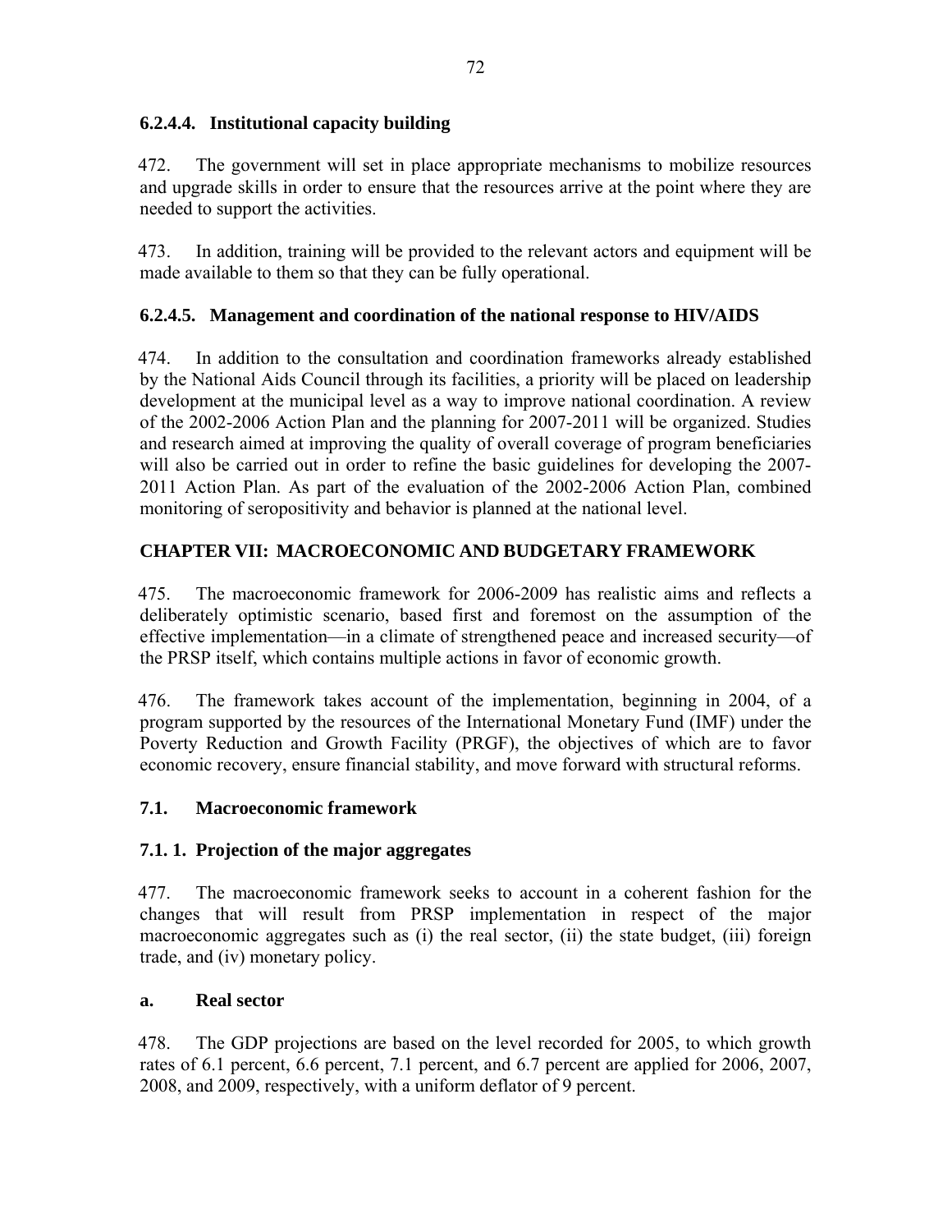#### 6.2.4.4. Institutional capacity building

472. The government will set in place appropriate mechanisms to mobilize resources and upgrade skills in order to ensure that the resources arrive at the point where they are needed to support the activities.

473. In addition, training will be provided to the relevant actors and equipment will be made available to them so that they can be fully operational.

#### 6.2.4.5. Management and coordination of the national response to HIV/AIDS

474. In addition to the consultation and coordination frameworks already established by the National Aids Council through its facilities, a priority will be placed on leadership development at the municipal level as a way to improve national coordination. A review of the 2002-2006 Action Plan and the planning for 2007-2011 will be organized. Studies and research aimed at improving the quality of overall coverage of program beneficiaries will also be carried out in order to refine the basic guidelines for developing the 2007-2011 Action Plan. As part of the evaluation of the 2002-2006 Action Plan, combined monitoring of seropositivity and behavior is planned at the national level.

# CHAPTER VII: MACROECONOMIC AND BUDGETARY FRAMEWORK

475. The macroeconomic framework for 2006-2009 has realistic aims and reflects a deliberately optimistic scenario, based first and foremost on the assumption of the effective implementation—in a climate of strengthened peace and increased security—of the PRSP itself, which contains multiple actions in favor of economic growth.

476. The framework takes account of the implementation, beginning in 2004, of a program supported by the resources of the International Monetary Fund (IMF) under the Poverty Reduction and Growth Facility (PRGF), the objectives of which are to favor economic recovery, ensure financial stability, and move forward with structural reforms.

## 7.1. Macroeconomic framework

### 7.1. 1. Projection of the major aggregates

477. The macroeconomic framework seeks to account in a coherent fashion for the changes that will result from PRSP implementation in respect of the major macroeconomic aggregates such as (i) the real sector, (ii) the state budget, (iii) foreign trade, and (iv) monetary policy.

#### a. Real sector

478. The GDP projections are based on the level recorded for 2005, to which growth rates of 6.1 percent, 6.6 percent, 7.1 percent, and 6.7 percent are applied for 2006, 2007, 2008, and 2009, respectively, with a uniform deflator of 9 percent.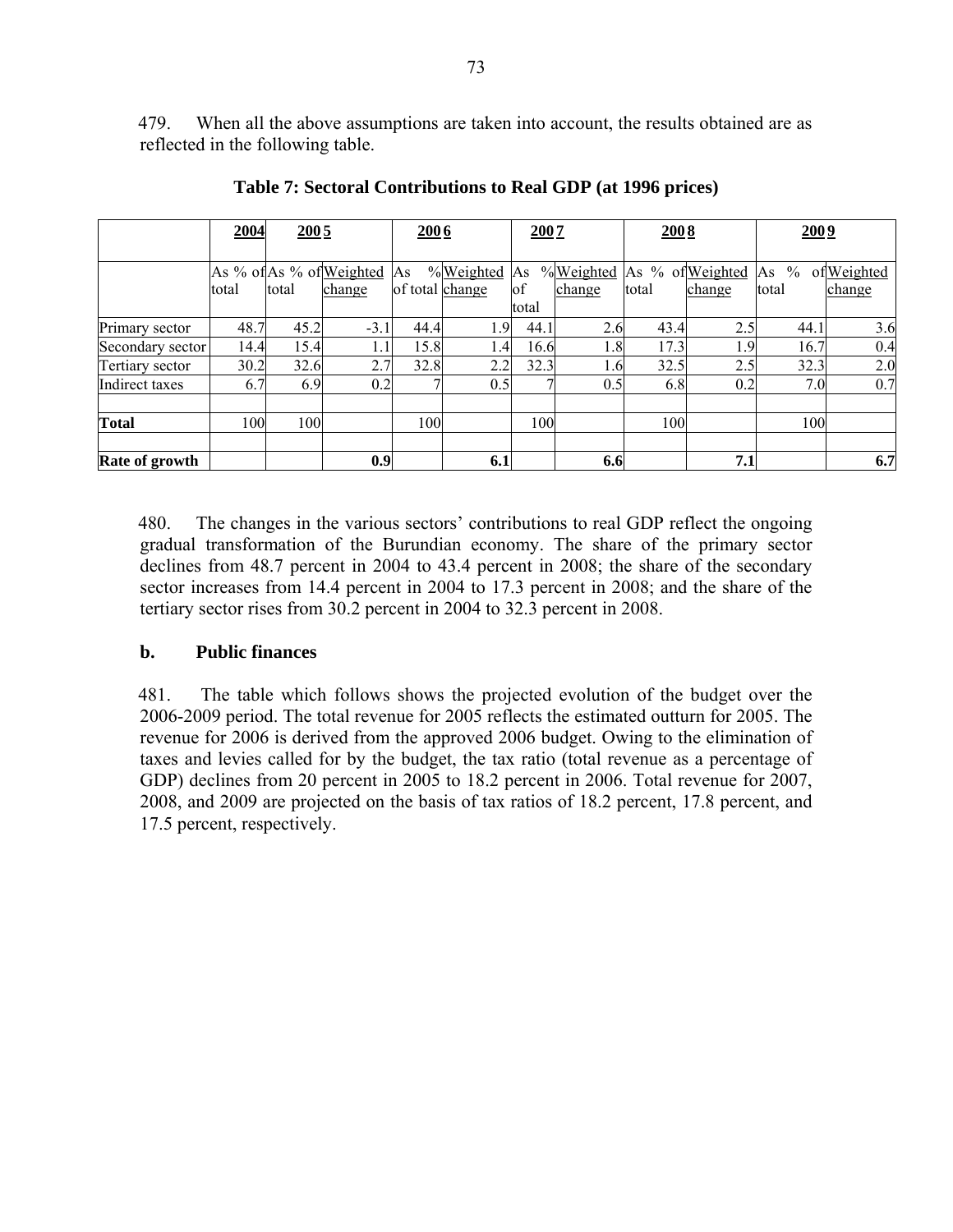479. When all the above assumptions are taken into account, the results obtained are as reflected in the following table.

**Table 7: Sectoral Contributions to Real GDP (at 1996 prices)**

| | 2004 | 2005 | | 2006 | | 2007 | | 2008 | | 2009 | |
|---|---|---|---|---|---|---|---|---|---|---|---|
| | As % of total | As % of total | Weighted change | As % of total | Weighted change | As % of total | Weighted change | As % of total | Weighted change | As % of total | Weighted change |
| Primary sector | 48.7 | 45.2 | -3.1 | 44.4 | 1.9 | 44.1 | 2.6 | 43.4 | 2.5 | 44.1 | 3.6 |
| Secondary sector | 14.4 | 15.4 | 1.1 | 15.8 | 1.4 | 16.6 | 1.8 | 17.3 | 1.9 | 16.7 | 0.4 |
| Tertiary sector | 30.2 | 32.6 | 2.7 | 32.8 | 2.2 | 32.3 | 1.6 | 32.5 | 2.5 | 32.3 | 2.0 |
| Indirect taxes | 6.7 | 6.9 | 0.2 | 7 | 0.5 | 7 | 0.5 | 6.8 | 0.2 | 7.0 | 0.7 |
| | | | | | | | | | | | |
| **Total** | 100 | 100 | | 100 | | 100 | | 100 | | 100 | |
| | | | | | | | | | | | |
| **Rate of growth** | | | **0.9** | | **6.1** | | **6.6** | | **7.1** | | **6.7** |

480. The changes in the various sectors' contributions to real GDP reflect the ongoing gradual transformation of the Burundian economy. The share of the primary sector declines from 48.7 percent in 2004 to 43.4 percent in 2008; the share of the secondary sector increases from 14.4 percent in 2004 to 17.3 percent in 2008; and the share of the tertiary sector rises from 30.2 percent in 2004 to 32.3 percent in 2008.

### b. Public finances

481. The table which follows shows the projected evolution of the budget over the 2006-2009 period. The total revenue for 2005 reflects the estimated outturn for 2005. The revenue for 2006 is derived from the approved 2006 budget. Owing to the elimination of taxes and levies called for by the budget, the tax ratio (total revenue as a percentage of GDP) declines from 20 percent in 2005 to 18.2 percent in 2006. Total revenue for 2007, 2008, and 2009 are projected on the basis of tax ratios of 18.2 percent, 17.8 percent, and 17.5 percent, respectively.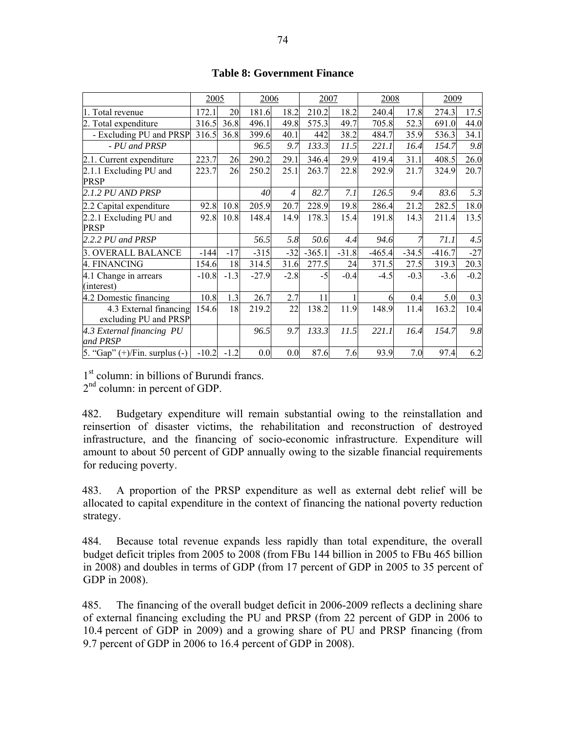**Table 8: Government Finance**

| | 2005 | | 2006 | | 2007 | | 2008 | | 2009 | |
|---|---|---|---|---|---|---|---|---|---|---|
| 1. Total revenue | 172.1 | 20 | 181.6 | 18.2 | 210.2 | 18.2 | 240.4 | 17.8 | 274.3 | 17.5 |
| 2. Total expenditure | 316.5 | 36.8 | 496.1 | 49.8 | 575.3 | 49.7 | 705.8 | 52.3 | 691.0 | 44.0 |
| - Excluding PU and PRSP | 316.5 | 36.8 | 399.6 | 40.1 | 442 | 38.2 | 484.7 | 35.9 | 536.3 | 34.1 |
| *- PU and PRSP* | | | *96.5* | *9.7* | *133.3* | *11.5* | *221.1* | *16.4* | *154.7* | *9.8* |
| 2.1. Current expenditure | 223.7 | 26 | 290.2 | 29.1 | 346.4 | 29.9 | 419.4 | 31.1 | 408.5 | 26.0 |
| 2.1.1 Excluding PU and PRSP | 223.7 | 26 | 250.2 | 25.1 | 263.7 | 22.8 | 292.9 | 21.7 | 324.9 | 20.7 |
| *2.1.2 PU AND PRSP* | | | *40* | *4* | *82.7* | *7.1* | *126.5* | *9.4* | *83.6* | *5.3* |
| 2.2 Capital expenditure | 92.8 | 10.8 | 205.9 | 20.7 | 228.9 | 19.8 | 286.4 | 21.2 | 282.5 | 18.0 |
| 2.2.1 Excluding PU and PRSP | 92.8 | 10.8 | 148.4 | 14.9 | 178.3 | 15.4 | 191.8 | 14.3 | 211.4 | 13.5 |
| *2.2.2 PU and PRSP* | | | *56.5* | *5.8* | *50.6* | *4.4* | *94.6* | *7* | *71.1* | *4.5* |
| 3. OVERALL BALANCE | -144 | -17 | -315 | -32 | -365.1 | -31.8 | -465.4 | -34.5 | -416.7 | -27 |
| 4. FINANCING | 154.6 | 18 | 314.5 | 31.6 | 277.5 | 24 | 371.5 | 27.5 | 319.3 | 20.3 |
| 4.1 Change in arrears (interest) | -10.8 | -1.3 | -27.9 | -2.8 | -5 | -0.4 | -4.5 | -0.3 | -3.6 | -0.2 |
| 4.2 Domestic financing | 10.8 | 1.3 | 26.7 | 2.7 | 11 | 1 | 6 | 0.4 | 5.0 | 0.3 |
| 4.3 External financing excluding PU and PRSP | 154.6 | 18 | 219.2 | 22 | 138.2 | 11.9 | 148.9 | 11.4 | 163.2 | 10.4 |
| *4.3 External financing PU and PRSP* | | | *96.5* | *9.7* | *133.3* | *11.5* | *221.1* | *16.4* | *154.7* | *9.8* |
| 5. "Gap" (+)/Fin. surplus (-) | -10.2 | -1.2 | 0.0 | 0.0 | 87.6 | 7.6 | 93.9 | 7.0 | 97.4 | 6.2 |

1st column: in billions of Burundi francs.
2nd column: in percent of GDP.

482. Budgetary expenditure will remain substantial owing to the reinstallation and reinsertion of disaster victims, the rehabilitation and reconstruction of destroyed infrastructure, and the financing of socio-economic infrastructure. Expenditure will amount to about 50 percent of GDP annually owing to the sizable financial requirements for reducing poverty.

483. A proportion of the PRSP expenditure as well as external debt relief will be allocated to capital expenditure in the context of financing the national poverty reduction strategy.

484. Because total revenue expands less rapidly than total expenditure, the overall budget deficit triples from 2005 to 2008 (from FBu 144 billion in 2005 to FBu 465 billion in 2008) and doubles in terms of GDP (from 17 percent of GDP in 2005 to 35 percent of GDP in 2008).

485. The financing of the overall budget deficit in 2006-2009 reflects a declining share of external financing excluding the PU and PRSP (from 22 percent of GDP in 2006 to 10.4 percent of GDP in 2009) and a growing share of PU and PRSP financing (from 9.7 percent of GDP in 2006 to 16.4 percent of GDP in 2008).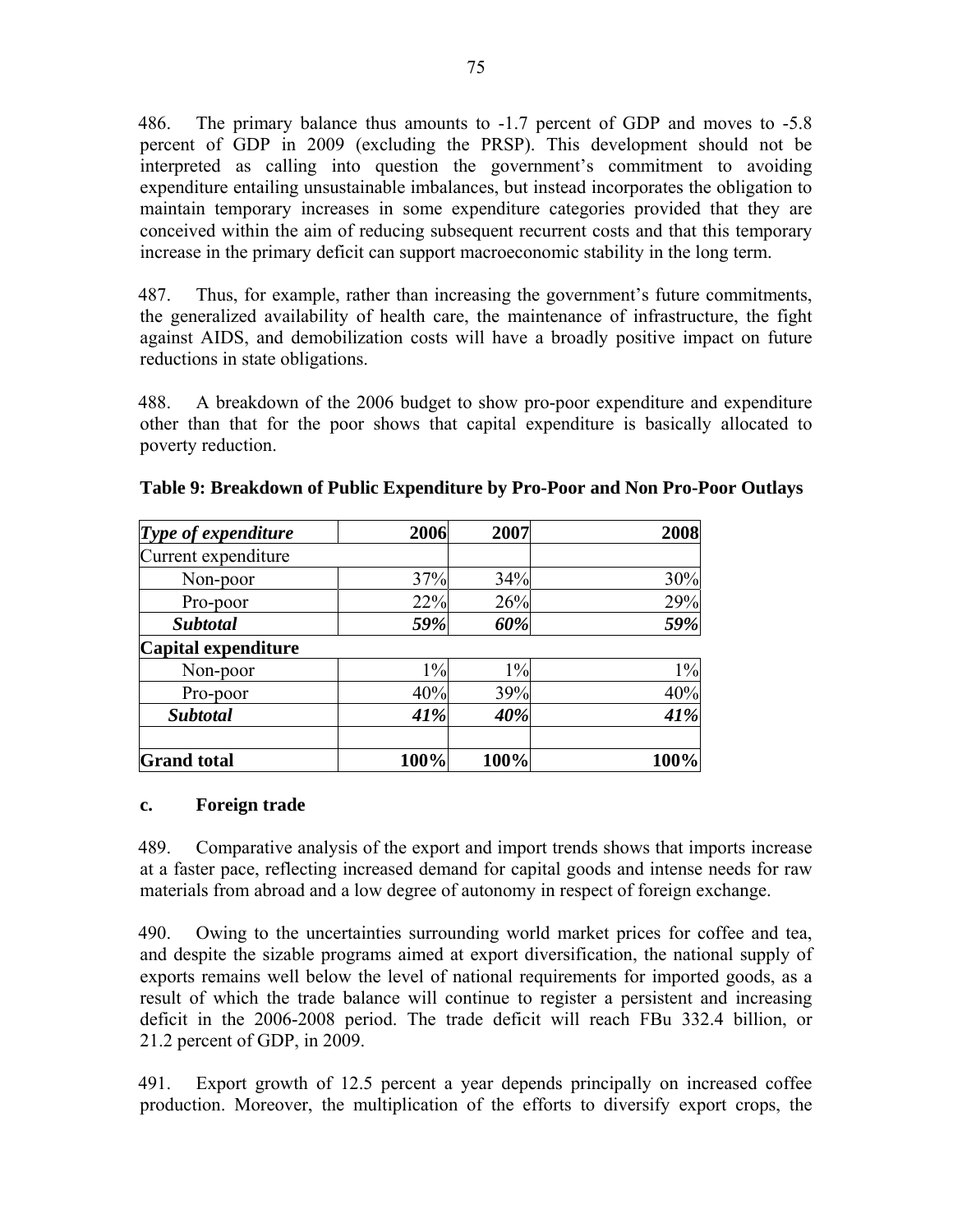486. The primary balance thus amounts to -1.7 percent of GDP and moves to -5.8 percent of GDP in 2009 (excluding the PRSP). This development should not be interpreted as calling into question the government's commitment to avoiding expenditure entailing unsustainable imbalances, but instead incorporates the obligation to maintain temporary increases in some expenditure categories provided that they are conceived within the aim of reducing subsequent recurrent costs and that this temporary increase in the primary deficit can support macroeconomic stability in the long term.

487. Thus, for example, rather than increasing the government's future commitments, the generalized availability of health care, the maintenance of infrastructure, the fight against AIDS, and demobilization costs will have a broadly positive impact on future reductions in state obligations.

488. A breakdown of the 2006 budget to show pro-poor expenditure and expenditure other than that for the poor shows that capital expenditure is basically allocated to poverty reduction.

**Table 9: Breakdown of Public Expenditure by Pro-Poor and Non Pro-Poor Outlays**

| *Type of expenditure* | 2006 | 2007 | 2008 |
|---|---|---|---|
| Current expenditure | | | |
| Non-poor | 37% | 34% | 30% |
| Pro-poor | 22% | 26% | 29% |
| ***Subtotal*** | ***59%*** | ***60%*** | ***59%*** |
| **Capital expenditure** | | | |
| Non-poor | 1% | 1% | 1% |
| Pro-poor | 40% | 39% | 40% |
| ***Subtotal*** | ***41%*** | ***40%*** | ***41%*** |
| | | | |
| **Grand total** | **100%** | **100%** | **100%** |

### c. Foreign trade

489. Comparative analysis of the export and import trends shows that imports increase at a faster pace, reflecting increased demand for capital goods and intense needs for raw materials from abroad and a low degree of autonomy in respect of foreign exchange.

490. Owing to the uncertainties surrounding world market prices for coffee and tea, and despite the sizable programs aimed at export diversification, the national supply of exports remains well below the level of national requirements for imported goods, as a result of which the trade balance will continue to register a persistent and increasing deficit in the 2006-2008 period. The trade deficit will reach FBu 332.4 billion, or 21.2 percent of GDP, in 2009.

491. Export growth of 12.5 percent a year depends principally on increased coffee production. Moreover, the multiplication of the efforts to diversify export crops, the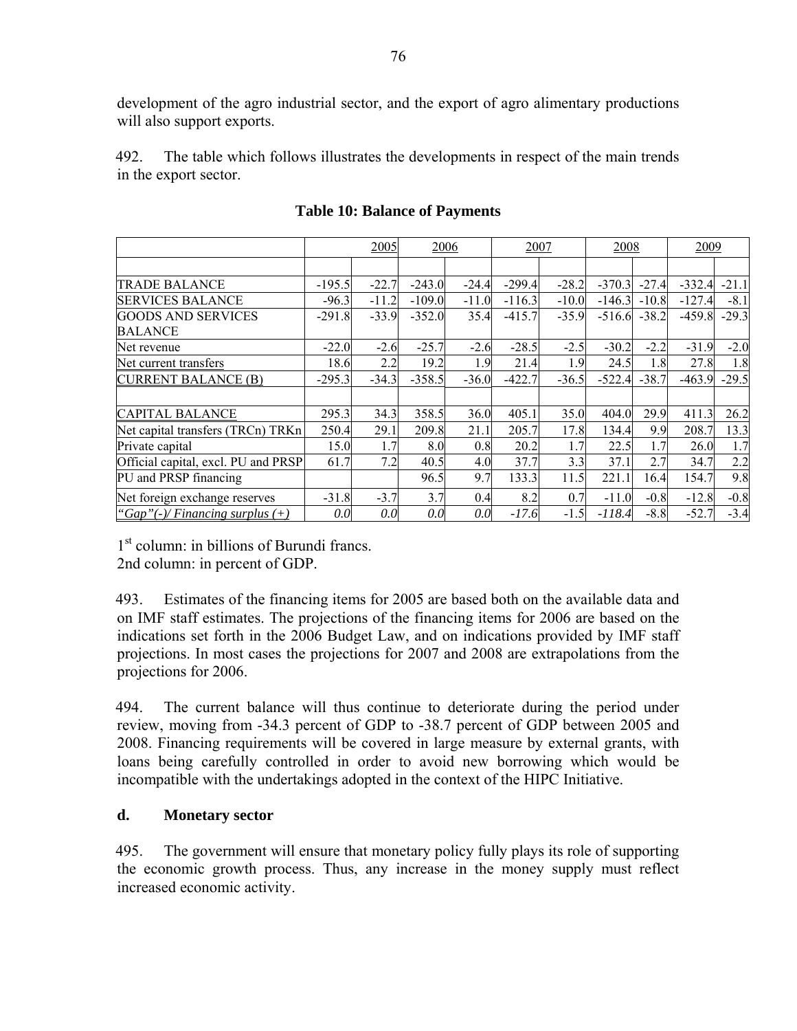development of the agro industrial sector, and the export of agro alimentary productions will also support exports.

492. The table which follows illustrates the developments in respect of the main trends in the export sector.

**Table 10: Balance of Payments**

| | 2005 | | 2006 | | 2007 | | 2008 | | 2009 | |
|---|---|---|---|---|---|---|---|---|---|---|
| | | | | | | | | | | |
| TRADE BALANCE | -195.5 | -22.7 | -243.0 | -24.4 | -299.4 | -28.2 | -370.3 | -27.4 | -332.4 | -21.1 |
| SERVICES BALANCE | -96.3 | -11.2 | -109.0 | -11.0 | -116.3 | -10.0 | -146.3 | -10.8 | -127.4 | -8.1 |
| GOODS AND SERVICES BALANCE | -291.8 | -33.9 | -352.0 | 35.4 | -415.7 | -35.9 | -516.6 | -38.2 | -459.8 | -29.3 |
| Net revenue | -22.0 | -2.6 | -25.7 | -2.6 | -28.5 | -2.5 | -30.2 | -2.2 | -31.9 | -2.0 |
| Net current transfers | 18.6 | 2.2 | 19.2 | 1.9 | 21.4 | 1.9 | 24.5 | 1.8 | 27.8 | 1.8 |
| CURRENT BALANCE (B) | -295.3 | -34.3 | -358.5 | -36.0 | -422.7 | -36.5 | -522.4 | -38.7 | -463.9 | -29.5 |
| | | | | | | | | | | |
| CAPITAL BALANCE | 295.3 | 34.3 | 358.5 | 36.0 | 405.1 | 35.0 | 404.0 | 29.9 | 411.3 | 26.2 |
| Net capital transfers (TRCn) TRKn | 250.4 | 29.1 | 209.8 | 21.1 | 205.7 | 17.8 | 134.4 | 9.9 | 208.7 | 13.3 |
| Private capital | 15.0 | 1.7 | 8.0 | 0.8 | 20.2 | 1.7 | 22.5 | 1.7 | 26.0 | 1.7 |
| Official capital, excl. PU and PRSP | 61.7 | 7.2 | 40.5 | 4.0 | 37.7 | 3.3 | 37.1 | 2.7 | 34.7 | 2.2 |
| PU and PRSP financing | | | 96.5 | 9.7 | 133.3 | 11.5 | 221.1 | 16.4 | 154.7 | 9.8 |
| Net foreign exchange reserves | -31.8 | -3.7 | 3.7 | 0.4 | 8.2 | 0.7 | -11.0 | -0.8 | -12.8 | -0.8 |
| *"Gap"(-)/ Financing surplus (+)* | *0.0* | *0.0* | *0.0* | *0.0* | *-17.6* | -1.5 | *-118.4* | -8.8 | -52.7 | -3.4 |

1st column: in billions of Burundi francs.
2nd column: in percent of GDP.

493. Estimates of the financing items for 2005 are based both on the available data and on IMF staff estimates. The projections of the financing items for 2006 are based on the indications set forth in the 2006 Budget Law, and on indications provided by IMF staff projections. In most cases the projections for 2007 and 2008 are extrapolations from the projections for 2006.

494. The current balance will thus continue to deteriorate during the period under review, moving from -34.3 percent of GDP to -38.7 percent of GDP between 2005 and 2008. Financing requirements will be covered in large measure by external grants, with loans being carefully controlled in order to avoid new borrowing which would be incompatible with the undertakings adopted in the context of the HIPC Initiative.

### d. Monetary sector

495. The government will ensure that monetary policy fully plays its role of supporting the economic growth process. Thus, any increase in the money supply must reflect increased economic activity.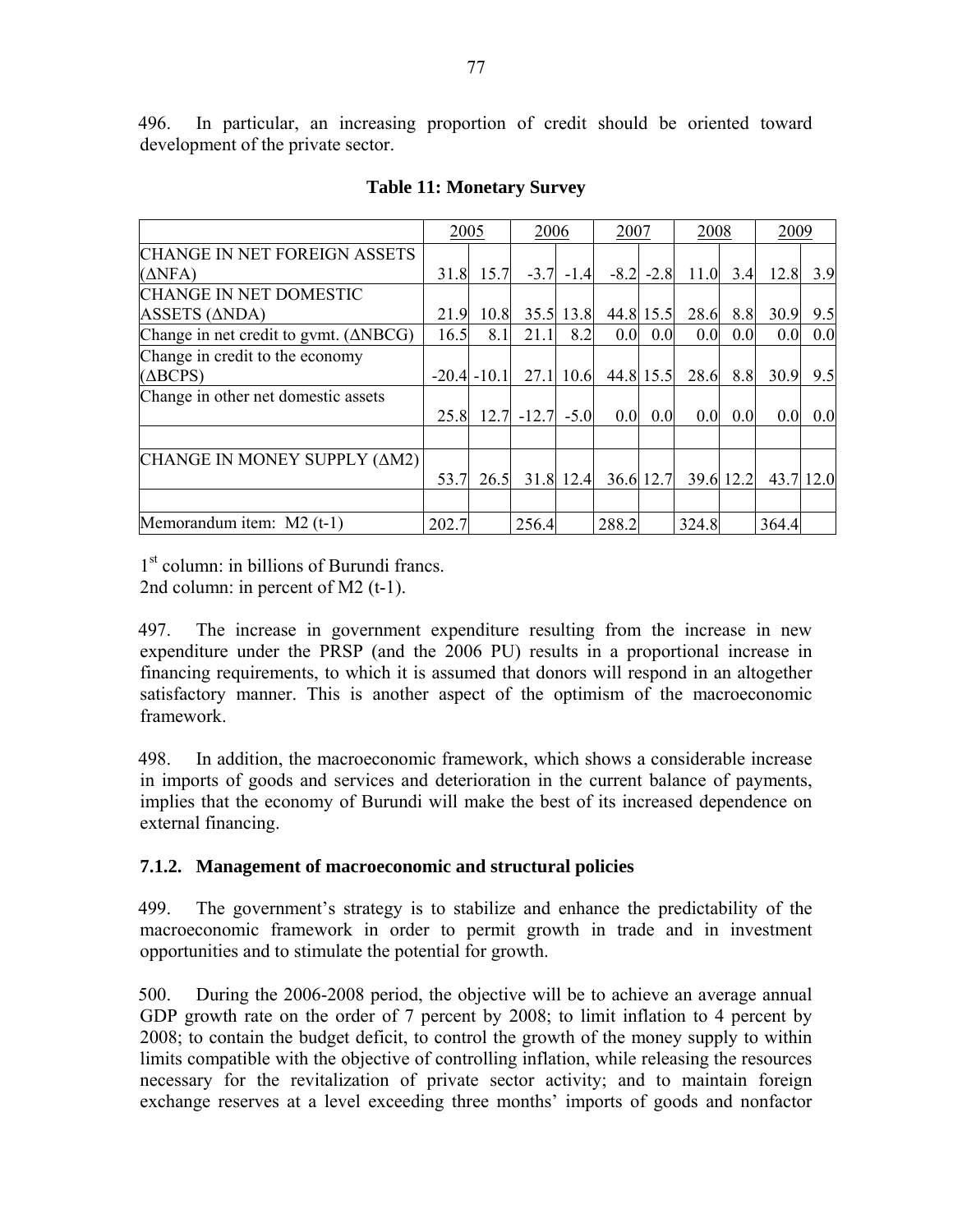496. In particular, an increasing proportion of credit should be oriented toward development of the private sector.

**Table 11: Monetary Survey**

| | 2005 | | 2006 | | 2007 | | 2008 | | 2009 | |
|---|---|---|---|---|---|---|---|---|---|---|
| CHANGE IN NET FOREIGN ASSETS (ΔNFA) | 31.8 | 15.7 | -3.7 | -1.4 | -8.2 | -2.8 | 11.0 | 3.4 | 12.8 | 3.9 |
| CHANGE IN NET DOMESTIC ASSETS (ΔNDA) | 21.9 | 10.8 | 35.5 | 13.8 | 44.8 | 15.5 | 28.6 | 8.8 | 30.9 | 9.5 |
| Change in net credit to gvmt. (ΔNBCG) | 16.5 | 8.1 | 21.1 | 8.2 | 0.0 | 0.0 | 0.0 | 0.0 | 0.0 | 0.0 |
| Change in credit to the economy (ΔBCPS) | -20.4 | -10.1 | 27.1 | 10.6 | 44.8 | 15.5 | 28.6 | 8.8 | 30.9 | 9.5 |
| Change in other net domestic assets | 25.8 | 12.7 | -12.7 | -5.0 | 0.0 | 0.0 | 0.0 | 0.0 | 0.0 | 0.0 |
| | | | | | | | | | | |
| CHANGE IN MONEY SUPPLY (ΔM2) | 53.7 | 26.5 | 31.8 | 12.4 | 36.6 | 12.7 | 39.6 | 12.2 | 43.7 | 12.0 |
| | | | | | | | | | | |
| Memorandum item: M2 (t-1) | 202.7 | | 256.4 | | 288.2 | | 324.8 | | 364.4 | |

1st column: in billions of Burundi francs.
2nd column: in percent of M2 (t-1).

497. The increase in government expenditure resulting from the increase in new expenditure under the PRSP (and the 2006 PU) results in a proportional increase in financing requirements, to which it is assumed that donors will respond in an altogether satisfactory manner. This is another aspect of the optimism of the macroeconomic framework.

498. In addition, the macroeconomic framework, which shows a considerable increase in imports of goods and services and deterioration in the current balance of payments, implies that the economy of Burundi will make the best of its increased dependence on external financing.

### 7.1.2. Management of macroeconomic and structural policies

499. The government's strategy is to stabilize and enhance the predictability of the macroeconomic framework in order to permit growth in trade and in investment opportunities and to stimulate the potential for growth.

500. During the 2006-2008 period, the objective will be to achieve an average annual GDP growth rate on the order of 7 percent by 2008; to limit inflation to 4 percent by 2008; to contain the budget deficit, to control the growth of the money supply to within limits compatible with the objective of controlling inflation, while releasing the resources necessary for the revitalization of private sector activity; and to maintain foreign exchange reserves at a level exceeding three months' imports of goods and nonfactor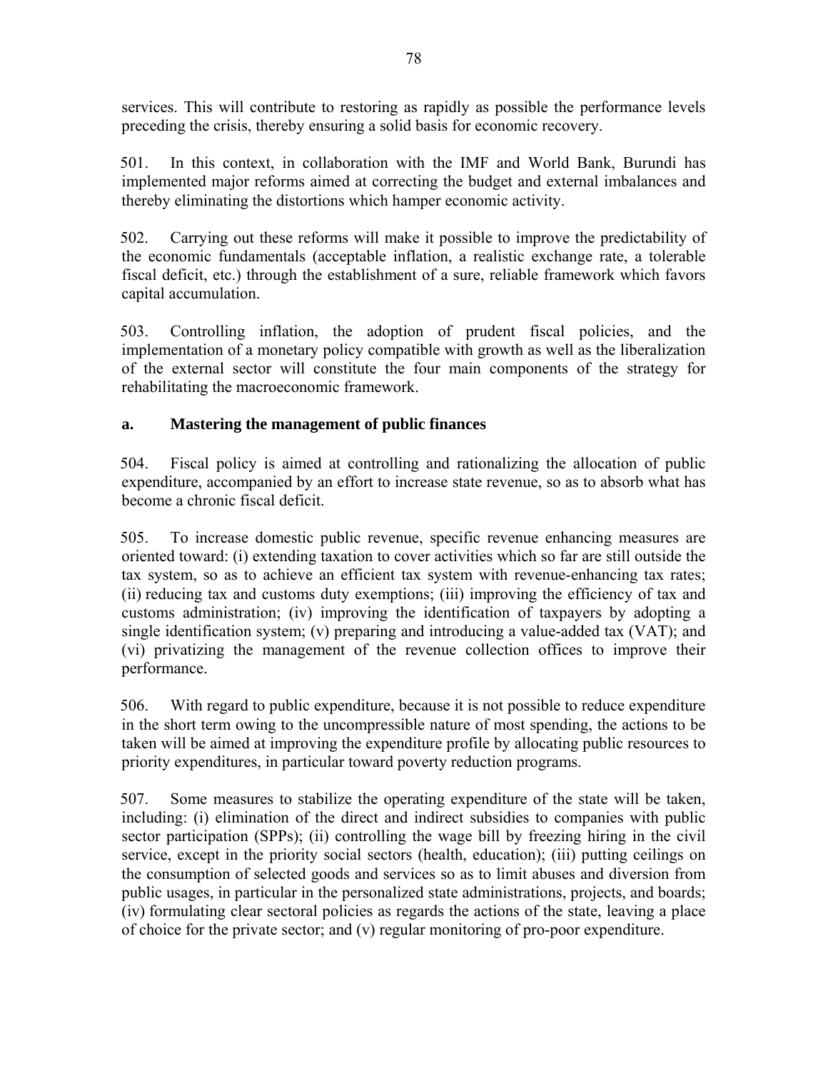services. This will contribute to restoring as rapidly as possible the performance levels preceding the crisis, thereby ensuring a solid basis for economic recovery.

501. In this context, in collaboration with the IMF and World Bank, Burundi has implemented major reforms aimed at correcting the budget and external imbalances and thereby eliminating the distortions which hamper economic activity.

502. Carrying out these reforms will make it possible to improve the predictability of the economic fundamentals (acceptable inflation, a realistic exchange rate, a tolerable fiscal deficit, etc.) through the establishment of a sure, reliable framework which favors capital accumulation.

503. Controlling inflation, the adoption of prudent fiscal policies, and the implementation of a monetary policy compatible with growth as well as the liberalization of the external sector will constitute the four main components of the strategy for rehabilitating the macroeconomic framework.

### a. Mastering the management of public finances

504. Fiscal policy is aimed at controlling and rationalizing the allocation of public expenditure, accompanied by an effort to increase state revenue, so as to absorb what has become a chronic fiscal deficit.

505. To increase domestic public revenue, specific revenue enhancing measures are oriented toward: (i) extending taxation to cover activities which so far are still outside the tax system, so as to achieve an efficient tax system with revenue-enhancing tax rates; (ii) reducing tax and customs duty exemptions; (iii) improving the efficiency of tax and customs administration; (iv) improving the identification of taxpayers by adopting a single identification system; (v) preparing and introducing a value-added tax (VAT); and (vi) privatizing the management of the revenue collection offices to improve their performance.

506. With regard to public expenditure, because it is not possible to reduce expenditure in the short term owing to the uncompressible nature of most spending, the actions to be taken will be aimed at improving the expenditure profile by allocating public resources to priority expenditures, in particular toward poverty reduction programs.

507. Some measures to stabilize the operating expenditure of the state will be taken, including: (i) elimination of the direct and indirect subsidies to companies with public sector participation (SPPs); (ii) controlling the wage bill by freezing hiring in the civil service, except in the priority social sectors (health, education); (iii) putting ceilings on the consumption of selected goods and services so as to limit abuses and diversion from public usages, in particular in the personalized state administrations, projects, and boards; (iv) formulating clear sectoral policies as regards the actions of the state, leaving a place of choice for the private sector; and (v) regular monitoring of pro-poor expenditure.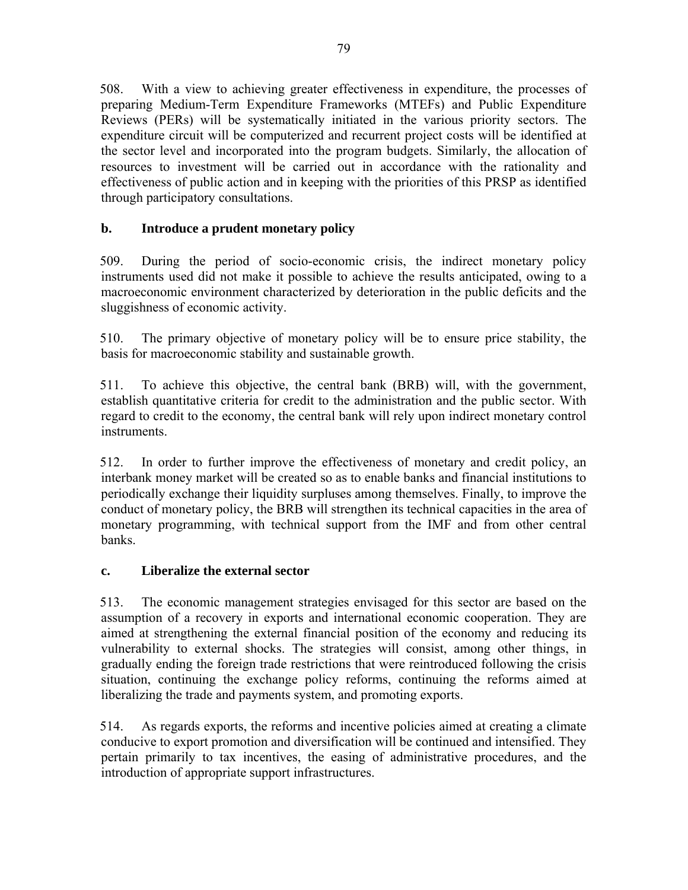508. With a view to achieving greater effectiveness in expenditure, the processes of preparing Medium-Term Expenditure Frameworks (MTEFs) and Public Expenditure Reviews (PERs) will be systematically initiated in the various priority sectors. The expenditure circuit will be computerized and recurrent project costs will be identified at the sector level and incorporated into the program budgets. Similarly, the allocation of resources to investment will be carried out in accordance with the rationality and effectiveness of public action and in keeping with the priorities of this PRSP as identified through participatory consultations.

### b. Introduce a prudent monetary policy

509. During the period of socio-economic crisis, the indirect monetary policy instruments used did not make it possible to achieve the results anticipated, owing to a macroeconomic environment characterized by deterioration in the public deficits and the sluggishness of economic activity.

510. The primary objective of monetary policy will be to ensure price stability, the basis for macroeconomic stability and sustainable growth.

511. To achieve this objective, the central bank (BRB) will, with the government, establish quantitative criteria for credit to the administration and the public sector. With regard to credit to the economy, the central bank will rely upon indirect monetary control instruments.

512. In order to further improve the effectiveness of monetary and credit policy, an interbank money market will be created so as to enable banks and financial institutions to periodically exchange their liquidity surpluses among themselves. Finally, to improve the conduct of monetary policy, the BRB will strengthen its technical capacities in the area of monetary programming, with technical support from the IMF and from other central banks.

### c. Liberalize the external sector

513. The economic management strategies envisaged for this sector are based on the assumption of a recovery in exports and international economic cooperation. They are aimed at strengthening the external financial position of the economy and reducing its vulnerability to external shocks. The strategies will consist, among other things, in gradually ending the foreign trade restrictions that were reintroduced following the crisis situation, continuing the exchange policy reforms, continuing the reforms aimed at liberalizing the trade and payments system, and promoting exports.

514. As regards exports, the reforms and incentive policies aimed at creating a climate conducive to export promotion and diversification will be continued and intensified. They pertain primarily to tax incentives, the easing of administrative procedures, and the introduction of appropriate support infrastructures.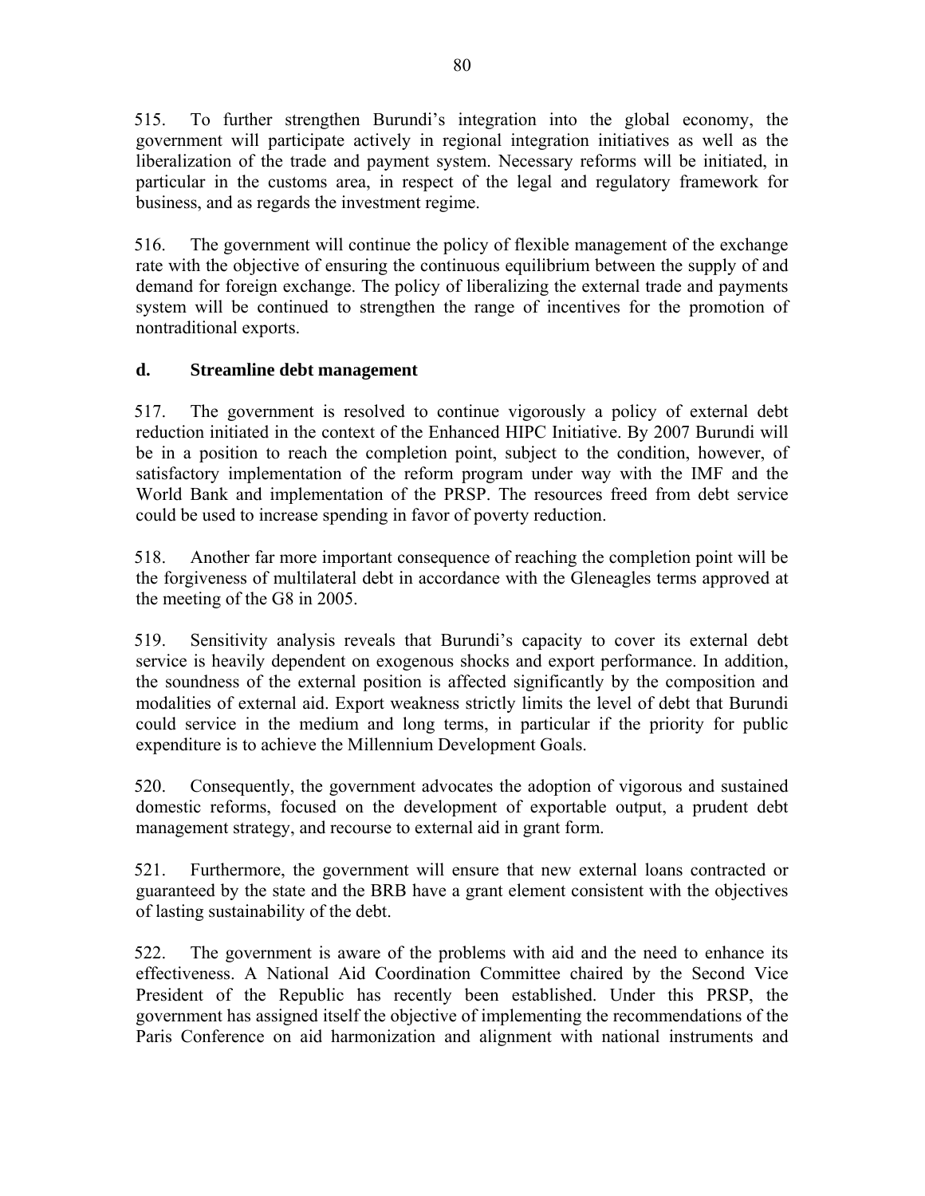515. To further strengthen Burundi's integration into the global economy, the government will participate actively in regional integration initiatives as well as the liberalization of the trade and payment system. Necessary reforms will be initiated, in particular in the customs area, in respect of the legal and regulatory framework for business, and as regards the investment regime.

516. The government will continue the policy of flexible management of the exchange rate with the objective of ensuring the continuous equilibrium between the supply of and demand for foreign exchange. The policy of liberalizing the external trade and payments system will be continued to strengthen the range of incentives for the promotion of nontraditional exports.

### d. Streamline debt management

517. The government is resolved to continue vigorously a policy of external debt reduction initiated in the context of the Enhanced HIPC Initiative. By 2007 Burundi will be in a position to reach the completion point, subject to the condition, however, of satisfactory implementation of the reform program under way with the IMF and the World Bank and implementation of the PRSP. The resources freed from debt service could be used to increase spending in favor of poverty reduction.

518. Another far more important consequence of reaching the completion point will be the forgiveness of multilateral debt in accordance with the Gleneagles terms approved at the meeting of the G8 in 2005.

519. Sensitivity analysis reveals that Burundi's capacity to cover its external debt service is heavily dependent on exogenous shocks and export performance. In addition, the soundness of the external position is affected significantly by the composition and modalities of external aid. Export weakness strictly limits the level of debt that Burundi could service in the medium and long terms, in particular if the priority for public expenditure is to achieve the Millennium Development Goals.

520. Consequently, the government advocates the adoption of vigorous and sustained domestic reforms, focused on the development of exportable output, a prudent debt management strategy, and recourse to external aid in grant form.

521. Furthermore, the government will ensure that new external loans contracted or guaranteed by the state and the BRB have a grant element consistent with the objectives of lasting sustainability of the debt.

522. The government is aware of the problems with aid and the need to enhance its effectiveness. A National Aid Coordination Committee chaired by the Second Vice President of the Republic has recently been established. Under this PRSP, the government has assigned itself the objective of implementing the recommendations of the Paris Conference on aid harmonization and alignment with national instruments and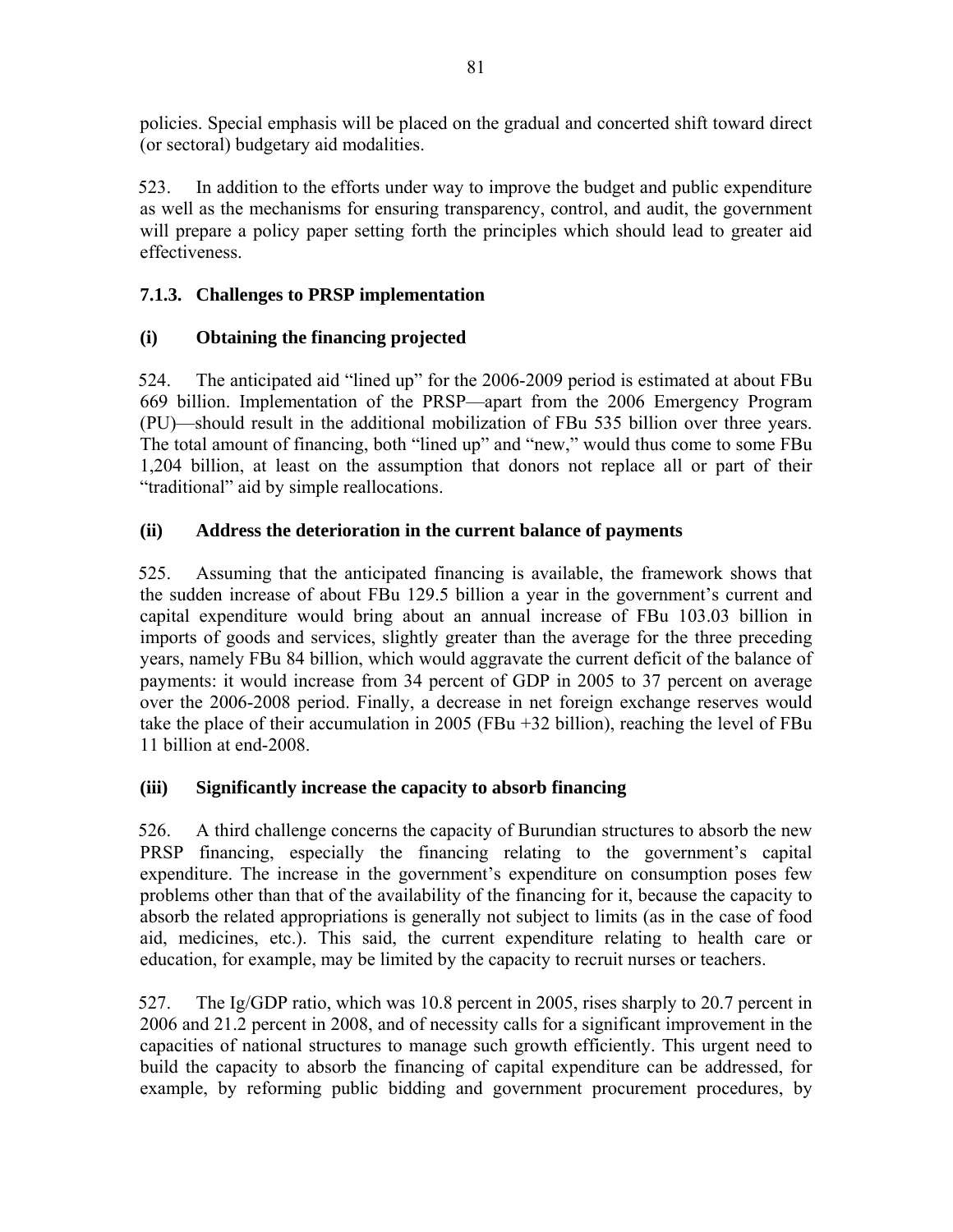policies. Special emphasis will be placed on the gradual and concerted shift toward direct (or sectoral) budgetary aid modalities.

523. In addition to the efforts under way to improve the budget and public expenditure as well as the mechanisms for ensuring transparency, control, and audit, the government will prepare a policy paper setting forth the principles which should lead to greater aid effectiveness.

### 7.1.3. Challenges to PRSP implementation

#### (i) Obtaining the financing projected

524. The anticipated aid "lined up" for the 2006-2009 period is estimated at about FBu 669 billion. Implementation of the PRSP—apart from the 2006 Emergency Program (PU)—should result in the additional mobilization of FBu 535 billion over three years. The total amount of financing, both "lined up" and "new," would thus come to some FBu 1,204 billion, at least on the assumption that donors not replace all or part of their "traditional" aid by simple reallocations.

#### (ii) Address the deterioration in the current balance of payments

525. Assuming that the anticipated financing is available, the framework shows that the sudden increase of about FBu 129.5 billion a year in the government's current and capital expenditure would bring about an annual increase of FBu 103.03 billion in imports of goods and services, slightly greater than the average for the three preceding years, namely FBu 84 billion, which would aggravate the current deficit of the balance of payments: it would increase from 34 percent of GDP in 2005 to 37 percent on average over the 2006-2008 period. Finally, a decrease in net foreign exchange reserves would take the place of their accumulation in 2005 (FBu +32 billion), reaching the level of FBu 11 billion at end-2008.

#### (iii) Significantly increase the capacity to absorb financing

526. A third challenge concerns the capacity of Burundian structures to absorb the new PRSP financing, especially the financing relating to the government's capital expenditure. The increase in the government's expenditure on consumption poses few problems other than that of the availability of the financing for it, because the capacity to absorb the related appropriations is generally not subject to limits (as in the case of food aid, medicines, etc.). This said, the current expenditure relating to health care or education, for example, may be limited by the capacity to recruit nurses or teachers.

527. The Ig/GDP ratio, which was 10.8 percent in 2005, rises sharply to 20.7 percent in 2006 and 21.2 percent in 2008, and of necessity calls for a significant improvement in the capacities of national structures to manage such growth efficiently. This urgent need to build the capacity to absorb the financing of capital expenditure can be addressed, for example, by reforming public bidding and government procurement procedures, by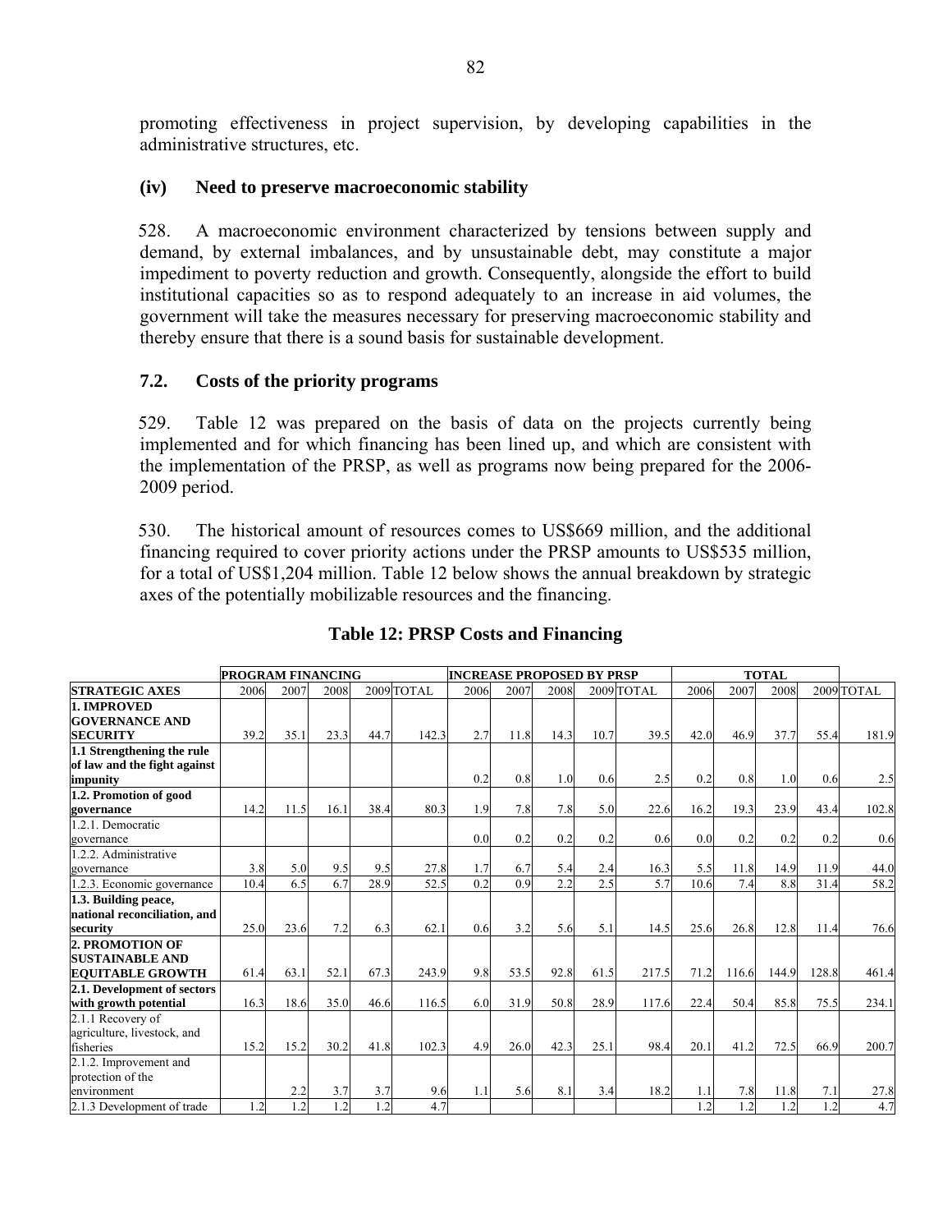promoting effectiveness in project supervision, by developing capabilities in the administrative structures, etc.

### (iv) Need to preserve macroeconomic stability

528. A macroeconomic environment characterized by tensions between supply and demand, by external imbalances, and by unsustainable debt, may constitute a major impediment to poverty reduction and growth. Consequently, alongside the effort to build institutional capacities so as to respond adequately to an increase in aid volumes, the government will take the measures necessary for preserving macroeconomic stability and thereby ensure that there is a sound basis for sustainable development.

## 7.2. Costs of the priority programs

529. Table 12 was prepared on the basis of data on the projects currently being implemented and for which financing has been lined up, and which are consistent with the implementation of the PRSP, as well as programs now being prepared for the 2006-2009 period.

530. The historical amount of resources comes to US$669 million, and the additional financing required to cover priority actions under the PRSP amounts to US$535 million, for a total of US$1,204 million. Table 12 below shows the annual breakdown by strategic axes of the potentially mobilizable resources and the financing.

**Table 12: PRSP Costs and Financing**

| | PROGRAM FINANCING | | | | | INCREASE PROPOSED BY PRSP | | | | | TOTAL | | | | |
|---|---|---|---|---|---|---|---|---|---|---|---|---|---|---|---|
| **STRATEGIC AXES** | 2006 | 2007 | 2008 | 2009 | TOTAL | 2006 | 2007 | 2008 | 2009 | TOTAL | 2006 | 2007 | 2008 | 2009 | TOTAL |
| **1. IMPROVED GOVERNANCE AND SECURITY** | 39.2 | 35.1 | 23.3 | 44.7 | 142.3 | 2.7 | 11.8 | 14.3 | 10.7 | 39.5 | 42.0 | 46.9 | 37.7 | 55.4 | 181.9 |
| **1.1 Strengthening the rule of law and the fight against impunity** | | | | | | 0.2 | 0.8 | 1.0 | 0.6 | 2.5 | 0.2 | 0.8 | 1.0 | 0.6 | 2.5 |
| **1.2. Promotion of good governance** | 14.2 | 11.5 | 16.1 | 38.4 | 80.3 | 1.9 | 7.8 | 7.8 | 5.0 | 22.6 | 16.2 | 19.3 | 23.9 | 43.4 | 102.8 |
| 1.2.1. Democratic governance | | | | | | 0.0 | 0.2 | 0.2 | 0.2 | 0.6 | 0.0 | 0.2 | 0.2 | 0.2 | 0.6 |
| 1.2.2. Administrative governance | 3.8 | 5.0 | 9.5 | 9.5 | 27.8 | 1.7 | 6.7 | 5.4 | 2.4 | 16.3 | 5.5 | 11.8 | 14.9 | 11.9 | 44.0 |
| 1.2.3. Economic governance | 10.4 | 6.5 | 6.7 | 28.9 | 52.5 | 0.2 | 0.9 | 2.2 | 2.5 | 5.7 | 10.6 | 7.4 | 8.8 | 31.4 | 58.2 |
| **1.3. Building peace, national reconciliation, and security** | 25.0 | 23.6 | 7.2 | 6.3 | 62.1 | 0.6 | 3.2 | 5.6 | 5.1 | 14.5 | 25.6 | 26.8 | 12.8 | 11.4 | 76.6 |
| **2. PROMOTION OF SUSTAINABLE AND EQUITABLE GROWTH** | 61.4 | 63.1 | 52.1 | 67.3 | 243.9 | 9.8 | 53.5 | 92.8 | 61.5 | 217.5 | 71.2 | 116.6 | 144.9 | 128.8 | 461.4 |
| **2.1. Development of sectors with growth potential** | 16.3 | 18.6 | 35.0 | 46.6 | 116.5 | 6.0 | 31.9 | 50.8 | 28.9 | 117.6 | 22.4 | 50.4 | 85.8 | 75.5 | 234.1 |
| 2.1.1 Recovery of agriculture, livestock, and fisheries | 15.2 | 15.2 | 30.2 | 41.8 | 102.3 | 4.9 | 26.0 | 42.3 | 25.1 | 98.4 | 20.1 | 41.2 | 72.5 | 66.9 | 200.7 |
| 2.1.2. Improvement and protection of the environment | | 2.2 | 3.7 | 3.7 | 9.6 | 1.1 | 5.6 | 8.1 | 3.4 | 18.2 | 1.1 | 7.8 | 11.8 | 7.1 | 27.8 |
| 2.1.3 Development of trade | 1.2 | 1.2 | 1.2 | 1.2 | 4.7 | | | | | | 1.2 | 1.2 | 1.2 | 1.2 | 4.7 |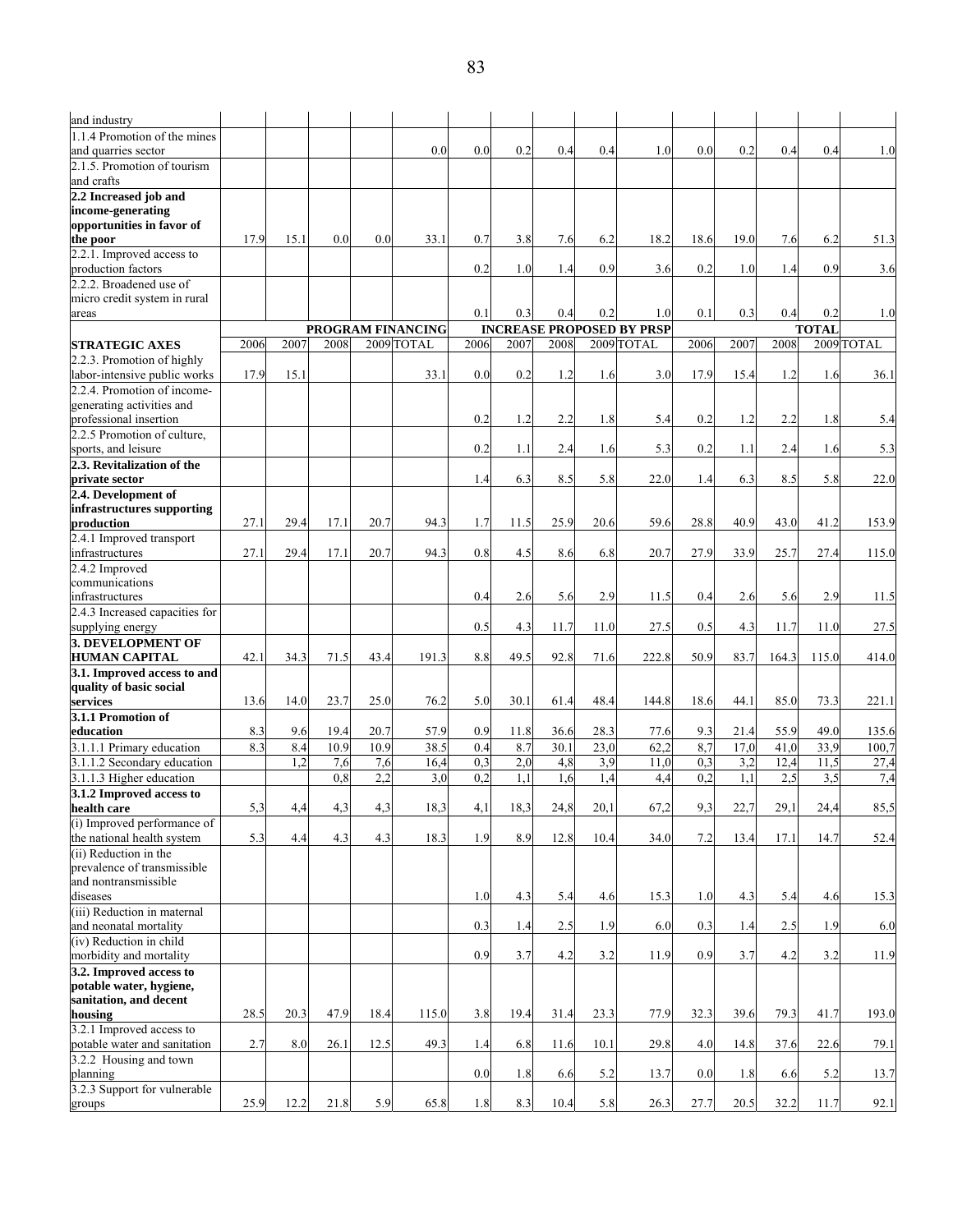| and industry | | | | | | | | | | | | | | | |
|---|---|---|---|---|---|---|---|---|---|---|---|---|---|---|---|
| 1.1.4 Promotion of the mines and quarries sector | | | | | 0.0 | 0.0 | 0.2 | 0.4 | 0.4 | 1.0 | 0.0 | 0.2 | 0.4 | 0.4 | 1.0 |
| 2.1.5. Promotion of tourism and crafts | | | | | | | | | | | | | | | |
| **2.2 Increased job and income-generating opportunities in favor of the poor** | 17.9 | 15.1 | 0.0 | 0.0 | 33.1 | 0.7 | 3.8 | 7.6 | 6.2 | 18.2 | 18.6 | 19.0 | 7.6 | 6.2 | 51.3 |
| 2.2.1. Improved access to production factors | | | | | | 0.2 | 1.0 | 1.4 | 0.9 | 3.6 | 0.2 | 1.0 | 1.4 | 0.9 | 3.6 |
| 2.2.2. Broadened use of micro credit system in rural areas | | | | | | 0.1 | 0.3 | 0.4 | 0.2 | 1.0 | 0.1 | 0.3 | 0.4 | 0.2 | 1.0 |
| | **PROGRAM FINANCING** | | | | | **INCREASE PROPOSED BY PRSP** | | | | | **TOTAL** | | | | |
| **STRATEGIC AXES** | 2006 | 2007 | 2008 | 2009 | TOTAL | 2006 | 2007 | 2008 | 2009 | TOTAL | 2006 | 2007 | 2008 | 2009 | TOTAL |
| 2.2.3. Promotion of highly labor-intensive public works | 17.9 | 15.1 | | | 33.1 | 0.0 | 0.2 | 1.2 | 1.6 | 3.0 | 17.9 | 15.4 | 1.2 | 1.6 | 36.1 |
| 2.2.4. Promotion of income-generating activities and professional insertion | | | | | | 0.2 | 1.2 | 2.2 | 1.8 | 5.4 | 0.2 | 1.2 | 2.2 | 1.8 | 5.4 |
| 2.2.5 Promotion of culture, sports, and leisure | | | | | | 0.2 | 1.1 | 2.4 | 1.6 | 5.3 | 0.2 | 1.1 | 2.4 | 1.6 | 5.3 |
| **2.3. Revitalization of the private sector** | | | | | | 1.4 | 6.3 | 8.5 | 5.8 | 22.0 | 1.4 | 6.3 | 8.5 | 5.8 | 22.0 |
| **2.4. Development of infrastructures supporting production** | 27.1 | 29.4 | 17.1 | 20.7 | 94.3 | 1.7 | 11.5 | 25.9 | 20.6 | 59.6 | 28.8 | 40.9 | 43.0 | 41.2 | 153.9 |
| 2.4.1 Improved transport infrastructures | 27.1 | 29.4 | 17.1 | 20.7 | 94.3 | 0.8 | 4.5 | 8.6 | 6.8 | 20.7 | 27.9 | 33.9 | 25.7 | 27.4 | 115.0 |
| 2.4.2 Improved communications infrastructures | | | | | | 0.4 | 2.6 | 5.6 | 2.9 | 11.5 | 0.4 | 2.6 | 5.6 | 2.9 | 11.5 |
| 2.4.3 Increased capacities for supplying energy | | | | | | 0.5 | 4.3 | 11.7 | 11.0 | 27.5 | 0.5 | 4.3 | 11.7 | 11.0 | 27.5 |
| **3. DEVELOPMENT OF HUMAN CAPITAL** | 42.1 | 34.3 | 71.5 | 43.4 | 191.3 | 8.8 | 49.5 | 92.8 | 71.6 | 222.8 | 50.9 | 83.7 | 164.3 | 115.0 | 414.0 |
| **3.1. Improved access to and quality of basic social services** | 13.6 | 14.0 | 23.7 | 25.0 | 76.2 | 5.0 | 30.1 | 61.4 | 48.4 | 144.8 | 18.6 | 44.1 | 85.0 | 73.3 | 221.1 |
| **3.1.1 Promotion of education** | 8.3 | 9.6 | 19.4 | 20.7 | 57.9 | 0.9 | 11.8 | 36.6 | 28.3 | 77.6 | 9.3 | 21.4 | 55.9 | 49.0 | 135.6 |
| 3.1.1.1 Primary education | 8.3 | 8.4 | 10.9 | 10.9 | 38.5 | 0.4 | 8.7 | 30.1 | 23,0 | 62,2 | 8,7 | 17,0 | 41,0 | 33,9 | 100,7 |
| 3.1.1.2 Secondary education | | 1,2 | 7,6 | 7,6 | 16,4 | 0,3 | 2,0 | 4,8 | 3,9 | 11,0 | 0,3 | 3,2 | 12,4 | 11,5 | 27,4 |
| 3.1.1.3 Higher education | | | 0,8 | 2,2 | 3,0 | 0,2 | 1,1 | 1,6 | 1,4 | 4,4 | 0,2 | 1,1 | 2,5 | 3,5 | 7,4 |
| **3.1.2 Improved access to health care** | 5,3 | 4,4 | 4,3 | 4,3 | 18,3 | 4,1 | 18,3 | 24,8 | 20,1 | 67,2 | 9,3 | 22,7 | 29,1 | 24,4 | 85,5 |
| (i) Improved performance of the national health system | 5.3 | 4.4 | 4.3 | 4.3 | 18.3 | 1.9 | 8.9 | 12.8 | 10.4 | 34.0 | 7.2 | 13.4 | 17.1 | 14.7 | 52.4 |
| (ii) Reduction in the prevalence of transmissible and nontransmissible diseases | | | | | | 1.0 | 4.3 | 5.4 | 4.6 | 15.3 | 1.0 | 4.3 | 5.4 | 4.6 | 15.3 |
| (iii) Reduction in maternal and neonatal mortality | | | | | | 0.3 | 1.4 | 2.5 | 1.9 | 6.0 | 0.3 | 1.4 | 2.5 | 1.9 | 6.0 |
| (iv) Reduction in child morbidity and mortality | | | | | | 0.9 | 3.7 | 4.2 | 3.2 | 11.9 | 0.9 | 3.7 | 4.2 | 3.2 | 11.9 |
| **3.2. Improved access to potable water, hygiene, sanitation, and decent housing** | 28.5 | 20.3 | 47.9 | 18.4 | 115.0 | 3.8 | 19.4 | 31.4 | 23.3 | 77.9 | 32.3 | 39.6 | 79.3 | 41.7 | 193.0 |
| 3.2.1 Improved access to potable water and sanitation | 2.7 | 8.0 | 26.1 | 12.5 | 49.3 | 1.4 | 6.8 | 11.6 | 10.1 | 29.8 | 4.0 | 14.8 | 37.6 | 22.6 | 79.1 |
| 3.2.2 Housing and town planning | | | | | | 0.0 | 1.8 | 6.6 | 5.2 | 13.7 | 0.0 | 1.8 | 6.6 | 5.2 | 13.7 |
| 3.2.3 Support for vulnerable groups | 25.9 | 12.2 | 21.8 | 5.9 | 65.8 | 1.8 | 8.3 | 10.4 | 5.8 | 26.3 | 27.7 | 20.5 | 32.2 | 11.7 | 92.1 |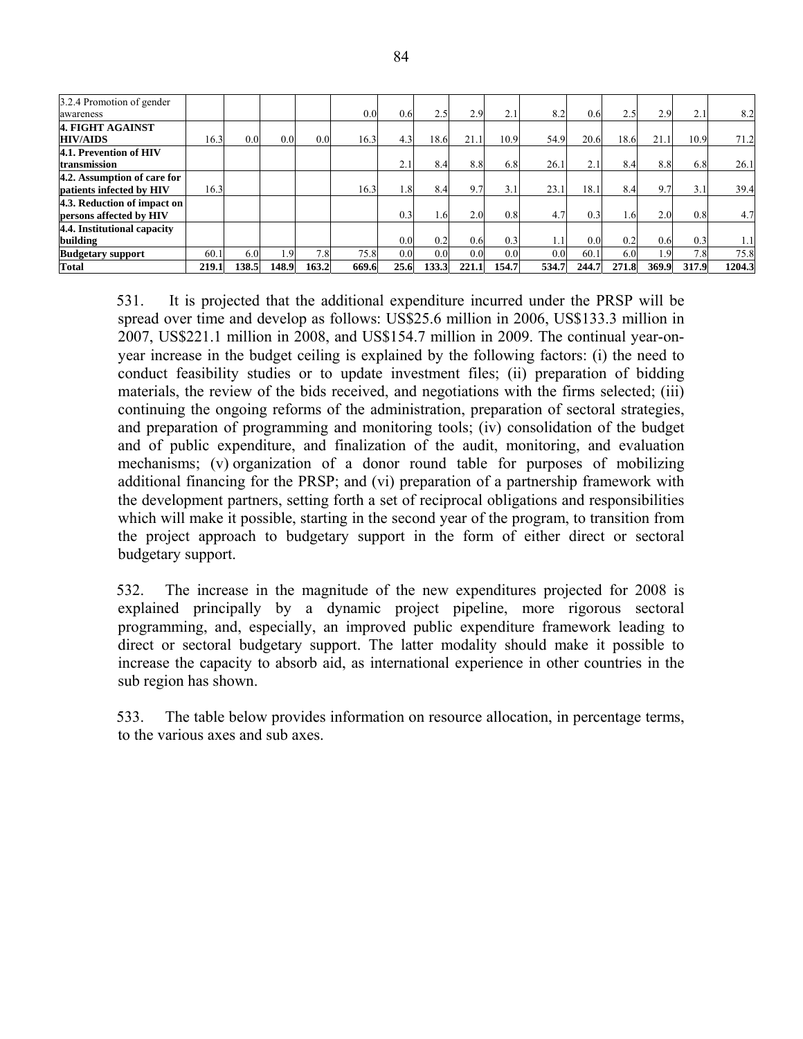| | | | | | | | | | | | | | | | |
|---|---|---|---|---|---|---|---|---|---|---|---|---|---|---|---|
| 3.2.4 Promotion of gender awareness | | | | | 0.0 | 0.6 | 2.5 | 2.9 | 2.1 | 8.2 | 0.6 | 2.5 | 2.9 | 2.1 | 8.2 |
| **4. FIGHT AGAINST HIV/AIDS** | 16.3 | 0.0 | 0.0 | 0.0 | 16.3 | 4.3 | 18.6 | 21.1 | 10.9 | 54.9 | 20.6 | 18.6 | 21.1 | 10.9 | 71.2 |
| **4.1. Prevention of HIV transmission** | | | | | | 2.1 | 8.4 | 8.8 | 6.8 | 26.1 | 2.1 | 8.4 | 8.8 | 6.8 | 26.1 |
| **4.2. Assumption of care for patients infected by HIV** | 16.3 | | | | 16.3 | 1.8 | 8.4 | 9.7 | 3.1 | 23.1 | 18.1 | 8.4 | 9.7 | 3.1 | 39.4 |
| **4.3. Reduction of impact on persons affected by HIV** | | | | | | 0.3 | 1.6 | 2.0 | 0.8 | 4.7 | 0.3 | 1.6 | 2.0 | 0.8 | 4.7 |
| **4.4. Institutional capacity building** | | | | | | 0.0 | 0.2 | 0.6 | 0.3 | 1.1 | 0.0 | 0.2 | 0.6 | 0.3 | 1.1 |
| **Budgetary support** | 60.1 | 6.0 | 1.9 | 7.8 | 75.8 | 0.0 | 0.0 | 0.0 | 0.0 | 0.0 | 60.1 | 6.0 | 1.9 | 7.8 | 75.8 |
| **Total** | **219.1** | **138.5** | **148.9** | **163.2** | **669.6** | **25.6** | **133.3** | **221.1** | **154.7** | **534.7** | **244.7** | **271.8** | **369.9** | **317.9** | **1204.3** |

531. It is projected that the additional expenditure incurred under the PRSP will be spread over time and develop as follows: US$25.6 million in 2006, US$133.3 million in 2007, US$221.1 million in 2008, and US$154.7 million in 2009. The continual year-on-year increase in the budget ceiling is explained by the following factors: (i) the need to conduct feasibility studies or to update investment files; (ii) preparation of bidding materials, the review of the bids received, and negotiations with the firms selected; (iii) continuing the ongoing reforms of the administration, preparation of sectoral strategies, and preparation of programming and monitoring tools; (iv) consolidation of the budget and of public expenditure, and finalization of the audit, monitoring, and evaluation mechanisms; (v) organization of a donor round table for purposes of mobilizing additional financing for the PRSP; and (vi) preparation of a partnership framework with the development partners, setting forth a set of reciprocal obligations and responsibilities which will make it possible, starting in the second year of the program, to transition from the project approach to budgetary support in the form of either direct or sectoral budgetary support.

532. The increase in the magnitude of the new expenditures projected for 2008 is explained principally by a dynamic project pipeline, more rigorous sectoral programming, and, especially, an improved public expenditure framework leading to direct or sectoral budgetary support. The latter modality should make it possible to increase the capacity to absorb aid, as international experience in other countries in the sub region has shown.

533. The table below provides information on resource allocation, in percentage terms, to the various axes and sub axes.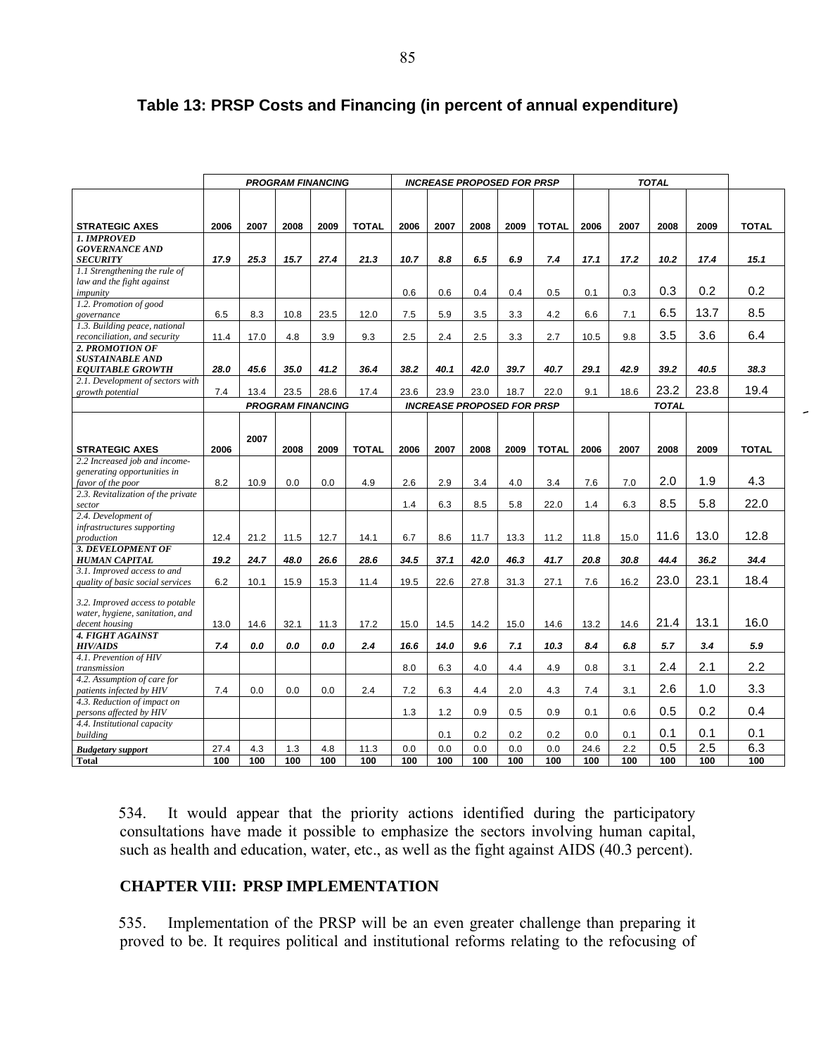## Table 13: PRSP Costs and Financing (in percent of annual expenditure)

| | PROGRAM FINANCING | | | | | INCREASE PROPOSED FOR PRSP | | | | | TOTAL | | | | |
|---|---|---|---|---|---|---|---|---|---|---|---|---|---|---|---|
| STRATEGIC AXES | 2006 | 2007 | 2008 | 2009 | TOTAL | 2006 | 2007 | 2008 | 2009 | TOTAL | 2006 | 2007 | 2008 | 2009 | TOTAL |
| ***1. IMPROVED GOVERNANCE AND SECURITY*** | ***17.9*** | ***25.3*** | ***15.7*** | ***27.4*** | ***21.3*** | ***10.7*** | ***8.8*** | ***6.5*** | ***6.9*** | ***7.4*** | ***17.1*** | ***17.2*** | ***10.2*** | ***17.4*** | ***15.1*** |
| *1.1 Strengthening the rule of law and the fight against impunity* | | | | | | 0.6 | 0.6 | 0.4 | 0.4 | 0.5 | 0.1 | 0.3 | 0.3 | 0.2 | 0.2 |
| *1.2. Promotion of good governance* | 6.5 | 8.3 | 10.8 | 23.5 | 12.0 | 7.5 | 5.9 | 3.5 | 3.3 | 4.2 | 6.6 | 7.1 | 6.5 | 13.7 | 8.5 |
| *1.3. Building peace, national reconciliation, and security* | 11.4 | 17.0 | 4.8 | 3.9 | 9.3 | 2.5 | 2.4 | 2.5 | 3.3 | 2.7 | 10.5 | 9.8 | 3.5 | 3.6 | 6.4 |
| ***2. PROMOTION OF SUSTAINABLE AND EQUITABLE GROWTH*** | ***28.0*** | ***45.6*** | ***35.0*** | ***41.2*** | ***36.4*** | ***38.2*** | ***40.1*** | ***42.0*** | ***39.7*** | ***40.7*** | ***29.1*** | ***42.9*** | ***39.2*** | ***40.5*** | ***38.3*** |
| *2.1. Development of sectors with growth potential* | 7.4 | 13.4 | 23.5 | 28.6 | 17.4 | 23.6 | 23.9 | 23.0 | 18.7 | 22.0 | 9.1 | 18.6 | 23.2 | 23.8 | 19.4 |
| | PROGRAM FINANCING | | | | | INCREASE PROPOSED FOR PRSP | | | | | TOTAL | | | | |
| STRATEGIC AXES | 2006 | 2007 | 2008 | 2009 | TOTAL | 2006 | 2007 | 2008 | 2009 | TOTAL | 2006 | 2007 | 2008 | 2009 | TOTAL |
| *2.2 Increased job and income-generating opportunities in favor of the poor* | 8.2 | 10.9 | 0.0 | 0.0 | 4.9 | 2.6 | 2.9 | 3.4 | 4.0 | 3.4 | 7.6 | 7.0 | 2.0 | 1.9 | 4.3 |
| *2.3. Revitalization of the private sector* | | | | | | 1.4 | 6.3 | 8.5 | 5.8 | 22.0 | 1.4 | 6.3 | 8.5 | 5.8 | 22.0 |
| *2.4. Development of infrastructures supporting production* | 12.4 | 21.2 | 11.5 | 12.7 | 14.1 | 6.7 | 8.6 | 11.7 | 13.3 | 11.2 | 11.8 | 15.0 | 11.6 | 13.0 | 12.8 |
| ***3. DEVELOPMENT OF HUMAN CAPITAL*** | ***19.2*** | ***24.7*** | ***48.0*** | ***26.6*** | ***28.6*** | ***34.5*** | ***37.1*** | ***42.0*** | ***46.3*** | ***41.7*** | ***20.8*** | ***30.8*** | ***44.4*** | ***36.2*** | ***34.4*** |
| *3.1. Improved access to and quality of basic social services* | 6.2 | 10.1 | 15.9 | 15.3 | 11.4 | 19.5 | 22.6 | 27.8 | 31.3 | 27.1 | 7.6 | 16.2 | 23.0 | 23.1 | 18.4 |
| *3.2. Improved access to potable water, hygiene, sanitation, and decent housing* | 13.0 | 14.6 | 32.1 | 11.3 | 17.2 | 15.0 | 14.5 | 14.2 | 15.0 | 14.6 | 13.2 | 14.6 | 21.4 | 13.1 | 16.0 |
| ***4. FIGHT AGAINST HIV/AIDS*** | ***7.4*** | ***0.0*** | ***0.0*** | ***0.0*** | ***2.4*** | ***16.6*** | ***14.0*** | ***9.6*** | ***7.1*** | ***10.3*** | ***8.4*** | ***6.8*** | ***5.7*** | ***3.4*** | ***5.9*** |
| *4.1. Prevention of HIV transmission* | | | | | | 8.0 | 6.3 | 4.0 | 4.4 | 4.9 | 0.8 | 3.1 | 2.4 | 2.1 | 2.2 |
| *4.2. Assumption of care for patients infected by HIV* | 7.4 | 0.0 | 0.0 | 0.0 | 2.4 | 7.2 | 6.3 | 4.4 | 2.0 | 4.3 | 7.4 | 3.1 | 2.6 | 1.0 | 3.3 |
| *4.3. Reduction of impact on persons affected by HIV* | | | | | | 1.3 | 1.2 | 0.9 | 0.5 | 0.9 | 0.1 | 0.6 | 0.5 | 0.2 | 0.4 |
| *4.4. Institutional capacity building* | | | | | | | 0.1 | 0.2 | 0.2 | 0.2 | 0.0 | 0.1 | 0.1 | 0.1 | 0.1 |
| ***Budgetary support*** | 27.4 | 4.3 | 1.3 | 4.8 | 11.3 | 0.0 | 0.0 | 0.0 | 0.0 | 0.0 | 24.6 | 2.2 | 0.5 | 2.5 | 6.3 |
| **Total** | 100 | 100 | 100 | 100 | 100 | 100 | 100 | 100 | 100 | 100 | 100 | 100 | 100 | 100 | 100 |

534. It would appear that the priority actions identified during the participatory consultations have made it possible to emphasize the sectors involving human capital, such as health and education, water, etc., as well as the fight against AIDS (40.3 percent).

## CHAPTER VIII: PRSP IMPLEMENTATION

535. Implementation of the PRSP will be an even greater challenge than preparing it proved to be. It requires political and institutional reforms relating to the refocusing of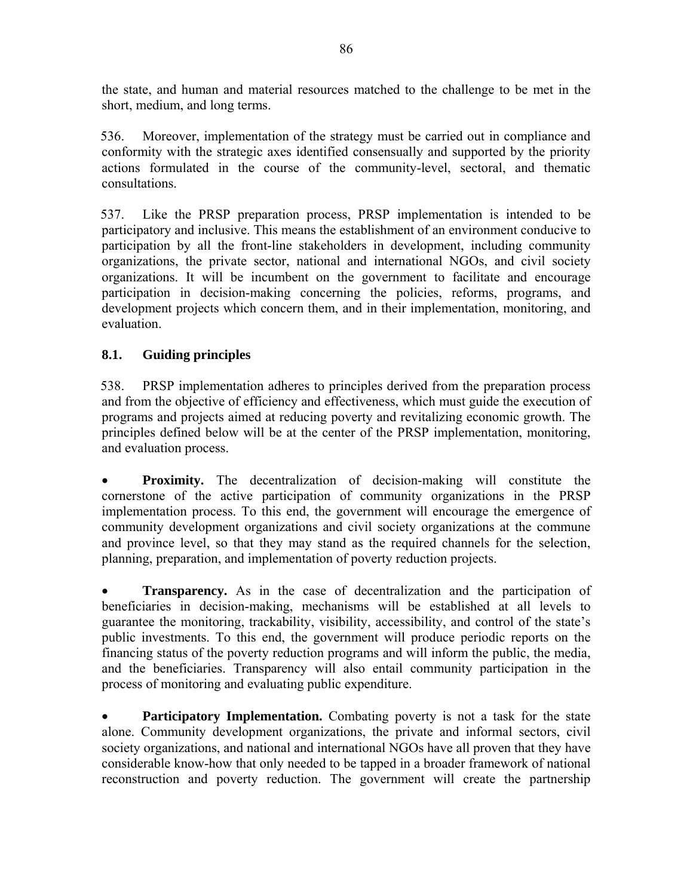the state, and human and material resources matched to the challenge to be met in the short, medium, and long terms.

536. Moreover, implementation of the strategy must be carried out in compliance and conformity with the strategic axes identified consensually and supported by the priority actions formulated in the course of the community-level, sectoral, and thematic consultations.

537. Like the PRSP preparation process, PRSP implementation is intended to be participatory and inclusive. This means the establishment of an environment conducive to participation by all the front-line stakeholders in development, including community organizations, the private sector, national and international NGOs, and civil society organizations. It will be incumbent on the government to facilitate and encourage participation in decision-making concerning the policies, reforms, programs, and development projects which concern them, and in their implementation, monitoring, and evaluation.

### 8.1. Guiding principles

538. PRSP implementation adheres to principles derived from the preparation process and from the objective of efficiency and effectiveness, which must guide the execution of programs and projects aimed at reducing poverty and revitalizing economic growth. The principles defined below will be at the center of the PRSP implementation, monitoring, and evaluation process.

- **Proximity.** The decentralization of decision-making will constitute the cornerstone of the active participation of community organizations in the PRSP implementation process. To this end, the government will encourage the emergence of community development organizations and civil society organizations at the commune and province level, so that they may stand as the required channels for the selection, planning, preparation, and implementation of poverty reduction projects.

- **Transparency.** As in the case of decentralization and the participation of beneficiaries in decision-making, mechanisms will be established at all levels to guarantee the monitoring, trackability, visibility, accessibility, and control of the state's public investments. To this end, the government will produce periodic reports on the financing status of the poverty reduction programs and will inform the public, the media, and the beneficiaries. Transparency will also entail community participation in the process of monitoring and evaluating public expenditure.

- **Participatory Implementation.** Combating poverty is not a task for the state alone. Community development organizations, the private and informal sectors, civil society organizations, and national and international NGOs have all proven that they have considerable know-how that only needed to be tapped in a broader framework of national reconstruction and poverty reduction. The government will create the partnership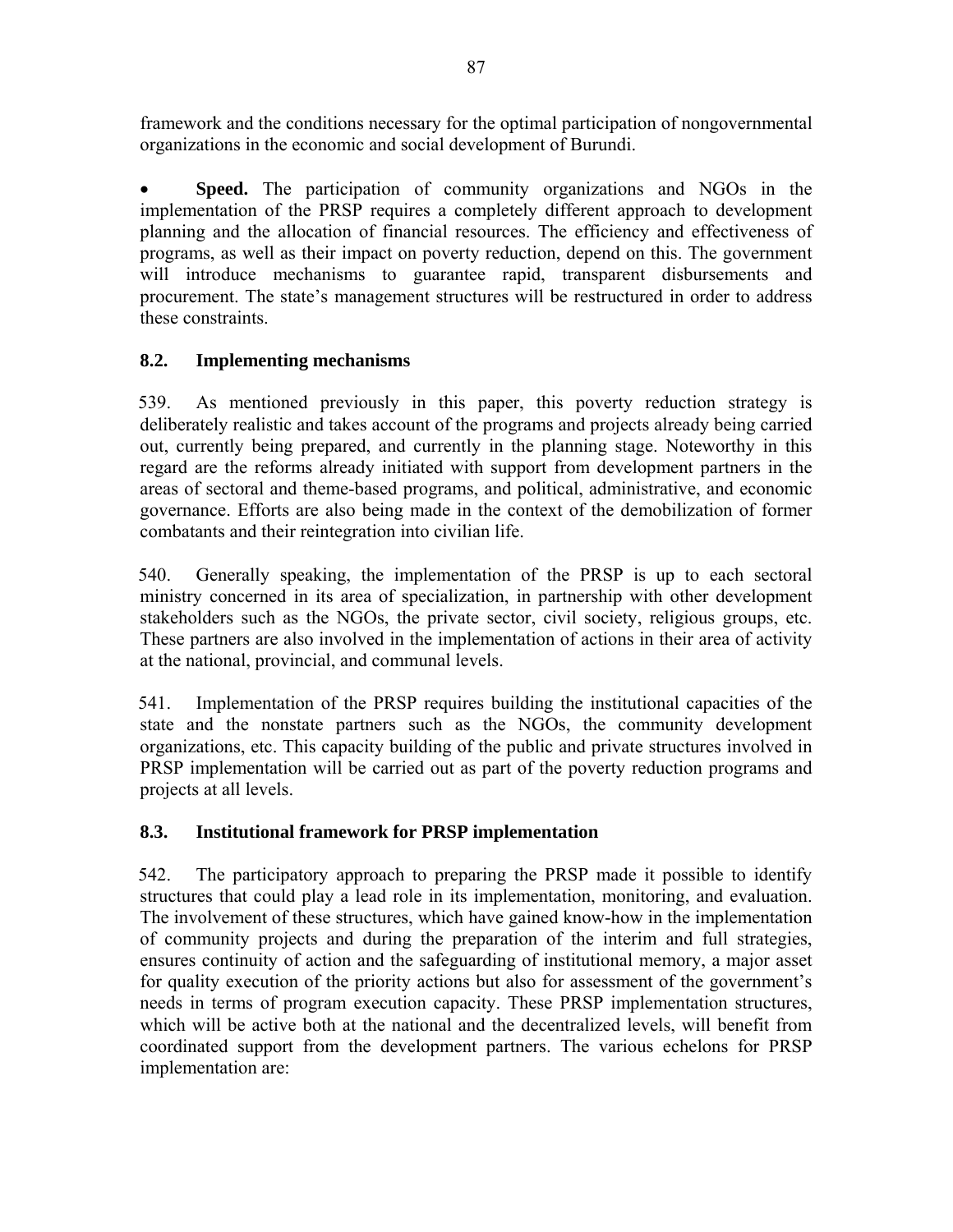framework and the conditions necessary for the optimal participation of nongovernmental organizations in the economic and social development of Burundi.

- **Speed.** The participation of community organizations and NGOs in the implementation of the PRSP requires a completely different approach to development planning and the allocation of financial resources. The efficiency and effectiveness of programs, as well as their impact on poverty reduction, depend on this. The government will introduce mechanisms to guarantee rapid, transparent disbursements and procurement. The state's management structures will be restructured in order to address these constraints.

## 8.2. Implementing mechanisms

539. As mentioned previously in this paper, this poverty reduction strategy is deliberately realistic and takes account of the programs and projects already being carried out, currently being prepared, and currently in the planning stage. Noteworthy in this regard are the reforms already initiated with support from development partners in the areas of sectoral and theme-based programs, and political, administrative, and economic governance. Efforts are also being made in the context of the demobilization of former combatants and their reintegration into civilian life.

540. Generally speaking, the implementation of the PRSP is up to each sectoral ministry concerned in its area of specialization, in partnership with other development stakeholders such as the NGOs, the private sector, civil society, religious groups, etc. These partners are also involved in the implementation of actions in their area of activity at the national, provincial, and communal levels.

541. Implementation of the PRSP requires building the institutional capacities of the state and the nonstate partners such as the NGOs, the community development organizations, etc. This capacity building of the public and private structures involved in PRSP implementation will be carried out as part of the poverty reduction programs and projects at all levels.

## 8.3. Institutional framework for PRSP implementation

542. The participatory approach to preparing the PRSP made it possible to identify structures that could play a lead role in its implementation, monitoring, and evaluation. The involvement of these structures, which have gained know-how in the implementation of community projects and during the preparation of the interim and full strategies, ensures continuity of action and the safeguarding of institutional memory, a major asset for quality execution of the priority actions but also for assessment of the government's needs in terms of program execution capacity. These PRSP implementation structures, which will be active both at the national and the decentralized levels, will benefit from coordinated support from the development partners. The various echelons for PRSP implementation are: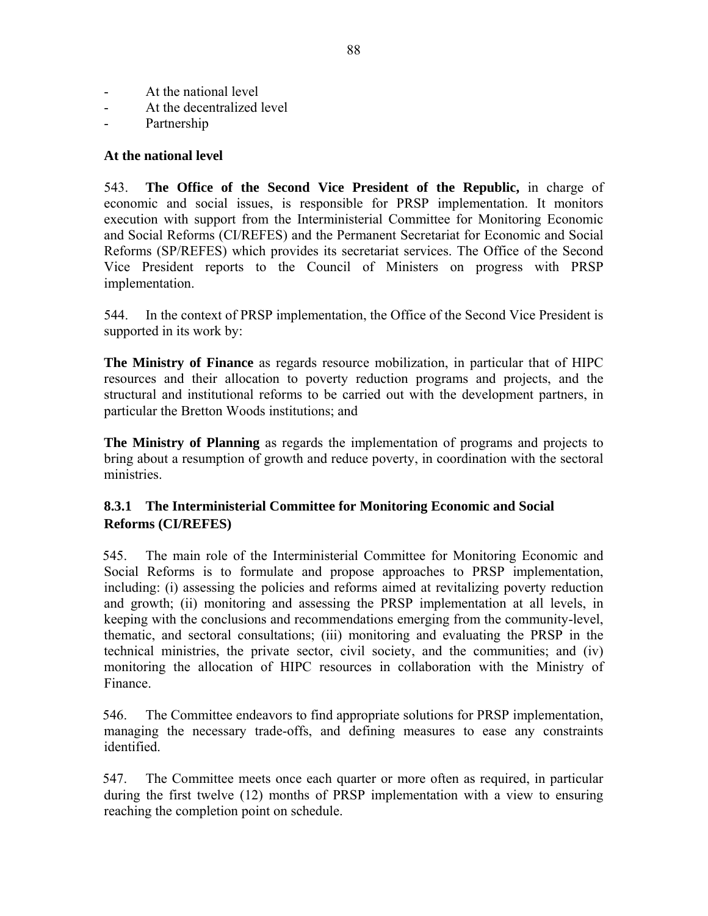- At the national level
- At the decentralized level
- Partnership

**At the national level**

543. **The Office of the Second Vice President of the Republic,** in charge of economic and social issues, is responsible for PRSP implementation. It monitors execution with support from the Interministerial Committee for Monitoring Economic and Social Reforms (CI/REFES) and the Permanent Secretariat for Economic and Social Reforms (SP/REFES) which provides its secretariat services. The Office of the Second Vice President reports to the Council of Ministers on progress with PRSP implementation.

544. In the context of PRSP implementation, the Office of the Second Vice President is supported in its work by:

**The Ministry of Finance** as regards resource mobilization, in particular that of HIPC resources and their allocation to poverty reduction programs and projects, and the structural and institutional reforms to be carried out with the development partners, in particular the Bretton Woods institutions; and

**The Ministry of Planning** as regards the implementation of programs and projects to bring about a resumption of growth and reduce poverty, in coordination with the sectoral ministries.

### 8.3.1 The Interministerial Committee for Monitoring Economic and Social Reforms (CI/REFES)

545. The main role of the Interministerial Committee for Monitoring Economic and Social Reforms is to formulate and propose approaches to PRSP implementation, including: (i) assessing the policies and reforms aimed at revitalizing poverty reduction and growth; (ii) monitoring and assessing the PRSP implementation at all levels, in keeping with the conclusions and recommendations emerging from the community-level, thematic, and sectoral consultations; (iii) monitoring and evaluating the PRSP in the technical ministries, the private sector, civil society, and the communities; and (iv) monitoring the allocation of HIPC resources in collaboration with the Ministry of Finance.

546. The Committee endeavors to find appropriate solutions for PRSP implementation, managing the necessary trade-offs, and defining measures to ease any constraints identified.

547. The Committee meets once each quarter or more often as required, in particular during the first twelve (12) months of PRSP implementation with a view to ensuring reaching the completion point on schedule.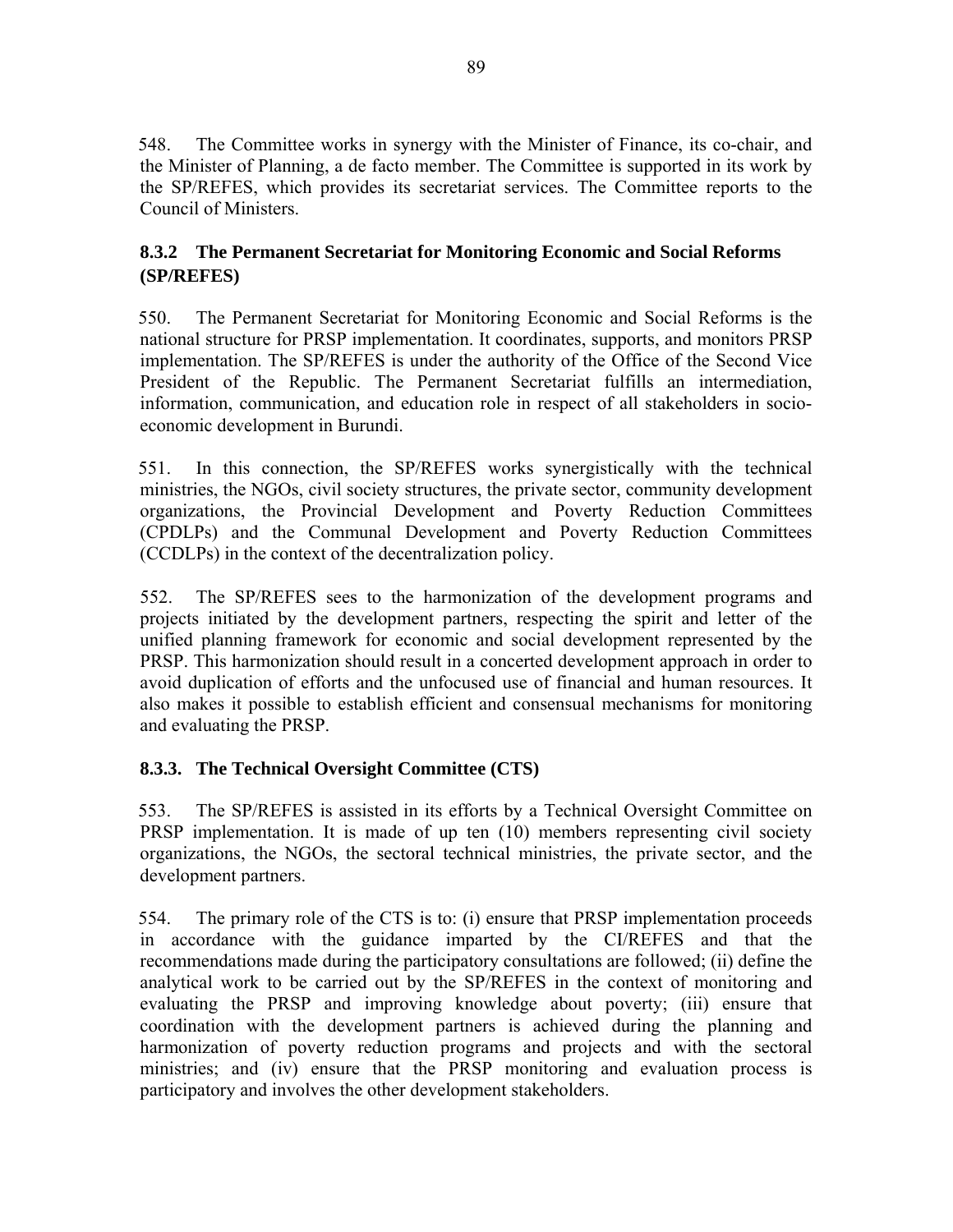548. The Committee works in synergy with the Minister of Finance, its co-chair, and the Minister of Planning, a de facto member. The Committee is supported in its work by the SP/REFES, which provides its secretariat services. The Committee reports to the Council of Ministers.

### 8.3.2 The Permanent Secretariat for Monitoring Economic and Social Reforms (SP/REFES)

550. The Permanent Secretariat for Monitoring Economic and Social Reforms is the national structure for PRSP implementation. It coordinates, supports, and monitors PRSP implementation. The SP/REFES is under the authority of the Office of the Second Vice President of the Republic. The Permanent Secretariat fulfills an intermediation, information, communication, and education role in respect of all stakeholders in socio-economic development in Burundi.

551. In this connection, the SP/REFES works synergistically with the technical ministries, the NGOs, civil society structures, the private sector, community development organizations, the Provincial Development and Poverty Reduction Committees (CPDLPs) and the Communal Development and Poverty Reduction Committees (CCDLPs) in the context of the decentralization policy.

552. The SP/REFES sees to the harmonization of the development programs and projects initiated by the development partners, respecting the spirit and letter of the unified planning framework for economic and social development represented by the PRSP. This harmonization should result in a concerted development approach in order to avoid duplication of efforts and the unfocused use of financial and human resources. It also makes it possible to establish efficient and consensual mechanisms for monitoring and evaluating the PRSP.

### 8.3.3. The Technical Oversight Committee (CTS)

553. The SP/REFES is assisted in its efforts by a Technical Oversight Committee on PRSP implementation. It is made of up ten (10) members representing civil society organizations, the NGOs, the sectoral technical ministries, the private sector, and the development partners.

554. The primary role of the CTS is to: (i) ensure that PRSP implementation proceeds in accordance with the guidance imparted by the CI/REFES and that the recommendations made during the participatory consultations are followed; (ii) define the analytical work to be carried out by the SP/REFES in the context of monitoring and evaluating the PRSP and improving knowledge about poverty; (iii) ensure that coordination with the development partners is achieved during the planning and harmonization of poverty reduction programs and projects and with the sectoral ministries; and (iv) ensure that the PRSP monitoring and evaluation process is participatory and involves the other development stakeholders.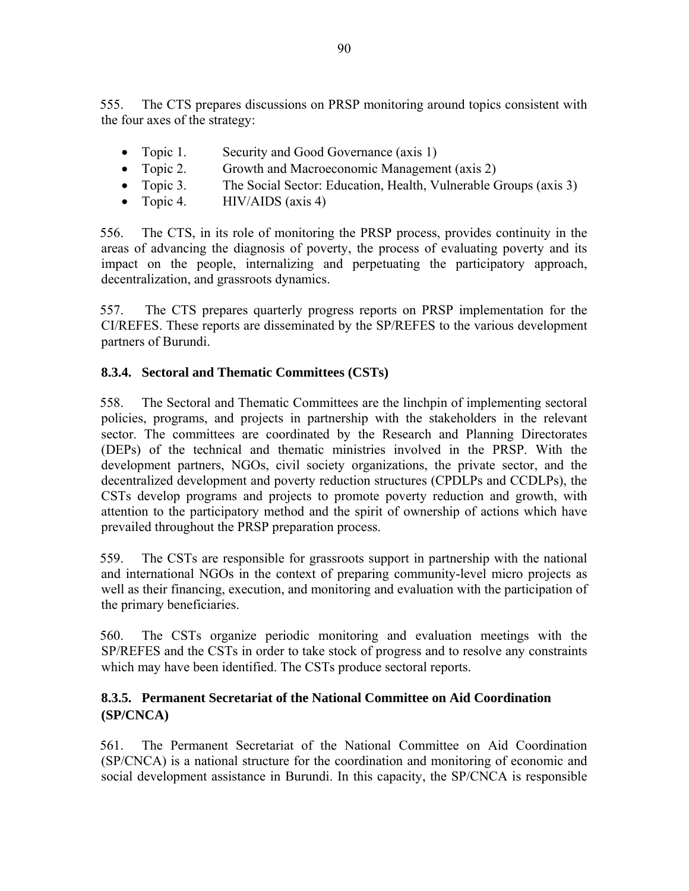555. The CTS prepares discussions on PRSP monitoring around topics consistent with the four axes of the strategy:

- Topic 1. Security and Good Governance (axis 1)
- Topic 2. Growth and Macroeconomic Management (axis 2)
- Topic 3. The Social Sector: Education, Health, Vulnerable Groups (axis 3)
- Topic 4. HIV/AIDS (axis 4)

556. The CTS, in its role of monitoring the PRSP process, provides continuity in the areas of advancing the diagnosis of poverty, the process of evaluating poverty and its impact on the people, internalizing and perpetuating the participatory approach, decentralization, and grassroots dynamics.

557. The CTS prepares quarterly progress reports on PRSP implementation for the CI/REFES. These reports are disseminated by the SP/REFES to the various development partners of Burundi.

### 8.3.4. Sectoral and Thematic Committees (CSTs)

558. The Sectoral and Thematic Committees are the linchpin of implementing sectoral policies, programs, and projects in partnership with the stakeholders in the relevant sector. The committees are coordinated by the Research and Planning Directorates (DEPs) of the technical and thematic ministries involved in the PRSP. With the development partners, NGOs, civil society organizations, the private sector, and the decentralized development and poverty reduction structures (CPDLPs and CCDLPs), the CSTs develop programs and projects to promote poverty reduction and growth, with attention to the participatory method and the spirit of ownership of actions which have prevailed throughout the PRSP preparation process.

559. The CSTs are responsible for grassroots support in partnership with the national and international NGOs in the context of preparing community-level micro projects as well as their financing, execution, and monitoring and evaluation with the participation of the primary beneficiaries.

560. The CSTs organize periodic monitoring and evaluation meetings with the SP/REFES and the CSTs in order to take stock of progress and to resolve any constraints which may have been identified. The CSTs produce sectoral reports.

### 8.3.5. Permanent Secretariat of the National Committee on Aid Coordination (SP/CNCA)

561. The Permanent Secretariat of the National Committee on Aid Coordination (SP/CNCA) is a national structure for the coordination and monitoring of economic and social development assistance in Burundi. In this capacity, the SP/CNCA is responsible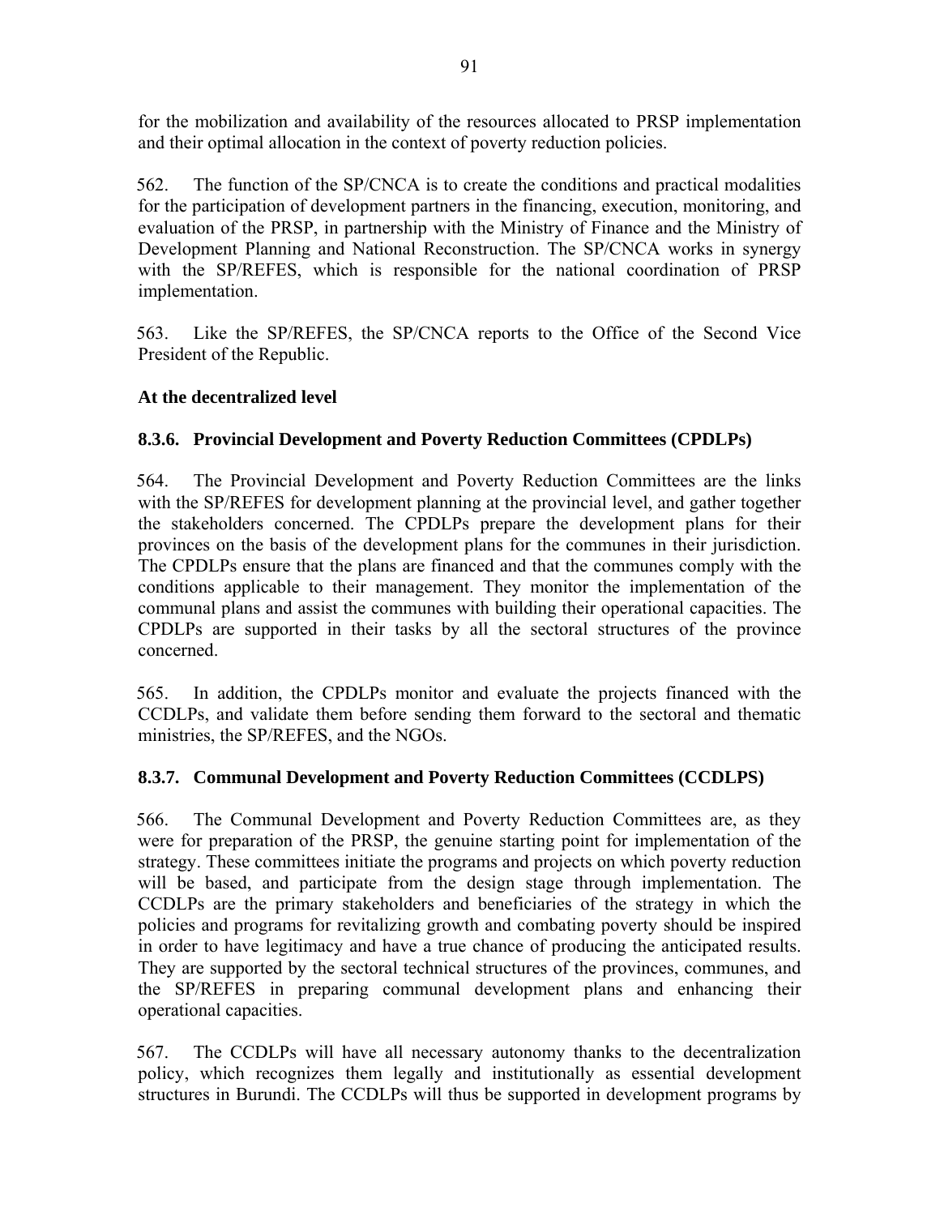for the mobilization and availability of the resources allocated to PRSP implementation and their optimal allocation in the context of poverty reduction policies.

562. The function of the SP/CNCA is to create the conditions and practical modalities for the participation of development partners in the financing, execution, monitoring, and evaluation of the PRSP, in partnership with the Ministry of Finance and the Ministry of Development Planning and National Reconstruction. The SP/CNCA works in synergy with the SP/REFES, which is responsible for the national coordination of PRSP implementation.

563. Like the SP/REFES, the SP/CNCA reports to the Office of the Second Vice President of the Republic.

**At the decentralized level**

### 8.3.6. Provincial Development and Poverty Reduction Committees (CPDLPs)

564. The Provincial Development and Poverty Reduction Committees are the links with the SP/REFES for development planning at the provincial level, and gather together the stakeholders concerned. The CPDLPs prepare the development plans for their provinces on the basis of the development plans for the communes in their jurisdiction. The CPDLPs ensure that the plans are financed and that the communes comply with the conditions applicable to their management. They monitor the implementation of the communal plans and assist the communes with building their operational capacities. The CPDLPs are supported in their tasks by all the sectoral structures of the province concerned.

565. In addition, the CPDLPs monitor and evaluate the projects financed with the CCDLPs, and validate them before sending them forward to the sectoral and thematic ministries, the SP/REFES, and the NGOs.

### 8.3.7. Communal Development and Poverty Reduction Committees (CCDLPS)

566. The Communal Development and Poverty Reduction Committees are, as they were for preparation of the PRSP, the genuine starting point for implementation of the strategy. These committees initiate the programs and projects on which poverty reduction will be based, and participate from the design stage through implementation. The CCDLPs are the primary stakeholders and beneficiaries of the strategy in which the policies and programs for revitalizing growth and combating poverty should be inspired in order to have legitimacy and have a true chance of producing the anticipated results. They are supported by the sectoral technical structures of the provinces, communes, and the SP/REFES in preparing communal development plans and enhancing their operational capacities.

567. The CCDLPs will have all necessary autonomy thanks to the decentralization policy, which recognizes them legally and institutionally as essential development structures in Burundi. The CCDLPs will thus be supported in development programs by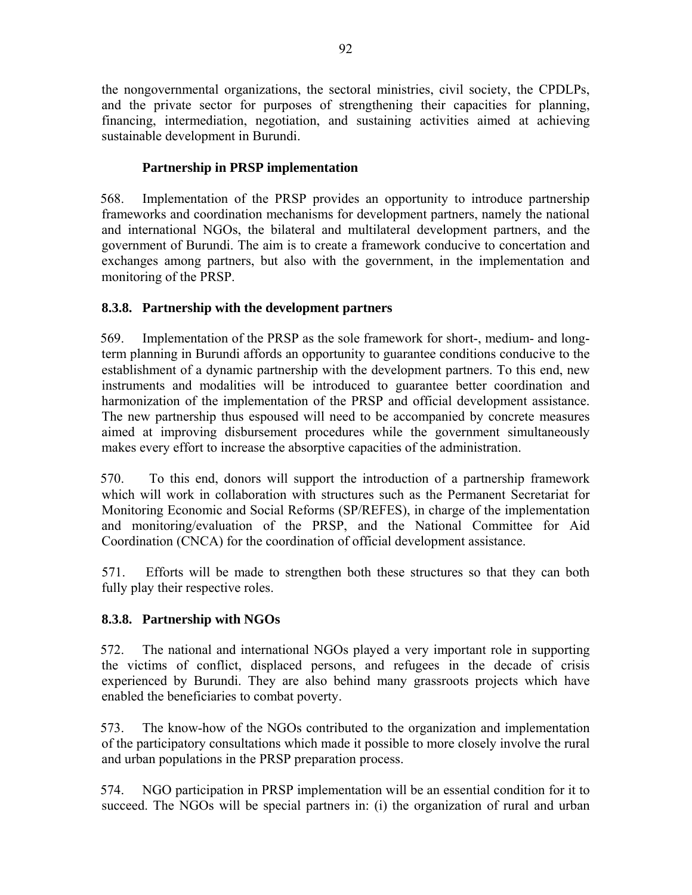the nongovernmental organizations, the sectoral ministries, civil society, the CPDLPs, and the private sector for purposes of strengthening their capacities for planning, financing, intermediation, negotiation, and sustaining activities aimed at achieving sustainable development in Burundi.

**Partnership in PRSP implementation**

568. Implementation of the PRSP provides an opportunity to introduce partnership frameworks and coordination mechanisms for development partners, namely the national and international NGOs, the bilateral and multilateral development partners, and the government of Burundi. The aim is to create a framework conducive to concertation and exchanges among partners, but also with the government, in the implementation and monitoring of the PRSP.

### 8.3.8. Partnership with the development partners

569. Implementation of the PRSP as the sole framework for short-, medium- and long-term planning in Burundi affords an opportunity to guarantee conditions conducive to the establishment of a dynamic partnership with the development partners. To this end, new instruments and modalities will be introduced to guarantee better coordination and harmonization of the implementation of the PRSP and official development assistance. The new partnership thus espoused will need to be accompanied by concrete measures aimed at improving disbursement procedures while the government simultaneously makes every effort to increase the absorptive capacities of the administration.

570. To this end, donors will support the introduction of a partnership framework which will work in collaboration with structures such as the Permanent Secretariat for Monitoring Economic and Social Reforms (SP/REFES), in charge of the implementation and monitoring/evaluation of the PRSP, and the National Committee for Aid Coordination (CNCA) for the coordination of official development assistance.

571. Efforts will be made to strengthen both these structures so that they can both fully play their respective roles.

### 8.3.8. Partnership with NGOs

572. The national and international NGOs played a very important role in supporting the victims of conflict, displaced persons, and refugees in the decade of crisis experienced by Burundi. They are also behind many grassroots projects which have enabled the beneficiaries to combat poverty.

573. The know-how of the NGOs contributed to the organization and implementation of the participatory consultations which made it possible to more closely involve the rural and urban populations in the PRSP preparation process.

574. NGO participation in PRSP implementation will be an essential condition for it to succeed. The NGOs will be special partners in: (i) the organization of rural and urban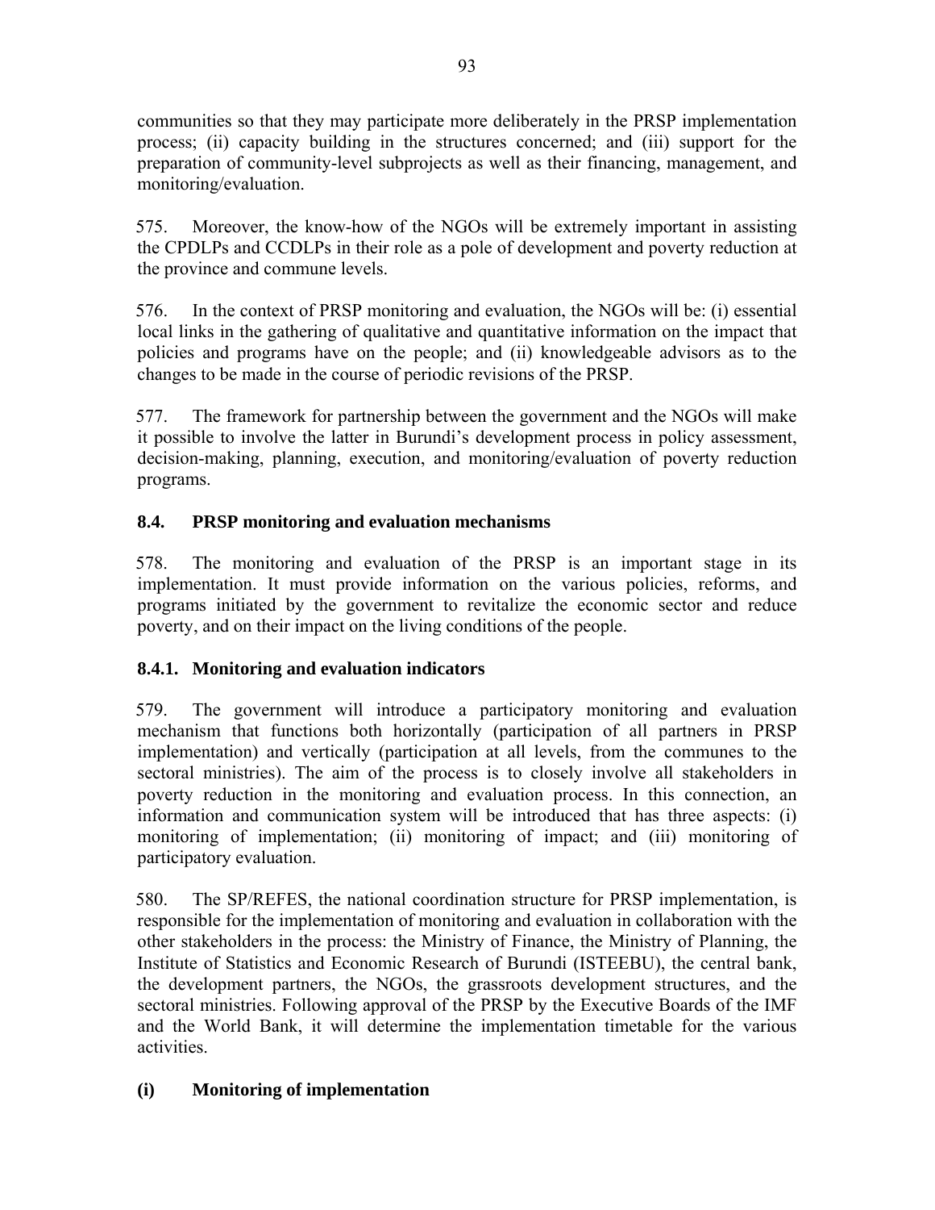communities so that they may participate more deliberately in the PRSP implementation process; (ii) capacity building in the structures concerned; and (iii) support for the preparation of community-level subprojects as well as their financing, management, and monitoring/evaluation.

575. Moreover, the know-how of the NGOs will be extremely important in assisting the CPDLPs and CCDLPs in their role as a pole of development and poverty reduction at the province and commune levels.

576. In the context of PRSP monitoring and evaluation, the NGOs will be: (i) essential local links in the gathering of qualitative and quantitative information on the impact that policies and programs have on the people; and (ii) knowledgeable advisors as to the changes to be made in the course of periodic revisions of the PRSP.

577. The framework for partnership between the government and the NGOs will make it possible to involve the latter in Burundi's development process in policy assessment, decision-making, planning, execution, and monitoring/evaluation of poverty reduction programs.

### 8.4. PRSP monitoring and evaluation mechanisms

578. The monitoring and evaluation of the PRSP is an important stage in its implementation. It must provide information on the various policies, reforms, and programs initiated by the government to revitalize the economic sector and reduce poverty, and on their impact on the living conditions of the people.

#### 8.4.1. Monitoring and evaluation indicators

579. The government will introduce a participatory monitoring and evaluation mechanism that functions both horizontally (participation of all partners in PRSP implementation) and vertically (participation at all levels, from the communes to the sectoral ministries). The aim of the process is to closely involve all stakeholders in poverty reduction in the monitoring and evaluation process. In this connection, an information and communication system will be introduced that has three aspects: (i) monitoring of implementation; (ii) monitoring of impact; and (iii) monitoring of participatory evaluation.

580. The SP/REFES, the national coordination structure for PRSP implementation, is responsible for the implementation of monitoring and evaluation in collaboration with the other stakeholders in the process: the Ministry of Finance, the Ministry of Planning, the Institute of Statistics and Economic Research of Burundi (ISTEEBU), the central bank, the development partners, the NGOs, the grassroots development structures, and the sectoral ministries. Following approval of the PRSP by the Executive Boards of the IMF and the World Bank, it will determine the implementation timetable for the various activities.

**(i) Monitoring of implementation**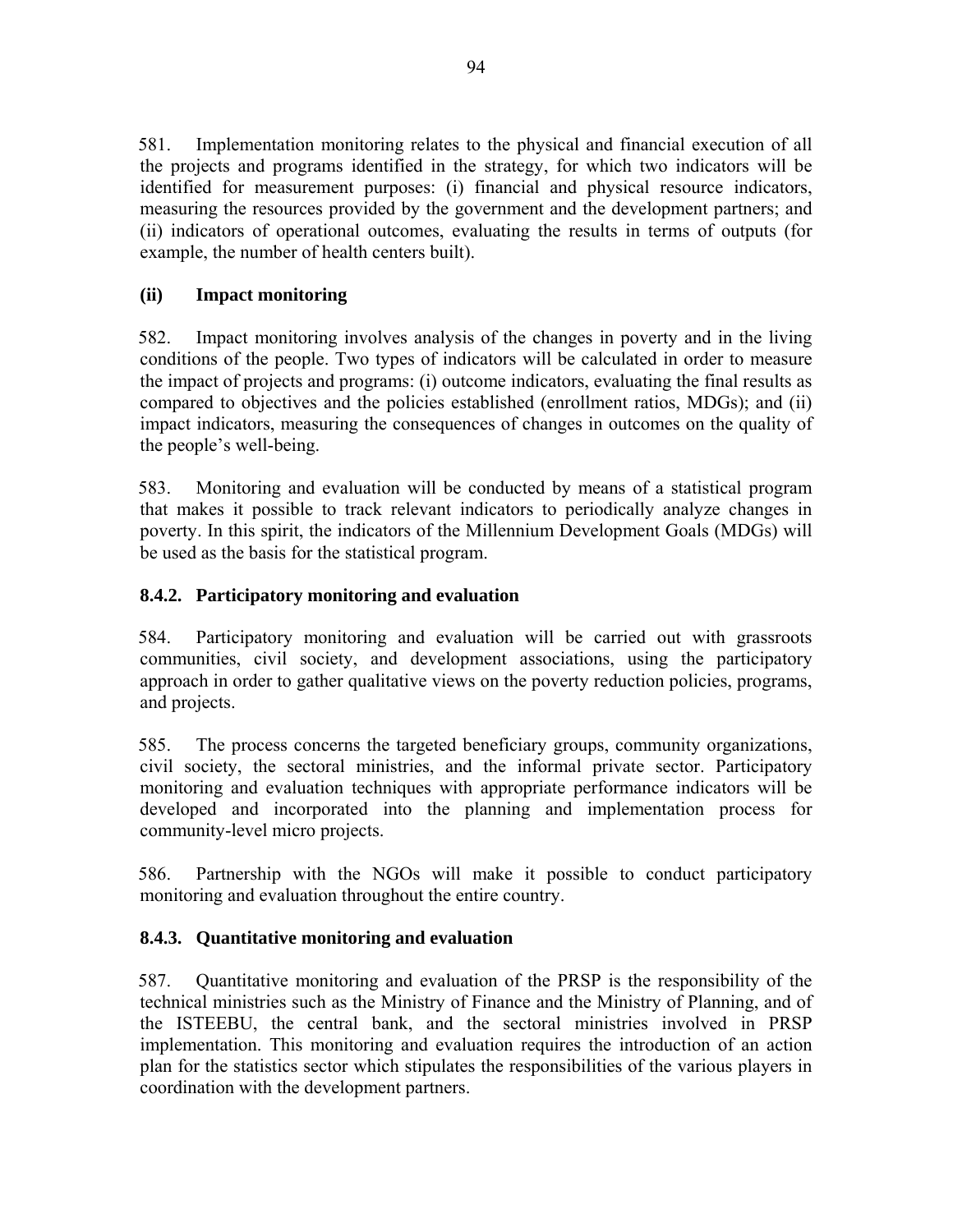581. Implementation monitoring relates to the physical and financial execution of all the projects and programs identified in the strategy, for which two indicators will be identified for measurement purposes: (i) financial and physical resource indicators, measuring the resources provided by the government and the development partners; and (ii) indicators of operational outcomes, evaluating the results in terms of outputs (for example, the number of health centers built).

#### (ii) Impact monitoring

582. Impact monitoring involves analysis of the changes in poverty and in the living conditions of the people. Two types of indicators will be calculated in order to measure the impact of projects and programs: (i) outcome indicators, evaluating the final results as compared to objectives and the policies established (enrollment ratios, MDGs); and (ii) impact indicators, measuring the consequences of changes in outcomes on the quality of the people's well-being.

583. Monitoring and evaluation will be conducted by means of a statistical program that makes it possible to track relevant indicators to periodically analyze changes in poverty. In this spirit, the indicators of the Millennium Development Goals (MDGs) will be used as the basis for the statistical program.

### 8.4.2. Participatory monitoring and evaluation

584. Participatory monitoring and evaluation will be carried out with grassroots communities, civil society, and development associations, using the participatory approach in order to gather qualitative views on the poverty reduction policies, programs, and projects.

585. The process concerns the targeted beneficiary groups, community organizations, civil society, the sectoral ministries, and the informal private sector. Participatory monitoring and evaluation techniques with appropriate performance indicators will be developed and incorporated into the planning and implementation process for community-level micro projects.

586. Partnership with the NGOs will make it possible to conduct participatory monitoring and evaluation throughout the entire country.

### 8.4.3. Quantitative monitoring and evaluation

587. Quantitative monitoring and evaluation of the PRSP is the responsibility of the technical ministries such as the Ministry of Finance and the Ministry of Planning, and of the ISTEEBU, the central bank, and the sectoral ministries involved in PRSP implementation. This monitoring and evaluation requires the introduction of an action plan for the statistics sector which stipulates the responsibilities of the various players in coordination with the development partners.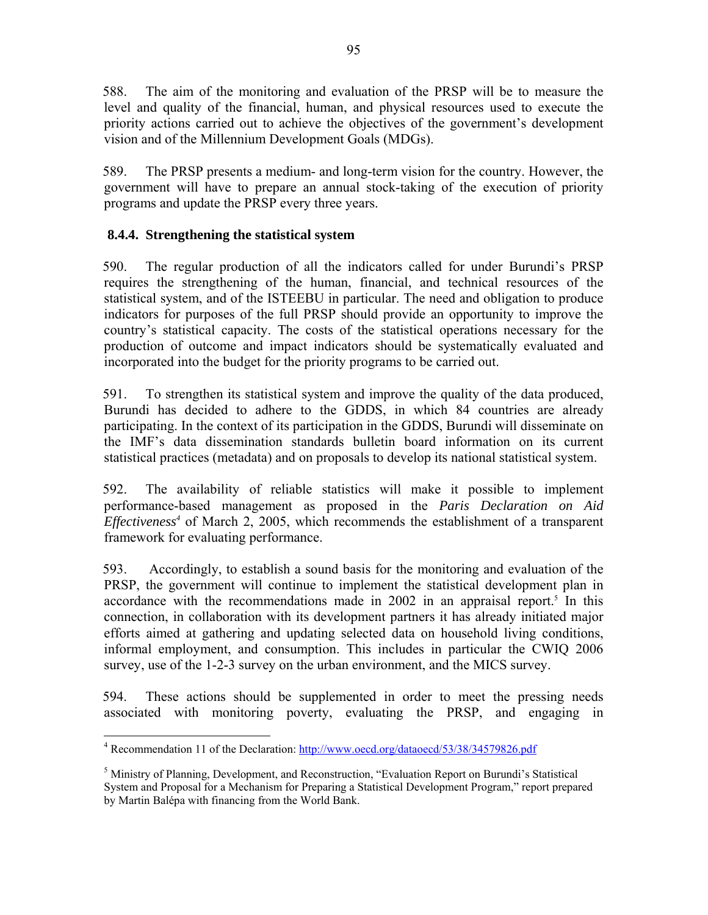588. The aim of the monitoring and evaluation of the PRSP will be to measure the level and quality of the financial, human, and physical resources used to execute the priority actions carried out to achieve the objectives of the government's development vision and of the Millennium Development Goals (MDGs).

589. The PRSP presents a medium- and long-term vision for the country. However, the government will have to prepare an annual stock-taking of the execution of priority programs and update the PRSP every three years.

### 8.4.4. Strengthening the statistical system

590. The regular production of all the indicators called for under Burundi's PRSP requires the strengthening of the human, financial, and technical resources of the statistical system, and of the ISTEEBU in particular. The need and obligation to produce indicators for purposes of the full PRSP should provide an opportunity to improve the country's statistical capacity. The costs of the statistical operations necessary for the production of outcome and impact indicators should be systematically evaluated and incorporated into the budget for the priority programs to be carried out.

591. To strengthen its statistical system and improve the quality of the data produced, Burundi has decided to adhere to the GDDS, in which 84 countries are already participating. In the context of its participation in the GDDS, Burundi will disseminate on the IMF's data dissemination standards bulletin board information on its current statistical practices (metadata) and on proposals to develop its national statistical system.

592. The availability of reliable statistics will make it possible to implement performance-based management as proposed in the *Paris Declaration on Aid Effectiveness*[4] of March 2, 2005, which recommends the establishment of a transparent framework for evaluating performance.

593. Accordingly, to establish a sound basis for the monitoring and evaluation of the PRSP, the government will continue to implement the statistical development plan in accordance with the recommendations made in 2002 in an appraisal report.[5] In this connection, in collaboration with its development partners it has already initiated major efforts aimed at gathering and updating selected data on household living conditions, informal employment, and consumption. This includes in particular the CWIQ 2006 survey, use of the 1-2-3 survey on the urban environment, and the MICS survey.

594. These actions should be supplemented in order to meet the pressing needs associated with monitoring poverty, evaluating the PRSP, and engaging in

---

[4] Recommendation 11 of the Declaration: http://www.oecd.org/dataoecd/53/38/34579826.pdf

[5] Ministry of Planning, Development, and Reconstruction, "Evaluation Report on Burundi's Statistical System and Proposal for a Mechanism for Preparing a Statistical Development Program," report prepared by Martin Balépa with financing from the World Bank.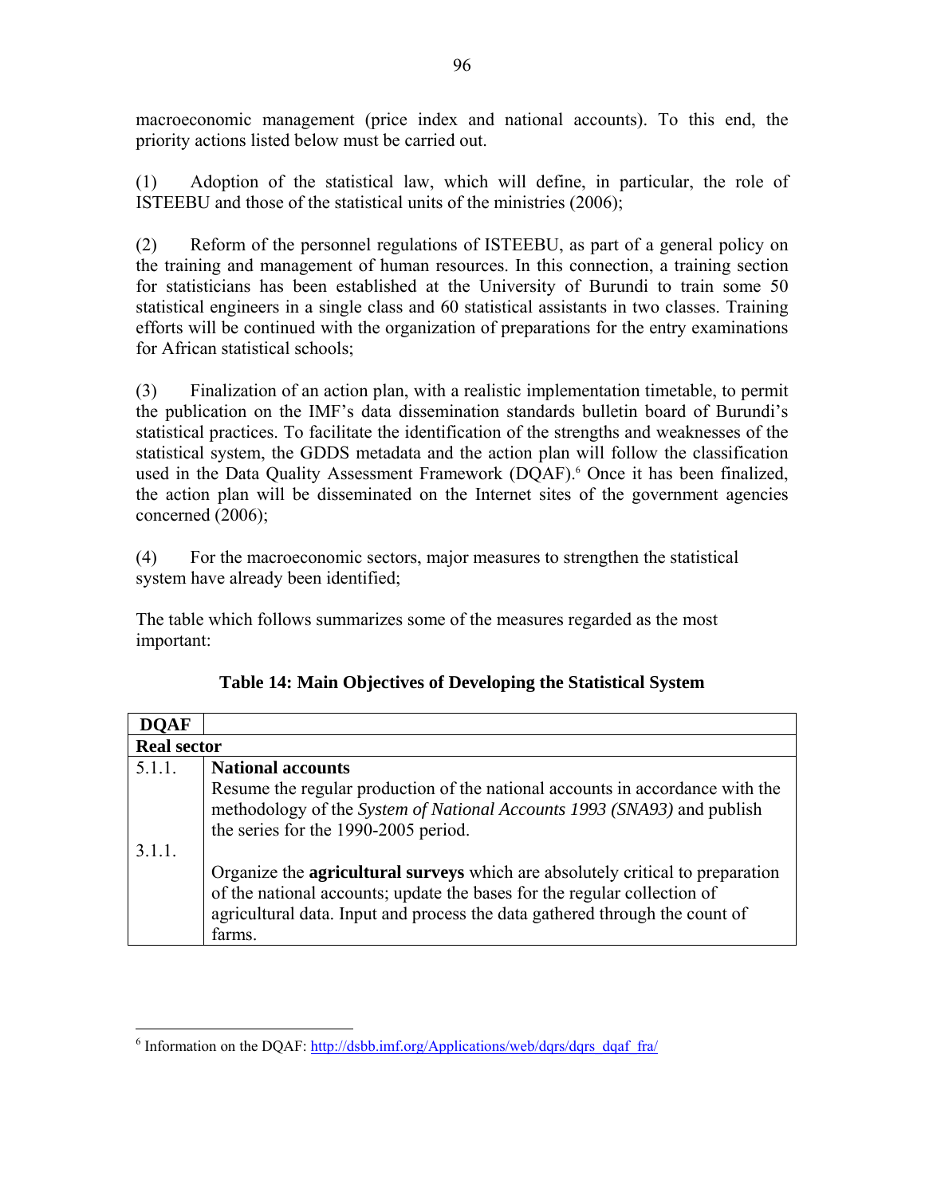macroeconomic management (price index and national accounts). To this end, the priority actions listed below must be carried out.

(1) Adoption of the statistical law, which will define, in particular, the role of ISTEEBU and those of the statistical units of the ministries (2006);

(2) Reform of the personnel regulations of ISTEEBU, as part of a general policy on the training and management of human resources. In this connection, a training section for statisticians has been established at the University of Burundi to train some 50 statistical engineers in a single class and 60 statistical assistants in two classes. Training efforts will be continued with the organization of preparations for the entry examinations for African statistical schools;

(3) Finalization of an action plan, with a realistic implementation timetable, to permit the publication on the IMF's data dissemination standards bulletin board of Burundi's statistical practices. To facilitate the identification of the strengths and weaknesses of the statistical system, the GDDS metadata and the action plan will follow the classification used in the Data Quality Assessment Framework (DQAF).[6] Once it has been finalized, the action plan will be disseminated on the Internet sites of the government agencies concerned (2006);

(4) For the macroeconomic sectors, major measures to strengthen the statistical system have already been identified;

The table which follows summarizes some of the measures regarded as the most important:

**Table 14: Main Objectives of Developing the Statistical System**

| **DQAF** | |
|---|---|
| **Real sector** | |
| 5.1.1. | **National accounts**<br>Resume the regular production of the national accounts in accordance with the methodology of the *System of National Accounts 1993 (SNA93)* and publish the series for the 1990-2005 period. |
| 3.1.1. | Organize the **agricultural surveys** which are absolutely critical to preparation of the national accounts; update the bases for the regular collection of agricultural data. Input and process the data gathered through the count of farms. |

[6] Information on the DQAF: http://dsbb.imf.org/Applications/web/dqrs/dqrs_dqaf_fra/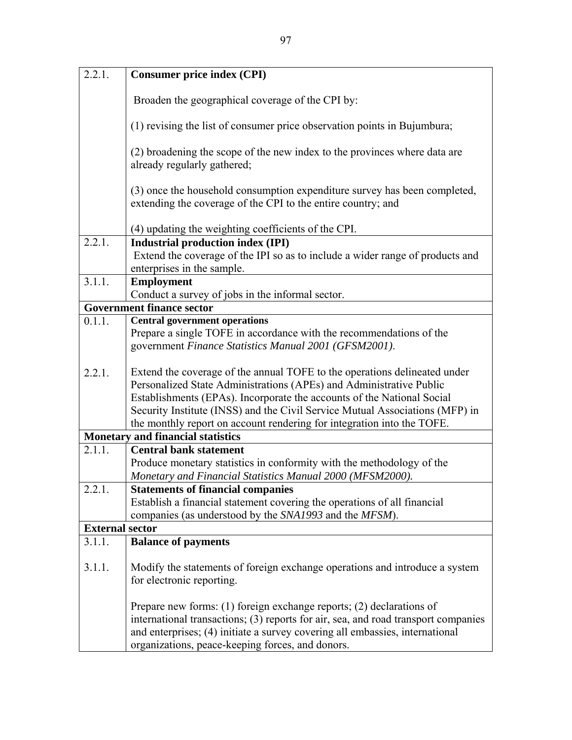| | |
|---|---|
| 2.2.1. | **Consumer price index (CPI)**<br><br>Broaden the geographical coverage of the CPI by:<br><br>(1) revising the list of consumer price observation points in Bujumbura;<br><br>(2) broadening the scope of the new index to the provinces where data are already regularly gathered;<br><br>(3) once the household consumption expenditure survey has been completed, extending the coverage of the CPI to the entire country; and<br><br>(4) updating the weighting coefficients of the CPI. |
| 2.2.1. | **Industrial production index (IPI)**<br>Extend the coverage of the IPI so as to include a wider range of products and enterprises in the sample. |
| 3.1.1. | **Employment**<br>Conduct a survey of jobs in the informal sector. |
| **Government finance sector** | |
| 0.1.1.<br><br><br><br>2.2.1. | **Central government operations**<br>Prepare a single TOFE in accordance with the recommendations of the government *Finance Statistics Manual 2001 (GFSM2001)*.<br><br>Extend the coverage of the annual TOFE to the operations delineated under Personalized State Administrations (APEs) and Administrative Public Establishments (EPAs). Incorporate the accounts of the National Social Security Institute (INSS) and the Civil Service Mutual Associations (MFP) in the monthly report on account rendering for integration into the TOFE. |
| **Monetary and financial statistics** | |
| 2.1.1. | **Central bank statement**<br>Produce monetary statistics in conformity with the methodology of the *Monetary and Financial Statistics Manual 2000 (MFSM2000).* |
| 2.2.1. | **Statements of financial companies**<br>Establish a financial statement covering the operations of all financial companies (as understood by the *SNA1993* and the *MFSM*). |
| **External sector** | |
| 3.1.1.<br><br>3.1.1. | **Balance of payments**<br><br>Modify the statements of foreign exchange operations and introduce a system for electronic reporting.<br><br>Prepare new forms: (1) foreign exchange reports; (2) declarations of international transactions; (3) reports for air, sea, and road transport companies and enterprises; (4) initiate a survey covering all embassies, international organizations, peace-keeping forces, and donors. |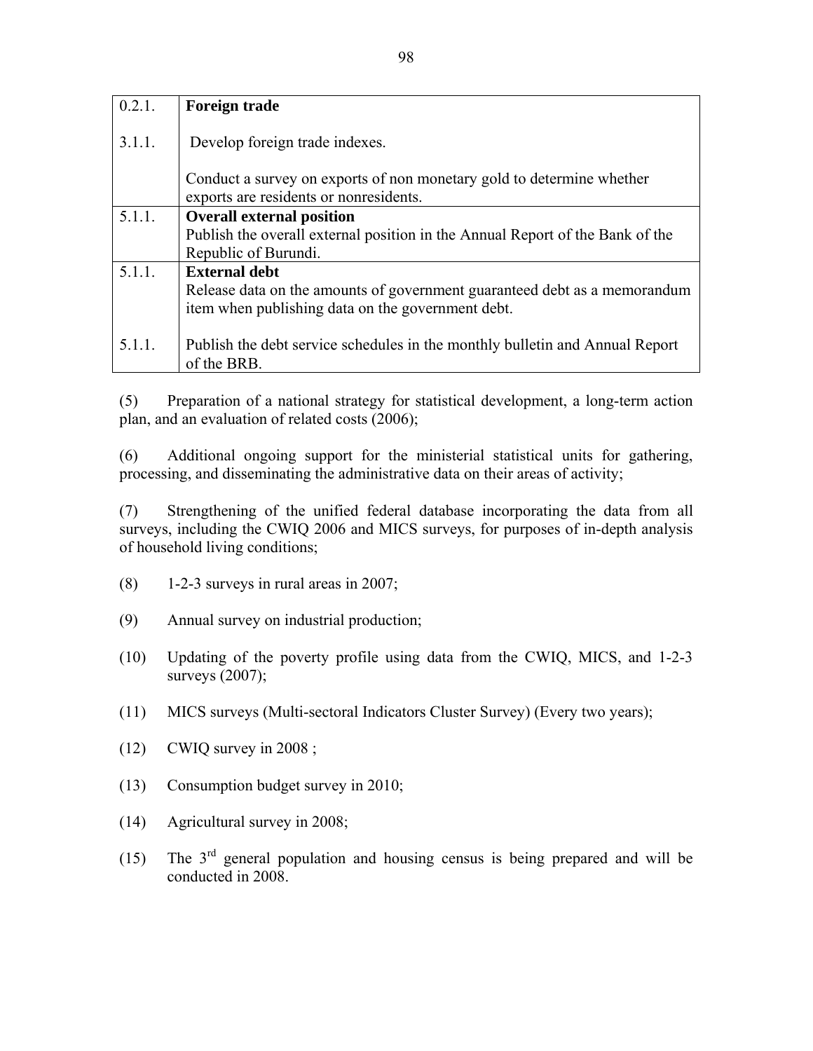| 0.2.1. | **Foreign trade** |
|---|---|
| 3.1.1. | Develop foreign trade indexes.<br><br>Conduct a survey on exports of non monetary gold to determine whether exports are residents or nonresidents. |
| 5.1.1. | **Overall external position**<br>Publish the overall external position in the Annual Report of the Bank of the Republic of Burundi. |
| 5.1.1.<br><br><br><br>5.1.1. | **External debt**<br>Release data on the amounts of government guaranteed debt as a memorandum item when publishing data on the government debt.<br><br>Publish the debt service schedules in the monthly bulletin and Annual Report of the BRB. |

(5) Preparation of a national strategy for statistical development, a long-term action plan, and an evaluation of related costs (2006);

(6) Additional ongoing support for the ministerial statistical units for gathering, processing, and disseminating the administrative data on their areas of activity;

(7) Strengthening of the unified federal database incorporating the data from all surveys, including the CWIQ 2006 and MICS surveys, for purposes of in-depth analysis of household living conditions;

(8) 1-2-3 surveys in rural areas in 2007;

(9) Annual survey on industrial production;

(10) Updating of the poverty profile using data from the CWIQ, MICS, and 1-2-3 surveys (2007);

(11) MICS surveys (Multi-sectoral Indicators Cluster Survey) (Every two years);

(12) CWIQ survey in 2008 ;

(13) Consumption budget survey in 2010;

(14) Agricultural survey in 2008;

(15) The 3rd general population and housing census is being prepared and will be conducted in 2008.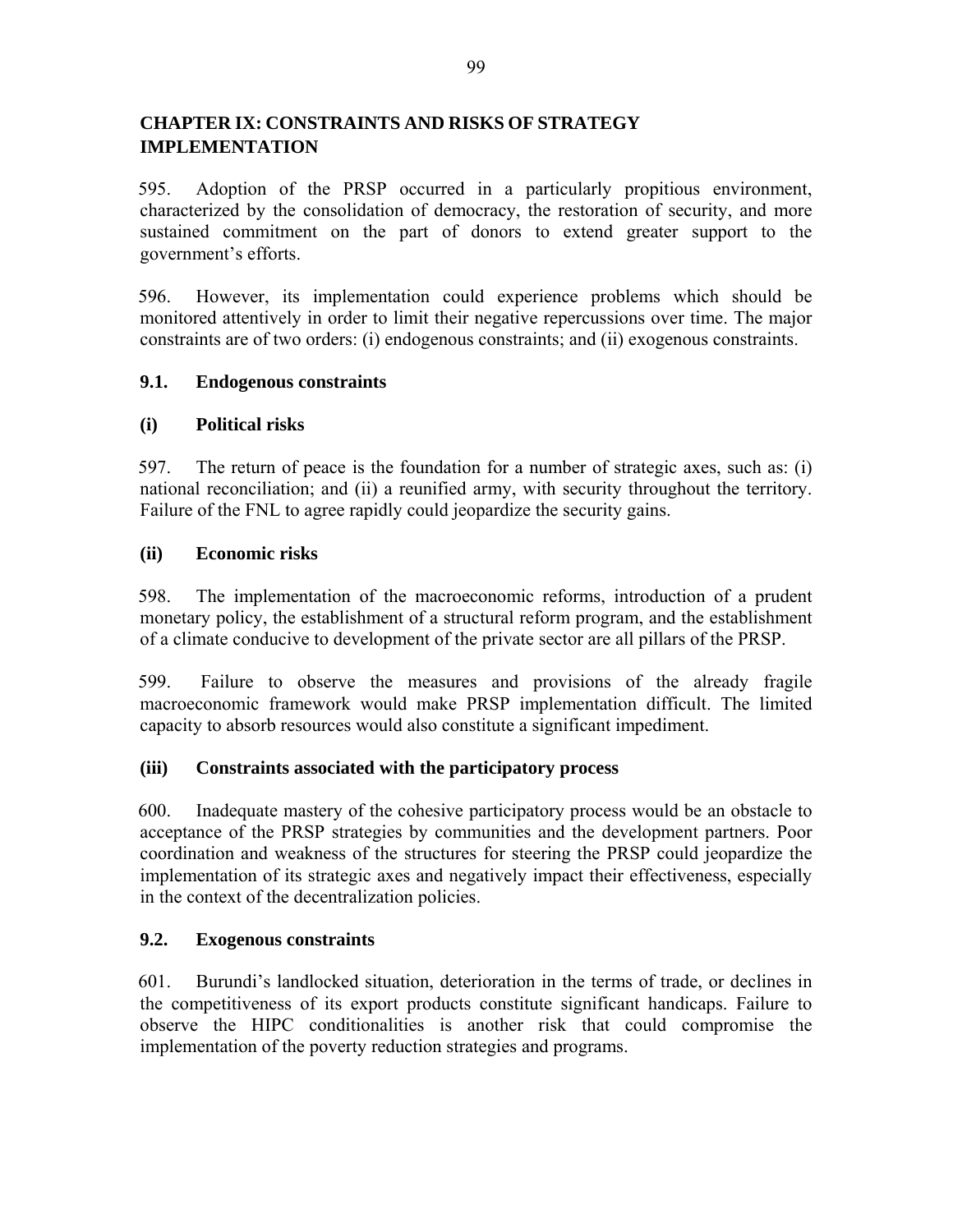# CHAPTER IX: CONSTRAINTS AND RISKS OF STRATEGY IMPLEMENTATION

595. Adoption of the PRSP occurred in a particularly propitious environment, characterized by the consolidation of democracy, the restoration of security, and more sustained commitment on the part of donors to extend greater support to the government's efforts.

596. However, its implementation could experience problems which should be monitored attentively in order to limit their negative repercussions over time. The major constraints are of two orders: (i) endogenous constraints; and (ii) exogenous constraints.

## 9.1. Endogenous constraints

### (i) Political risks

597. The return of peace is the foundation for a number of strategic axes, such as: (i) national reconciliation; and (ii) a reunified army, with security throughout the territory. Failure of the FNL to agree rapidly could jeopardize the security gains.

### (ii) Economic risks

598. The implementation of the macroeconomic reforms, introduction of a prudent monetary policy, the establishment of a structural reform program, and the establishment of a climate conducive to development of the private sector are all pillars of the PRSP.

599. Failure to observe the measures and provisions of the already fragile macroeconomic framework would make PRSP implementation difficult. The limited capacity to absorb resources would also constitute a significant impediment.

### (iii) Constraints associated with the participatory process

600. Inadequate mastery of the cohesive participatory process would be an obstacle to acceptance of the PRSP strategies by communities and the development partners. Poor coordination and weakness of the structures for steering the PRSP could jeopardize the implementation of its strategic axes and negatively impact their effectiveness, especially in the context of the decentralization policies.

## 9.2. Exogenous constraints

601. Burundi's landlocked situation, deterioration in the terms of trade, or declines in the competitiveness of its export products constitute significant handicaps. Failure to observe the HIPC conditionalities is another risk that could compromise the implementation of the poverty reduction strategies and programs.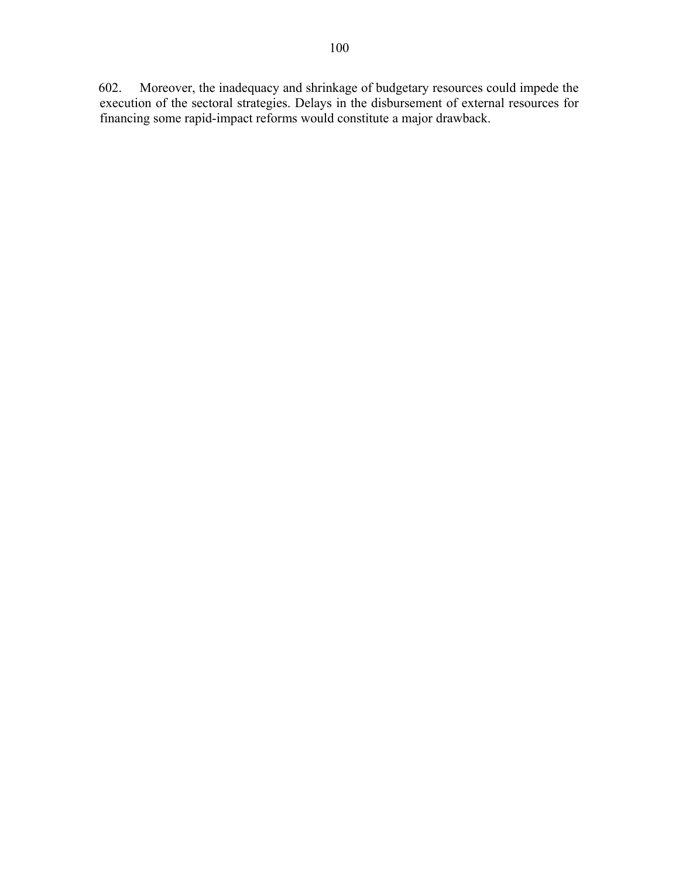602. Moreover, the inadequacy and shrinkage of budgetary resources could impede the execution of the sectoral strategies. Delays in the disbursement of external resources for financing some rapid-impact reforms would constitute a major drawback.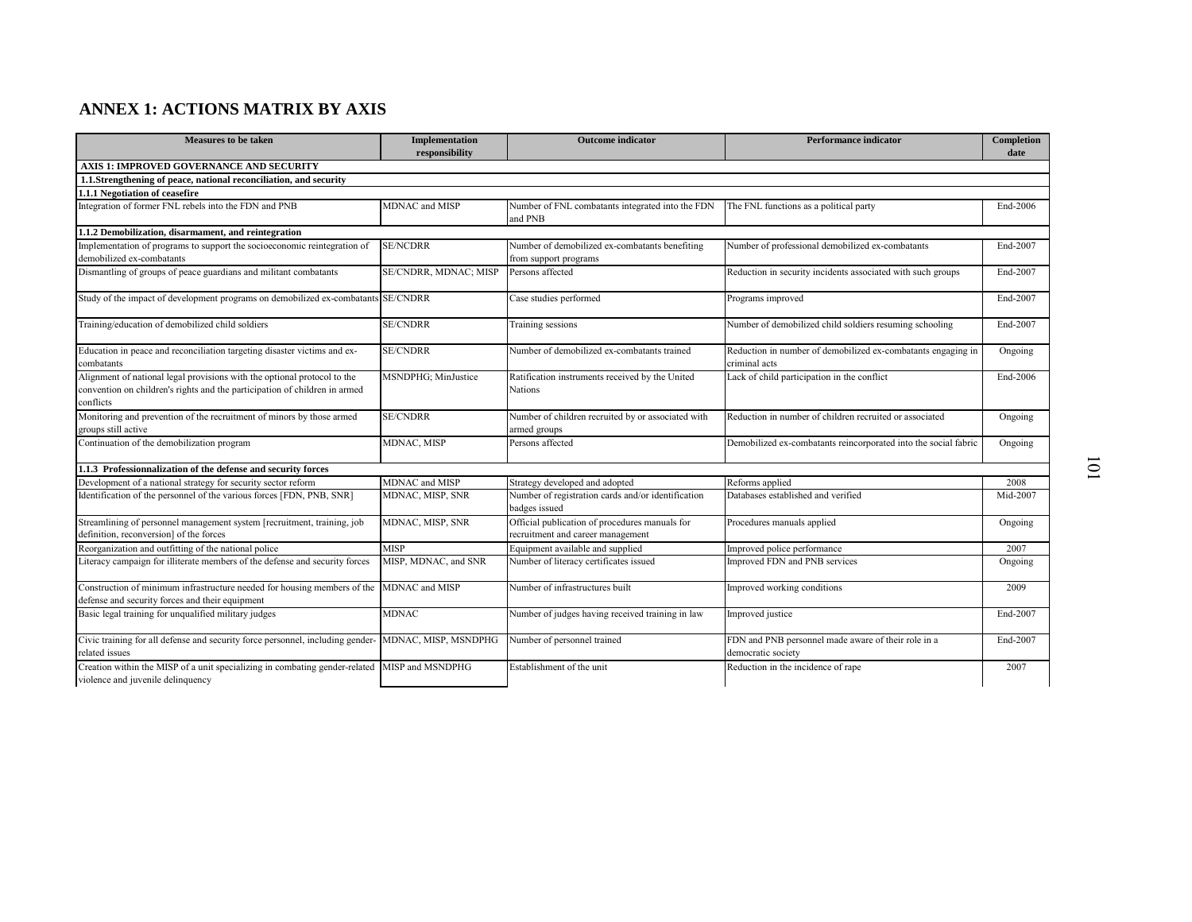## ANNEX 1: ACTIONS MATRIX BY AXIS

| Measures to be taken | Implementation responsibility | Outcome indicator | Performance indicator | Completion date |
|---|---|---|---|---|
| **AXIS 1: IMPROVED GOVERNANCE AND SECURITY** | | | | |
| **1.1.Strengthening of peace, national reconciliation, and security** | | | | |
| **1.1.1 Negotiation of ceasefire** | | | | |
| Integration of former FNL rebels into the FDN and PNB | MDNAC and MISP | Number of FNL combatants integrated into the FDN and PNB | The FNL functions as a political party | End-2006 |
| **1.1.2 Demobilization, disarmament, and reintegration** | | | | |
| Implementation of programs to support the socioeconomic reintegration of demobilized ex-combatants | SE/NCDRR | Number of demobilized ex-combatants benefiting from support programs | Number of professional demobilized ex-combatants | End-2007 |
| Dismantling of groups of peace guardians and militant combatants | SE/CNDRR, MDNAC; MISP | Persons affected | Reduction in security incidents associated with such groups | End-2007 |
| Study of the impact of development programs on demobilized ex-combatants | SE/CNDRR | Case studies performed | Programs improved | End-2007 |
| Training/education of demobilized child soldiers | SE/CNDRR | Training sessions | Number of demobilized child soldiers resuming schooling | End-2007 |
| Education in peace and reconciliation targeting disaster victims and ex-combatants | SE/CNDRR | Number of demobilized ex-combatants trained | Reduction in number of demobilized ex-combatants engaging in criminal acts | Ongoing |
| Alignment of national legal provisions with the optional protocol to the convention on children's rights and the participation of children in armed conflicts | MSNDPHG; MinJustice | Ratification instruments received by the United Nations | Lack of child participation in the conflict | End-2006 |
| Monitoring and prevention of the recruitment of minors by those armed groups still active | SE/CNDRR | Number of children recruited by or associated with armed groups | Reduction in number of children recruited or associated | Ongoing |
| Continuation of the demobilization program | MDNAC, MISP | Persons affected | Demobilized ex-combatants reincorporated into the social fabric | Ongoing |
| **1.1.3 Professionnalization of the defense and security forces** | | | | |
| Development of a national strategy for security sector reform | MDNAC and MISP | Strategy developed and adopted | Reforms applied | 2008 |
| Identification of the personnel of the various forces [FDN, PNB, SNR] | MDNAC, MISP, SNR | Number of registration cards and/or identification badges issued | Databases established and verified | Mid-2007 |
| Streamlining of personnel management system [recruitment, training, job definition, reconversion] of the forces | MDNAC, MISP, SNR | Official publication of procedures manuals for recruitment and career management | Procedures manuals applied | Ongoing |
| Reorganization and outfitting of the national police | MISP | Equipment available and supplied | Improved police performance | 2007 |
| Literacy campaign for illiterate members of the defense and security forces | MISP, MDNAC, and SNR | Number of literacy certificates issued | Improved FDN and PNB services | Ongoing |
| Construction of minimum infrastructure needed for housing members of the defense and security forces and their equipment | MDNAC and MISP | Number of infrastructures built | Improved working conditions | 2009 |
| Basic legal training for unqualified military judges | MDNAC | Number of judges having received training in law | Improved justice | End-2007 |
| Civic training for all defense and security force personnel, including gender-related issues | MDNAC, MISP, MSNDPHG | Number of personnel trained | FDN and PNB personnel made aware of their role in a democratic society | End-2007 |
| Creation within the MISP of a unit specializing in combating gender-related violence and juvenile delinquency | MISP and MSNDPHG | Establishment of the unit | Reduction in the incidence of rape | 2007 |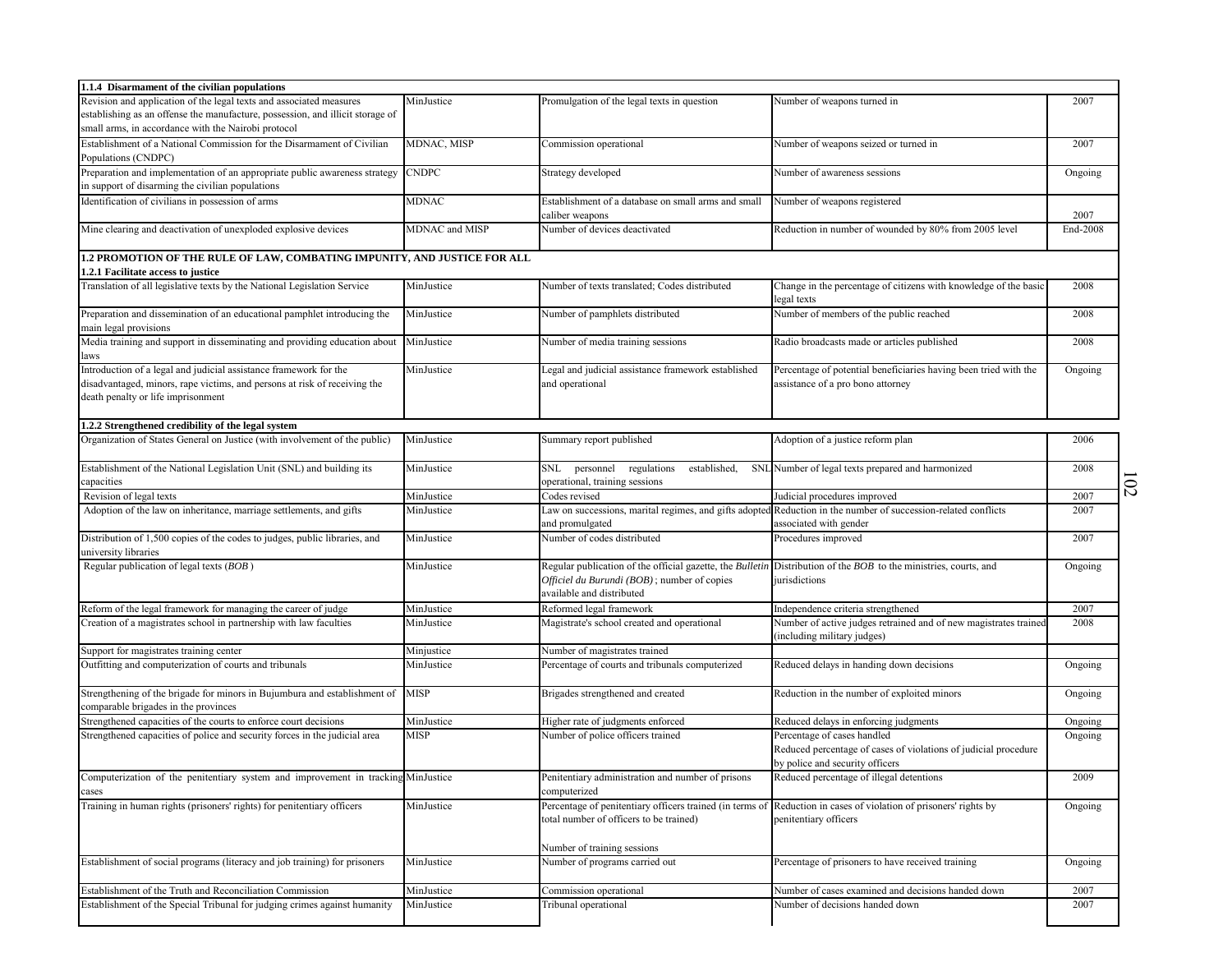| | | | | |
|---|---|---|---|---|
| **1.1.4 Disarmament of the civilian populations** | | | | |
| Revision and application of the legal texts and associated measures establishing as an offense the manufacture, possession, and illicit storage of small arms, in accordance with the Nairobi protocol | MinJustice | Promulgation of the legal texts in question | Number of weapons turned in | 2007 |
| Establishment of a National Commission for the Disarmament of Civilian Populations (CNDPC) | MDNAC, MISP | Commission operational | Number of weapons seized or turned in | 2007 |
| Preparation and implementation of an appropriate public awareness strategy in support of disarming the civilian populations | CNDPC | Strategy developed | Number of awareness sessions | Ongoing |
| Identification of civilians in possession of arms | MDNAC | Establishment of a database on small arms and small caliber weapons | Number of weapons registered | 2007 |
| Mine clearing and deactivation of unexploded explosive devices | MDNAC and MISP | Number of devices deactivated | Reduction in number of wounded by 80% from 2005 level | End-2008 |
| **1.2 PROMOTION OF THE RULE OF LAW, COMBATING IMPUNITY, AND JUSTICE FOR ALL** | | | | |
| **1.2.1 Facilitate access to justice** | | | | |
| Translation of all legislative texts by the National Legislation Service | MinJustice | Number of texts translated; Codes distributed | Change in the percentage of citizens with knowledge of the basic legal texts | 2008 |
| Preparation and dissemination of an educational pamphlet introducing the main legal provisions | MinJustice | Number of pamphlets distributed | Number of members of the public reached | 2008 |
| Media training and support in disseminating and providing education about laws | MinJustice | Number of media training sessions | Radio broadcasts made or articles published | 2008 |
| Introduction of a legal and judicial assistance framework for the disadvantaged, minors, rape victims, and persons at risk of receiving the death penalty or life imprisonment | MinJustice | Legal and judicial assistance framework established and operational | Percentage of potential beneficiaries having been tried with the assistance of a pro bono attorney | Ongoing |
| **1.2.2 Strengthened credibility of the legal system** | | | | |
| Organization of States General on Justice (with involvement of the public) | MinJustice | Summary report published | Adoption of a justice reform plan | 2006 |
| Establishment of the National Legislation Unit (SNL) and building its capacities | MinJustice | SNL personnel regulations established, SNL operational, training sessions | Number of legal texts prepared and harmonized | 2008 |
| Revision of legal texts | MinJustice | Codes revised | Judicial procedures improved | 2007 |
| Adoption of the law on inheritance, marriage settlements, and gifts | MinJustice | Law on successions, marital regimes, and gifts adopted and promulgated | Reduction in the number of succession-related conflicts associated with gender | 2007 |
| Distribution of 1,500 copies of the codes to judges, public libraries, and university libraries | MinJustice | Number of codes distributed | Procedures improved | 2007 |
| Regular publication of legal texts (*BOB*) | MinJustice | Regular publication of the official gazette, the *Bulletin Officiel du Burundi (BOB)*; number of copies available and distributed | Distribution of the *BOB* to the ministries, courts, and jurisdictions | Ongoing |
| Reform of the legal framework for managing the career of judge | MinJustice | Reformed legal framework | Independence criteria strengthened | 2007 |
| Creation of a magistrates school in partnership with law faculties | MinJustice | Magistrate's school created and operational | Number of active judges retrained and of new magistrates trained (including military judges) | 2008 |
| Support for magistrates training center | Minjustice | Number of magistrates trained | | |
| Outfitting and computerization of courts and tribunals | MinJustice | Percentage of courts and tribunals computerized | Reduced delays in handing down decisions | Ongoing |
| Strengthening of the brigade for minors in Bujumbura and establishment of comparable brigades in the provinces | MISP | Brigades strengthened and created | Reduction in the number of exploited minors | Ongoing |
| Strengthened capacities of the courts to enforce court decisions | MinJustice | Higher rate of judgments enforced | Reduced delays in enforcing judgments | Ongoing |
| Strengthened capacities of police and security forces in the judicial area | MISP | Number of police officers trained | Percentage of cases handled<br>Reduced percentage of cases of violations of judicial procedure by police and security officers | Ongoing |
| Computerization of the penitentiary system and improvement in tracking cases | MinJustice | Penitentiary administration and number of prisons computerized | Reduced percentage of illegal detentions | 2009 |
| Training in human rights (prisoners' rights) for penitentiary officers | MinJustice | Percentage of penitentiary officers trained (in terms of total number of officers to be trained)<br><br>Number of training sessions | Reduction in cases of violation of prisoners' rights by penitentiary officers | Ongoing |
| Establishment of social programs (literacy and job training) for prisoners | MinJustice | Number of programs carried out | Percentage of prisoners to have received training | Ongoing |
| Establishment of the Truth and Reconciliation Commission | MinJustice | Commission operational | Number of cases examined and decisions handed down | 2007 |
| Establishment of the Special Tribunal for judging crimes against humanity | MinJustice | Tribunal operational | Number of decisions handed down | 2007 |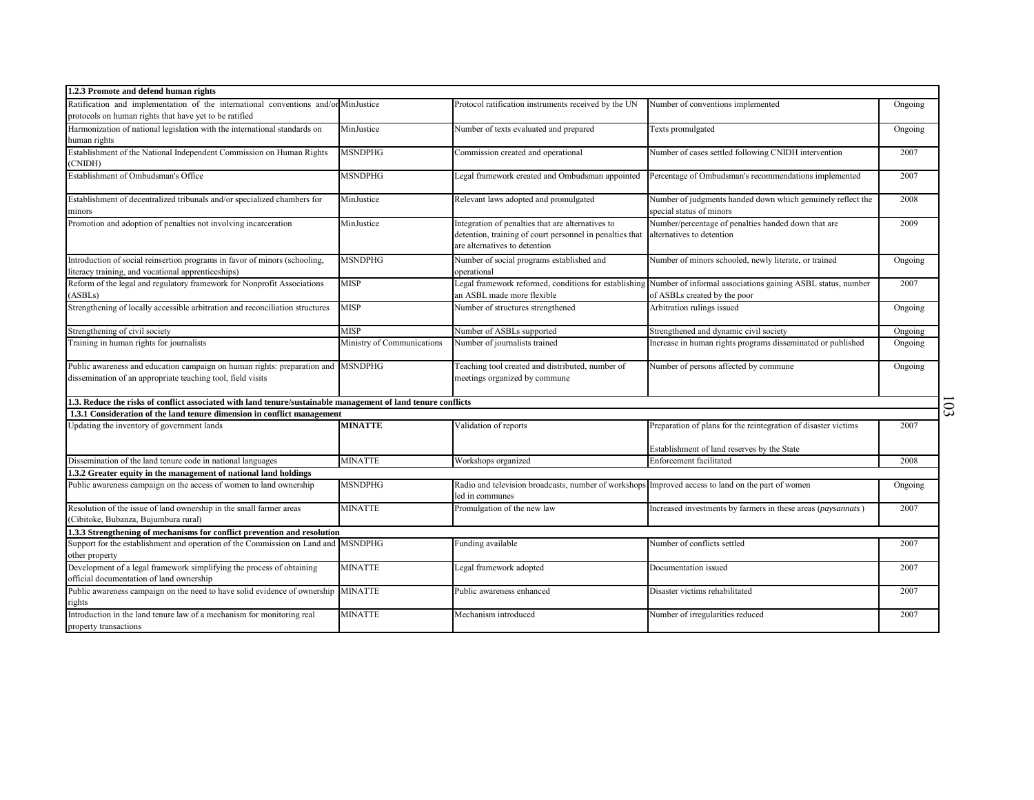| 1.2.3 Promote and defend human rights | | | | |
|---|---|---|---|---|
| Ratification and implementation of the international conventions and/or protocols on human rights that have yet to be ratified | MinJustice | Protocol ratification instruments received by the UN | Number of conventions implemented | Ongoing |
| Harmonization of national legislation with the international standards on human rights | MinJustice | Number of texts evaluated and prepared | Texts promulgated | Ongoing |
| Establishment of the National Independent Commission on Human Rights (CNIDH) | MSNDPHG | Commission created and operational | Number of cases settled following CNIDH intervention | 2007 |
| Establishment of Ombudsman's Office | MSNDPHG | Legal framework created and Ombudsman appointed | Percentage of Ombudsman's recommendations implemented | 2007 |
| Establishment of decentralized tribunals and/or specialized chambers for minors | MinJustice | Relevant laws adopted and promulgated | Number of judgments handed down which genuinely reflect the special status of minors | 2008 |
| Promotion and adoption of penalties not involving incarceration | MinJustice | Integration of penalties that are alternatives to detention, training of court personnel in penalties that are alternatives to detention | Number/percentage of penalties handed down that are alternatives to detention | 2009 |
| Introduction of social reinsertion programs in favor of minors (schooling, literacy training, and vocational apprenticeships) | MSNDPHG | Number of social programs established and operational | Number of minors schooled, newly literate, or trained | Ongoing |
| Reform of the legal and regulatory framework for Nonprofit Associations (ASBLs) | MISP | Legal framework reformed, conditions for establishing an ASBL made more flexible | Number of informal associations gaining ASBL status, number of ASBLs created by the poor | 2007 |
| Strengthening of locally accessible arbitration and reconciliation structures | MISP | Number of structures strengthened | Arbitration rulings issued | Ongoing |
| Strengthening of civil society | MISP | Number of ASBLs supported | Strengthened and dynamic civil society | Ongoing |
| Training in human rights for journalists | Ministry of Communications | Number of journalists trained | Increase in human rights programs disseminated or published | Ongoing |
| Public awareness and education campaign on human rights: preparation and dissemination of an appropriate teaching tool, field visits | MSNDPHG | Teaching tool created and distributed, number of meetings organized by commune | Number of persons affected by commune | Ongoing |
| **1.3. Reduce the risks of conflict associated with land tenure/sustainable management of land tenure conflicts** | | | | |
| **1.3.1 Consideration of the land tenure dimension in conflict management** | | | | |
| Updating the inventory of government lands | **MINATTE** | Validation of reports | Preparation of plans for the reintegration of disaster victims<br><br>Establishment of land reserves by the State | 2007 |
| Dissemination of the land tenure code in national languages | MINATTE | Workshops organized | Enforcement facilitated | 2008 |
| **1.3.2 Greater equity in the management of national land holdings** | | | | |
| Public awareness campaign on the access of women to land ownership | MSNDPHG | Radio and television broadcasts, number of workshops led in communes | Improved access to land on the part of women | Ongoing |
| Resolution of the issue of land ownership in the small farmer areas (Cibitoke, Bubanza, Bujumbura rural) | MINATTE | Promulgation of the new law | Increased investments by farmers in these areas (*paysannats*) | 2007 |
| **1.3.3 Strengthening of mechanisms for conflict prevention and resolution** | | | | |
| Support for the establishment and operation of the Commission on Land and other property | MSNDPHG | Funding available | Number of conflicts settled | 2007 |
| Development of a legal framework simplifying the process of obtaining official documentation of land ownership | MINATTE | Legal framework adopted | Documentation issued | 2007 |
| Public awareness campaign on the need to have solid evidence of ownership rights | MINATTE | Public awareness enhanced | Disaster victims rehabilitated | 2007 |
| Introduction in the land tenure law of a mechanism for monitoring real property transactions | MINATTE | Mechanism introduced | Number of irregularities reduced | 2007 |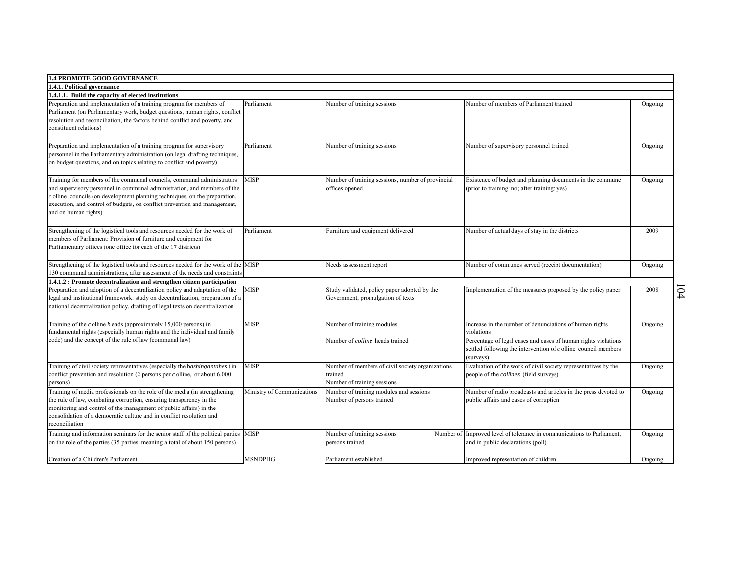| 1.4 PROMOTE GOOD GOVERNANCE | | | | |
|---|---|---|---|---|
| **1.4.1. Political governance** | | | | |
| **1.4.1.1. Build the capacity of elected institutions** | | | | |
| Preparation and implementation of a training program for members of Parliament (on Parliamentary work, budget questions, human rights, conflict resolution and reconciliation, the factors behind conflict and poverty, and constituent relations) | Parliament | Number of training sessions | Number of members of Parliament trained | Ongoing |
| Preparation and implementation of a training program for supervisory personnel in the Parliamentary administration (on legal drafting techniques, on budget questions, and on topics relating to conflict and poverty) | Parliament | Number of training sessions | Number of supervisory personnel trained | Ongoing |
| Training for members of the communal councils, communal administrators and supervisory personnel in communal administration, and members of the *c* olline councils (on development planning techniques, on the preparation, execution, and control of budgets, on conflict prevention and management, and on human rights) | MISP | Number of training sessions, number of provincial offices opened | Existence of budget and planning documents in the commune (prior to training: no; after training: yes) | Ongoing |
| Strengthening of the logistical tools and resources needed for the work of members of Parliament: Provision of furniture and equipment for Parliamentary offices (one office for each of the 17 districts) | Parliament | Furniture and equipment delivered | Number of actual days of stay in the districts | 2009 |
| Strengthening of the logistical tools and resources needed for the work of the 130 communal administrations, after assessment of the needs and constraints | MISP | Needs assessment report | Number of communes served (receipt documentation) | Ongoing |
| **1.4.1.2 : Promote decentralization and strengthen citizen participation** | | | | |
| Preparation and adoption of a decentralization policy and adaptation of the legal and institutional framework: study on decentralization, preparation of a national decentralization policy, drafting of legal texts on decentralization | MISP | Study validated, policy paper adopted by the Government, promulgation of texts | Implementation of the measures proposed by the policy paper | 2008 |
| Training of the *c* olline *h* eads (approximately 15,000 persons) in fundamental rights (especially human rights and the individual and family code) and the concept of the rule of law (communal law) | MISP | Number of training modules<br><br>Number of *colline* heads trained | Increase in the number of denunciations of human rights violations<br>Percentage of legal cases and cases of human rights violations settled following the intervention of *c* olline council members (surveys) | Ongoing |
| Training of civil society representatives (especially the b*ashingantahes* ) in conflict prevention and resolution (2 persons per *c* olline, or about 6,000 persons) | MISP | Number of members of civil society organizations trained<br>Number of training sessions | Evaluation of the work of civil society representatives by the people of the *collines* (field surveys) | Ongoing |
| Training of media professionals on the role of the media (in strengthening the rule of law, combating corruption, ensuring transparency in the monitoring and control of the management of public affairs) in the consolidation of a democratic culture and in conflict resolution and reconciliation | Ministry of Communications | Number of training modules and sessions<br>Number of persons trained | Number of radio broadcasts and articles in the press devoted to public affairs and cases of corruption | Ongoing |
| Training and information seminars for the senior staff of the political parties on the role of the parties (35 parties, meaning a total of about 150 persons) | MISP | Number of training sessions Number of persons trained | Improved level of tolerance in communications to Parliament, and in public declarations (poll) | Ongoing |
| Creation of a Children's Parliament | MSNDPHG | Parliament established | Improved representation of children | Ongoing |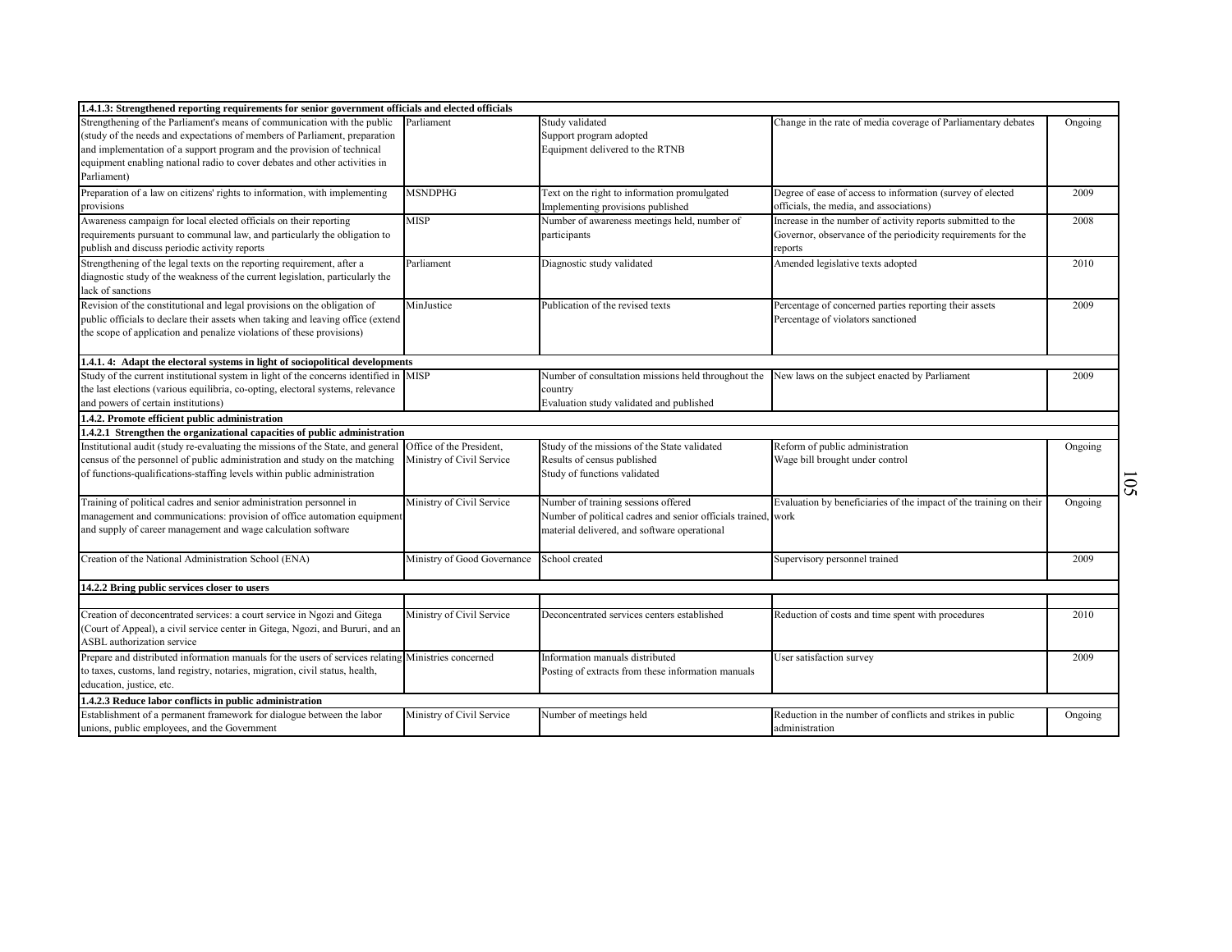| | | | | |
|---|---|---|---|---|
| **1.4.1.3: Strengthened reporting requirements for senior government officials and elected officials** | | | | |
| Strengthening of the Parliament's means of communication with the public (study of the needs and expectations of members of Parliament, preparation and implementation of a support program and the provision of technical equipment enabling national radio to cover debates and other activities in Parliament) | Parliament | Study validated<br>Support program adopted<br>Equipment delivered to the RTNB | Change in the rate of media coverage of Parliamentary debates | Ongoing |
| Preparation of a law on citizens' rights to information, with implementing provisions | MSNDPHG | Text on the right to information promulgated<br>Implementing provisions published | Degree of ease of access to information (survey of elected officials, the media, and associations) | 2009 |
| Awareness campaign for local elected officials on their reporting requirements pursuant to communal law, and particularly the obligation to publish and discuss periodic activity reports | MISP | Number of awareness meetings held, number of participants | Increase in the number of activity reports submitted to the Governor, observance of the periodicity requirements for the reports | 2008 |
| Strengthening of the legal texts on the reporting requirement, after a diagnostic study of the weakness of the current legislation, particularly the lack of sanctions | Parliament | Diagnostic study validated | Amended legislative texts adopted | 2010 |
| Revision of the constitutional and legal provisions on the obligation of public officials to declare their assets when taking and leaving office (extend the scope of application and penalize violations of these provisions) | MinJustice | Publication of the revised texts | Percentage of concerned parties reporting their assets<br>Percentage of violators sanctioned | 2009 |
| **1.4.1. 4: Adapt the electoral systems in light of sociopolitical developments** | | | | |
| Study of the current institutional system in light of the concerns identified in the last elections (various equilibria, co-opting, electoral systems, relevance and powers of certain institutions) | MISP | Number of consultation missions held throughout the country<br>Evaluation study validated and published | New laws on the subject enacted by Parliament | 2009 |
| **1.4.2. Promote efficient public administration** | | | | |
| **1.4.2.1 Strengthen the organizational capacities of public administration** | | | | |
| Institutional audit (study re-evaluating the missions of the State, and general census of the personnel of public administration and study on the matching of functions-qualifications-staffing levels within public administration | Office of the President, Ministry of Civil Service | Study of the missions of the State validated<br>Results of census published<br>Study of functions validated | Reform of public administration<br>Wage bill brought under control | Ongoing |
| Training of political cadres and senior administration personnel in management and communications: provision of office automation equipment and supply of career management and wage calculation software | Ministry of Civil Service | Number of training sessions offered<br>Number of political cadres and senior officials trained, material delivered, and software operational | Evaluation by beneficiaries of the impact of the training on their work | Ongoing |
| Creation of the National Administration School (ENA) | Ministry of Good Governance | School created | Supervisory personnel trained | 2009 |
| **14.2.2 Bring public services closer to users** | | | | |
| | | | | |
| Creation of deconcentrated services: a court service in Ngozi and Gitega (Court of Appeal), a civil service center in Gitega, Ngozi, and Bururi, and an ASBL authorization service | Ministry of Civil Service | Deconcentrated services centers established | Reduction of costs and time spent with procedures | 2010 |
| Prepare and distributed information manuals for the users of services relating to taxes, customs, land registry, notaries, migration, civil status, health, education, justice, etc. | Ministries concerned | Information manuals distributed<br>Posting of extracts from these information manuals | User satisfaction survey | 2009 |
| **1.4.2.3 Reduce labor conflicts in public administration** | | | | |
| Establishment of a permanent framework for dialogue between the labor unions, public employees, and the Government | Ministry of Civil Service | Number of meetings held | Reduction in the number of conflicts and strikes in public administration | Ongoing |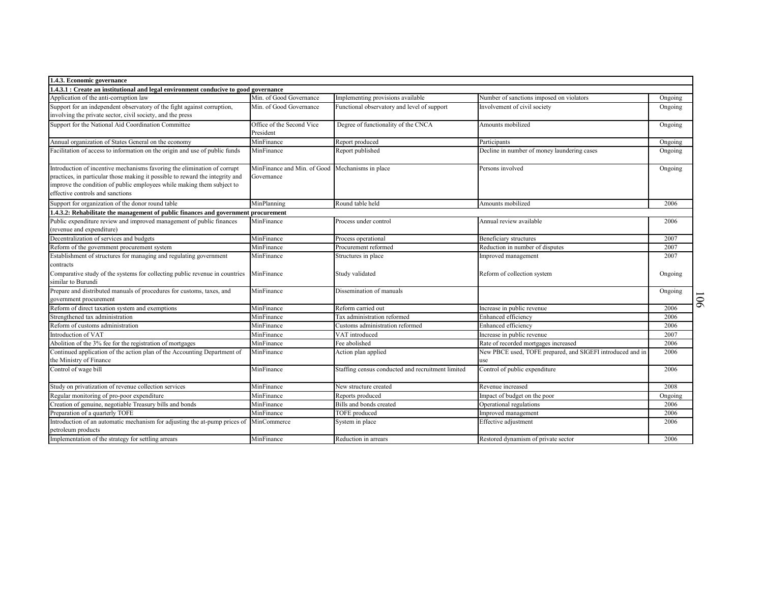| 1.4.3. Economic governance | | | | |
|---|---|---|---|---|
| **1.4.3.1 : Create an institutional and legal environment conducive to good governance** | | | | |
| Application of the anti-corruption law | Min. of Good Governance | Implementing provisions available | Number of sanctions imposed on violators | Ongoing |
| Support for an independent observatory of the fight against corruption, involving the private sector, civil society, and the press | Min. of Good Governance | Functional observatory and level of support | Involvement of civil society | Ongoing |
| Support for the National Aid Coordination Committee | Office of the Second Vice President | Degree of functionality of the CNCA | Amounts mobilized | Ongoing |
| Annual organization of States General on the economy | MinFinance | Report produced | Participants | Ongoing |
| Facilitation of access to information on the origin and use of public funds | MinFinance | Report published | Decline in number of money laundering cases | Ongoing |
| Introduction of incentive mechanisms favoring the elimination of corrupt practices, in particular those making it possible to reward the integrity and improve the condition of public employees while making them subject to effective controls and sanctions | MinFinance and Min. of Good Governance | Mechanisms in place | Persons involved | Ongoing |
| Support for organization of the donor round table | MinPlanning | Round table held | Amounts mobilized | 2006 |
| **1.4.3.2: Rehabilitate the management of public finances and government procurement** | | | | |
| Public expenditure review and improved management of public finances (revenue and expenditure) | MinFinance | Process under control | Annual review available | 2006 |
| Decentralization of services and budgets | MinFinance | Process operational | Beneficiary structures | 2007 |
| Reform of the government procurement system | MinFinance | Procurement reformed | Reduction in number of disputes | 2007 |
| Establishment of structures for managing and regulating government contracts | MinFinance | Structures in place | Improved management | 2007 |
| Comparative study of the systems for collecting public revenue in countries similar to Burundi | MinFinance | Study validated | Reform of collection system | Ongoing |
| Prepare and distributed manuals of procedures for customs, taxes, and government procurement | MinFinance | Dissemination of manuals | | Ongoing |
| Reform of direct taxation system and exemptions | MinFinance | Reform carried out | Increase in public revenue | 2006 |
| Strengthened tax administration | MinFinance | Tax administration reformed | Enhanced efficiency | 2006 |
| Reform of customs administration | MinFinance | Customs administration reformed | Enhanced efficiency | 2006 |
| Introduction of VAT | MinFinance | VAT introduced | Increase in public revenue | 2007 |
| Abolition of the 3% fee for the registration of mortgages | MinFinance | Fee abolished | Rate of recorded mortgages increased | 2006 |
| Continued application of the action plan of the Accounting Department of the Ministry of Finance | MinFinance | Action plan applied | New PBCE used, TOFE prepared, and SIGEFI introduced and in use | 2006 |
| Control of wage bill | MinFinance | Staffing census conducted and recruitment limited | Control of public expenditure | 2006 |
| Study on privatization of revenue collection services | MinFinance | New structure created | Revenue increased | 2008 |
| Regular monitoring of pro-poor expenditure | MinFinance | Reports produced | Impact of budget on the poor | Ongoing |
| Creation of genuine, negotiable Treasury bills and bonds | MinFinance | Bills and bonds created | Operational regulations | 2006 |
| Preparation of a quarterly TOFE | MinFinance | TOFE produced | Improved management | 2006 |
| Introduction of an automatic mechanism for adjusting the at-pump prices of petroleum products | MinCommerce | System in place | Effective adjustment | 2006 |
| Implementation of the strategy for settling arrears | MinFinance | Reduction in arrears | Restored dynamism of private sector | 2006 |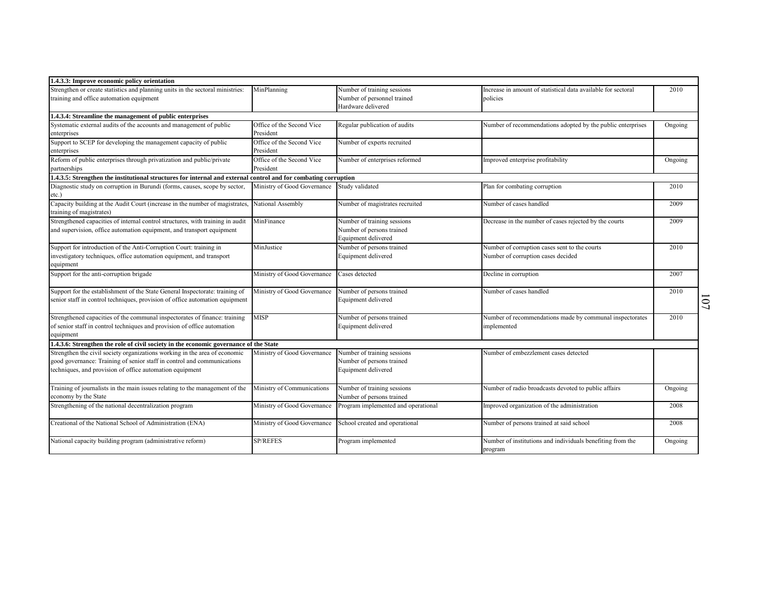| | | | | |
|---|---|---|---|---|
| **1.4.3.3: Improve economic policy orientation** | | | | |
| Strengthen or create statistics and planning units in the sectoral ministries: training and office automation equipment | MinPlanning | Number of training sessions<br>Number of personnel trained<br>Hardware delivered | Increase in amount of statistical data available for sectoral policies | 2010 |
| **1.4.3.4: Streamline the management of public enterprises** | | | | |
| Systematic external audits of the accounts and management of public enterprises | Office of the Second Vice President | Regular publication of audits | Number of recommendations adopted by the public enterprises | Ongoing |
| Support to SCEP for developing the management capacity of public enterprises | Office of the Second Vice President | Number of experts recruited | | |
| Reform of public enterprises through privatization and public/private partnerships | Office of the Second Vice President | Number of enterprises reformed | Improved enterprise profitability | Ongoing |
| **1.4.3.5: Strengthen the institutional structures for internal and external control and for combating corruption** | | | | |
| Diagnostic study on corruption in Burundi (forms, causes, scope by sector, etc.) | Ministry of Good Governance | Study validated | Plan for combating corruption | 2010 |
| Capacity building at the Audit Court (increase in the number of magistrates, training of magistrates) | National Assembly | Number of magistrates recruited | Number of cases handled | 2009 |
| Strengthened capacities of internal control structures, with training in audit and supervision, office automation equipment, and transport equipment | MinFinance | Number of training sessions<br>Number of persons trained<br>Equipment delivered | Decrease in the number of cases rejected by the courts | 2009 |
| Support for introduction of the Anti-Corruption Court: training in investigatory techniques, office automation equipment, and transport equipment | MinJustice | Number of persons trained<br>Equipment delivered | Number of corruption cases sent to the courts<br>Number of corruption cases decided | 2010 |
| Support for the anti-corruption brigade | Ministry of Good Governance | Cases detected | Decline in corruption | 2007 |
| Support for the establishment of the State General Inspectorate: training of senior staff in control techniques, provision of office automation equipment | Ministry of Good Governance | Number of persons trained<br>Equipment delivered | Number of cases handled | 2010 |
| Strengthened capacities of the communal inspectorates of finance: training of senior staff in control techniques and provision of office automation equipment | MISP | Number of persons trained<br>Equipment delivered | Number of recommendations made by communal inspectorates implemented | 2010 |
| **1.4.3.6: Strengthen the role of civil society in the economic governance of the State** | | | | |
| Strengthen the civil society organizations working in the area of economic good governance: Training of senior staff in control and communications techniques, and provision of office automation equipment | Ministry of Good Governance | Number of training sessions<br>Number of persons trained<br>Equipment delivered | Number of embezzlement cases detected | |
| Training of journalists in the main issues relating to the management of the economy by the State | Ministry of Communications | Number of training sessions<br>Number of persons trained | Number of radio broadcasts devoted to public affairs | Ongoing |
| Strengthening of the national decentralization program | Ministry of Good Governance | Program implemented and operational | Improved organization of the administration | 2008 |
| Creational of the National School of Administration (ENA) | Ministry of Good Governance | School created and operational | Number of persons trained at said school | 2008 |
| National capacity building program (administrative reform) | SP/REFES | Program implemented | Number of institutions and individuals benefiting from the program | Ongoing |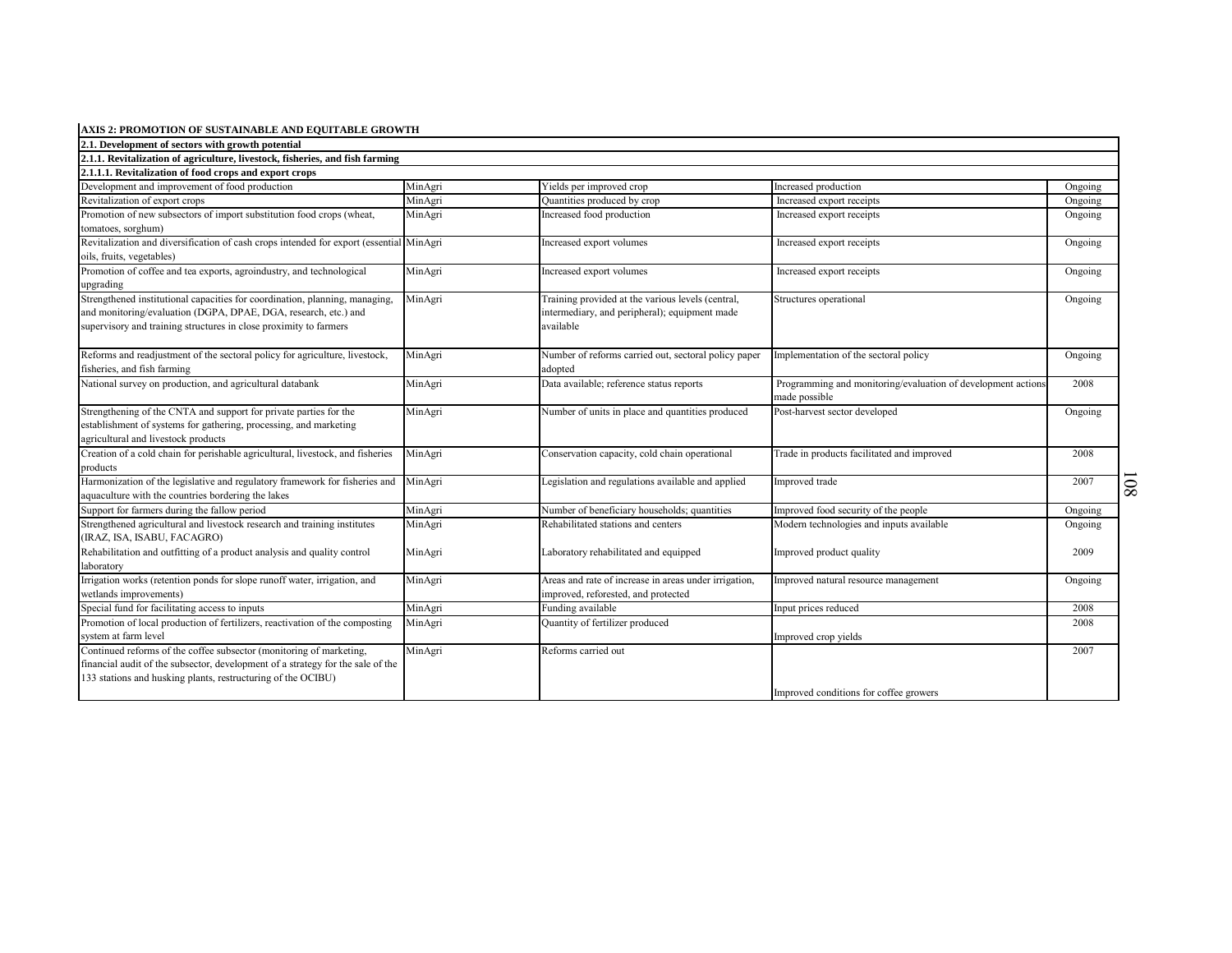**AXIS 2: PROMOTION OF SUSTAINABLE AND EQUITABLE GROWTH**

| | | | | |
|---|---|---|---|---|
| **2.1. Development of sectors with growth potential** | | | | |
| **2.1.1. Revitalization of agriculture, livestock, fisheries, and fish farming** | | | | |
| **2.1.1.1. Revitalization of food crops and export crops** | | | | |
| Development and improvement of food production | MinAgri | Yields per improved crop | Increased production | Ongoing |
| Revitalization of export crops | MinAgri | Quantities produced by crop | Increased export receipts | Ongoing |
| Promotion of new subsectors of import substitution food crops (wheat, tomatoes, sorghum) | MinAgri | Increased food production | Increased export receipts | Ongoing |
| Revitalization and diversification of cash crops intended for export (essential oils, fruits, vegetables) | MinAgri | Increased export volumes | Increased export receipts | Ongoing |
| Promotion of coffee and tea exports, agroindustry, and technological upgrading | MinAgri | Increased export volumes | Increased export receipts | Ongoing |
| Strengthened institutional capacities for coordination, planning, managing, and monitoring/evaluation (DGPA, DPAE, DGA, research, etc.) and supervisory and training structures in close proximity to farmers | MinAgri | Training provided at the various levels (central, intermediary, and peripheral); equipment made available | Structures operational | Ongoing |
| Reforms and readjustment of the sectoral policy for agriculture, livestock, fisheries, and fish farming | MinAgri | Number of reforms carried out, sectoral policy paper adopted | Implementation of the sectoral policy | Ongoing |
| National survey on production, and agricultural databank | MinAgri | Data available; reference status reports | Programming and monitoring/evaluation of development actions made possible | 2008 |
| Strengthening of the CNTA and support for private parties for the establishment of systems for gathering, processing, and marketing agricultural and livestock products | MinAgri | Number of units in place and quantities produced | Post-harvest sector developed | Ongoing |
| Creation of a cold chain for perishable agricultural, livestock, and fisheries products | MinAgri | Conservation capacity, cold chain operational | Trade in products facilitated and improved | 2008 |
| Harmonization of the legislative and regulatory framework for fisheries and aquaculture with the countries bordering the lakes | MinAgri | Legislation and regulations available and applied | Improved trade | 2007 |
| Support for farmers during the fallow period | MinAgri | Number of beneficiary households; quantities | Improved food security of the people | Ongoing |
| Strengthened agricultural and livestock research and training institutes (IRAZ, ISA, ISABU, FACAGRO) | MinAgri | Rehabilitated stations and centers | Modern technologies and inputs available | Ongoing |
| Rehabilitation and outfitting of a product analysis and quality control laboratory | MinAgri | Laboratory rehabilitated and equipped | Improved product quality | 2009 |
| Irrigation works (retention ponds for slope runoff water, irrigation, and wetlands improvements) | MinAgri | Areas and rate of increase in areas under irrigation, improved, reforested, and protected | Improved natural resource management | Ongoing |
| Special fund for facilitating access to inputs | MinAgri | Funding available | Input prices reduced | 2008 |
| Promotion of local production of fertilizers, reactivation of the composting system at farm level | MinAgri | Quantity of fertilizer produced | Improved crop yields | 2008 |
| Continued reforms of the coffee subsector (monitoring of marketing, financial audit of the subsector, development of a strategy for the sale of the 133 stations and husking plants, restructuring of the OCIBU) | MinAgri | Reforms carried out | Improved conditions for coffee growers | 2007 |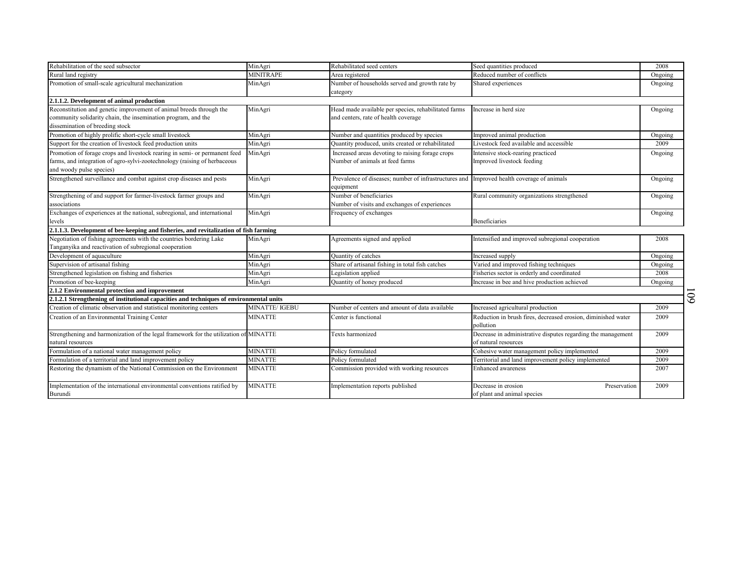| | | | | |
|---|---|---|---|---|
| Rehabilitation of the seed subsector | MinAgri | Rehabilitated seed centers | Seed quantities produced | 2008 |
| Rural land registry | MINITRAPE | Area registered | Reduced number of conflicts | Ongoing |
| Promotion of small-scale agricultural mechanization | MinAgri | Number of households served and growth rate by category | Shared experiences | Ongoing |
| **2.1.1.2. Development of animal production** | | | | |
| Reconstitution and genetic improvement of animal breeds through the community solidarity chain, the insemination program, and the dissemination of breeding stock | MinAgri | Head made available per species, rehabilitated farms and centers, rate of health coverage | Increase in herd size | Ongoing |
| Promotion of highly prolific short-cycle small livestock | MinAgri | Number and quantities produced by species | Improved animal production | Ongoing |
| Support for the creation of livestock feed production units | MinAgri | Quantity produced, units created or rehabilitated | Livestock feed available and accessible | 2009 |
| Promotion of forage crops and livestock rearing in semi- or permanent feed farms, and integration of agro-sylvi-zootechnology (raising of herbaceous and woody pulse species) | MinAgri | Increased areas devoting to raising forage crops Number of animals at feed farms | Intensive stock-rearing practiced Improved livestock feeding | Ongoing |
| Strengthened surveillance and combat against crop diseases and pests | MinAgri | Prevalence of diseases; number of infrastructures and equipment | Improved health coverage of animals | Ongoing |
| Strengthening of and support for farmer-livestock farmer groups and associations | MinAgri | Number of beneficiaries Number of visits and exchanges of experiences | Rural community organizations strengthened | Ongoing |
| Exchanges of experiences at the national, subregional, and international levels | MinAgri | Frequency of exchanges | Beneficiaries | Ongoing |
| **2.1.1.3. Development of bee-keeping and fisheries, and revitalization of fish farming** | | | | |
| Negotiation of fishing agreements with the countries bordering Lake Tanganyika and reactivation of subregional cooperation | MinAgri | Agreements signed and applied | Intensified and improved subregional cooperation | 2008 |
| Development of aquaculture | MinAgri | Quantity of catches | Increased supply | Ongoing |
| Supervision of artisanal fishing | MinAgri | Share of artisanal fishing in total fish catches | Varied and improved fishing techniques | Ongoing |
| Strengthened legislation on fishing and fisheries | MinAgri | Legislation applied | Fisheries sector is orderly and coordinated | 2008 |
| Promotion of bee-keeping | MinAgri | Quantity of honey produced | Increase in bee and hive production achieved | Ongoing |
| **2.1.2 Environmental protection and improvement** | | | | |
| **2.1.2.1 Strengthening of institutional capacities and techniques of environmental units** | | | | |
| Creation of climatic observation and statistical monitoring centers | MINATTE/ IGEBU | Number of centers and amount of data available | Increased agricultural production | 2009 |
| Creation of an Environmental Training Center | MINATTE | Center is functional | Reduction in brush fires, decreased erosion, diminished water pollution | 2009 |
| Strengthening and harmonization of the legal framework for the utilization of natural resources | MINATTE | Texts harmonized | Decrease in administrative disputes regarding the management of natural resources | 2009 |
| Formulation of a national water management policy | MINATTE | Policy formulated | Cohesive water management policy implemented | 2009 |
| Formulation of a territorial and land improvement policy | MINATTE | Policy formulated | Territorial and land improvement policy implemented | 2009 |
| Restoring the dynamism of the National Commission on the Environment | MINATTE | Commission provided with working resources | Enhanced awareness | 2007 |
| Implementation of the international environmental conventions ratified by Burundi | MINATTE | Implementation reports published | Decrease in erosion Preservation of plant and animal species | 2009 |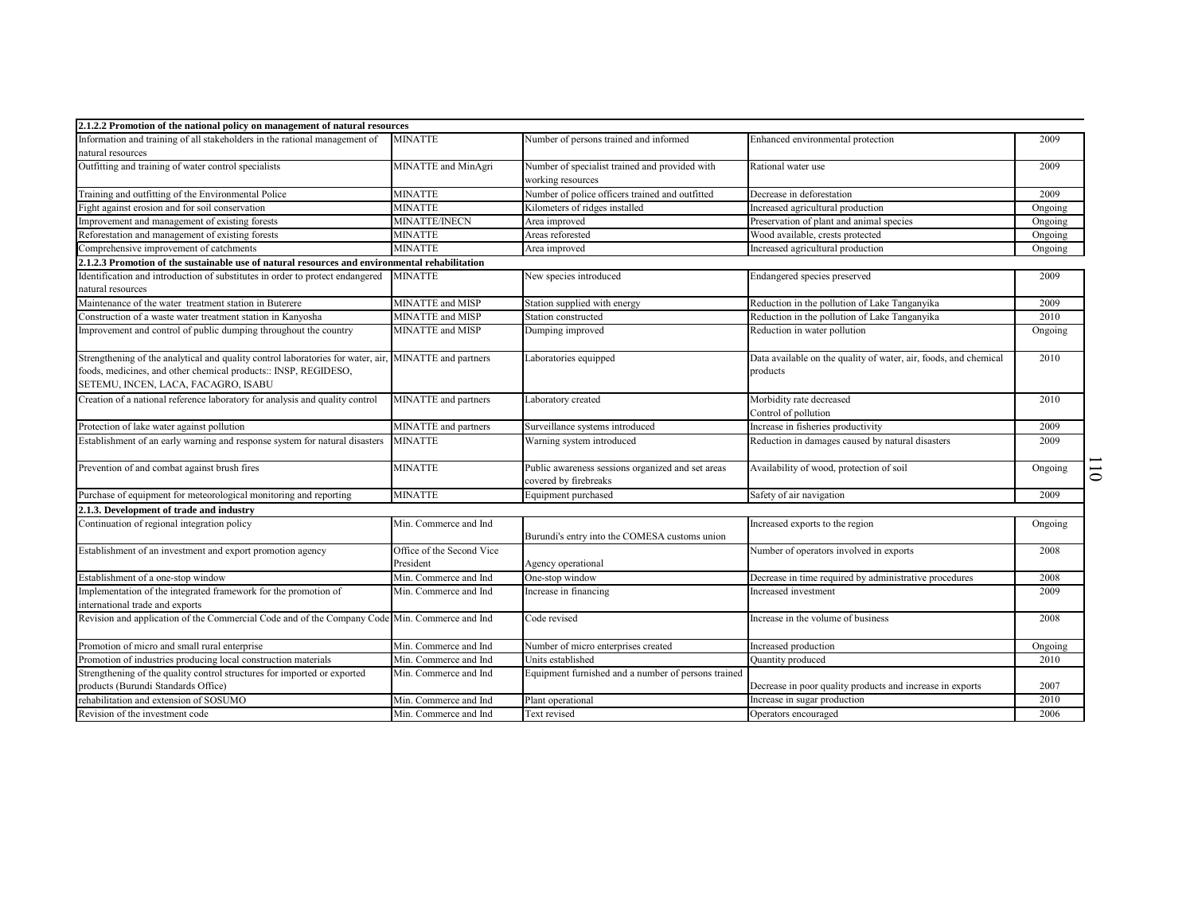| 2.1.2.2 Promotion of the national policy on management of natural resources | | | | |
|---|---|---|---|---|
| Information and training of all stakeholders in the rational management of natural resources | MINATTE | Number of persons trained and informed | Enhanced environmental protection | 2009 |
| Outfitting and training of water control specialists | MINATTE and MinAgri | Number of specialist trained and provided with working resources | Rational water use | 2009 |
| Training and outfitting of the Environmental Police | MINATTE | Number of police officers trained and outfitted | Decrease in deforestation | 2009 |
| Fight against erosion and for soil conservation | MINATTE | Kilometers of ridges installed | Increased agricultural production | Ongoing |
| Improvement and management of existing forests | MINATTE/INECN | Area improved | Preservation of plant and animal species | Ongoing |
| Reforestation and management of existing forests | MINATTE | Areas reforested | Wood available, crests protected | Ongoing |
| Comprehensive improvement of catchments | MINATTE | Area improved | Increased agricultural production | Ongoing |
| **2.1.2.3 Promotion of the sustainable use of natural resources and environmental rehabilitation** | | | | |
| Identification and introduction of substitutes in order to protect endangered natural resources | MINATTE | New species introduced | Endangered species preserved | 2009 |
| Maintenance of the water treatment station in Buterere | MINATTE and MISP | Station supplied with energy | Reduction in the pollution of Lake Tanganyika | 2009 |
| Construction of a waste water treatment station in Kanyosha | MINATTE and MISP | Station constructed | Reduction in the pollution of Lake Tanganyika | 2010 |
| Improvement and control of public dumping throughout the country | MINATTE and MISP | Dumping improved | Reduction in water pollution | Ongoing |
| Strengthening of the analytical and quality control laboratories for water, air, foods, medicines, and other chemical products:: INSP, REGIDESO, SETEMU, INCEN, LACA, FACAGRO, ISABU | MINATTE and partners | Laboratories equipped | Data available on the quality of water, air, foods, and chemical products | 2010 |
| Creation of a national reference laboratory for analysis and quality control | MINATTE and partners | Laboratory created | Morbidity rate decreased<br>Control of pollution | 2010 |
| Protection of lake water against pollution | MINATTE and partners | Surveillance systems introduced | Increase in fisheries productivity | 2009 |
| Establishment of an early warning and response system for natural disasters | MINATTE | Warning system introduced | Reduction in damages caused by natural disasters | 2009 |
| Prevention of and combat against brush fires | MINATTE | Public awareness sessions organized and set areas covered by firebreaks | Availability of wood, protection of soil | Ongoing |
| Purchase of equipment for meteorological monitoring and reporting | MINATTE | Equipment purchased | Safety of air navigation | 2009 |
| **2.1.3. Development of trade and industry** | | | | |
| Continuation of regional integration policy | Min. Commerce and Ind | Burundi's entry into the COMESA customs union | Increased exports to the region | Ongoing |
| Establishment of an investment and export promotion agency | Office of the Second Vice President | Agency operational | Number of operators involved in exports | 2008 |
| Establishment of a one-stop window | Min. Commerce and Ind | One-stop window | Decrease in time required by administrative procedures | 2008 |
| Implementation of the integrated framework for the promotion of international trade and exports | Min. Commerce and Ind | Increase in financing | Increased investment | 2009 |
| Revision and application of the Commercial Code and of the Company Code | Min. Commerce and Ind | Code revised | Increase in the volume of business | 2008 |
| Promotion of micro and small rural enterprise | Min. Commerce and Ind | Number of micro enterprises created | Increased production | Ongoing |
| Promotion of industries producing local construction materials | Min. Commerce and Ind | Units established | Quantity produced | 2010 |
| Strengthening of the quality control structures for imported or exported products (Burundi Standards Office) | Min. Commerce and Ind | Equipment furnished and a number of persons trained | Decrease in poor quality products and increase in exports | 2007 |
| rehabilitation and extension of SOSUMO | Min. Commerce and Ind | Plant operational | Increase in sugar production | 2010 |
| Revision of the investment code | Min. Commerce and Ind | Text revised | Operators encouraged | 2006 |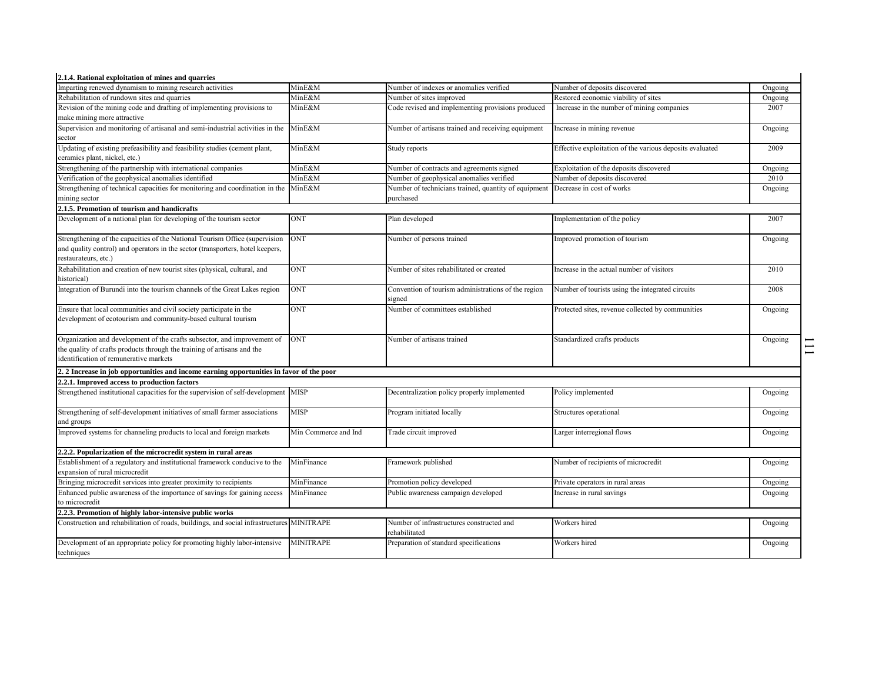| **2.1.4. Rational exploitation of mines and quarries** | | | | |
|---|---|---|---|---|
| Imparting renewed dynamism to mining research activities | MinE&M | Number of indexes or anomalies verified | Number of deposits discovered | Ongoing |
| Rehabilitation of rundown sites and quarries | MinE&M | Number of sites improved | Restored economic viability of sites | Ongoing |
| Revision of the mining code and drafting of implementing provisions to make mining more attractive | MinE&M | Code revised and implementing provisions produced | Increase in the number of mining companies | 2007 |
| Supervision and monitoring of artisanal and semi-industrial activities in the sector | MinE&M | Number of artisans trained and receiving equipment | Increase in mining revenue | Ongoing |
| Updating of existing prefeasibility and feasibility studies (cement plant, ceramics plant, nickel, etc.) | MinE&M | Study reports | Effective exploitation of the various deposits evaluated | 2009 |
| Strengthening of the partnership with international companies | MinE&M | Number of contracts and agreements signed | Exploitation of the deposits discovered | Ongoing |
| Verification of the geophysical anomalies identified | MinE&M | Number of geophysical anomalies verified | Number of deposits discovered | 2010 |
| Strengthening of technical capacities for monitoring and coordination in the mining sector | MinE&M | Number of technicians trained, quantity of equipment purchased | Decrease in cost of works | Ongoing |
| **2.1.5. Promotion of tourism and handicrafts** | | | | |
| Development of a national plan for developing of the tourism sector | ONT | Plan developed | Implementation of the policy | 2007 |
| Strengthening of the capacities of the National Tourism Office (supervision and quality control) and operators in the sector (transporters, hotel keepers, restaurateurs, etc.) | ONT | Number of persons trained | Improved promotion of tourism | Ongoing |
| Rehabilitation and creation of new tourist sites (physical, cultural, and historical) | ONT | Number of sites rehabilitated or created | Increase in the actual number of visitors | 2010 |
| Integration of Burundi into the tourism channels of the Great Lakes region | ONT | Convention of tourism administrations of the region signed | Number of tourists using the integrated circuits | 2008 |
| Ensure that local communities and civil society participate in the development of ecotourism and community-based cultural tourism | ONT | Number of committees established | Protected sites, revenue collected by communities | Ongoing |
| Organization and development of the crafts subsector, and improvement of the quality of crafts products through the training of artisans and the identification of remunerative markets | ONT | Number of artisans trained | Standardized crafts products | Ongoing |
| **2. 2 Increase in job opportunities and income earning opportunities in favor of the poor** | | | | |
| **2.2.1. Improved access to production factors** | | | | |
| Strengthened institutional capacities for the supervision of self-development | MISP | Decentralization policy properly implemented | Policy implemented | Ongoing |
| Strengthening of self-development initiatives of small farmer associations and groups | MISP | Program initiated locally | Structures operational | Ongoing |
| Improved systems for channeling products to local and foreign markets | Min Commerce and Ind | Trade circuit improved | Larger interregional flows | Ongoing |
| **2.2.2. Popularization of the microcredit system in rural areas** | | | | |
| Establishment of a regulatory and institutional framework conducive to the expansion of rural microcredit | MinFinance | Framework published | Number of recipients of microcredit | Ongoing |
| Bringing microcredit services into greater proximity to recipients | MinFinance | Promotion policy developed | Private operators in rural areas | Ongoing |
| Enhanced public awareness of the importance of savings for gaining access to microcredit | MinFinance | Public awareness campaign developed | Increase in rural savings | Ongoing |
| **2.2.3. Promotion of highly labor-intensive public works** | | | | |
| Construction and rehabilitation of roads, buildings, and social infrastructures | MINITRAPE | Number of infrastructures constructed and rehabilitated | Workers hired | Ongoing |
| Development of an appropriate policy for promoting highly labor-intensive techniques | MINITRAPE | Preparation of standard specifications | Workers hired | Ongoing |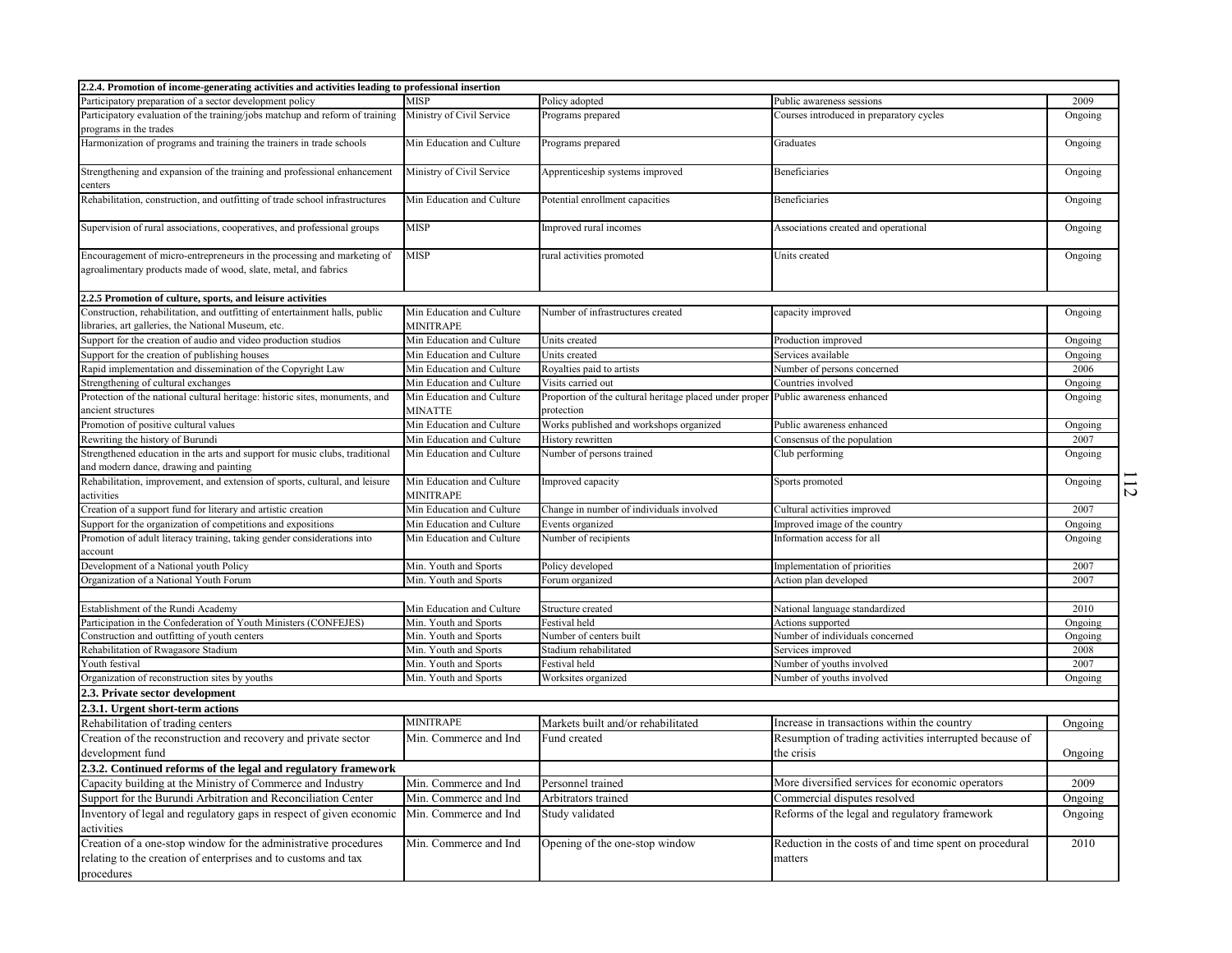| 2.2.4. Promotion of income-generating activities and activities leading to professional insertion | | | | |
|---|---|---|---|---|
| Participatory preparation of a sector development policy | MISP | Policy adopted | Public awareness sessions | 2009 |
| Participatory evaluation of the training/jobs matchup and reform of training programs in the trades | Ministry of Civil Service | Programs prepared | Courses introduced in preparatory cycles | Ongoing |
| Harmonization of programs and training the trainers in trade schools | Min Education and Culture | Programs prepared | Graduates | Ongoing |
| Strengthening and expansion of the training and professional enhancement centers | Ministry of Civil Service | Apprenticeship systems improved | Beneficiaries | Ongoing |
| Rehabilitation, construction, and outfitting of trade school infrastructures | Min Education and Culture | Potential enrollment capacities | Beneficiaries | Ongoing |
| Supervision of rural associations, cooperatives, and professional groups | MISP | Improved rural incomes | Associations created and operational | Ongoing |
| Encouragement of micro-entrepreneurs in the processing and marketing of agroalimentary products made of wood, slate, metal, and fabrics | MISP | rural activities promoted | Units created | Ongoing |
| **2.2.5 Promotion of culture, sports, and leisure activities** | | | | |
| Construction, rehabilitation, and outfitting of entertainment halls, public libraries, art galleries, the National Museum, etc. | Min Education and Culture MINITRAPE | Number of infrastructures created | capacity improved | Ongoing |
| Support for the creation of audio and video production studios | Min Education and Culture | Units created | Production improved | Ongoing |
| Support for the creation of publishing houses | Min Education and Culture | Units created | Services available | Ongoing |
| Rapid implementation and dissemination of the Copyright Law | Min Education and Culture | Royalties paid to artists | Number of persons concerned | 2006 |
| Strengthening of cultural exchanges | Min Education and Culture | Visits carried out | Countries involved | Ongoing |
| Protection of the national cultural heritage: historic sites, monuments, and ancient structures | Min Education and Culture MINATTE | Proportion of the cultural heritage placed under proper protection | Public awareness enhanced | Ongoing |
| Promotion of positive cultural values | Min Education and Culture | Works published and workshops organized | Public awareness enhanced | Ongoing |
| Rewriting the history of Burundi | Min Education and Culture | History rewritten | Consensus of the population | 2007 |
| Strengthened education in the arts and support for music clubs, traditional and modern dance, drawing and painting | Min Education and Culture | Number of persons trained | Club performing | Ongoing |
| Rehabilitation, improvement, and extension of sports, cultural, and leisure activities | Min Education and Culture MINITRAPE | Improved capacity | Sports promoted | Ongoing |
| Creation of a support fund for literary and artistic creation | Min Education and Culture | Change in number of individuals involved | Cultural activities improved | 2007 |
| Support for the organization of competitions and expositions | Min Education and Culture | Events organized | Improved image of the country | Ongoing |
| Promotion of adult literacy training, taking gender considerations into account | Min Education and Culture | Number of recipients | Information access for all | Ongoing |
| Development of a National youth Policy | Min. Youth and Sports | Policy developed | Implementation of priorities | 2007 |
| Organization of a National Youth Forum | Min. Youth and Sports | Forum organized | Action plan developed | 2007 |
| | | | | |
| Establishment of the Rundi Academy | Min Education and Culture | Structure created | National language standardized | 2010 |
| Participation in the Confederation of Youth Ministers (CONFEJES) | Min. Youth and Sports | Festival held | Actions supported | Ongoing |
| Construction and outfitting of youth centers | Min. Youth and Sports | Number of centers built | Number of individuals concerned | Ongoing |
| Rehabilitation of Rwagasore Stadium | Min. Youth and Sports | Stadium rehabilitated | Services improved | 2008 |
| Youth festival | Min. Youth and Sports | Festival held | Number of youths involved | 2007 |
| Organization of reconstruction sites by youths | Min. Youth and Sports | Worksites organized | Number of youths involved | Ongoing |
| **2.3. Private sector development** | | | | |
| **2.3.1. Urgent short-term actions** | | | | |
| Rehabilitation of trading centers | MINITRAPE | Markets built and/or rehabilitated | Increase in transactions within the country | Ongoing |
| Creation of the reconstruction and recovery and private sector development fund | Min. Commerce and Ind | Fund created | Resumption of trading activities interrupted because of the crisis | Ongoing |
| **2.3.2. Continued reforms of the legal and regulatory framework** | | | | |
| Capacity building at the Ministry of Commerce and Industry | Min. Commerce and Ind | Personnel trained | More diversified services for economic operators | 2009 |
| Support for the Burundi Arbitration and Reconciliation Center | Min. Commerce and Ind | Arbitrators trained | Commercial disputes resolved | Ongoing |
| Inventory of legal and regulatory gaps in respect of given economic activities | Min. Commerce and Ind | Study validated | Reforms of the legal and regulatory framework | Ongoing |
| Creation of a one-stop window for the administrative procedures relating to the creation of enterprises and to customs and tax procedures | Min. Commerce and Ind | Opening of the one-stop window | Reduction in the costs of and time spent on procedural matters | 2010 |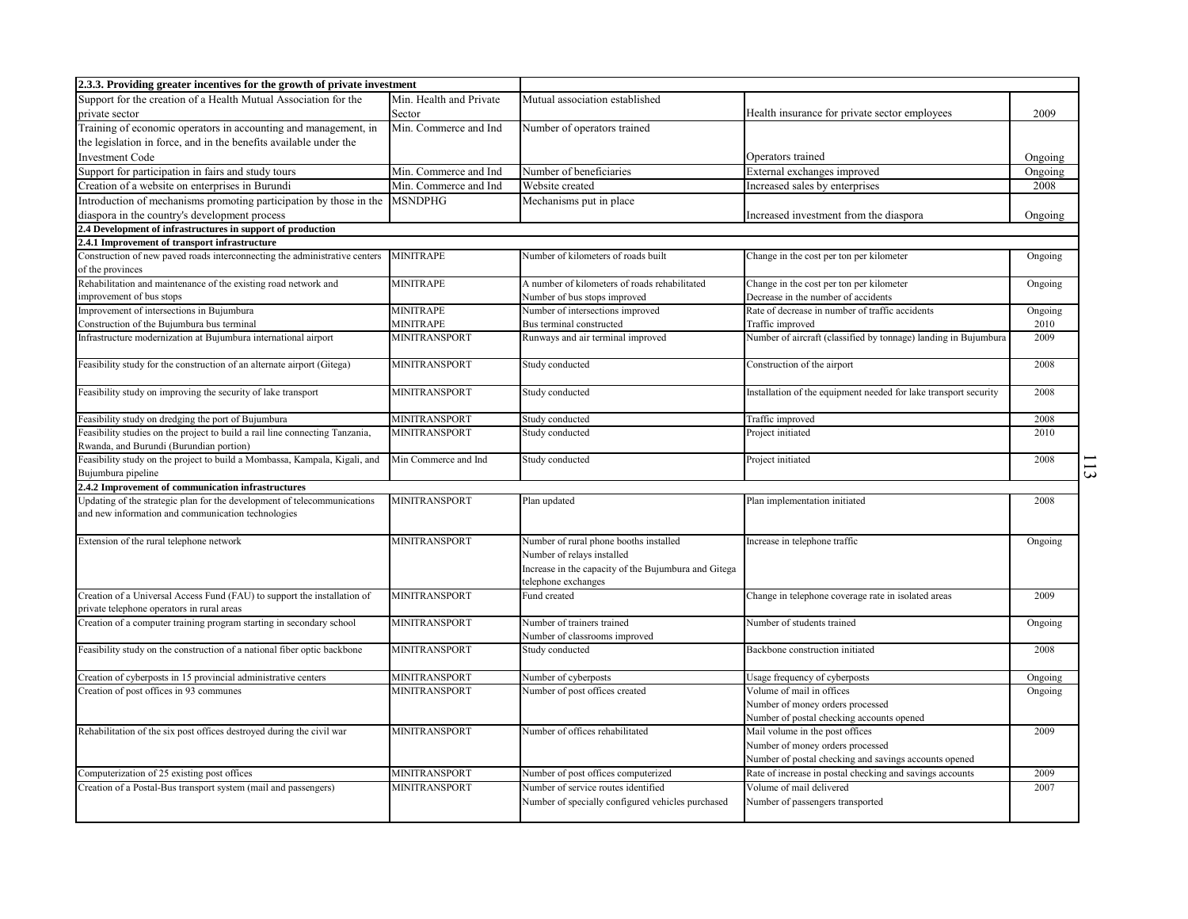| 2.3.3. Providing greater incentives for the growth of private investment | | | | |
|---|---|---|---|---|
| Support for the creation of a Health Mutual Association for the private sector | Min. Health and Private Sector | Mutual association established | Health insurance for private sector employees | 2009 |
| Training of economic operators in accounting and management, in the legislation in force, and in the benefits available under the Investment Code | Min. Commerce and Ind | Number of operators trained | Operators trained | Ongoing |
| Support for participation in fairs and study tours | Min. Commerce and Ind | Number of beneficiaries | External exchanges improved | Ongoing |
| Creation of a website on enterprises in Burundi | Min. Commerce and Ind | Website created | Increased sales by enterprises | 2008 |
| Introduction of mechanisms promoting participation by those in the diaspora in the country's development process | MSNDPHG | Mechanisms put in place | Increased investment from the diaspora | Ongoing |
| **2.4 Development of infrastructures in support of production** | | | | |
| **2.4.1 Improvement of transport infrastructure** | | | | |
| Construction of new paved roads interconnecting the administrative centers of the provinces | MINITRAPE | Number of kilometers of roads built | Change in the cost per ton per kilometer | Ongoing |
| Rehabilitation and maintenance of the existing road network and improvement of bus stops | MINITRAPE | A number of kilometers of roads rehabilitated<br>Number of bus stops improved | Change in the cost per ton per kilometer<br>Decrease in the number of accidents | Ongoing |
| Improvement of intersections in Bujumbura | MINITRAPE | Number of intersections improved | Rate of decrease in number of traffic accidents | Ongoing |
| Construction of the Bujumbura bus terminal | MINITRAPE | Bus terminal constructed | Traffic improved | 2010 |
| Infrastructure modernization at Bujumbura international airport | MINITRANSPORT | Runways and air terminal improved | Number of aircraft (classified by tonnage) landing in Bujumbura | 2009 |
| Feasibility study for the construction of an alternate airport (Gitega) | MINITRANSPORT | Study conducted | Construction of the airport | 2008 |
| Feasibility study on improving the security of lake transport | MINITRANSPORT | Study conducted | Installation of the equipment needed for lake transport security | 2008 |
| Feasibility study on dredging the port of Bujumbura | MINITRANSPORT | Study conducted | Traffic improved | 2008 |
| Feasibility studies on the project to build a rail line connecting Tanzania, Rwanda, and Burundi (Burundian portion) | MINITRANSPORT | Study conducted | Project initiated | 2010 |
| Feasibility study on the project to build a Mombassa, Kampala, Kigali, and Bujumbura pipeline | Min Commerce and Ind | Study conducted | Project initiated | 2008 |
| **2.4.2 Improvement of communication infrastructures** | | | | |
| Updating of the strategic plan for the development of telecommunications and new information and communication technologies | MINITRANSPORT | Plan updated | Plan implementation initiated | 2008 |
| Extension of the rural telephone network | MINITRANSPORT | Number of rural phone booths installed<br>Number of relays installed<br>Increase in the capacity of the Bujumbura and Gitega telephone exchanges | Increase in telephone traffic | Ongoing |
| Creation of a Universal Access Fund (FAU) to support the installation of private telephone operators in rural areas | MINITRANSPORT | Fund created | Change in telephone coverage rate in isolated areas | 2009 |
| Creation of a computer training program starting in secondary school | MINITRANSPORT | Number of trainers trained<br>Number of classrooms improved | Number of students trained | Ongoing |
| Feasibility study on the construction of a national fiber optic backbone | MINITRANSPORT | Study conducted | Backbone construction initiated | 2008 |
| Creation of cyberposts in 15 provincial administrative centers | MINITRANSPORT | Number of cyberposts | Usage frequency of cyberposts | Ongoing |
| Creation of post offices in 93 communes | MINITRANSPORT | Number of post offices created | Volume of mail in offices<br>Number of money orders processed<br>Number of postal checking accounts opened | Ongoing |
| Rehabilitation of the six post offices destroyed during the civil war | MINITRANSPORT | Number of offices rehabilitated | Mail volume in the post offices<br>Number of money orders processed<br>Number of postal checking and savings accounts opened | 2009 |
| Computerization of 25 existing post offices | MINITRANSPORT | Number of post offices computerized | Rate of increase in postal checking and savings accounts | 2009 |
| Creation of a Postal-Bus transport system (mail and passengers) | MINITRANSPORT | Number of service routes identified<br>Number of specially configured vehicles purchased | Volume of mail delivered<br>Number of passengers transported | 2007 |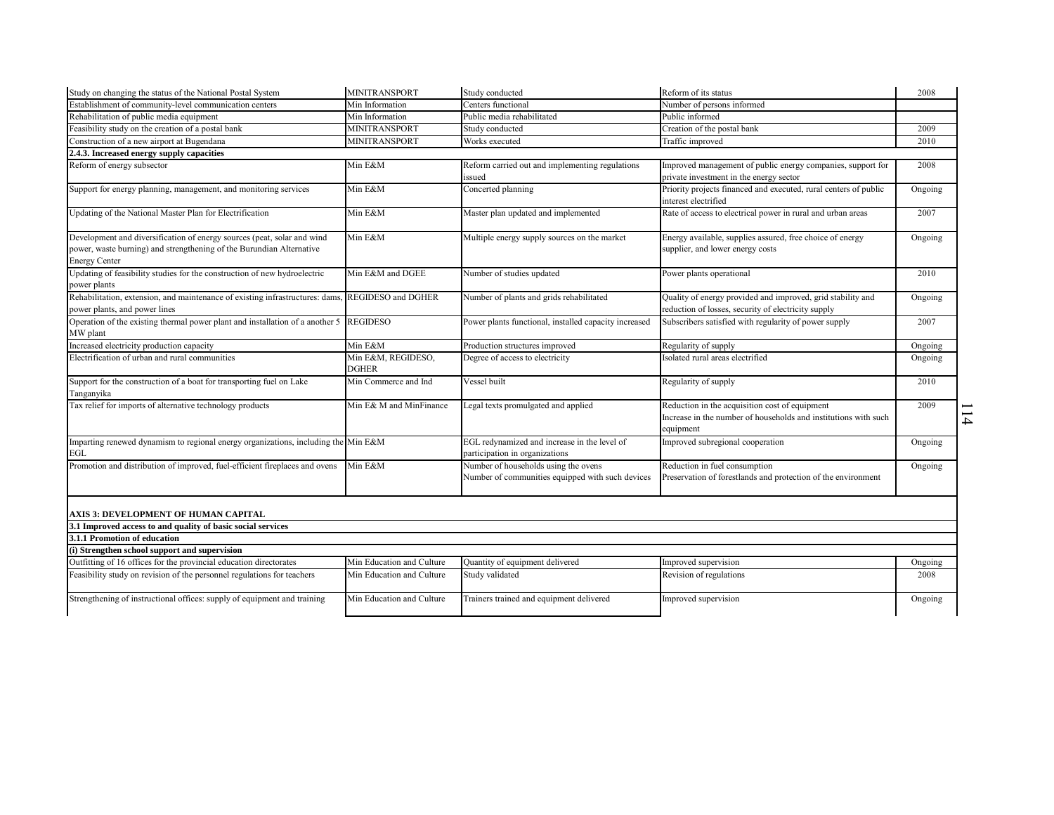| Study on changing the status of the National Postal System | MINITRANSPORT | Study conducted | Reform of its status | 2008 |
|---|---|---|---|---|
| Establishment of community-level communication centers | Min Information | Centers functional | Number of persons informed | |
| Rehabilitation of public media equipment | Min Information | Public media rehabilitated | Public informed | |
| Feasibility study on the creation of a postal bank | MINITRANSPORT | Study conducted | Creation of the postal bank | 2009 |
| Construction of a new airport at Bugendana | MINITRANSPORT | Works executed | Traffic improved | 2010 |
| **2.4.3. Increased energy supply capacities** | | | | |
| Reform of energy subsector | Min E&M | Reform carried out and implementing regulations issued | Improved management of public energy companies, support for private investment in the energy sector | 2008 |
| Support for energy planning, management, and monitoring services | Min E&M | Concerted planning | Priority projects financed and executed, rural centers of public interest electrified | Ongoing |
| Updating of the National Master Plan for Electrification | Min E&M | Master plan updated and implemented | Rate of access to electrical power in rural and urban areas | 2007 |
| Development and diversification of energy sources (peat, solar and wind power, waste burning) and strengthening of the Burundian Alternative Energy Center | Min E&M | Multiple energy supply sources on the market | Energy available, supplies assured, free choice of energy supplier, and lower energy costs | Ongoing |
| Updating of feasibility studies for the construction of new hydroelectric power plants | Min E&M and DGEE | Number of studies updated | Power plants operational | 2010 |
| Rehabilitation, extension, and maintenance of existing infrastructures: dams, power plants, and power lines | REGIDESO and DGHER | Number of plants and grids rehabilitated | Quality of energy provided and improved, grid stability and reduction of losses, security of electricity supply | Ongoing |
| Operation of the existing thermal power plant and installation of a another 5 MW plant | REGIDESO | Power plants functional, installed capacity increased | Subscribers satisfied with regularity of power supply | 2007 |
| Increased electricity production capacity | Min E&M | Production structures improved | Regularity of supply | Ongoing |
| Electrification of urban and rural communities | Min E&M, REGIDESO, DGHER | Degree of access to electricity | Isolated rural areas electrified | Ongoing |
| Support for the construction of a boat for transporting fuel on Lake Tanganyika | Min Commerce and Ind | Vessel built | Regularity of supply | 2010 |
| Tax relief for imports of alternative technology products | Min E& M and MinFinance | Legal texts promulgated and applied | Reduction in the acquisition cost of equipment<br>Increase in the number of households and institutions with such equipment | 2009 |
| Imparting renewed dynamism to regional energy organizations, including the EGL | Min E&M | EGL redynamized and increase in the level of participation in organizations | Improved subregional cooperation | Ongoing |
| Promotion and distribution of improved, fuel-efficient fireplaces and ovens | Min E&M | Number of households using the ovens<br>Number of communities equipped with such devices | Reduction in fuel consumption<br>Preservation of forestlands and protection of the environment | Ongoing |
| **AXIS 3: DEVELOPMENT OF HUMAN CAPITAL** | | | | |
| **3.1 Improved access to and quality of basic social services** | | | | |
| **3.1.1 Promotion of education** | | | | |
| **(i) Strengthen school support and supervision** | | | | |
| Outfitting of 16 offices for the provincial education directorates | Min Education and Culture | Quantity of equipment delivered | Improved supervision | Ongoing |
| Feasibility study on revision of the personnel regulations for teachers | Min Education and Culture | Study validated | Revision of regulations | 2008 |
| Strengthening of instructional offices: supply of equipment and training | Min Education and Culture | Trainers trained and equipment delivered | Improved supervision | Ongoing |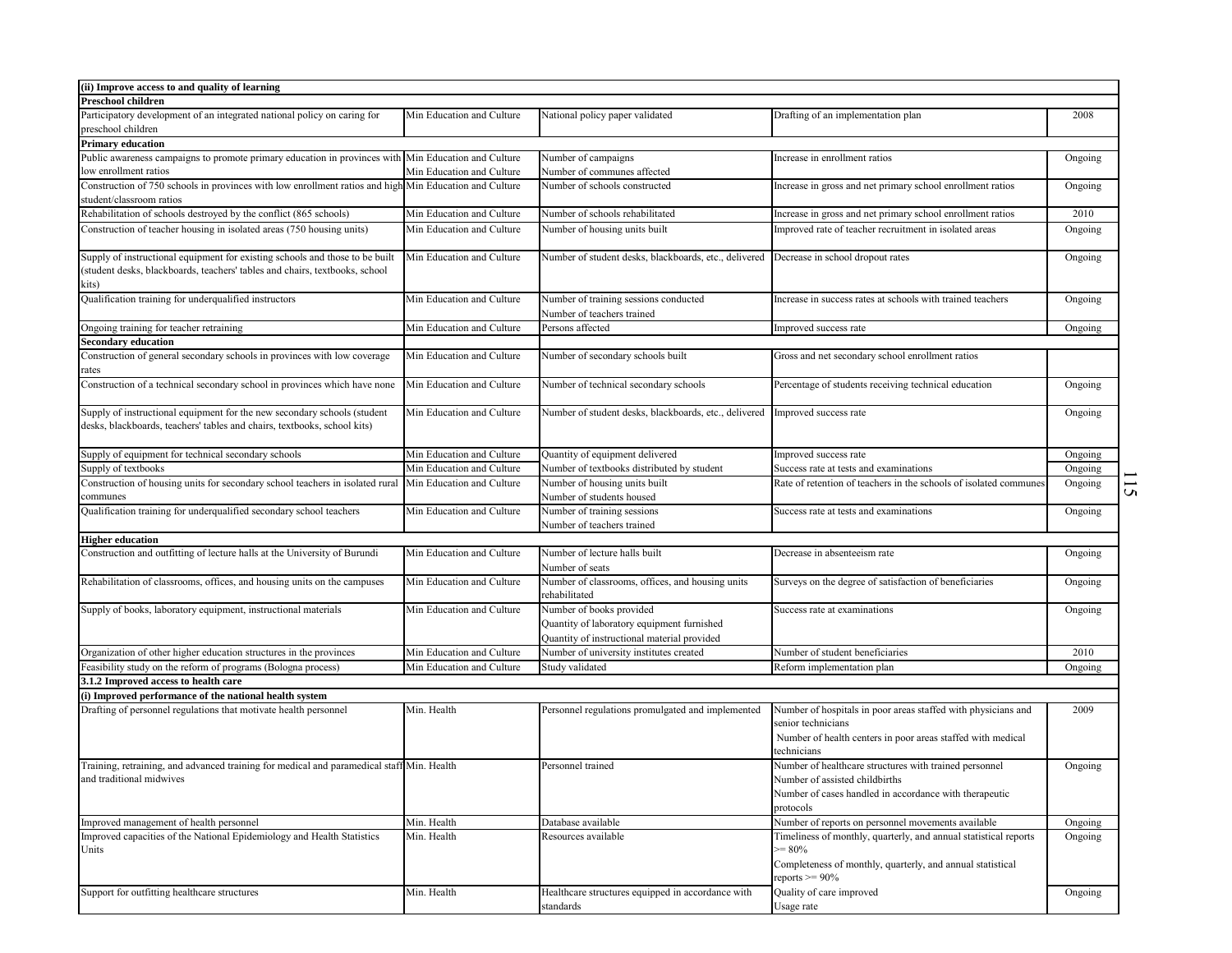| (ii) Improve access to and quality of learning | | | | |
|---|---|---|---|---|
| **Preschool children** | | | | |
| Participatory development of an integrated national policy on caring for preschool children | Min Education and Culture | National policy paper validated | Drafting of an implementation plan | 2008 |
| **Primary education** | | | | |
| Public awareness campaigns to promote primary education in provinces with low enrollment ratios | Min Education and Culture<br>Min Education and Culture | Number of campaigns<br>Number of communes affected | Increase in enrollment ratios | Ongoing |
| Construction of 750 schools in provinces with low enrollment ratios and high student/classroom ratios | Min Education and Culture | Number of schools constructed | Increase in gross and net primary school enrollment ratios | Ongoing |
| Rehabilitation of schools destroyed by the conflict (865 schools) | Min Education and Culture | Number of schools rehabilitated | Increase in gross and net primary school enrollment ratios | 2010 |
| Construction of teacher housing in isolated areas (750 housing units) | Min Education and Culture | Number of housing units built | Improved rate of teacher recruitment in isolated areas | Ongoing |
| Supply of instructional equipment for existing schools and those to be built (student desks, blackboards, teachers' tables and chairs, textbooks, school kits) | Min Education and Culture | Number of student desks, blackboards, etc., delivered | Decrease in school dropout rates | Ongoing |
| Qualification training for underqualified instructors | Min Education and Culture | Number of training sessions conducted<br>Number of teachers trained | Increase in success rates at schools with trained teachers | Ongoing |
| Ongoing training for teacher retraining | Min Education and Culture | Persons affected | Improved success rate | Ongoing |
| **Secondary education** | | | | |
| Construction of general secondary schools in provinces with low coverage rates | Min Education and Culture | Number of secondary schools built | Gross and net secondary school enrollment ratios | |
| Construction of a technical secondary school in provinces which have none | Min Education and Culture | Number of technical secondary schools | Percentage of students receiving technical education | Ongoing |
| Supply of instructional equipment for the new secondary schools (student desks, blackboards, teachers' tables and chairs, textbooks, school kits) | Min Education and Culture | Number of student desks, blackboards, etc., delivered | Improved success rate | Ongoing |
| Supply of equipment for technical secondary schools | Min Education and Culture | Quantity of equipment delivered | Improved success rate | Ongoing |
| Supply of textbooks | Min Education and Culture | Number of textbooks distributed by student | Success rate at tests and examinations | Ongoing |
| Construction of housing units for secondary school teachers in isolated rural communes | Min Education and Culture | Number of housing units built<br>Number of students housed | Rate of retention of teachers in the schools of isolated communes | Ongoing |
| Qualification training for underqualified secondary school teachers | Min Education and Culture | Number of training sessions<br>Number of teachers trained | Success rate at tests and examinations | Ongoing |
| **Higher education** | | | | |
| Construction and outfitting of lecture halls at the University of Burundi | Min Education and Culture | Number of lecture halls built<br>Number of seats | Decrease in absenteeism rate | Ongoing |
| Rehabilitation of classrooms, offices, and housing units on the campuses | Min Education and Culture | Number of classrooms, offices, and housing units rehabilitated | Surveys on the degree of satisfaction of beneficiaries | Ongoing |
| Supply of books, laboratory equipment, instructional materials | Min Education and Culture | Number of books provided<br>Quantity of laboratory equipment furnished<br>Quantity of instructional material provided | Success rate at examinations | Ongoing |
| Organization of other higher education structures in the provinces | Min Education and Culture | Number of university institutes created | Number of student beneficiaries | 2010 |
| Feasibility study on the reform of programs (Bologna process) | Min Education and Culture | Study validated | Reform implementation plan | Ongoing |
| **3.1.2 Improved access to health care** | | | | |
| **(i) Improved performance of the national health system** | | | | |
| Drafting of personnel regulations that motivate health personnel | Min. Health | Personnel regulations promulgated and implemented | Number of hospitals in poor areas staffed with physicians and senior technicians<br>Number of health centers in poor areas staffed with medical technicians | 2009 |
| Training, retraining, and advanced training for medical and paramedical staff and traditional midwives | Min. Health | Personnel trained | Number of healthcare structures with trained personnel<br>Number of assisted childbirths<br>Number of cases handled in accordance with therapeutic protocols | Ongoing |
| Improved management of health personnel | Min. Health | Database available | Number of reports on personnel movements available | Ongoing |
| Improved capacities of the National Epidemiology and Health Statistics Units | Min. Health | Resources available | Timeliness of monthly, quarterly, and annual statistical reports >= 80%<br>Completeness of monthly, quarterly, and annual statistical reports >= 90% | Ongoing |
| Support for outfitting healthcare structures | Min. Health | Healthcare structures equipped in accordance with standards | Quality of care improved<br>Usage rate | Ongoing |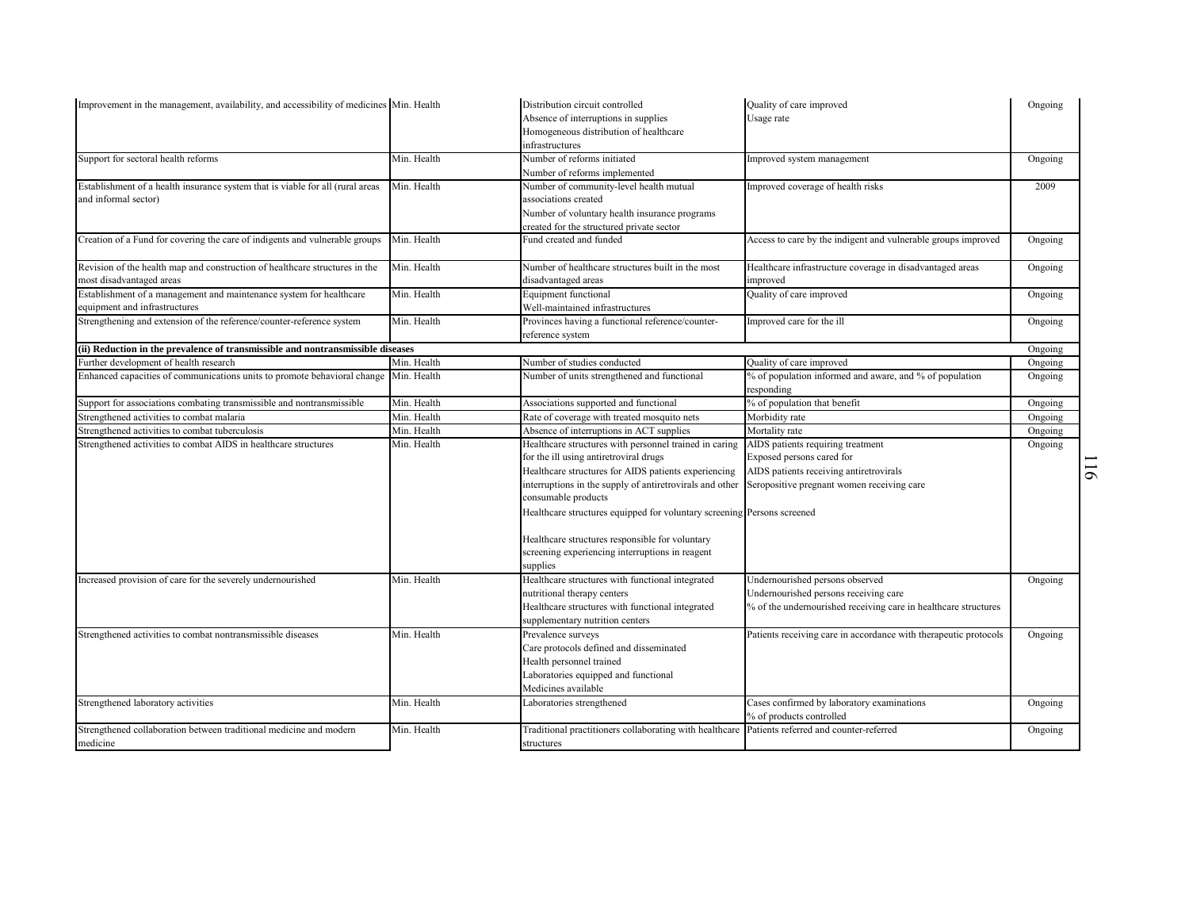| | | | | |
|---|---|---|---|---|
| Improvement in the management, availability, and accessibility of medicines | Min. Health | Distribution circuit controlled<br>Absence of interruptions in supplies<br>Homogeneous distribution of healthcare infrastructures | Quality of care improved<br>Usage rate | Ongoing |
| Support for sectoral health reforms | Min. Health | Number of reforms initiated<br>Number of reforms implemented | Improved system management | Ongoing |
| Establishment of a health insurance system that is viable for all (rural areas and informal sector) | Min. Health | Number of community-level health mutual associations created<br>Number of voluntary health insurance programs created for the structured private sector | Improved coverage of health risks | 2009 |
| Creation of a Fund for covering the care of indigents and vulnerable groups | Min. Health | Fund created and funded | Access to care by the indigent and vulnerable groups improved | Ongoing |
| Revision of the health map and construction of healthcare structures in the most disadvantaged areas | Min. Health | Number of healthcare structures built in the most disadvantaged areas | Healthcare infrastructure coverage in disadvantaged areas improved | Ongoing |
| Establishment of a management and maintenance system for healthcare equipment and infrastructures | Min. Health | Equipment functional<br>Well-maintained infrastructures | Quality of care improved | Ongoing |
| Strengthening and extension of the reference/counter-reference system | Min. Health | Provinces having a functional reference/counter-reference system | Improved care for the ill | Ongoing |
| **(ii) Reduction in the prevalence of transmissible and nontransmissible diseases** | | | | Ongoing |
| Further development of health research | Min. Health | Number of studies conducted | Quality of care improved | Ongoing |
| Enhanced capacities of communications units to promote behavioral change | Min. Health | Number of units strengthened and functional | % of population informed and aware, and % of population responding | Ongoing |
| Support for associations combating transmissible and nontransmissible | Min. Health | Associations supported and functional | % of population that benefit | Ongoing |
| Strengthened activities to combat malaria | Min. Health | Rate of coverage with treated mosquito nets | Morbidity rate | Ongoing |
| Strengthened activities to combat tuberculosis | Min. Health | Absence of interruptions in ACT supplies | Mortality rate | Ongoing |
| Strengthened activities to combat AIDS in healthcare structures | Min. Health | Healthcare structures with personnel trained in caring for the ill using antiretroviral drugs<br>Healthcare structures for AIDS patients experiencing interruptions in the supply of antiretrovirals and other consumable products<br>Healthcare structures equipped for voluntary screening<br>Healthcare structures responsible for voluntary screening experiencing interruptions in reagent supplies | AIDS patients requiring treatment<br>Exposed persons cared for<br>AIDS patients receiving antiretrovirals<br>Seropositive pregnant women receiving care<br>Persons screened | Ongoing |
| Increased provision of care for the severely undernourished | Min. Health | Healthcare structures with functional integrated nutritional therapy centers<br>Healthcare structures with functional integrated supplementary nutrition centers | Undernourished persons observed<br>Undernourished persons receiving care<br>% of the undernourished receiving care in healthcare structures | Ongoing |
| Strengthened activities to combat nontransmissible diseases | Min. Health | Prevalence surveys<br>Care protocols defined and disseminated<br>Health personnel trained<br>Laboratories equipped and functional<br>Medicines available | Patients receiving care in accordance with therapeutic protocols | Ongoing |
| Strengthened laboratory activities | Min. Health | Laboratories strengthened | Cases confirmed by laboratory examinations<br>% of products controlled | Ongoing |
| Strengthened collaboration between traditional medicine and modern medicine | Min. Health | Traditional practitioners collaborating with healthcare structures | Patients referred and counter-referred | Ongoing |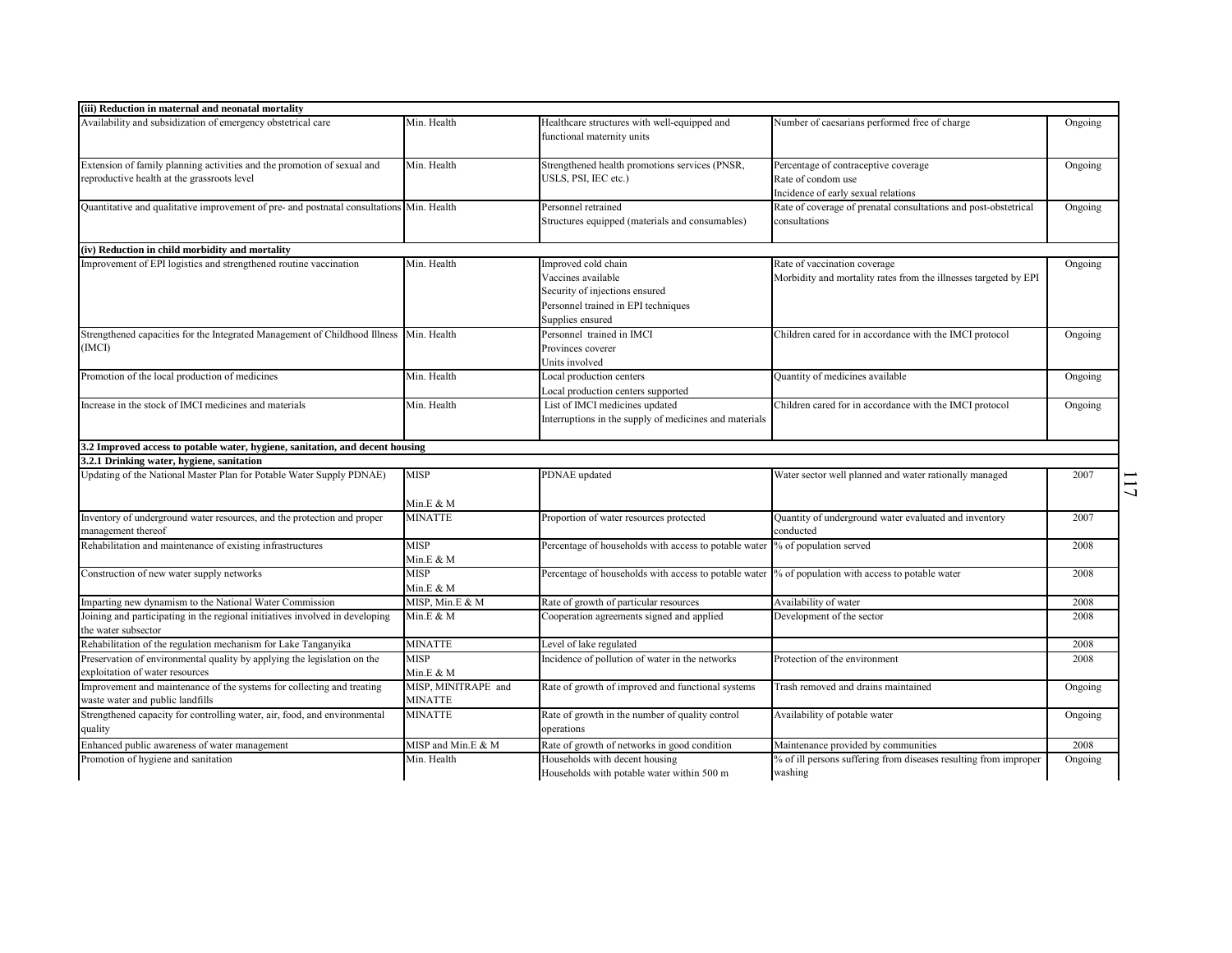| | | | | |
|---|---|---|---|---|
| **(iii) Reduction in maternal and neonatal mortality** | | | | |
| Availability and subsidization of emergency obstetrical care | Min. Health | Healthcare structures with well-equipped and functional maternity units | Number of caesarians performed free of charge | Ongoing |
| Extension of family planning activities and the promotion of sexual and reproductive health at the grassroots level | Min. Health | Strengthened health promotions services (PNSR, USLS, PSI, IEC etc.) | Percentage of contraceptive coverage<br>Rate of condom use<br>Incidence of early sexual relations | Ongoing |
| Quantitative and qualitative improvement of pre- and postnatal consultations | Min. Health | Personnel retrained<br>Structures equipped (materials and consumables) | Rate of coverage of prenatal consultations and post-obstetrical consultations | Ongoing |
| **(iv) Reduction in child morbidity and mortality** | | | | |
| Improvement of EPI logistics and strengthened routine vaccination | Min. Health | Improved cold chain<br>Vaccines available<br>Security of injections ensured<br>Personnel trained in EPI techniques<br>Supplies ensured | Rate of vaccination coverage<br>Morbidity and mortality rates from the illnesses targeted by EPI | Ongoing |
| Strengthened capacities for the Integrated Management of Childhood Illness (IMCI) | Min. Health | Personnel trained in IMCI<br>Provinces coverer<br>Units involved | Children cared for in accordance with the IMCI protocol | Ongoing |
| Promotion of the local production of medicines | Min. Health | Local production centers<br>Local production centers supported | Quantity of medicines available | Ongoing |
| Increase in the stock of IMCI medicines and materials | Min. Health | List of IMCI medicines updated<br>Interruptions in the supply of medicines and materials | Children cared for in accordance with the IMCI protocol | Ongoing |
| **3.2 Improved access to potable water, hygiene, sanitation, and decent housing** | | | | |
| **3.2.1 Drinking water, hygiene, sanitation** | | | | |
| Updating of the National Master Plan for Potable Water Supply PDNAE) | MISP<br>Min.E & M | PDNAE updated | Water sector well planned and water rationally managed | 2007 |
| Inventory of underground water resources, and the protection and proper management thereof | MINATTE | Proportion of water resources protected | Quantity of underground water evaluated and inventory conducted | 2007 |
| Rehabilitation and maintenance of existing infrastructures | MISP<br>Min.E & M | Percentage of households with access to potable water | % of population served | 2008 |
| Construction of new water supply networks | MISP<br>Min.E & M | Percentage of households with access to potable water | % of population with access to potable water | 2008 |
| Imparting new dynamism to the National Water Commission | MISP, Min.E & M | Rate of growth of particular resources | Availability of water | 2008 |
| Joining and participating in the regional initiatives involved in developing the water subsector | Min.E & M | Cooperation agreements signed and applied | Development of the sector | 2008 |
| Rehabilitation of the regulation mechanism for Lake Tanganyika | MINATTE | Level of lake regulated | | 2008 |
| Preservation of environmental quality by applying the legislation on the exploitation of water resources | MISP<br>Min.E & M | Incidence of pollution of water in the networks | Protection of the environment | 2008 |
| Improvement and maintenance of the systems for collecting and treating waste water and public landfills | MISP, MINITRAPE and MINATTE | Rate of growth of improved and functional systems | Trash removed and drains maintained | Ongoing |
| Strengthened capacity for controlling water, air, food, and environmental quality | MINATTE | Rate of growth in the number of quality control operations | Availability of potable water | Ongoing |
| Enhanced public awareness of water management | MISP and Min.E & M | Rate of growth of networks in good condition | Maintenance provided by communities | 2008 |
| Promotion of hygiene and sanitation | Min. Health | Households with decent housing<br>Households with potable water within 500 m | % of ill persons suffering from diseases resulting from improper washing | Ongoing |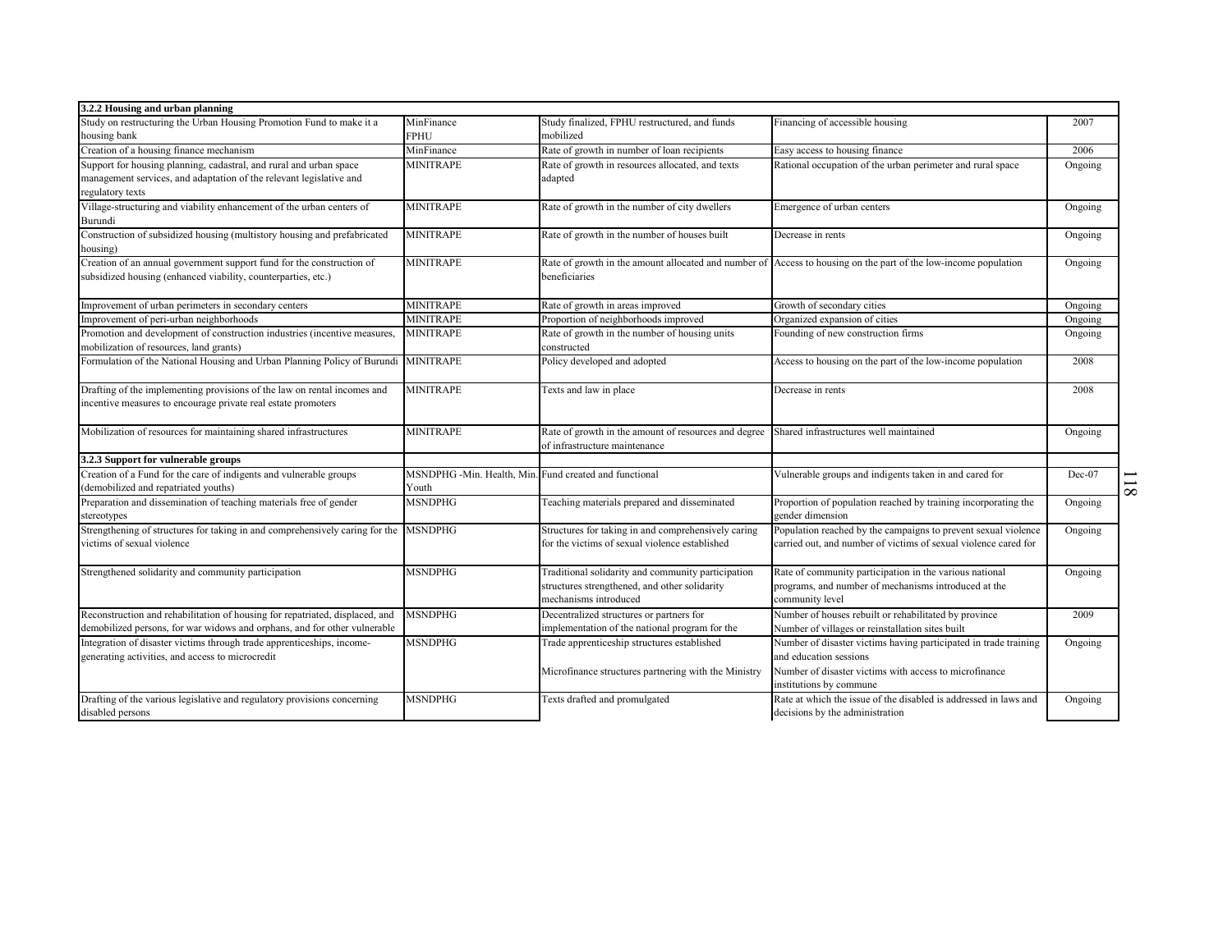| 3.2.2 Housing and urban planning | | | | |
|---|---|---|---|---|
| Study on restructuring the Urban Housing Promotion Fund to make it a housing bank | MinFinance FPHU | Study finalized, FPHU restructured, and funds mobilized | Financing of accessible housing | 2007 |
| Creation of a housing finance mechanism | MinFinance | Rate of growth in number of loan recipients | Easy access to housing finance | 2006 |
| Support for housing planning, cadastral, and rural and urban space management services, and adaptation of the relevant legislative and regulatory texts | MINITRAPE | Rate of growth in resources allocated, and texts adapted | Rational occupation of the urban perimeter and rural space | Ongoing |
| Village-structuring and viability enhancement of the urban centers of Burundi | MINITRAPE | Rate of growth in the number of city dwellers | Emergence of urban centers | Ongoing |
| Construction of subsidized housing (multistory housing and prefabricated housing) | MINITRAPE | Rate of growth in the number of houses built | Decrease in rents | Ongoing |
| Creation of an annual government support fund for the construction of subsidized housing (enhanced viability, counterparties, etc.) | MINITRAPE | Rate of growth in the amount allocated and number of beneficiaries | Access to housing on the part of the low-income population | Ongoing |
| Improvement of urban perimeters in secondary centers | MINITRAPE | Rate of growth in areas improved | Growth of secondary cities | Ongoing |
| Improvement of peri-urban neighborhoods | MINITRAPE | Proportion of neighborhoods improved | Organized expansion of cities | Ongoing |
| Promotion and development of construction industries (incentive measures, mobilization of resources, land grants) | MINITRAPE | Rate of growth in the number of housing units constructed | Founding of new construction firms | Ongoing |
| Formulation of the National Housing and Urban Planning Policy of Burundi | MINITRAPE | Policy developed and adopted | Access to housing on the part of the low-income population | 2008 |
| Drafting of the implementing provisions of the law on rental incomes and incentive measures to encourage private real estate promoters | MINITRAPE | Texts and law in place | Decrease in rents | 2008 |
| Mobilization of resources for maintaining shared infrastructures | MINITRAPE | Rate of growth in the amount of resources and degree of infrastructure maintenance | Shared infrastructures well maintained | Ongoing |
| **3.2.3 Support for vulnerable groups** | | | | |
| Creation of a Fund for the care of indigents and vulnerable groups (demobilized and repatriated youths) | MSNDPHG -Min. Health, Min. Youth | Fund created and functional | Vulnerable groups and indigents taken in and cared for | Dec-07 |
| Preparation and dissemination of teaching materials free of gender stereotypes | MSNDPHG | Teaching materials prepared and disseminated | Proportion of population reached by training incorporating the gender dimension | Ongoing |
| Strengthening of structures for taking in and comprehensively caring for the victims of sexual violence | MSNDPHG | Structures for taking in and comprehensively caring for the victims of sexual violence established | Population reached by the campaigns to prevent sexual violence carried out, and number of victims of sexual violence cared for | Ongoing |
| Strengthened solidarity and community participation | MSNDPHG | Traditional solidarity and community participation structures strengthened, and other solidarity mechanisms introduced | Rate of community participation in the various national programs, and number of mechanisms introduced at the community level | Ongoing |
| Reconstruction and rehabilitation of housing for repatriated, displaced, and demobilized persons, for war widows and orphans, and for other vulnerable | MSNDPHG | Decentralized structures or partners for implementation of the national program for the | Number of houses rebuilt or rehabilitated by province<br>Number of villages or reinstallation sites built | 2009 |
| Integration of disaster victims through trade apprenticeships, income-generating activities, and access to microcredit | MSNDPHG | Trade apprenticeship structures established<br><br>Microfinance structures partnering with the Ministry | Number of disaster victims having participated in trade training and education sessions<br>Number of disaster victims with access to microfinance institutions by commune | Ongoing |
| Drafting of the various legislative and regulatory provisions concerning disabled persons | MSNDPHG | Texts drafted and promulgated | Rate at which the issue of the disabled is addressed in laws and decisions by the administration | Ongoing |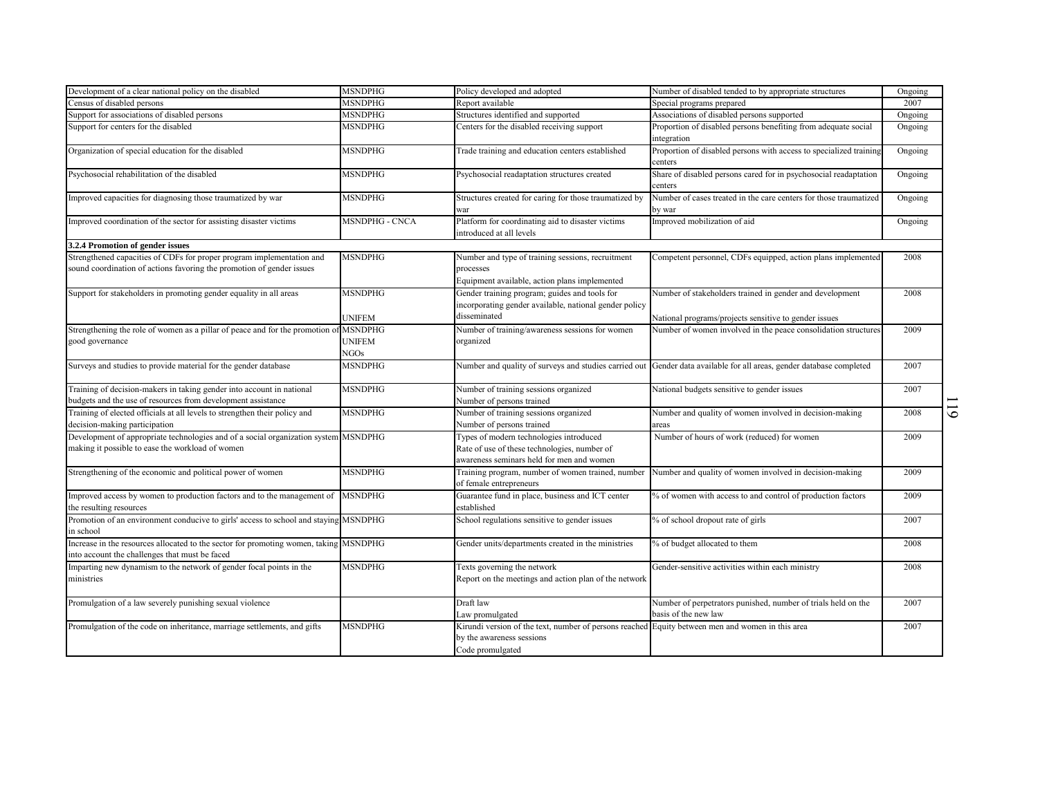| | | | | |
|---|---|---|---|---|
| Development of a clear national policy on the disabled | MSNDPHG | Policy developed and adopted | Number of disabled tended to by appropriate structures | Ongoing |
| Census of disabled persons | MSNDPHG | Report available | Special programs prepared | 2007 |
| Support for associations of disabled persons | MSNDPHG | Structures identified and supported | Associations of disabled persons supported | Ongoing |
| Support for centers for the disabled | MSNDPHG | Centers for the disabled receiving support | Proportion of disabled persons benefiting from adequate social integration | Ongoing |
| Organization of special education for the disabled | MSNDPHG | Trade training and education centers established | Proportion of disabled persons with access to specialized training centers | Ongoing |
| Psychosocial rehabilitation of the disabled | MSNDPHG | Psychosocial readaptation structures created | Share of disabled persons cared for in psychosocial readaptation centers | Ongoing |
| Improved capacities for diagnosing those traumatized by war | MSNDPHG | Structures created for caring for those traumatized by war | Number of cases treated in the care centers for those traumatized by war | Ongoing |
| Improved coordination of the sector for assisting disaster victims | MSNDPHG - CNCA | Platform for coordinating aid to disaster victims introduced at all levels | Improved mobilization of aid | Ongoing |
| **3.2.4 Promotion of gender issues** | | | | |
| Strengthened capacities of CDFs for proper program implementation and sound coordination of actions favoring the promotion of gender issues | MSNDPHG | Number and type of training sessions, recruitment processes<br>Equipment available, action plans implemented | Competent personnel, CDFs equipped, action plans implemented | 2008 |
| Support for stakeholders in promoting gender equality in all areas | MSNDPHG<br>UNIFEM | Gender training program; guides and tools for incorporating gender available, national gender policy disseminated | Number of stakeholders trained in gender and development<br>National programs/projects sensitive to gender issues | 2008 |
| Strengthening the role of women as a pillar of peace and for the promotion of good governance | MSNDPHG<br>UNIFEM<br>NGOs | Number of training/awareness sessions for women organized | Number of women involved in the peace consolidation structures | 2009 |
| Surveys and studies to provide material for the gender database | MSNDPHG | Number and quality of surveys and studies carried out | Gender data available for all areas, gender database completed | 2007 |
| Training of decision-makers in taking gender into account in national budgets and the use of resources from development assistance | MSNDPHG | Number of training sessions organized<br>Number of persons trained | National budgets sensitive to gender issues | 2007 |
| Training of elected officials at all levels to strengthen their policy and decision-making participation | MSNDPHG | Number of training sessions organized<br>Number of persons trained | Number and quality of women involved in decision-making areas | 2008 |
| Development of appropriate technologies and of a social organization system making it possible to ease the workload of women | MSNDPHG | Types of modern technologies introduced<br>Rate of use of these technologies, number of awareness seminars held for men and women | Number of hours of work (reduced) for women | 2009 |
| Strengthening of the economic and political power of women | MSNDPHG | Training program, number of women trained, number of female entrepreneurs | Number and quality of women involved in decision-making | 2009 |
| Improved access by women to production factors and to the management of the resulting resources | MSNDPHG | Guarantee fund in place, business and ICT center established | % of women with access to and control of production factors | 2009 |
| Promotion of an environment conducive to girls' access to school and staying in school | MSNDPHG | School regulations sensitive to gender issues | % of school dropout rate of girls | 2007 |
| Increase in the resources allocated to the sector for promoting women, taking into account the challenges that must be faced | MSNDPHG | Gender units/departments created in the ministries | % of budget allocated to them | 2008 |
| Imparting new dynamism to the network of gender focal points in the ministries | MSNDPHG | Texts governing the network<br>Report on the meetings and action plan of the network | Gender-sensitive activities within each ministry | 2008 |
| Promulgation of a law severely punishing sexual violence | | Draft law<br>Law promulgated | Number of perpetrators punished, number of trials held on the basis of the new law | 2007 |
| Promulgation of the code on inheritance, marriage settlements, and gifts | MSNDPHG | Kirundi version of the text, number of persons reached by the awareness sessions<br>Code promulgated | Equity between men and women in this area | 2007 |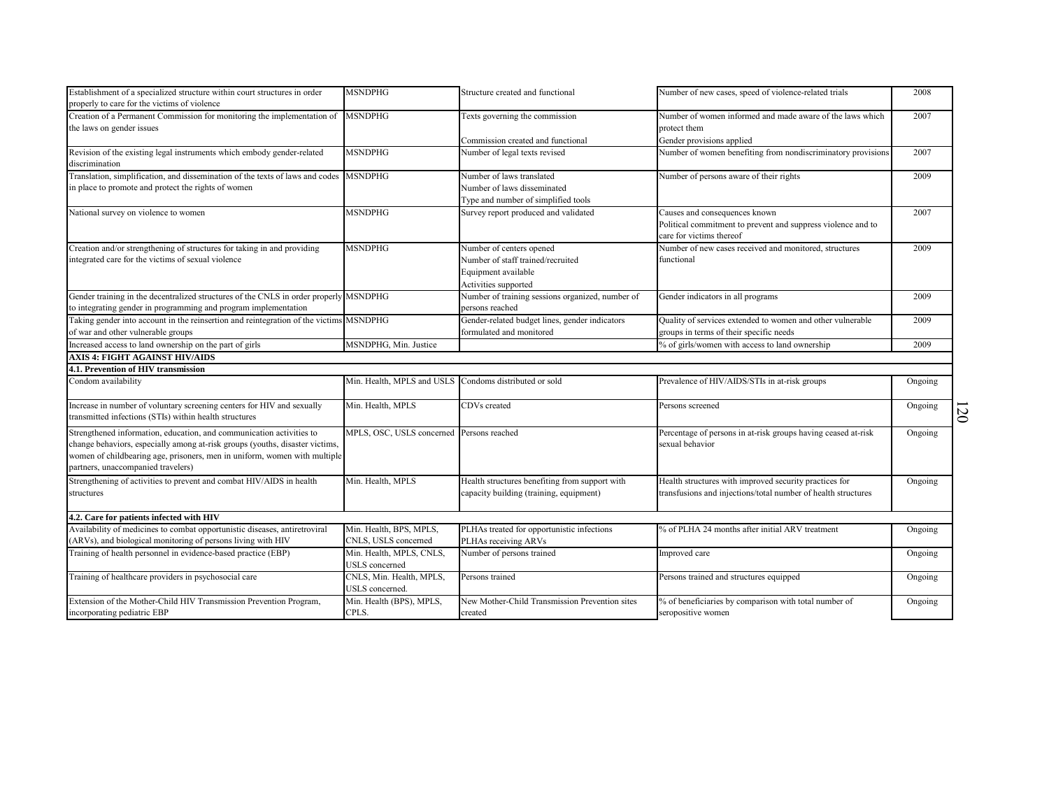| | | | | |
|---|---|---|---|---|
| Establishment of a specialized structure within court structures in order properly to care for the victims of violence | MSNDPHG | Structure created and functional | Number of new cases, speed of violence-related trials | 2008 |
| Creation of a Permanent Commission for monitoring the implementation of the laws on gender issues | MSNDPHG | Texts governing the commission<br><br>Commission created and functional | Number of women informed and made aware of the laws which protect them<br>Gender provisions applied | 2007 |
| Revision of the existing legal instruments which embody gender-related discrimination | MSNDPHG | Number of legal texts revised | Number of women benefiting from nondiscriminatory provisions | 2007 |
| Translation, simplification, and dissemination of the texts of laws and codes in place to promote and protect the rights of women | MSNDPHG | Number of laws translated<br>Number of laws disseminated<br>Type and number of simplified tools | Number of persons aware of their rights | 2009 |
| National survey on violence to women | MSNDPHG | Survey report produced and validated | Causes and consequences known<br>Political commitment to prevent and suppress violence and to care for victims thereof | 2007 |
| Creation and/or strengthening of structures for taking in and providing integrated care for the victims of sexual violence | MSNDPHG | Number of centers opened<br>Number of staff trained/recruited<br>Equipment available<br>Activities supported | Number of new cases received and monitored, structures functional | 2009 |
| Gender training in the decentralized structures of the CNLS in order properly to integrating gender in programming and program implementation | MSNDPHG | Number of training sessions organized, number of persons reached | Gender indicators in all programs | 2009 |
| Taking gender into account in the reinsertion and reintegration of the victims of war and other vulnerable groups | MSNDPHG | Gender-related budget lines, gender indicators formulated and monitored | Quality of services extended to women and other vulnerable groups in terms of their specific needs | 2009 |
| Increased access to land ownership on the part of girls | MSNDPHG, Min. Justice | | % of girls/women with access to land ownership | 2009 |
| **AXIS 4: FIGHT AGAINST HIV/AIDS** | | | | |
| **4.1. Prevention of HIV transmission** | | | | |
| Condom availability | Min. Health, MPLS and USLS | Condoms distributed or sold | Prevalence of HIV/AIDS/STIs in at-risk groups | Ongoing |
| Increase in number of voluntary screening centers for HIV and sexually transmitted infections (STIs) within health structures | Min. Health, MPLS | CDVs created | Persons screened | Ongoing |
| Strengthened information, education, and communication activities to change behaviors, especially among at-risk groups (youths, disaster victims, women of childbearing age, prisoners, men in uniform, women with multiple partners, unaccompanied travelers) | MPLS, OSC, USLS concerned | Persons reached | Percentage of persons in at-risk groups having ceased at-risk sexual behavior | Ongoing |
| Strengthening of activities to prevent and combat HIV/AIDS in health structures | Min. Health, MPLS | Health structures benefiting from support with capacity building (training, equipment) | Health structures with improved security practices for transfusions and injections/total number of health structures | Ongoing |
| **4.2. Care for patients infected with HIV** | | | | |
| Availability of medicines to combat opportunistic diseases, antiretroviral (ARVs), and biological monitoring of persons living with HIV | Min. Health, BPS, MPLS, CNLS, USLS concerned | PLHAs treated for opportunistic infections<br>PLHAs receiving ARVs | % of PLHA 24 months after initial ARV treatment | Ongoing |
| Training of health personnel in evidence-based practice (EBP) | Min. Health, MPLS, CNLS, USLS concerned | Number of persons trained | Improved care | Ongoing |
| Training of healthcare providers in psychosocial care | CNLS, Min. Health, MPLS, USLS concerned. | Persons trained | Persons trained and structures equipped | Ongoing |
| Extension of the Mother-Child HIV Transmission Prevention Program, incorporating pediatric EBP | Min. Health (BPS), MPLS, CPLS. | New Mother-Child Transmission Prevention sites created | % of beneficiaries by comparison with total number of seropositive women | Ongoing |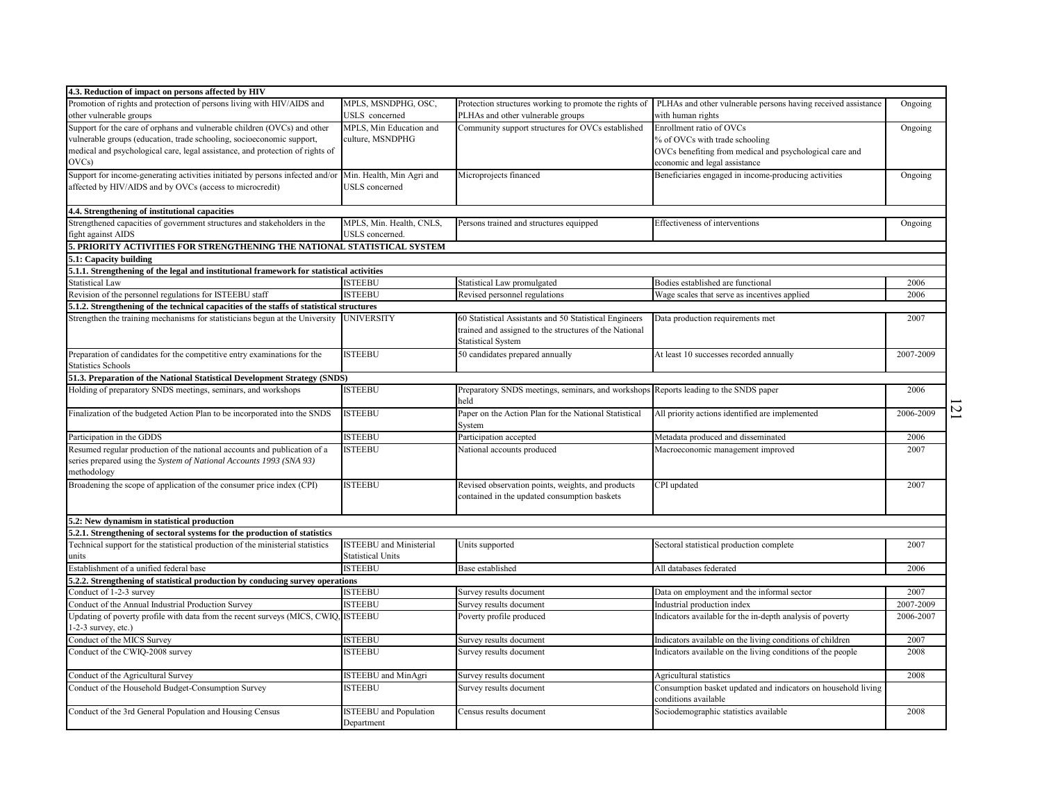| | | | | |
|---|---|---|---|---|
| **4.3. Reduction of impact on persons affected by HIV** | | | | |
| Promotion of rights and protection of persons living with HIV/AIDS and other vulnerable groups | MPLS, MSNDPHG, OSC, USLS concerned | Protection structures working to promote the rights of PLHAs and other vulnerable groups | PLHAs and other vulnerable persons having received assistance with human rights | Ongoing |
| Support for the care of orphans and vulnerable children (OVCs) and other vulnerable groups (education, trade schooling, socioeconomic support, medical and psychological care, legal assistance, and protection of rights of OVCs) | MPLS, Min Education and culture, MSNDPHG | Community support structures for OVCs established | Enrollment ratio of OVCs<br>% of OVCs with trade schooling<br>OVCs benefiting from medical and psychological care and economic and legal assistance | Ongoing |
| Support for income-generating activities initiated by persons infected and/or affected by HIV/AIDS and by OVCs (access to microcredit) | Min. Health, Min Agri and USLS concerned | Microprojects financed | Beneficiaries engaged in income-producing activities | Ongoing |
| **4.4. Strengthening of institutional capacities** | | | | |
| Strengthened capacities of government structures and stakeholders in the fight against AIDS | MPLS, Min. Health, CNLS, USLS concerned. | Persons trained and structures equipped | Effectiveness of interventions | Ongoing |
| **5. PRIORITY ACTIVITIES FOR STRENGTHENING THE NATIONAL STATISTICAL SYSTEM** | | | | |
| **5.1: Capacity building** | | | | |
| **5.1.1. Strengthening of the legal and institutional framework for statistical activities** | | | | |
| Statistical Law | ISTEEBU | Statistical Law promulgated | Bodies established are functional | 2006 |
| Revision of the personnel regulations for ISTEEBU staff | ISTEEBU | Revised personnel regulations | Wage scales that serve as incentives applied | 2006 |
| **5.1.2. Strengthening of the technical capacities of the staffs of statistical structures** | | | | |
| Strengthen the training mechanisms for statisticians begun at the University | UNIVERSITY | 60 Statistical Assistants and 50 Statistical Engineers trained and assigned to the structures of the National Statistical System | Data production requirements met | 2007 |
| Preparation of candidates for the competitive entry examinations for the Statistics Schools | ISTEEBU | 50 candidates prepared annually | At least 10 successes recorded annually | 2007-2009 |
| **51.3. Preparation of the National Statistical Development Strategy (SNDS)** | | | | |
| Holding of preparatory SNDS meetings, seminars, and workshops | ISTEEBU | Preparatory SNDS meetings, seminars, and workshops held | Reports leading to the SNDS paper | 2006 |
| Finalization of the budgeted Action Plan to be incorporated into the SNDS | ISTEEBU | Paper on the Action Plan for the National Statistical System | All priority actions identified are implemented | 2006-2009 |
| Participation in the GDDS | ISTEEBU | Participation accepted | Metadata produced and disseminated | 2006 |
| Resumed regular production of the national accounts and publication of a series prepared using the *System of National Accounts 1993 (SNA 93)* methodology | ISTEEBU | National accounts produced | Macroeconomic management improved | 2007 |
| Broadening the scope of application of the consumer price index (CPI) | ISTEEBU | Revised observation points, weights, and products contained in the updated consumption baskets | CPI updated | 2007 |
| **5.2: New dynamism in statistical production** | | | | |
| **5.2.1. Strengthening of sectoral systems for the production of statistics** | | | | |
| Technical support for the statistical production of the ministerial statistics units | ISTEEBU and Ministerial Statistical Units | Units supported | Sectoral statistical production complete | 2007 |
| Establishment of a unified federal base | ISTEEBU | Base established | All databases federated | 2006 |
| **5.2.2. Strengthening of statistical production by conducing survey operations** | | | | |
| Conduct of 1-2-3 survey | ISTEEBU | Survey results document | Data on employment and the informal sector | 2007 |
| Conduct of the Annual Industrial Production Survey | ISTEEBU | Survey results document | Industrial production index | 2007-2009 |
| Updating of poverty profile with data from the recent surveys (MICS, CWIQ, 1-2-3 survey, etc.) | ISTEEBU | Poverty profile produced | Indicators available for the in-depth analysis of poverty | 2006-2007 |
| Conduct of the MICS Survey | ISTEEBU | Survey results document | Indicators available on the living conditions of children | 2007 |
| Conduct of the CWIQ-2008 survey | ISTEEBU | Survey results document | Indicators available on the living conditions of the people | 2008 |
| Conduct of the Agricultural Survey | ISTEEBU and MinAgri | Survey results document | Agricultural statistics | 2008 |
| Conduct of the Household Budget-Consumption Survey | ISTEEBU | Survey results document | Consumption basket updated and indicators on household living conditions available | |
| Conduct of the 3rd General Population and Housing Census | ISTEEBU and Population Department | Census results document | Sociodemographic statistics available | 2008 |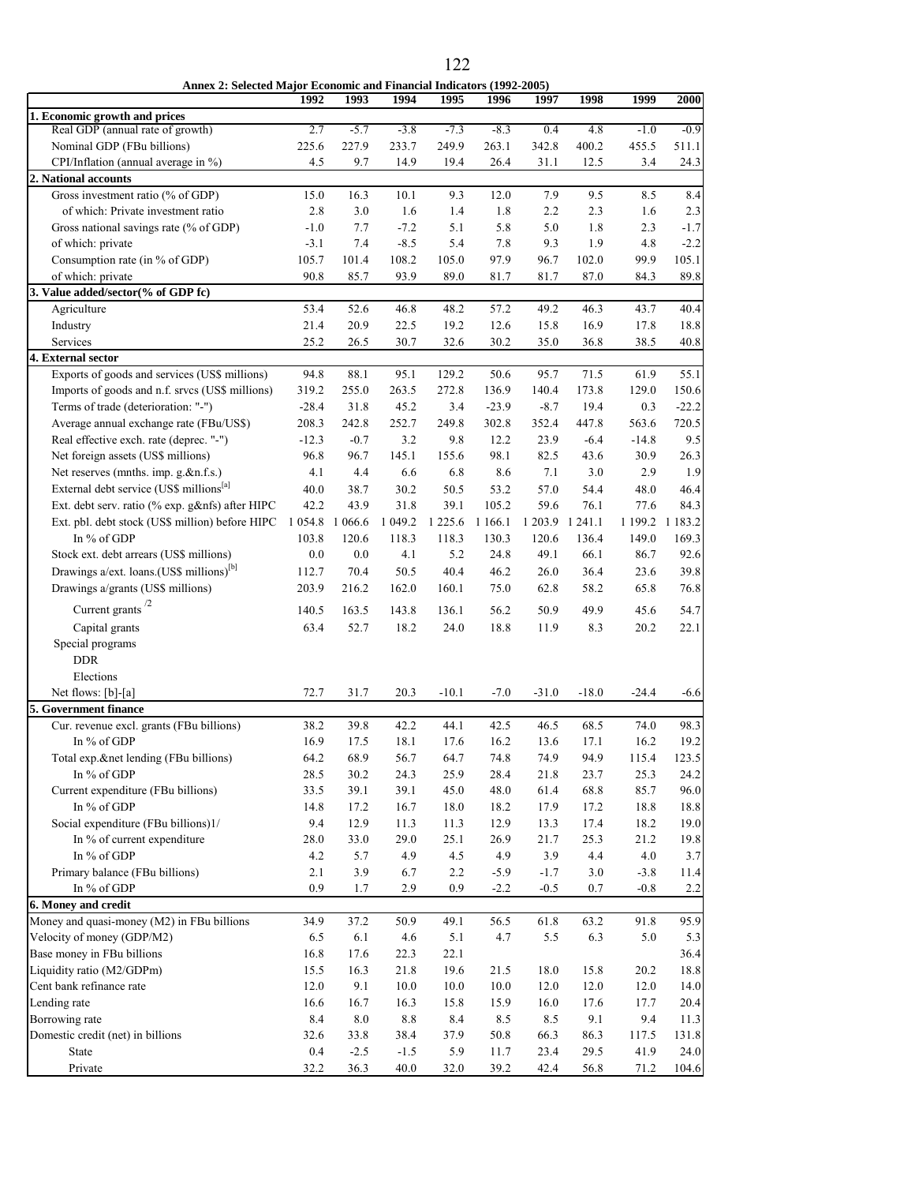**Annex 2: Selected Major Economic and Financial Indicators (1992-2005)**

| | 1992 | 1993 | 1994 | 1995 | 1996 | 1997 | 1998 | 1999 | 2000 |
|---|---|---|---|---|---|---|---|---|---|
| **1. Economic growth and prices** | | | | | | | | | |
| Real GDP (annual rate of growth) | 2.7 | -5.7 | -3.8 | -7.3 | -8.3 | 0.4 | 4.8 | -1.0 | -0.9 |
| Nominal GDP (FBu billions) | 225.6 | 227.9 | 233.7 | 249.9 | 263.1 | 342.8 | 400.2 | 455.5 | 511.1 |
| CPI/Inflation (annual average in %) | 4.5 | 9.7 | 14.9 | 19.4 | 26.4 | 31.1 | 12.5 | 3.4 | 24.3 |
| **2. National accounts** | | | | | | | | | |
| Gross investment ratio (% of GDP) | 15.0 | 16.3 | 10.1 | 9.3 | 12.0 | 7.9 | 9.5 | 8.5 | 8.4 |
| of which: Private investment ratio | 2.8 | 3.0 | 1.6 | 1.4 | 1.8 | 2.2 | 2.3 | 1.6 | 2.3 |
| Gross national savings rate (% of GDP) | -1.0 | 7.7 | -7.2 | 5.1 | 5.8 | 5.0 | 1.8 | 2.3 | -1.7 |
| of which: private | -3.1 | 7.4 | -8.5 | 5.4 | 7.8 | 9.3 | 1.9 | 4.8 | -2.2 |
| Consumption rate (in % of GDP) | 105.7 | 101.4 | 108.2 | 105.0 | 97.9 | 96.7 | 102.0 | 99.9 | 105.1 |
| of which: private | 90.8 | 85.7 | 93.9 | 89.0 | 81.7 | 81.7 | 87.0 | 84.3 | 89.8 |
| **3. Value added/sector(% of GDP fc)** | | | | | | | | | |
| Agriculture | 53.4 | 52.6 | 46.8 | 48.2 | 57.2 | 49.2 | 46.3 | 43.7 | 40.4 |
| Industry | 21.4 | 20.9 | 22.5 | 19.2 | 12.6 | 15.8 | 16.9 | 17.8 | 18.8 |
| Services | 25.2 | 26.5 | 30.7 | 32.6 | 30.2 | 35.0 | 36.8 | 38.5 | 40.8 |
| **4. External sector** | | | | | | | | | |
| Exports of goods and services (US$ millions) | 94.8 | 88.1 | 95.1 | 129.2 | 50.6 | 95.7 | 71.5 | 61.9 | 55.1 |
| Imports of goods and n.f. srvcs (US$ millions) | 319.2 | 255.0 | 263.5 | 272.8 | 136.9 | 140.4 | 173.8 | 129.0 | 150.6 |
| Terms of trade (deterioration: "-") | -28.4 | 31.8 | 45.2 | 3.4 | -23.9 | -8.7 | 19.4 | 0.3 | -22.2 |
| Average annual exchange rate (FBu/US$) | 208.3 | 242.8 | 252.7 | 249.8 | 302.8 | 352.4 | 447.8 | 563.6 | 720.5 |
| Real effective exch. rate (deprec. "-") | -12.3 | -0.7 | 3.2 | 9.8 | 12.2 | 23.9 | -6.4 | -14.8 | 9.5 |
| Net foreign assets (US$ millions) | 96.8 | 96.7 | 145.1 | 155.6 | 98.1 | 82.5 | 43.6 | 30.9 | 26.3 |
| Net reserves (mnths. imp. g.&n.f.s.) | 4.1 | 4.4 | 6.6 | 6.8 | 8.6 | 7.1 | 3.0 | 2.9 | 1.9 |
| External debt service (US$ millions[a] | 40.0 | 38.7 | 30.2 | 50.5 | 53.2 | 57.0 | 54.4 | 48.0 | 46.4 |
| Ext. debt serv. ratio (% exp. g&nfs) after HIPC | 42.2 | 43.9 | 31.8 | 39.1 | 105.2 | 59.6 | 76.1 | 77.6 | 84.3 |
| Ext. pbl. debt stock (US$ million) before HIPC | 1 054.8 | 1 066.6 | 1 049.2 | 1 225.6 | 1 166.1 | 1 203.9 | 1 241.1 | 1 199.2 | 1 183.2 |
| In % of GDP | 103.8 | 120.6 | 118.3 | 118.3 | 130.3 | 120.6 | 136.4 | 149.0 | 169.3 |
| Stock ext. debt arrears (US$ millions) | 0.0 | 0.0 | 4.1 | 5.2 | 24.8 | 49.1 | 66.1 | 86.7 | 92.6 |
| Drawings a/ext. loans.(US$ millions)[b] | 112.7 | 70.4 | 50.5 | 40.4 | 46.2 | 26.0 | 36.4 | 23.6 | 39.8 |
| Drawings a/grants (US$ millions) | 203.9 | 216.2 | 162.0 | 160.1 | 75.0 | 62.8 | 58.2 | 65.8 | 76.8 |
| Current grants /2 | 140.5 | 163.5 | 143.8 | 136.1 | 56.2 | 50.9 | 49.9 | 45.6 | 54.7 |
| Capital grants | 63.4 | 52.7 | 18.2 | 24.0 | 18.8 | 11.9 | 8.3 | 20.2 | 22.1 |
| Special programs | | | | | | | | | |
| DDR | | | | | | | | | |
| Elections | | | | | | | | | |
| Net flows: [b]-[a] | 72.7 | 31.7 | 20.3 | -10.1 | -7.0 | -31.0 | -18.0 | -24.4 | -6.6 |
| **5. Government finance** | | | | | | | | | |
| Cur. revenue excl. grants (FBu billions) | 38.2 | 39.8 | 42.2 | 44.1 | 42.5 | 46.5 | 68.5 | 74.0 | 98.3 |
| In % of GDP | 16.9 | 17.5 | 18.1 | 17.6 | 16.2 | 13.6 | 17.1 | 16.2 | 19.2 |
| Total exp.&net lending (FBu billions) | 64.2 | 68.9 | 56.7 | 64.7 | 74.8 | 74.9 | 94.9 | 115.4 | 123.5 |
| In % of GDP | 28.5 | 30.2 | 24.3 | 25.9 | 28.4 | 21.8 | 23.7 | 25.3 | 24.2 |
| Current expenditure (FBu billions) | 33.5 | 39.1 | 39.1 | 45.0 | 48.0 | 61.4 | 68.8 | 85.7 | 96.0 |
| In % of GDP | 14.8 | 17.2 | 16.7 | 18.0 | 18.2 | 17.9 | 17.2 | 18.8 | 18.8 |
| Social expenditure (FBu billions)1/ | 9.4 | 12.9 | 11.3 | 11.3 | 12.9 | 13.3 | 17.4 | 18.2 | 19.0 |
| In % of current expenditure | 28.0 | 33.0 | 29.0 | 25.1 | 26.9 | 21.7 | 25.3 | 21.2 | 19.8 |
| In % of GDP | 4.2 | 5.7 | 4.9 | 4.5 | 4.9 | 3.9 | 4.4 | 4.0 | 3.7 |
| Primary balance (FBu billions) | 2.1 | 3.9 | 6.7 | 2.2 | -5.9 | -1.7 | 3.0 | -3.8 | 11.4 |
| In % of GDP | 0.9 | 1.7 | 2.9 | 0.9 | -2.2 | -0.5 | 0.7 | -0.8 | 2.2 |
| **6. Money and credit** | | | | | | | | | |
| Money and quasi-money (M2) in FBu billions | 34.9 | 37.2 | 50.9 | 49.1 | 56.5 | 61.8 | 63.2 | 91.8 | 95.9 |
| Velocity of money (GDP/M2) | 6.5 | 6.1 | 4.6 | 5.1 | 4.7 | 5.5 | 6.3 | 5.0 | 5.3 |
| Base money in FBu billions | 16.8 | 17.6 | 22.3 | 22.1 | | | | | 36.4 |
| Liquidity ratio (M2/GDPm) | 15.5 | 16.3 | 21.8 | 19.6 | 21.5 | 18.0 | 15.8 | 20.2 | 18.8 |
| Cent bank refinance rate | 12.0 | 9.1 | 10.0 | 10.0 | 10.0 | 12.0 | 12.0 | 12.0 | 14.0 |
| Lending rate | 16.6 | 16.7 | 16.3 | 15.8 | 15.9 | 16.0 | 17.6 | 17.7 | 20.4 |
| Borrowing rate | 8.4 | 8.0 | 8.8 | 8.4 | 8.5 | 8.5 | 9.1 | 9.4 | 11.3 |
| Domestic credit (net) in billions | 32.6 | 33.8 | 38.4 | 37.9 | 50.8 | 66.3 | 86.3 | 117.5 | 131.8 |
| State | 0.4 | -2.5 | -1.5 | 5.9 | 11.7 | 23.4 | 29.5 | 41.9 | 24.0 |
| Private | 32.2 | 36.3 | 40.0 | 32.0 | 39.2 | 42.4 | 56.8 | 71.2 | 104.6 |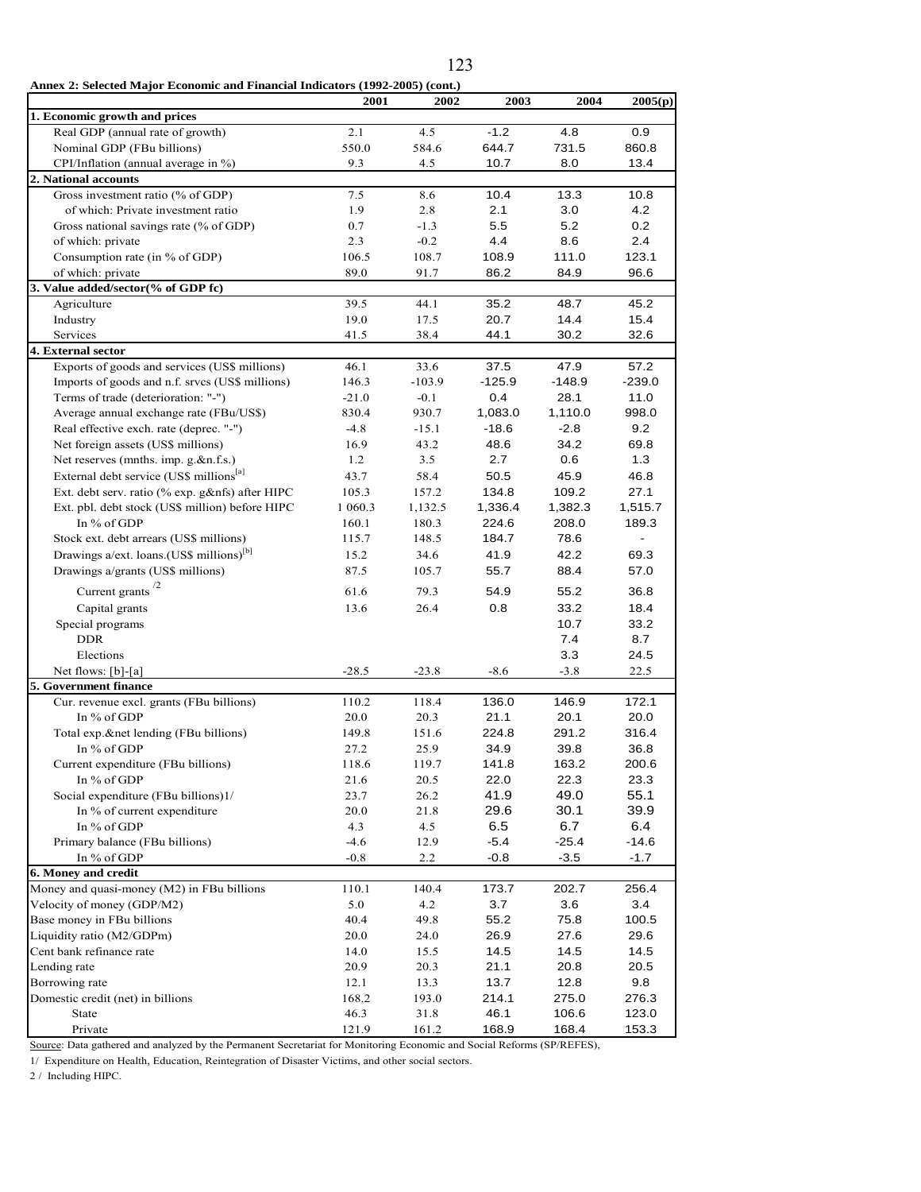**Annex 2: Selected Major Economic and Financial Indicators (1992-2005) (cont.)**

| | 2001 | 2002 | 2003 | 2004 | 2005(p) |
|---|---|---|---|---|---|
| **1. Economic growth and prices** | | | | | |
| Real GDP (annual rate of growth) | 2.1 | 4.5 | -1.2 | 4.8 | 0.9 |
| Nominal GDP (FBu billions) | 550.0 | 584.6 | 644.7 | 731.5 | 860.8 |
| CPI/Inflation (annual average in %) | 9.3 | 4.5 | 10.7 | 8.0 | 13.4 |
| **2. National accounts** | | | | | |
| Gross investment ratio (% of GDP) | 7.5 | 8.6 | 10.4 | 13.3 | 10.8 |
| of which: Private investment ratio | 1.9 | 2.8 | 2.1 | 3.0 | 4.2 |
| Gross national savings rate (% of GDP) | 0.7 | -1.3 | 5.5 | 5.2 | 0.2 |
| of which: private | 2.3 | -0.2 | 4.4 | 8.6 | 2.4 |
| Consumption rate (in % of GDP) | 106.5 | 108.7 | 108.9 | 111.0 | 123.1 |
| of which: private | 89.0 | 91.7 | 86.2 | 84.9 | 96.6 |
| **3. Value added/sector(% of GDP fc)** | | | | | |
| Agriculture | 39.5 | 44.1 | 35.2 | 48.7 | 45.2 |
| Industry | 19.0 | 17.5 | 20.7 | 14.4 | 15.4 |
| Services | 41.5 | 38.4 | 44.1 | 30.2 | 32.6 |
| **4. External sector** | | | | | |
| Exports of goods and services (US$ millions) | 46.1 | 33.6 | 37.5 | 47.9 | 57.2 |
| Imports of goods and n.f. srvcs (US$ millions) | 146.3 | -103.9 | -125.9 | -148.9 | -239.0 |
| Terms of trade (deterioration: "-") | -21.0 | -0.1 | 0.4 | 28.1 | 11.0 |
| Average annual exchange rate (FBu/US$) | 830.4 | 930.7 | 1,083.0 | 1,110.0 | 998.0 |
| Real effective exch. rate (deprec. "-") | -4.8 | -15.1 | -18.6 | -2.8 | 9.2 |
| Net foreign assets (US$ millions) | 16.9 | 43.2 | 48.6 | 34.2 | 69.8 |
| Net reserves (mnths. imp. g.&n.f.s.) | 1.2 | 3.5 | 2.7 | 0.6 | 1.3 |
| External debt service (US$ millions[a] | 43.7 | 58.4 | 50.5 | 45.9 | 46.8 |
| Ext. debt serv. ratio (% exp. g&nfs) after HIPC | 105.3 | 157.2 | 134.8 | 109.2 | 27.1 |
| Ext. pbl. debt stock (US$ million) before HIPC | 1 060.3 | 1,132.5 | 1,336.4 | 1,382.3 | 1,515.7 |
| In % of GDP | 160.1 | 180.3 | 224.6 | 208.0 | 189.3 |
| Stock ext. debt arrears (US$ millions) | 115.7 | 148.5 | 184.7 | 78.6 | - |
| Drawings a/ext. loans.(US$ millions)[b] | 15.2 | 34.6 | 41.9 | 42.2 | 69.3 |
| Drawings a/grants (US$ millions) | 87.5 | 105.7 | 55.7 | 88.4 | 57.0 |
| Current grants /2 | 61.6 | 79.3 | 54.9 | 55.2 | 36.8 |
| Capital grants | 13.6 | 26.4 | 0.8 | 33.2 | 18.4 |
| Special programs | | | | 10.7 | 33.2 |
| DDR | | | | 7.4 | 8.7 |
| Elections | | | | 3.3 | 24.5 |
| Net flows: [b]-[a] | -28.5 | -23.8 | -8.6 | -3.8 | 22.5 |
| **5. Government finance** | | | | | |
| Cur. revenue excl. grants (FBu billions) | 110.2 | 118.4 | 136.0 | 146.9 | 172.1 |
| In % of GDP | 20.0 | 20.3 | 21.1 | 20.1 | 20.0 |
| Total exp.&net lending (FBu billions) | 149.8 | 151.6 | 224.8 | 291.2 | 316.4 |
| In % of GDP | 27.2 | 25.9 | 34.9 | 39.8 | 36.8 |
| Current expenditure (FBu billions) | 118.6 | 119.7 | 141.8 | 163.2 | 200.6 |
| In % of GDP | 21.6 | 20.5 | 22.0 | 22.3 | 23.3 |
| Social expenditure (FBu billions)1/ | 23.7 | 26.2 | 41.9 | 49.0 | 55.1 |
| In % of current expenditure | 20.0 | 21.8 | 29.6 | 30.1 | 39.9 |
| In % of GDP | 4.3 | 4.5 | 6.5 | 6.7 | 6.4 |
| Primary balance (FBu billions) | -4.6 | 12.9 | -5.4 | -25.4 | -14.6 |
| In % of GDP | -0.8 | 2.2 | -0.8 | -3.5 | -1.7 |
| **6. Money and credit** | | | | | |
| Money and quasi-money (M2) in FBu billions | 110.1 | 140.4 | 173.7 | 202.7 | 256.4 |
| Velocity of money (GDP/M2) | 5.0 | 4.2 | 3.7 | 3.6 | 3.4 |
| Base money in FBu billions | 40.4 | 49.8 | 55.2 | 75.8 | 100.5 |
| Liquidity ratio (M2/GDPm) | 20.0 | 24.0 | 26.9 | 27.6 | 29.6 |
| Cent bank refinance rate | 14.0 | 15.5 | 14.5 | 14.5 | 14.5 |
| Lending rate | 20.9 | 20.3 | 21.1 | 20.8 | 20.5 |
| Borrowing rate | 12.1 | 13.3 | 13.7 | 12.8 | 9.8 |
| Domestic credit (net) in billions | 168.2 | 193.0 | 214.1 | 275.0 | 276.3 |
| State | 46.3 | 31.8 | 46.1 | 106.6 | 123.0 |
| Private | 121.9 | 161.2 | 168.9 | 168.4 | 153.3 |

Source: Data gathered and analyzed by the Permanent Secretariat for Monitoring Economic and Social Reforms (SP/REFES),

1/ Expenditure on Health, Education, Reintegration of Disaster Victims, and other social sectors.

2 / Including HIPC.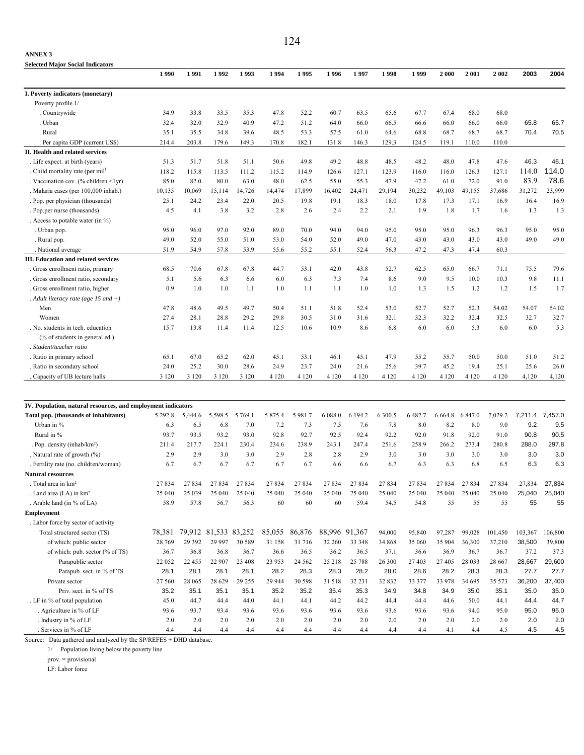**ANNEX 3**

**Selected Major Social Indicators**

| | 1990 | 1991 | 1992 | 1993 | 1994 | 1995 | 1996 | 1997 | 1998 | 1999 | 2000 | 2001 | 2002 | 2003 | 2004 |
|---|---|---|---|---|---|---|---|---|---|---|---|---|---|---|---|
| **I. Poverty indicators (monetary)** | | | | | | | | | | | | | | | |
| . Poverty profile 1/ | | | | | | | | | | | | | | | |
| . Countrywide | 34.9 | 33.8 | 33.5 | 35.3 | 47.8 | 52.2 | 60.7 | 63.5 | 65.6 | 67.7 | 67.4 | 68.0 | 68.0 | | |
| . Urban | 32.4 | 32.0 | 32.9 | 40.9 | 47.2 | 51.2 | 64.0 | 66.0 | 66.5 | 66.6 | 66.0 | 66.0 | 66.0 | 65.8 | 65.7 |
| . Rural | 35.1 | 35.5 | 34.8 | 39.6 | 48.5 | 53.3 | 57.5 | 61.0 | 64.6 | 68.8 | 68.7 | 68.7 | 68.7 | 70.4 | 70.5 |
| . Per capita GDP (current US$) | 214.4 | 203.8 | 179.6 | 149.3 | 170.8 | 182.1 | 131.8 | 146.3 | 129.3 | 124.5 | 119.1 | 110.0 | 110.0 | | |
| **II. Health and related services** | | | | | | | | | | | | | | | |
| . Life expect. at birth (years) | 51.3 | 51.7 | 51.8 | 51.1 | 50.6 | 49.8 | 49.2 | 48.8 | 48.5 | 48.2 | 48.0 | 47.8 | 47.6 | 46.3 | 46.1 |
| . Child mortality rate (per mil) | 118.2 | 115.8 | 113.5 | 111.2 | 115.2 | 114.9 | 126.6 | 127.1 | 123.9 | 116.0 | 116.0 | 126.3 | 127.1 | 114.0 | 114.0 |
| . Vaccination cov. (% children <1yr) | 85.0 | 82.0 | 80.0 | 63.0 | 48.0 | 62.5 | 55.0 | 55.3 | 47.9 | 47.2 | 61.0 | 72.0 | 91.0 | 83.9 | 78.6 |
| . Malaria cases (per 100,000 inhab.) | 10,135 | 10,069 | 15,114 | 14,726 | 14,474 | 17,899 | 16,402 | 24,471 | 29,194 | 30,232 | 49,103 | 49,155 | 37,686 | 31,272 | 23,999 |
| . Pop. per physician (thousands) | 25.1 | 24.2 | 23.4 | 22.0 | 20.5 | 19.8 | 19.1 | 18.3 | 18.0 | 17.8 | 17.3 | 17.1 | 16.9 | 16.4 | 16.9 |
| . Pop.per nurse (thousands) | 4.5 | 4.1 | 3.8 | 3.2 | 2.8 | 2.6 | 2.4 | 2.2 | 2.1 | 1.9 | 1.8 | 1.7 | 1.6 | 1.3 | 1.3 |
| . Access to potable water (in %) | | | | | | | | | | | | | | | |
| . Urban pop. | 95.0 | 96.0 | 97.0 | 92.0 | 89.0 | 70.0 | 94.0 | 94.0 | 95.0 | 95.0 | 95.0 | 96.3 | 96.3 | 95.0 | 95.0 |
| . Rural pop. | 49.0 | 52.0 | 55.0 | 51.0 | 53.0 | 54.0 | 52.0 | 49.0 | 47.0 | 43.0 | 43.0 | 43.0 | 43.0 | 49.0 | 49.0 |
| . National average | 51.9 | 54.9 | 57.8 | 53.9 | 55.6 | 55.2 | 55.1 | 52.4 | 56.3 | 47.2 | 47.3 | 47.4 | 60.3 | | |
| **III. Education and related services** | | | | | | | | | | | | | | | |
| . Gross enrollment ratio, primary | 68.5 | 70.6 | 67.8 | 67.8 | 44.7 | 53.1 | 42.0 | 43.8 | 52.7 | 62.5 | 65.0 | 66.7 | 71.1 | 75.5 | 79.6 |
| . Gross enrollment ratio, secondary | 5.1 | 5.6 | 6.3 | 6.6 | 6.0 | 6.3 | 7.3 | 7.4 | 8.6 | 9.0 | 9.5 | 10.0 | 10.3 | 9.8 | 11.1 |
| . Gross enrollment ratio, higher | 0.9 | 1.0 | 1.0 | 1.1 | 1.0 | 1.1 | 1.1 | 1.0 | 1.0 | 1.3 | 1.5 | 1.2 | 1.2 | 1.5 | 1.7 |
| . *Adult literacy rate (age 15 and +)* | | | | | | | | | | | | | | | |
| Men | 47.8 | 48.6 | 49.5 | 49.7 | 50.4 | 51.1 | 51.8 | 52.4 | 53.0 | 52.7 | 52.7 | 52.3 | 54.02 | 54.07 | 54.02 |
| Women | 27.4 | 28.1 | 28.8 | 29.2 | 29.8 | 30.5 | 31.0 | 31.6 | 32.1 | 32.3 | 32.2 | 32.4 | 32.5 | 32.7 | 32.7 |
| . No. students in tech. education (% of students in general ed.) | 15.7 | 13.8 | 11.4 | 11.4 | 12.5 | 10.6 | 10.9 | 8.6 | 6.8 | 6.0 | 6.0 | 5.3 | 6.0 | 6.0 | 5.3 |
| . *Student/teacher ratio* | | | | | | | | | | | | | | | |
| . Ratio in primary school | 65.1 | 67.0 | 65.2 | 62.0 | 45.1 | 53.1 | 46.1 | 45.1 | 47.9 | 55.2 | 55.7 | 50.0 | 50.0 | 51.0 | 51.2 |
| . Ratio in secondary school | 24.0 | 25.2 | 30.0 | 28.6 | 24.9 | 23.7 | 24.0 | 21.6 | 25.6 | 39.7 | 45.2 | 19.4 | 25.1 | 25.6 | 26.0 |
| . Capacity of UB lecture halls | 3 120 | 3 120 | 3 120 | 3 120 | 4 120 | 4 120 | 4 120 | 4 120 | 4 120 | 4 120 | 4 120 | 4 120 | 4 120 | 4,120 | 4,120 |
| **IV. Population, natural resources, and employment indicators** | | | | | | | | | | | | | | | |
| **Total pop. (thousands of inhabitants)** | 5 292.8 | 5,444.6 | 5,598.5 | 5 769.1 | 5 875.4 | 5 981.7 | 6 088.0 | 6 194.2 | 6 300.5 | 6 482.7 | 6 664.8 | 6 847.0 | 7,029.2 | 7,211.4 | 7,457.0 |
| Urban in % | 6.3 | 6.5 | 6.8 | 7.0 | 7.2 | 7.3 | 7.5 | 7.6 | 7.8 | 8.0 | 8.2 | 8.0 | 9.0 | 9.2 | 9.5 |
| Rural in % | 93.7 | 93.5 | 93.2 | 93.0 | 92.8 | 92.7 | 92.5 | 92.4 | 92.2 | 92.0 | 91.8 | 92.0 | 91.0 | 90.8 | 90.5 |
| . Pop. density (inhab/km²) | 211.4 | 217.7 | 224.1 | 230.4 | 234.6 | 238.9 | 243.1 | 247.4 | 251.6 | 258.9 | 266.2 | 273.4 | 280.8 | 288.0 | 297.8 |
| . Natural rate of growth (%) | 2.9 | 2.9 | 3.0 | 3.0 | 2.9 | 2.8 | 2.8 | 2.9 | 3.0 | 3.0 | 3.0 | 3.0 | 3.0 | 3.0 | 3.0 |
| . Fertility rate (no. children/woman) | 6.7 | 6.7 | 6.7 | 6.7 | 6.7 | 6.7 | 6.6 | 6.6 | 6.7 | 6.3 | 6.3 | 6.8 | 6.5 | 6.3 | 6.3 |
| **Natural resources** | | | | | | | | | | | | | | | |
| . Total area in km² | 27 834 | 27 834 | 27 834 | 27 834 | 27 834 | 27 834 | 27 834 | 27 834 | 27 834 | 27 834 | 27 834 | 27 834 | 27 834 | 27,834 | 27,834 |
| . Land area (LA) in km² | 25 040 | 25 039 | 25 040 | 25 040 | 25 040 | 25 040 | 25 040 | 25 040 | 25 040 | 25 040 | 25 040 | 25 040 | 25 040 | 25,040 | 25,040 |
| . Arable land (in % of LA) | 58.9 | 57.8 | 56.7 | 56.3 | 60 | 60 | 60 | 59.4 | 54.5 | 54.8 | 55 | 55 | 55 | 55 | 55 |
| **Employment** | | | | | | | | | | | | | | | |
| . Labor force by sector of activity | | | | | | | | | | | | | | | |
| Total structured sector (TS) | 78,381 | 79,912 | 81,533 | 83,252 | 85,055 | 86,876 | 88,996 | 91,367 | 94,000 | 95,840 | 97,287 | 99,028 | 101,450 | 103,367 | 106,800 |
| of which: public sector | 28 769 | 29 392 | 29 997 | 30 589 | 31 158 | 31 716 | 32 260 | 33 348 | 34 868 | 35 060 | 35 904 | 36,300 | 37,210 | 38,500 | 39,800 |
| of which: pub. sector (% of TS) | 36.7 | 36.8 | 36.8 | 36.7 | 36.6 | 36.5 | 36.2 | 36.5 | 37.1 | 36.6 | 36.9 | 36.7 | 36.7 | 37.2 | 37.3 |
| Parapublic sector | 22 052 | 22 455 | 22 907 | 23 408 | 23 953 | 24 562 | 25 218 | 25 788 | 26 300 | 27 403 | 27 405 | 28 033 | 28 667 | 28,667 | 29,600 |
| Parapub. sect. in % of TS | 28.1 | 28.1 | 28.1 | 28.1 | 28.2 | 28.3 | 28.3 | 28.2 | 28.0 | 28.6 | 28.2 | 28.3 | 28.3 | 27.7 | 27.7 |
| Private sector | 27 560 | 28 065 | 28 629 | 29 255 | 29 944 | 30 598 | 31 518 | 32 231 | 32 832 | 33 377 | 33 978 | 34 695 | 35 573 | 36,200 | 37,400 |
| Priv. sect. in % of TS | 35.2 | 35.1 | 35.1 | 35.1 | 35.2 | 35.2 | 35.4 | 35.3 | 34.9 | 34.8 | 34.9 | 35.0 | 35.1 | 35.0 | 35.0 |
| . LF in % of total population | 45.0 | 44.7 | 44.4 | 44.0 | 44.1 | 44.1 | 44.2 | 44.2 | 44.4 | 44.4 | 44.6 | 50.0 | 44.1 | 44.4 | 44.7 |
| . Agriculture in % of LF | 93.6 | 93.7 | 93.4 | 93.6 | 93.6 | 93.6 | 93.6 | 93.6 | 93.6 | 93.6 | 93.6 | 94.0 | 95.0 | 95.0 | 95.0 |
| . Industry in % of LF | 2.0 | 2.0 | 2.0 | 2.0 | 2.0 | 2.0 | 2.0 | 2.0 | 2.0 | 2.0 | 2.0 | 2.0 | 2.0 | 2.0 | 2.0 |
| . Services in % of LF | 4.4 | 4.4 | 4.4 | 4.4 | 4.4 | 4.4 | 4.4 | 4.4 | 4.4 | 4.4 | 4.1 | 4.4 | 4.5 | 4.5 | 4.5 |

Source: Data gathered and analyzed by the SP/REFES + DHD database.

1/ Population living below the poverty line

prov. = provisional

LF: Labor force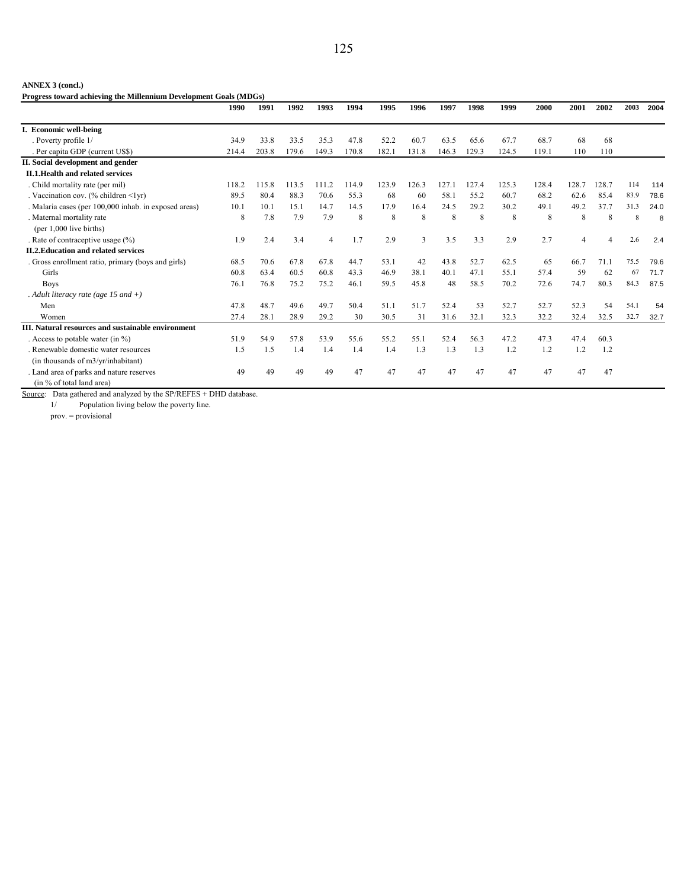**ANNEX 3 (concl.)**

**Progress toward achieving the Millennium Development Goals (MDGs)**

| | 1990 | 1991 | 1992 | 1993 | 1994 | 1995 | 1996 | 1997 | 1998 | 1999 | 2000 | 2001 | 2002 | 2003 | 2004 |
|---|---|---|---|---|---|---|---|---|---|---|---|---|---|---|---|
| **I. Economic well-being** | | | | | | | | | | | | | | | |
| . Poverty profile 1/ | 34.9 | 33.8 | 33.5 | 35.3 | 47.8 | 52.2 | 60.7 | 63.5 | 65.6 | 67.7 | 68.7 | 68 | 68 | | |
| . Per capita GDP (current US$) | 214.4 | 203.8 | 179.6 | 149.3 | 170.8 | 182.1 | 131.8 | 146.3 | 129.3 | 124.5 | 119.1 | 110 | 110 | | |
| **II. Social development and gender** | | | | | | | | | | | | | | | |
| **II.1.Health and related services** | | | | | | | | | | | | | | | |
| . Child mortality rate (per mil) | 118.2 | 115.8 | 113.5 | 111.2 | 114.9 | 123.9 | 126.3 | 127.1 | 127.4 | 125.3 | 128.4 | 128.7 | 128.7 | 114 | 114 |
| . Vaccination cov. (% children <1yr) | 89.5 | 80.4 | 88.3 | 70.6 | 55.3 | 68 | 60 | 58.1 | 55.2 | 60.7 | 68.2 | 62.6 | 85.4 | 83.9 | 78.6 |
| . Malaria cases (per 100,000 inhab. in exposed areas) | 10.1 | 10.1 | 15.1 | 14.7 | 14.5 | 17.9 | 16.4 | 24.5 | 29.2 | 30.2 | 49.1 | 49.2 | 37.7 | 31.3 | 24.0 |
| . Maternal mortality rate (per 1,000 live births) | 8 | 7.8 | 7.9 | 7.9 | 8 | 8 | 8 | 8 | 8 | 8 | 8 | 8 | 8 | 8 | 8 |
| . Rate of contraceptive usage (%) | 1.9 | 2.4 | 3.4 | 4 | 1.7 | 2.9 | 3 | 3.5 | 3.3 | 2.9 | 2.7 | 4 | 4 | 2.6 | 2.4 |
| **II.2.Education and related services** | | | | | | | | | | | | | | | |
| . Gross enrollment ratio, primary (boys and girls) | 68.5 | 70.6 | 67.8 | 67.8 | 44.7 | 53.1 | 42 | 43.8 | 52.7 | 62.5 | 65 | 66.7 | 71.1 | 75.5 | 79.6 |
| Girls | 60.8 | 63.4 | 60.5 | 60.8 | 43.3 | 46.9 | 38.1 | 40.1 | 47.1 | 55.1 | 57.4 | 59 | 62 | 67 | 71.7 |
| Boys | 76.1 | 76.8 | 75.2 | 75.2 | 46.1 | 59.5 | 45.8 | 48 | 58.5 | 70.2 | 72.6 | 74.7 | 80.3 | 84.3 | 87.5 |
| *. Adult literacy rate (age 15 and +)* | | | | | | | | | | | | | | | |
| Men | 47.8 | 48.7 | 49.6 | 49.7 | 50.4 | 51.1 | 51.7 | 52.4 | 53 | 52.7 | 52.7 | 52.3 | 54 | 54.1 | 54 |
| Women | 27.4 | 28.1 | 28.9 | 29.2 | 30 | 30.5 | 31 | 31.6 | 32.1 | 32.3 | 32.2 | 32.4 | 32.5 | 32.7 | 32.7 |
| **III. Natural resources and sustainable environment** | | | | | | | | | | | | | | | |
| . Access to potable water (in %) | 51.9 | 54.9 | 57.8 | 53.9 | 55.6 | 55.2 | 55.1 | 52.4 | 56.3 | 47.2 | 47.3 | 47.4 | 60.3 | | |
| . Renewable domestic water resources (in thousands of m3/yr/inhabitant) | 1.5 | 1.5 | 1.4 | 1.4 | 1.4 | 1.4 | 1.3 | 1.3 | 1.3 | 1.2 | 1.2 | 1.2 | 1.2 | | |
| . Land area of parks and nature reserves (in % of total land area) | 49 | 49 | 49 | 49 | 47 | 47 | 47 | 47 | 47 | 47 | 47 | 47 | 47 | | |

Source: Data gathered and analyzed by the SP/REFES + DHD database.

1/ Population living below the poverty line.

prov. = provisional